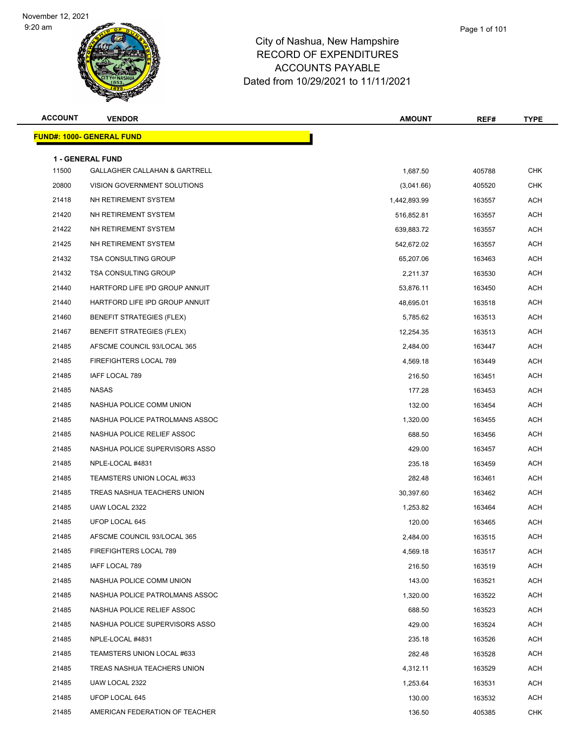November 12, 2021
9:20 am

# City of Nashua, New Hampshire
## RECORD OF EXPENDITURES
## ACCOUNTS PAYABLE
## Dated from 10/29/2021 to 11/11/2021

| ACCOUNT | VENDOR | AMOUNT | REF# | TYPE |
|---|---|---|---|---|
| **FUND#: 1000- GENERAL FUND** | | | | |
| **1 - GENERAL FUND** | | | | |
| 11500 | GALLAGHER CALLAHAN & GARTRELL | 1,687.50 | 405788 | CHK |
| 20800 | VISION GOVERNMENT SOLUTIONS | (3,041.66) | 405520 | CHK |
| 21418 | NH RETIREMENT SYSTEM | 1,442,893.99 | 163557 | ACH |
| 21420 | NH RETIREMENT SYSTEM | 516,852.81 | 163557 | ACH |
| 21422 | NH RETIREMENT SYSTEM | 639,883.72 | 163557 | ACH |
| 21425 | NH RETIREMENT SYSTEM | 542,672.02 | 163557 | ACH |
| 21432 | TSA CONSULTING GROUP | 65,207.06 | 163463 | ACH |
| 21432 | TSA CONSULTING GROUP | 2,211.37 | 163530 | ACH |
| 21440 | HARTFORD LIFE IPD GROUP ANNUIT | 53,876.11 | 163450 | ACH |
| 21440 | HARTFORD LIFE IPD GROUP ANNUIT | 48,695.01 | 163518 | ACH |
| 21460 | BENEFIT STRATEGIES (FLEX) | 5,785.62 | 163513 | ACH |
| 21467 | BENEFIT STRATEGIES (FLEX) | 12,254.35 | 163513 | ACH |
| 21485 | AFSCME COUNCIL 93/LOCAL 365 | 2,484.00 | 163447 | ACH |
| 21485 | FIREFIGHTERS LOCAL 789 | 4,569.18 | 163449 | ACH |
| 21485 | IAFF LOCAL 789 | 216.50 | 163451 | ACH |
| 21485 | NASAS | 177.28 | 163453 | ACH |
| 21485 | NASHUA POLICE COMM UNION | 132.00 | 163454 | ACH |
| 21485 | NASHUA POLICE PATROLMANS ASSOC | 1,320.00 | 163455 | ACH |
| 21485 | NASHUA POLICE RELIEF ASSOC | 688.50 | 163456 | ACH |
| 21485 | NASHUA POLICE SUPERVISORS ASSO | 429.00 | 163457 | ACH |
| 21485 | NPLE-LOCAL #4831 | 235.18 | 163459 | ACH |
| 21485 | TEAMSTERS UNION LOCAL #633 | 282.48 | 163461 | ACH |
| 21485 | TREAS NASHUA TEACHERS UNION | 30,397.60 | 163462 | ACH |
| 21485 | UAW LOCAL 2322 | 1,253.82 | 163464 | ACH |
| 21485 | UFOP LOCAL 645 | 120.00 | 163465 | ACH |
| 21485 | AFSCME COUNCIL 93/LOCAL 365 | 2,484.00 | 163515 | ACH |
| 21485 | FIREFIGHTERS LOCAL 789 | 4,569.18 | 163517 | ACH |
| 21485 | IAFF LOCAL 789 | 216.50 | 163519 | ACH |
| 21485 | NASHUA POLICE COMM UNION | 143.00 | 163521 | ACH |
| 21485 | NASHUA POLICE PATROLMANS ASSOC | 1,320.00 | 163522 | ACH |
| 21485 | NASHUA POLICE RELIEF ASSOC | 688.50 | 163523 | ACH |
| 21485 | NASHUA POLICE SUPERVISORS ASSO | 429.00 | 163524 | ACH |
| 21485 | NPLE-LOCAL #4831 | 235.18 | 163526 | ACH |
| 21485 | TEAMSTERS UNION LOCAL #633 | 282.48 | 163528 | ACH |
| 21485 | TREAS NASHUA TEACHERS UNION | 4,312.11 | 163529 | ACH |
| 21485 | UAW LOCAL 2322 | 1,253.64 | 163531 | ACH |
| 21485 | UFOP LOCAL 645 | 130.00 | 163532 | ACH |
| 21485 | AMERICAN FEDERATION OF TEACHER | 136.50 | 405385 | CHK |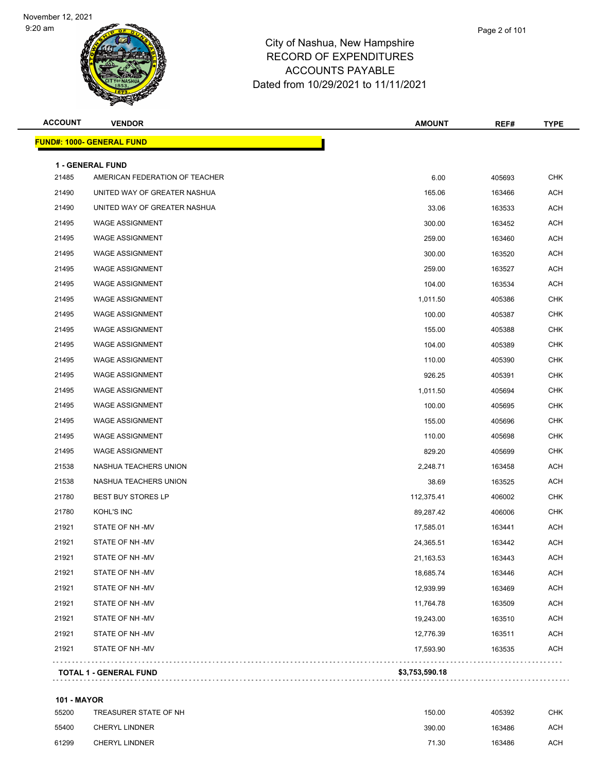# City of Nashua, New Hampshire
## RECORD OF EXPENDITURES
## ACCOUNTS PAYABLE
## Dated from 10/29/2021 to 11/11/2021

November 12, 2021
9:20 am

| ACCOUNT | VENDOR | AMOUNT | REF# | TYPE |
|---|---|---|---|---|
| **FUND#: 1000- GENERAL FUND** | | | | |
| **1 - GENERAL FUND** | | | | |
| 21485 | AMERICAN FEDERATION OF TEACHER | 6.00 | 405693 | CHK |
| 21490 | UNITED WAY OF GREATER NASHUA | 165.06 | 163466 | ACH |
| 21490 | UNITED WAY OF GREATER NASHUA | 33.06 | 163533 | ACH |
| 21495 | WAGE ASSIGNMENT | 300.00 | 163452 | ACH |
| 21495 | WAGE ASSIGNMENT | 259.00 | 163460 | ACH |
| 21495 | WAGE ASSIGNMENT | 300.00 | 163520 | ACH |
| 21495 | WAGE ASSIGNMENT | 259.00 | 163527 | ACH |
| 21495 | WAGE ASSIGNMENT | 104.00 | 163534 | ACH |
| 21495 | WAGE ASSIGNMENT | 1,011.50 | 405386 | CHK |
| 21495 | WAGE ASSIGNMENT | 100.00 | 405387 | CHK |
| 21495 | WAGE ASSIGNMENT | 155.00 | 405388 | CHK |
| 21495 | WAGE ASSIGNMENT | 104.00 | 405389 | CHK |
| 21495 | WAGE ASSIGNMENT | 110.00 | 405390 | CHK |
| 21495 | WAGE ASSIGNMENT | 926.25 | 405391 | CHK |
| 21495 | WAGE ASSIGNMENT | 1,011.50 | 405694 | CHK |
| 21495 | WAGE ASSIGNMENT | 100.00 | 405695 | CHK |
| 21495 | WAGE ASSIGNMENT | 155.00 | 405696 | CHK |
| 21495 | WAGE ASSIGNMENT | 110.00 | 405698 | CHK |
| 21495 | WAGE ASSIGNMENT | 829.20 | 405699 | CHK |
| 21538 | NASHUA TEACHERS UNION | 2,248.71 | 163458 | ACH |
| 21538 | NASHUA TEACHERS UNION | 38.69 | 163525 | ACH |
| 21780 | BEST BUY STORES LP | 112,375.41 | 406002 | CHK |
| 21780 | KOHL'S INC | 89,287.42 | 406006 | CHK |
| 21921 | STATE OF NH -MV | 17,585.01 | 163441 | ACH |
| 21921 | STATE OF NH -MV | 24,365.51 | 163442 | ACH |
| 21921 | STATE OF NH -MV | 21,163.53 | 163443 | ACH |
| 21921 | STATE OF NH -MV | 18,685.74 | 163446 | ACH |
| 21921 | STATE OF NH -MV | 12,939.99 | 163469 | ACH |
| 21921 | STATE OF NH -MV | 11,764.78 | 163509 | ACH |
| 21921 | STATE OF NH -MV | 19,243.00 | 163510 | ACH |
| 21921 | STATE OF NH -MV | 12,776.39 | 163511 | ACH |
| 21921 | STATE OF NH -MV | 17,593.90 | 163535 | ACH |
| **TOTAL 1 - GENERAL FUND** | | **$3,753,590.18** | | |
| **101 - MAYOR** | | | | |
| 55200 | TREASURER STATE OF NH | 150.00 | 405392 | CHK |
| 55400 | CHERYL LINDNER | 390.00 | 163486 | ACH |
| 61299 | CHERYL LINDNER | 71.30 | 163486 | ACH |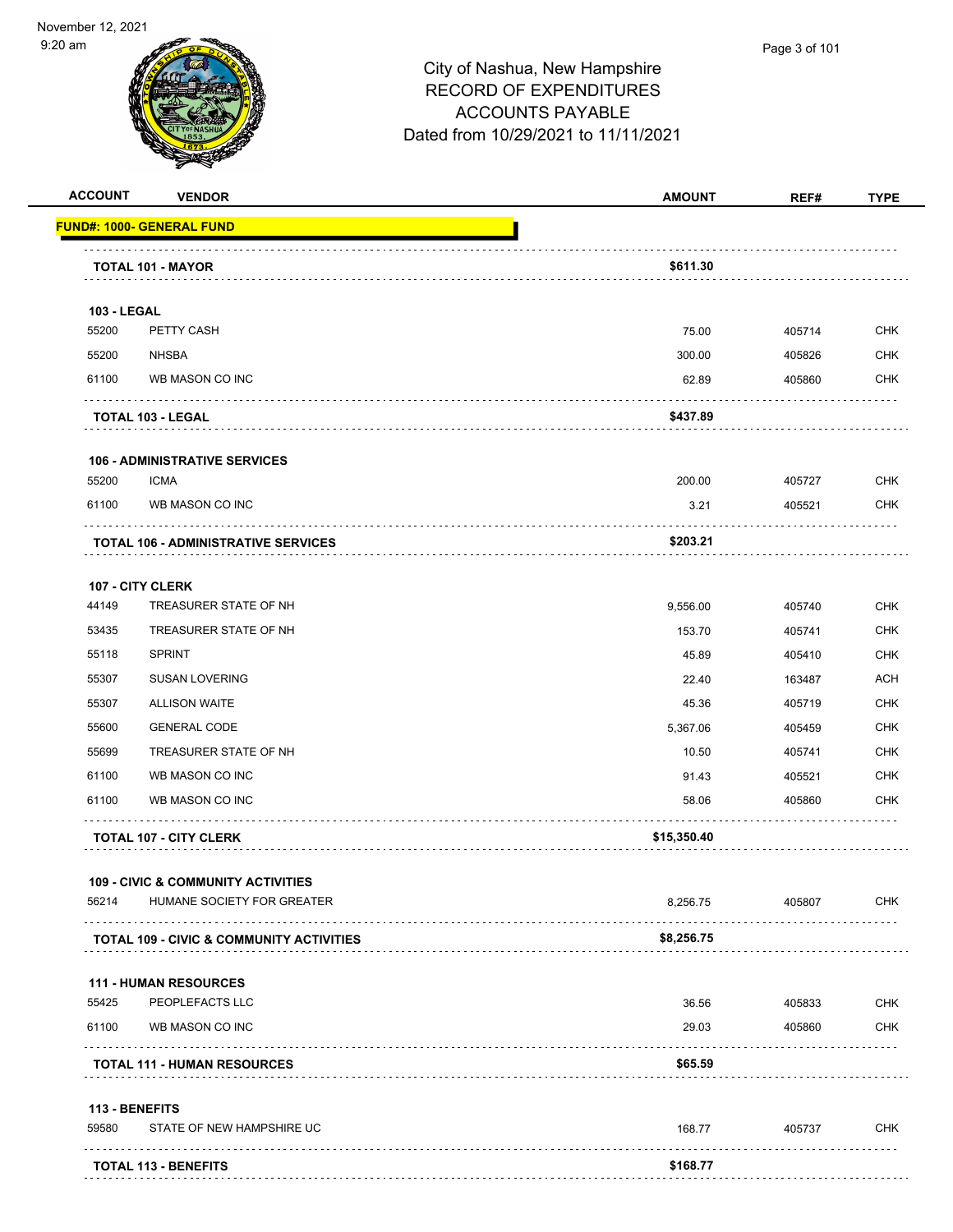City of Nashua, New Hampshire
RECORD OF EXPENDITURES
ACCOUNTS PAYABLE
Dated from 10/29/2021 to 11/11/2021

| ACCOUNT | VENDOR | AMOUNT | REF# | TYPE |
|---|---|---|---|---|
| **FUND#: 1000- GENERAL FUND** | | | | |
| **TOTAL 101 - MAYOR** | | **$611.30** | | |
| **103 - LEGAL** | | | | |
| 55200 | PETTY CASH | 75.00 | 405714 | CHK |
| 55200 | NHSBA | 300.00 | 405826 | CHK |
| 61100 | WB MASON CO INC | 62.89 | 405860 | CHK |
| **TOTAL 103 - LEGAL** | | **$437.89** | | |
| **106 - ADMINISTRATIVE SERVICES** | | | | |
| 55200 | ICMA | 200.00 | 405727 | CHK |
| 61100 | WB MASON CO INC | 3.21 | 405521 | CHK |
| **TOTAL 106 - ADMINISTRATIVE SERVICES** | | **$203.21** | | |
| **107 - CITY CLERK** | | | | |
| 44149 | TREASURER STATE OF NH | 9,556.00 | 405740 | CHK |
| 53435 | TREASURER STATE OF NH | 153.70 | 405741 | CHK |
| 55118 | SPRINT | 45.89 | 405410 | CHK |
| 55307 | SUSAN LOVERING | 22.40 | 163487 | ACH |
| 55307 | ALLISON WAITE | 45.36 | 405719 | CHK |
| 55600 | GENERAL CODE | 5,367.06 | 405459 | CHK |
| 55699 | TREASURER STATE OF NH | 10.50 | 405741 | CHK |
| 61100 | WB MASON CO INC | 91.43 | 405521 | CHK |
| 61100 | WB MASON CO INC | 58.06 | 405860 | CHK |
| **TOTAL 107 - CITY CLERK** | | **$15,350.40** | | |
| **109 - CIVIC & COMMUNITY ACTIVITIES** | | | | |
| 56214 | HUMANE SOCIETY FOR GREATER | 8,256.75 | 405807 | CHK |
| **TOTAL 109 - CIVIC & COMMUNITY ACTIVITIES** | | **$8,256.75** | | |
| **111 - HUMAN RESOURCES** | | | | |
| 55425 | PEOPLEFACTS LLC | 36.56 | 405833 | CHK |
| 61100 | WB MASON CO INC | 29.03 | 405860 | CHK |
| **TOTAL 111 - HUMAN RESOURCES** | | **$65.59** | | |
| **113 - BENEFITS** | | | | |
| 59580 | STATE OF NEW HAMPSHIRE UC | 168.77 | 405737 | CHK |
| **TOTAL 113 - BENEFITS** | | **$168.77** | | |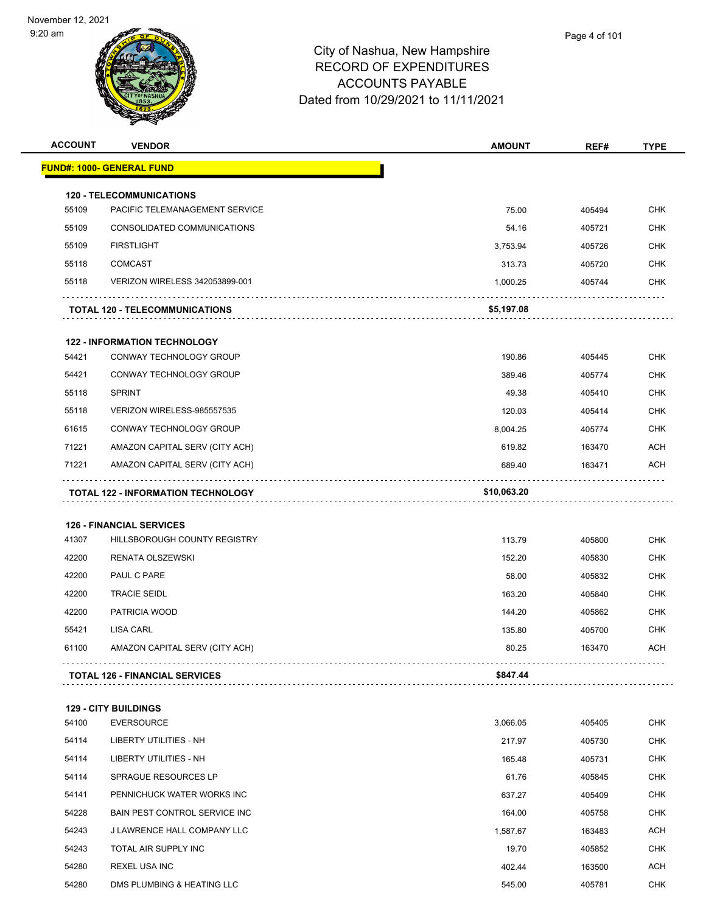# City of Nashua, New Hampshire
## RECORD OF EXPENDITURES
## ACCOUNTS PAYABLE
## Dated from 10/29/2021 to 11/11/2021

November 12, 2021
9:20 am

| ACCOUNT | VENDOR | AMOUNT | REF# | TYPE |
|---|---|---|---|---|
| **FUND#: 1000- GENERAL FUND** | | | | |
| **120 - TELECOMMUNICATIONS** | | | | |
| 55109 | PACIFIC TELEMANAGEMENT SERVICE | 75.00 | 405494 | CHK |
| 55109 | CONSOLIDATED COMMUNICATIONS | 54.16 | 405721 | CHK |
| 55109 | FIRSTLIGHT | 3,753.94 | 405726 | CHK |
| 55118 | COMCAST | 313.73 | 405720 | CHK |
| 55118 | VERIZON WIRELESS 342053899-001 | 1,000.25 | 405744 | CHK |
| | **TOTAL 120 - TELECOMMUNICATIONS** | **$5,197.08** | | |
| **122 - INFORMATION TECHNOLOGY** | | | | |
| 54421 | CONWAY TECHNOLOGY GROUP | 190.86 | 405445 | CHK |
| 54421 | CONWAY TECHNOLOGY GROUP | 389.46 | 405774 | CHK |
| 55118 | SPRINT | 49.38 | 405410 | CHK |
| 55118 | VERIZON WIRELESS-985557535 | 120.03 | 405414 | CHK |
| 61615 | CONWAY TECHNOLOGY GROUP | 8,004.25 | 405774 | CHK |
| 71221 | AMAZON CAPITAL SERV (CITY ACH) | 619.82 | 163470 | ACH |
| 71221 | AMAZON CAPITAL SERV (CITY ACH) | 689.40 | 163471 | ACH |
| | **TOTAL 122 - INFORMATION TECHNOLOGY** | **$10,063.20** | | |
| **126 - FINANCIAL SERVICES** | | | | |
| 41307 | HILLSBOROUGH COUNTY REGISTRY | 113.79 | 405800 | CHK |
| 42200 | RENATA OLSZEWSKI | 152.20 | 405830 | CHK |
| 42200 | PAUL C PARE | 58.00 | 405832 | CHK |
| 42200 | TRACIE SEIDL | 163.20 | 405840 | CHK |
| 42200 | PATRICIA WOOD | 144.20 | 405862 | CHK |
| 55421 | LISA CARL | 135.80 | 405700 | CHK |
| 61100 | AMAZON CAPITAL SERV (CITY ACH) | 80.25 | 163470 | ACH |
| | **TOTAL 126 - FINANCIAL SERVICES** | **$847.44** | | |
| **129 - CITY BUILDINGS** | | | | |
| 54100 | EVERSOURCE | 3,066.05 | 405405 | CHK |
| 54114 | LIBERTY UTILITIES - NH | 217.97 | 405730 | CHK |
| 54114 | LIBERTY UTILITIES - NH | 165.48 | 405731 | CHK |
| 54114 | SPRAGUE RESOURCES LP | 61.76 | 405845 | CHK |
| 54141 | PENNICHUCK WATER WORKS INC | 637.27 | 405409 | CHK |
| 54228 | BAIN PEST CONTROL SERVICE INC | 164.00 | 405758 | CHK |
| 54243 | J LAWRENCE HALL COMPANY LLC | 1,587.67 | 163483 | ACH |
| 54243 | TOTAL AIR SUPPLY INC | 19.70 | 405852 | CHK |
| 54280 | REXEL USA INC | 402.44 | 163500 | ACH |
| 54280 | DMS PLUMBING & HEATING LLC | 545.00 | 405781 | CHK |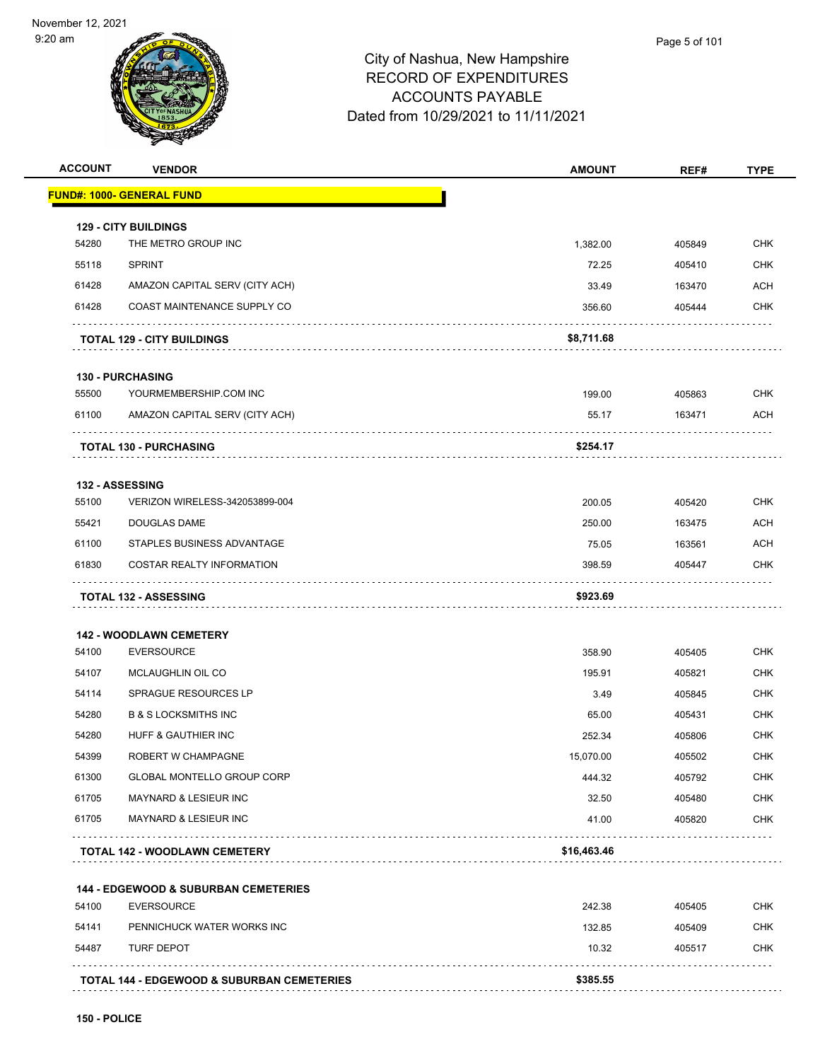City of Nashua, New Hampshire
RECORD OF EXPENDITURES
ACCOUNTS PAYABLE
Dated from 10/29/2021 to 11/11/2021

| ACCOUNT | VENDOR | AMOUNT | REF# | TYPE |
|---|---|---|---|---|
| **FUND#: 1000- GENERAL FUND** | | | | |
| **129 - CITY BUILDINGS** | | | | |
| 54280 | THE METRO GROUP INC | 1,382.00 | 405849 | CHK |
| 55118 | SPRINT | 72.25 | 405410 | CHK |
| 61428 | AMAZON CAPITAL SERV (CITY ACH) | 33.49 | 163470 | ACH |
| 61428 | COAST MAINTENANCE SUPPLY CO | 356.60 | 405444 | CHK |
| | **TOTAL 129 - CITY BUILDINGS** | **$8,711.68** | | |
| **130 - PURCHASING** | | | | |
| 55500 | YOURMEMBERSHIP.COM INC | 199.00 | 405863 | CHK |
| 61100 | AMAZON CAPITAL SERV (CITY ACH) | 55.17 | 163471 | ACH |
| | **TOTAL 130 - PURCHASING** | **$254.17** | | |
| **132 - ASSESSING** | | | | |
| 55100 | VERIZON WIRELESS-342053899-004 | 200.05 | 405420 | CHK |
| 55421 | DOUGLAS DAME | 250.00 | 163475 | ACH |
| 61100 | STAPLES BUSINESS ADVANTAGE | 75.05 | 163561 | ACH |
| 61830 | COSTAR REALTY INFORMATION | 398.59 | 405447 | CHK |
| | **TOTAL 132 - ASSESSING** | **$923.69** | | |
| **142 - WOODLAWN CEMETERY** | | | | |
| 54100 | EVERSOURCE | 358.90 | 405405 | CHK |
| 54107 | MCLAUGHLIN OIL CO | 195.91 | 405821 | CHK |
| 54114 | SPRAGUE RESOURCES LP | 3.49 | 405845 | CHK |
| 54280 | B & S LOCKSMITHS INC | 65.00 | 405431 | CHK |
| 54280 | HUFF & GAUTHIER INC | 252.34 | 405806 | CHK |
| 54399 | ROBERT W CHAMPAGNE | 15,070.00 | 405502 | CHK |
| 61300 | GLOBAL MONTELLO GROUP CORP | 444.32 | 405792 | CHK |
| 61705 | MAYNARD & LESIEUR INC | 32.50 | 405480 | CHK |
| 61705 | MAYNARD & LESIEUR INC | 41.00 | 405820 | CHK |
| | **TOTAL 142 - WOODLAWN CEMETERY** | **$16,463.46** | | |
| **144 - EDGEWOOD & SUBURBAN CEMETERIES** | | | | |
| 54100 | EVERSOURCE | 242.38 | 405405 | CHK |
| 54141 | PENNICHUCK WATER WORKS INC | 132.85 | 405409 | CHK |
| 54487 | TURF DEPOT | 10.32 | 405517 | CHK |
| | **TOTAL 144 - EDGEWOOD & SUBURBAN CEMETERIES** | **$385.55** | | |

**150 - POLICE**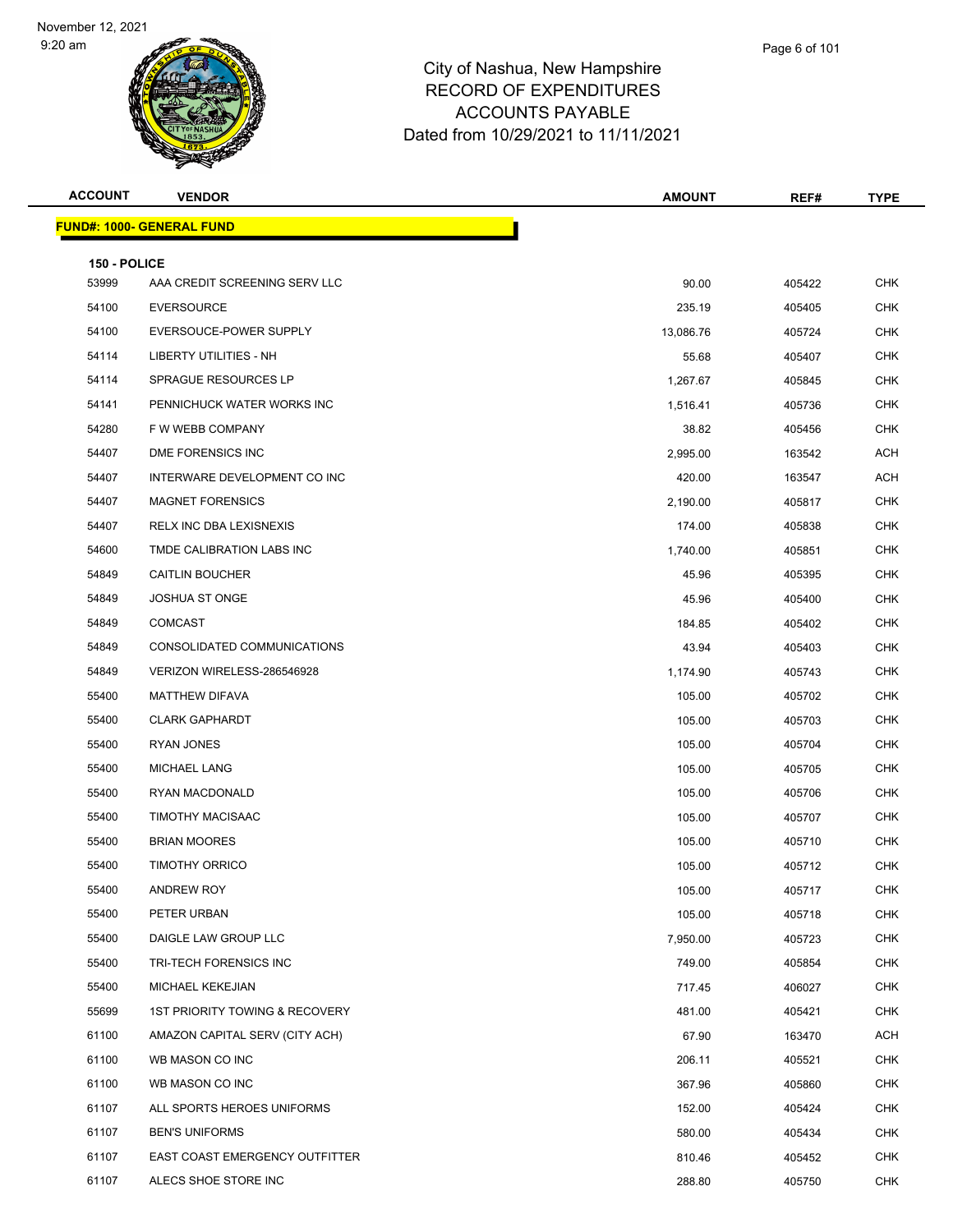November 12, 2021
9:20 am

# City of Nashua, New Hampshire
## RECORD OF EXPENDITURES
## ACCOUNTS PAYABLE
## Dated from 10/29/2021 to 11/11/2021

| ACCOUNT | VENDOR | AMOUNT | REF# | TYPE |
|---|---|---|---|---|
| **FUND#: 1000- GENERAL FUND** | | | | |
| **150 - POLICE** | | | | |
| 53999 | AAA CREDIT SCREENING SERV LLC | 90.00 | 405422 | CHK |
| 54100 | EVERSOURCE | 235.19 | 405405 | CHK |
| 54100 | EVERSOUCE-POWER SUPPLY | 13,086.76 | 405724 | CHK |
| 54114 | LIBERTY UTILITIES - NH | 55.68 | 405407 | CHK |
| 54114 | SPRAGUE RESOURCES LP | 1,267.67 | 405845 | CHK |
| 54141 | PENNICHUCK WATER WORKS INC | 1,516.41 | 405736 | CHK |
| 54280 | F W WEBB COMPANY | 38.82 | 405456 | CHK |
| 54407 | DME FORENSICS INC | 2,995.00 | 163542 | ACH |
| 54407 | INTERWARE DEVELOPMENT CO INC | 420.00 | 163547 | ACH |
| 54407 | MAGNET FORENSICS | 2,190.00 | 405817 | CHK |
| 54407 | RELX INC DBA LEXISNEXIS | 174.00 | 405838 | CHK |
| 54600 | TMDE CALIBRATION LABS INC | 1,740.00 | 405851 | CHK |
| 54849 | CAITLIN BOUCHER | 45.96 | 405395 | CHK |
| 54849 | JOSHUA ST ONGE | 45.96 | 405400 | CHK |
| 54849 | COMCAST | 184.85 | 405402 | CHK |
| 54849 | CONSOLIDATED COMMUNICATIONS | 43.94 | 405403 | CHK |
| 54849 | VERIZON WIRELESS-286546928 | 1,174.90 | 405743 | CHK |
| 55400 | MATTHEW DIFAVA | 105.00 | 405702 | CHK |
| 55400 | CLARK GAPHARDT | 105.00 | 405703 | CHK |
| 55400 | RYAN JONES | 105.00 | 405704 | CHK |
| 55400 | MICHAEL LANG | 105.00 | 405705 | CHK |
| 55400 | RYAN MACDONALD | 105.00 | 405706 | CHK |
| 55400 | TIMOTHY MACISAAC | 105.00 | 405707 | CHK |
| 55400 | BRIAN MOORES | 105.00 | 405710 | CHK |
| 55400 | TIMOTHY ORRICO | 105.00 | 405712 | CHK |
| 55400 | ANDREW ROY | 105.00 | 405717 | CHK |
| 55400 | PETER URBAN | 105.00 | 405718 | CHK |
| 55400 | DAIGLE LAW GROUP LLC | 7,950.00 | 405723 | CHK |
| 55400 | TRI-TECH FORENSICS INC | 749.00 | 405854 | CHK |
| 55400 | MICHAEL KEKEJIAN | 717.45 | 406027 | CHK |
| 55699 | 1ST PRIORITY TOWING & RECOVERY | 481.00 | 405421 | CHK |
| 61100 | AMAZON CAPITAL SERV (CITY ACH) | 67.90 | 163470 | ACH |
| 61100 | WB MASON CO INC | 206.11 | 405521 | CHK |
| 61100 | WB MASON CO INC | 367.96 | 405860 | CHK |
| 61107 | ALL SPORTS HEROES UNIFORMS | 152.00 | 405424 | CHK |
| 61107 | BEN'S UNIFORMS | 580.00 | 405434 | CHK |
| 61107 | EAST COAST EMERGENCY OUTFITTER | 810.46 | 405452 | CHK |
| 61107 | ALECS SHOE STORE INC | 288.80 | 405750 | CHK |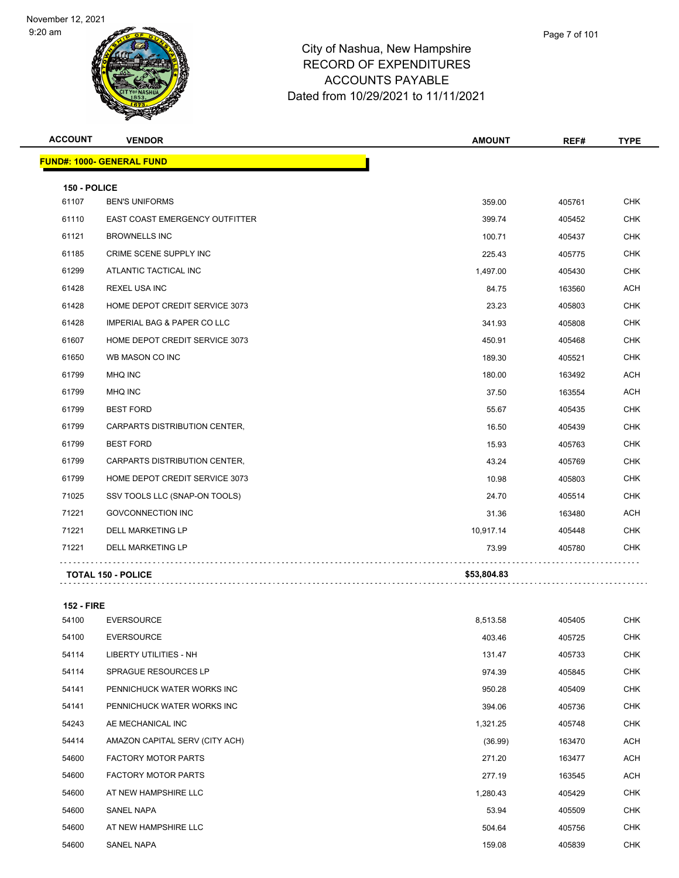# City of Nashua, New Hampshire
## RECORD OF EXPENDITURES
## ACCOUNTS PAYABLE
## Dated from 10/29/2021 to 11/11/2021

November 12, 2021
9:20 am

| ACCOUNT | VENDOR | AMOUNT | REF# | TYPE |
|---|---|---|---|---|
| **FUND#: 1000- GENERAL FUND** | | | | |
| **150 - POLICE** | | | | |
| 61107 | BEN'S UNIFORMS | 359.00 | 405761 | CHK |
| 61110 | EAST COAST EMERGENCY OUTFITTER | 399.74 | 405452 | CHK |
| 61121 | BROWNELLS INC | 100.71 | 405437 | CHK |
| 61185 | CRIME SCENE SUPPLY INC | 225.43 | 405775 | CHK |
| 61299 | ATLANTIC TACTICAL INC | 1,497.00 | 405430 | CHK |
| 61428 | REXEL USA INC | 84.75 | 163560 | ACH |
| 61428 | HOME DEPOT CREDIT SERVICE 3073 | 23.23 | 405803 | CHK |
| 61428 | IMPERIAL BAG & PAPER CO LLC | 341.93 | 405808 | CHK |
| 61607 | HOME DEPOT CREDIT SERVICE 3073 | 450.91 | 405468 | CHK |
| 61650 | WB MASON CO INC | 189.30 | 405521 | CHK |
| 61799 | MHQ INC | 180.00 | 163492 | ACH |
| 61799 | MHQ INC | 37.50 | 163554 | ACH |
| 61799 | BEST FORD | 55.67 | 405435 | CHK |
| 61799 | CARPARTS DISTRIBUTION CENTER, | 16.50 | 405439 | CHK |
| 61799 | BEST FORD | 15.93 | 405763 | CHK |
| 61799 | CARPARTS DISTRIBUTION CENTER, | 43.24 | 405769 | CHK |
| 61799 | HOME DEPOT CREDIT SERVICE 3073 | 10.98 | 405803 | CHK |
| 71025 | SSV TOOLS LLC (SNAP-ON TOOLS) | 24.70 | 405514 | CHK |
| 71221 | GOVCONNECTION INC | 31.36 | 163480 | ACH |
| 71221 | DELL MARKETING LP | 10,917.14 | 405448 | CHK |
| 71221 | DELL MARKETING LP | 73.99 | 405780 | CHK |
| **TOTAL 150 - POLICE** | | **$53,804.83** | | |
| **152 - FIRE** | | | | |
| 54100 | EVERSOURCE | 8,513.58 | 405405 | CHK |
| 54100 | EVERSOURCE | 403.46 | 405725 | CHK |
| 54114 | LIBERTY UTILITIES - NH | 131.47 | 405733 | CHK |
| 54114 | SPRAGUE RESOURCES LP | 974.39 | 405845 | CHK |
| 54141 | PENNICHUCK WATER WORKS INC | 950.28 | 405409 | CHK |
| 54141 | PENNICHUCK WATER WORKS INC | 394.06 | 405736 | CHK |
| 54243 | AE MECHANICAL INC | 1,321.25 | 405748 | CHK |
| 54414 | AMAZON CAPITAL SERV (CITY ACH) | (36.99) | 163470 | ACH |
| 54600 | FACTORY MOTOR PARTS | 271.20 | 163477 | ACH |
| 54600 | FACTORY MOTOR PARTS | 277.19 | 163545 | ACH |
| 54600 | AT NEW HAMPSHIRE LLC | 1,280.43 | 405429 | CHK |
| 54600 | SANEL NAPA | 53.94 | 405509 | CHK |
| 54600 | AT NEW HAMPSHIRE LLC | 504.64 | 405756 | CHK |
| 54600 | SANEL NAPA | 159.08 | 405839 | CHK |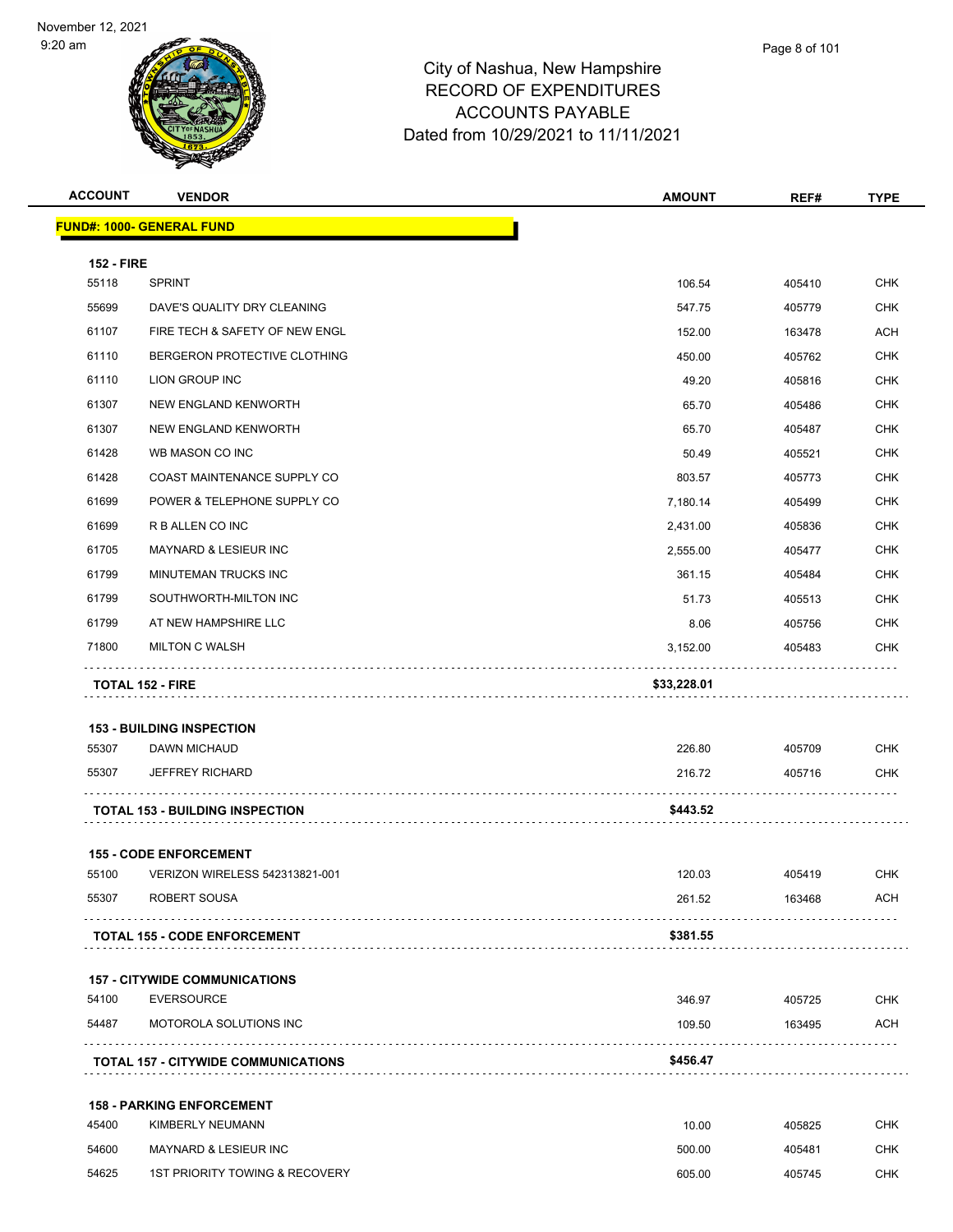City of Nashua, New Hampshire
RECORD OF EXPENDITURES
ACCOUNTS PAYABLE
Dated from 10/29/2021 to 11/11/2021

| ACCOUNT | VENDOR | AMOUNT | REF# | TYPE |
|---|---|---|---|---|
| **FUND#: 1000- GENERAL FUND** | | | | |
| **152 - FIRE** | | | | |
| 55118 | SPRINT | 106.54 | 405410 | CHK |
| 55699 | DAVE'S QUALITY DRY CLEANING | 547.75 | 405779 | CHK |
| 61107 | FIRE TECH & SAFETY OF NEW ENGL | 152.00 | 163478 | ACH |
| 61110 | BERGERON PROTECTIVE CLOTHING | 450.00 | 405762 | CHK |
| 61110 | LION GROUP INC | 49.20 | 405816 | CHK |
| 61307 | NEW ENGLAND KENWORTH | 65.70 | 405486 | CHK |
| 61307 | NEW ENGLAND KENWORTH | 65.70 | 405487 | CHK |
| 61428 | WB MASON CO INC | 50.49 | 405521 | CHK |
| 61428 | COAST MAINTENANCE SUPPLY CO | 803.57 | 405773 | CHK |
| 61699 | POWER & TELEPHONE SUPPLY CO | 7,180.14 | 405499 | CHK |
| 61699 | R B ALLEN CO INC | 2,431.00 | 405836 | CHK |
| 61705 | MAYNARD & LESIEUR INC | 2,555.00 | 405477 | CHK |
| 61799 | MINUTEMAN TRUCKS INC | 361.15 | 405484 | CHK |
| 61799 | SOUTHWORTH-MILTON INC | 51.73 | 405513 | CHK |
| 61799 | AT NEW HAMPSHIRE LLC | 8.06 | 405756 | CHK |
| 71800 | MILTON C WALSH | 3,152.00 | 405483 | CHK |
| **TOTAL 152 - FIRE** | | **$33,228.01** | | |
| **153 - BUILDING INSPECTION** | | | | |
| 55307 | DAWN MICHAUD | 226.80 | 405709 | CHK |
| 55307 | JEFFREY RICHARD | 216.72 | 405716 | CHK |
| **TOTAL 153 - BUILDING INSPECTION** | | **$443.52** | | |
| **155 - CODE ENFORCEMENT** | | | | |
| 55100 | VERIZON WIRELESS 542313821-001 | 120.03 | 405419 | CHK |
| 55307 | ROBERT SOUSA | 261.52 | 163468 | ACH |
| **TOTAL 155 - CODE ENFORCEMENT** | | **$381.55** | | |
| **157 - CITYWIDE COMMUNICATIONS** | | | | |
| 54100 | EVERSOURCE | 346.97 | 405725 | CHK |
| 54487 | MOTOROLA SOLUTIONS INC | 109.50 | 163495 | ACH |
| **TOTAL 157 - CITYWIDE COMMUNICATIONS** | | **$456.47** | | |
| **158 - PARKING ENFORCEMENT** | | | | |
| 45400 | KIMBERLY NEUMANN | 10.00 | 405825 | CHK |
| 54600 | MAYNARD & LESIEUR INC | 500.00 | 405481 | CHK |
| 54625 | 1ST PRIORITY TOWING & RECOVERY | 605.00 | 405745 | CHK |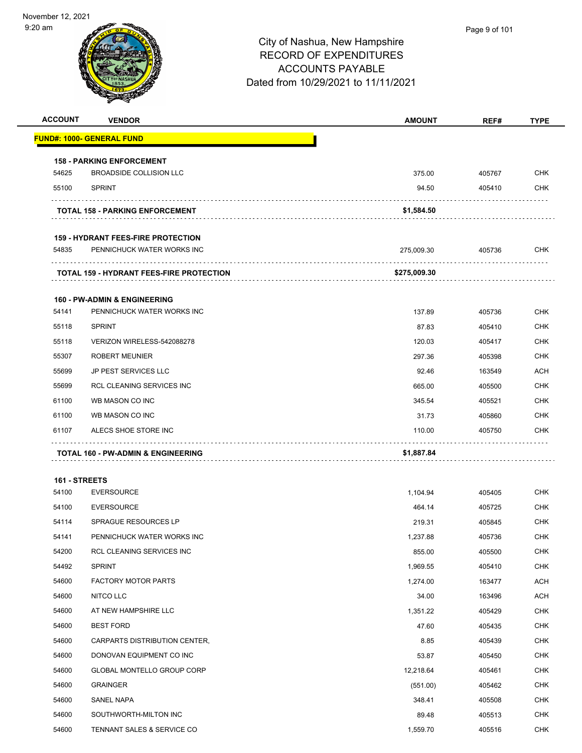# City of Nashua, New Hampshire
## RECORD OF EXPENDITURES
## ACCOUNTS PAYABLE
## Dated from 10/29/2021 to 11/11/2021

| ACCOUNT | VENDOR | AMOUNT | REF# | TYPE |
|---|---|---|---|---|
| **FUND#: 1000- GENERAL FUND** | | | | |
| **158 - PARKING ENFORCEMENT** | | | | |
| 54625 | BROADSIDE COLLISION LLC | 375.00 | 405767 | CHK |
| 55100 | SPRINT | 94.50 | 405410 | CHK |
| | **TOTAL 158 - PARKING ENFORCEMENT** | **$1,584.50** | | |
| **159 - HYDRANT FEES-FIRE PROTECTION** | | | | |
| 54835 | PENNICHUCK WATER WORKS INC | 275,009.30 | 405736 | CHK |
| | **TOTAL 159 - HYDRANT FEES-FIRE PROTECTION** | **$275,009.30** | | |
| **160 - PW-ADMIN & ENGINEERING** | | | | |
| 54141 | PENNICHUCK WATER WORKS INC | 137.89 | 405736 | CHK |
| 55118 | SPRINT | 87.83 | 405410 | CHK |
| 55118 | VERIZON WIRELESS-542088278 | 120.03 | 405417 | CHK |
| 55307 | ROBERT MEUNIER | 297.36 | 405398 | CHK |
| 55699 | JP PEST SERVICES LLC | 92.46 | 163549 | ACH |
| 55699 | RCL CLEANING SERVICES INC | 665.00 | 405500 | CHK |
| 61100 | WB MASON CO INC | 345.54 | 405521 | CHK |
| 61100 | WB MASON CO INC | 31.73 | 405860 | CHK |
| 61107 | ALECS SHOE STORE INC | 110.00 | 405750 | CHK |
| | **TOTAL 160 - PW-ADMIN & ENGINEERING** | **$1,887.84** | | |
| **161 - STREETS** | | | | |
| 54100 | EVERSOURCE | 1,104.94 | 405405 | CHK |
| 54100 | EVERSOURCE | 464.14 | 405725 | CHK |
| 54114 | SPRAGUE RESOURCES LP | 219.31 | 405845 | CHK |
| 54141 | PENNICHUCK WATER WORKS INC | 1,237.88 | 405736 | CHK |
| 54200 | RCL CLEANING SERVICES INC | 855.00 | 405500 | CHK |
| 54492 | SPRINT | 1,969.55 | 405410 | CHK |
| 54600 | FACTORY MOTOR PARTS | 1,274.00 | 163477 | ACH |
| 54600 | NITCO LLC | 34.00 | 163496 | ACH |
| 54600 | AT NEW HAMPSHIRE LLC | 1,351.22 | 405429 | CHK |
| 54600 | BEST FORD | 47.60 | 405435 | CHK |
| 54600 | CARPARTS DISTRIBUTION CENTER, | 8.85 | 405439 | CHK |
| 54600 | DONOVAN EQUIPMENT CO INC | 53.87 | 405450 | CHK |
| 54600 | GLOBAL MONTELLO GROUP CORP | 12,218.64 | 405461 | CHK |
| 54600 | GRAINGER | (551.00) | 405462 | CHK |
| 54600 | SANEL NAPA | 348.41 | 405508 | CHK |
| 54600 | SOUTHWORTH-MILTON INC | 89.48 | 405513 | CHK |
| 54600 | TENNANT SALES & SERVICE CO | 1,559.70 | 405516 | CHK |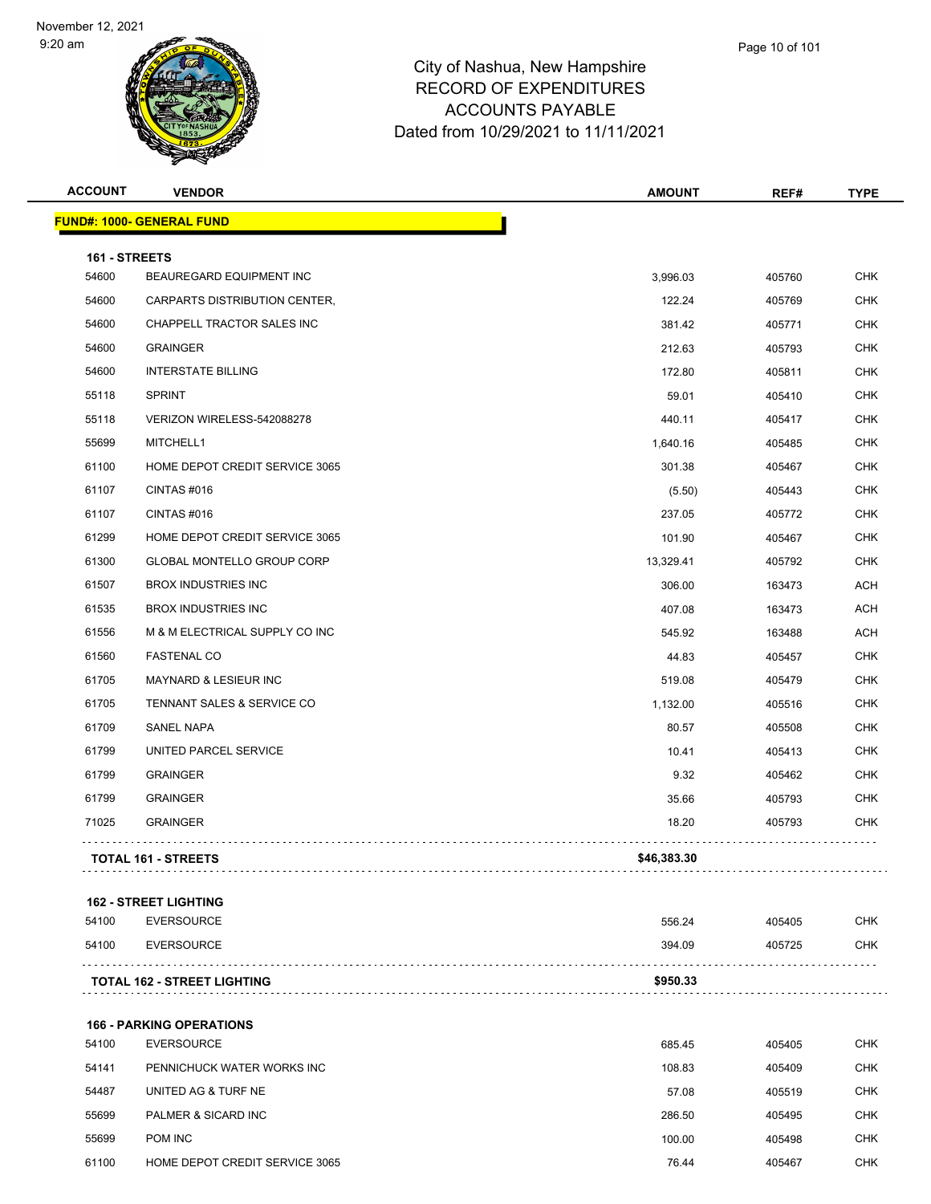# City of Nashua, New Hampshire
## RECORD OF EXPENDITURES
## ACCOUNTS PAYABLE
## Dated from 10/29/2021 to 11/11/2021

November 12, 2021
9:20 am

| ACCOUNT | VENDOR | AMOUNT | REF# | TYPE |
|---|---|---|---|---|
| **FUND#: 1000- GENERAL FUND** | | | | |
| **161 - STREETS** | | | | |
| 54600 | BEAUREGARD EQUIPMENT INC | 3,996.03 | 405760 | CHK |
| 54600 | CARPARTS DISTRIBUTION CENTER, | 122.24 | 405769 | CHK |
| 54600 | CHAPPELL TRACTOR SALES INC | 381.42 | 405771 | CHK |
| 54600 | GRAINGER | 212.63 | 405793 | CHK |
| 54600 | INTERSTATE BILLING | 172.80 | 405811 | CHK |
| 55118 | SPRINT | 59.01 | 405410 | CHK |
| 55118 | VERIZON WIRELESS-542088278 | 440.11 | 405417 | CHK |
| 55699 | MITCHELL1 | 1,640.16 | 405485 | CHK |
| 61100 | HOME DEPOT CREDIT SERVICE 3065 | 301.38 | 405467 | CHK |
| 61107 | CINTAS #016 | (5.50) | 405443 | CHK |
| 61107 | CINTAS #016 | 237.05 | 405772 | CHK |
| 61299 | HOME DEPOT CREDIT SERVICE 3065 | 101.90 | 405467 | CHK |
| 61300 | GLOBAL MONTELLO GROUP CORP | 13,329.41 | 405792 | CHK |
| 61507 | BROX INDUSTRIES INC | 306.00 | 163473 | ACH |
| 61535 | BROX INDUSTRIES INC | 407.08 | 163473 | ACH |
| 61556 | M & M ELECTRICAL SUPPLY CO INC | 545.92 | 163488 | ACH |
| 61560 | FASTENAL CO | 44.83 | 405457 | CHK |
| 61705 | MAYNARD & LESIEUR INC | 519.08 | 405479 | CHK |
| 61705 | TENNANT SALES & SERVICE CO | 1,132.00 | 405516 | CHK |
| 61709 | SANEL NAPA | 80.57 | 405508 | CHK |
| 61799 | UNITED PARCEL SERVICE | 10.41 | 405413 | CHK |
| 61799 | GRAINGER | 9.32 | 405462 | CHK |
| 61799 | GRAINGER | 35.66 | 405793 | CHK |
| 71025 | GRAINGER | 18.20 | 405793 | CHK |
| **TOTAL 161 - STREETS** | | **$46,383.30** | | |
| **162 - STREET LIGHTING** | | | | |
| 54100 | EVERSOURCE | 556.24 | 405405 | CHK |
| 54100 | EVERSOURCE | 394.09 | 405725 | CHK |
| **TOTAL 162 - STREET LIGHTING** | | **$950.33** | | |
| **166 - PARKING OPERATIONS** | | | | |
| 54100 | EVERSOURCE | 685.45 | 405405 | CHK |
| 54141 | PENNICHUCK WATER WORKS INC | 108.83 | 405409 | CHK |
| 54487 | UNITED AG & TURF NE | 57.08 | 405519 | CHK |
| 55699 | PALMER & SICARD INC | 286.50 | 405495 | CHK |
| 55699 | POM INC | 100.00 | 405498 | CHK |
| 61100 | HOME DEPOT CREDIT SERVICE 3065 | 76.44 | 405467 | CHK |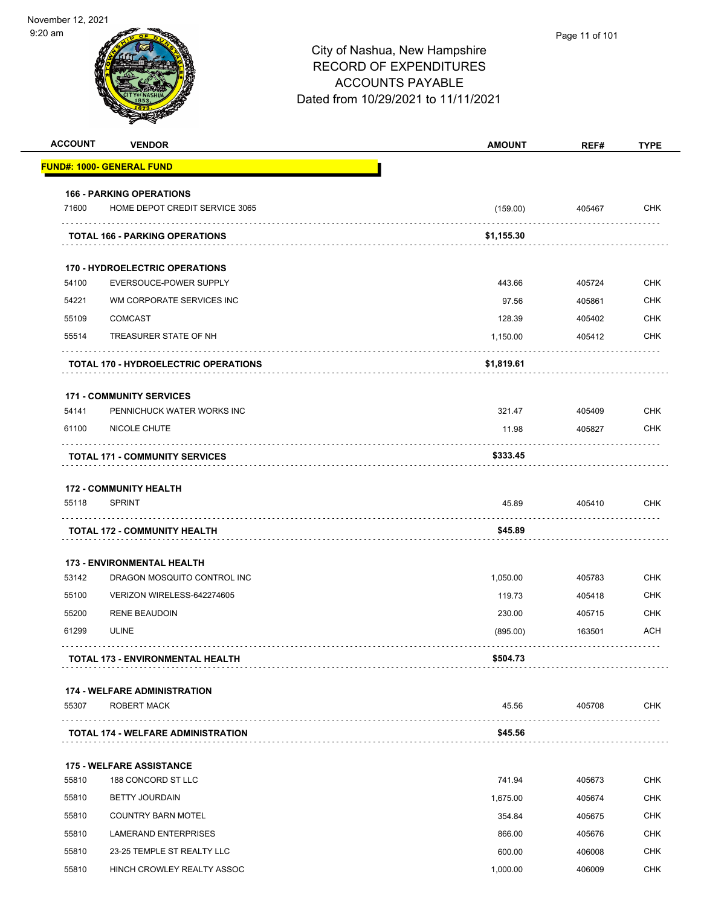City of Nashua, New Hampshire
RECORD OF EXPENDITURES
ACCOUNTS PAYABLE
Dated from 10/29/2021 to 11/11/2021

| ACCOUNT | VENDOR | AMOUNT | REF# | TYPE |
|---|---|---|---|---|
| **FUND#: 1000- GENERAL FUND** | | | | |
| **166 - PARKING OPERATIONS** | | | | |
| 71600 | HOME DEPOT CREDIT SERVICE 3065 | (159.00) | 405467 | CHK |
| | **TOTAL 166 - PARKING OPERATIONS** | **$1,155.30** | | |
| **170 - HYDROELECTRIC OPERATIONS** | | | | |
| 54100 | EVERSOUCE-POWER SUPPLY | 443.66 | 405724 | CHK |
| 54221 | WM CORPORATE SERVICES INC | 97.56 | 405861 | CHK |
| 55109 | COMCAST | 128.39 | 405402 | CHK |
| 55514 | TREASURER STATE OF NH | 1,150.00 | 405412 | CHK |
| | **TOTAL 170 - HYDROELECTRIC OPERATIONS** | **$1,819.61** | | |
| **171 - COMMUNITY SERVICES** | | | | |
| 54141 | PENNICHUCK WATER WORKS INC | 321.47 | 405409 | CHK |
| 61100 | NICOLE CHUTE | 11.98 | 405827 | CHK |
| | **TOTAL 171 - COMMUNITY SERVICES** | **$333.45** | | |
| **172 - COMMUNITY HEALTH** | | | | |
| 55118 | SPRINT | 45.89 | 405410 | CHK |
| | **TOTAL 172 - COMMUNITY HEALTH** | **$45.89** | | |
| **173 - ENVIRONMENTAL HEALTH** | | | | |
| 53142 | DRAGON MOSQUITO CONTROL INC | 1,050.00 | 405783 | CHK |
| 55100 | VERIZON WIRELESS-642274605 | 119.73 | 405418 | CHK |
| 55200 | RENE BEAUDOIN | 230.00 | 405715 | CHK |
| 61299 | ULINE | (895.00) | 163501 | ACH |
| | **TOTAL 173 - ENVIRONMENTAL HEALTH** | **$504.73** | | |
| **174 - WELFARE ADMINISTRATION** | | | | |
| 55307 | ROBERT MACK | 45.56 | 405708 | CHK |
| | **TOTAL 174 - WELFARE ADMINISTRATION** | **$45.56** | | |
| **175 - WELFARE ASSISTANCE** | | | | |
| 55810 | 188 CONCORD ST LLC | 741.94 | 405673 | CHK |
| 55810 | BETTY JOURDAIN | 1,675.00 | 405674 | CHK |
| 55810 | COUNTRY BARN MOTEL | 354.84 | 405675 | CHK |
| 55810 | LAMERAND ENTERPRISES | 866.00 | 405676 | CHK |
| 55810 | 23-25 TEMPLE ST REALTY LLC | 600.00 | 406008 | CHK |
| 55810 | HINCH CROWLEY REALTY ASSOC | 1,000.00 | 406009 | CHK |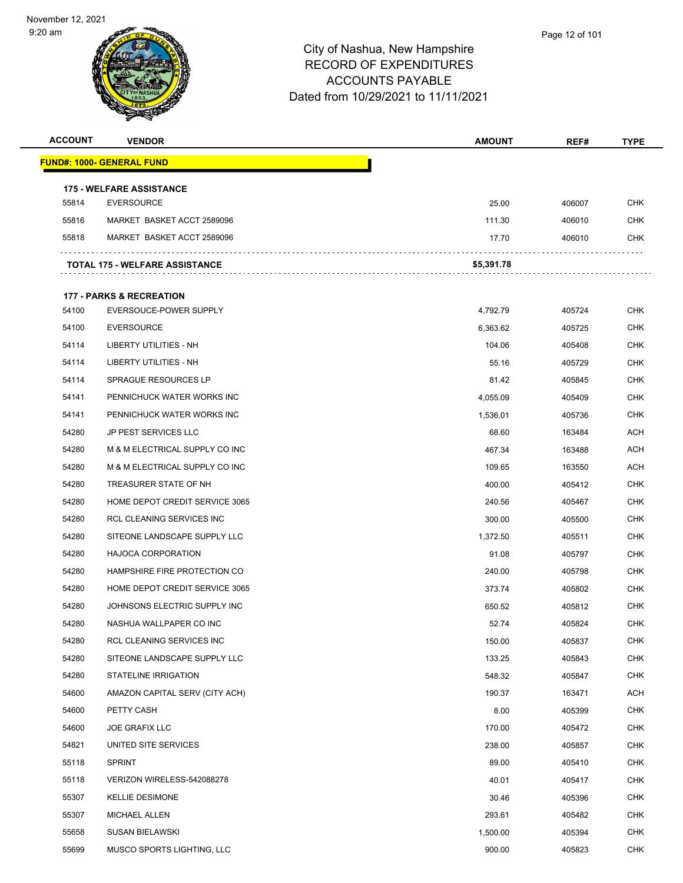# City of Nashua, New Hampshire
## RECORD OF EXPENDITURES
## ACCOUNTS PAYABLE
### Dated from 10/29/2021 to 11/11/2021

| ACCOUNT | VENDOR | AMOUNT | REF# | TYPE |
|---|---|---|---|---|
| **FUND#: 1000- GENERAL FUND** | | | | |
| **175 - WELFARE ASSISTANCE** | | | | |
| 55814 | EVERSOURCE | 25.00 | 406007 | CHK |
| 55816 | MARKET BASKET ACCT 2589096 | 111.30 | 406010 | CHK |
| 55818 | MARKET BASKET ACCT 2589096 | 17.70 | 406010 | CHK |
| **TOTAL 175 - WELFARE ASSISTANCE** | | **$5,391.78** | | |
| **177 - PARKS & RECREATION** | | | | |
| 54100 | EVERSOUCE-POWER SUPPLY | 4,792.79 | 405724 | CHK |
| 54100 | EVERSOURCE | 6,363.62 | 405725 | CHK |
| 54114 | LIBERTY UTILITIES - NH | 104.06 | 405408 | CHK |
| 54114 | LIBERTY UTILITIES - NH | 55.16 | 405729 | CHK |
| 54114 | SPRAGUE RESOURCES LP | 81.42 | 405845 | CHK |
| 54141 | PENNICHUCK WATER WORKS INC | 4,055.09 | 405409 | CHK |
| 54141 | PENNICHUCK WATER WORKS INC | 1,536.01 | 405736 | CHK |
| 54280 | JP PEST SERVICES LLC | 68.60 | 163484 | ACH |
| 54280 | M & M ELECTRICAL SUPPLY CO INC | 467.34 | 163488 | ACH |
| 54280 | M & M ELECTRICAL SUPPLY CO INC | 109.65 | 163550 | ACH |
| 54280 | TREASURER STATE OF NH | 400.00 | 405412 | CHK |
| 54280 | HOME DEPOT CREDIT SERVICE 3065 | 240.56 | 405467 | CHK |
| 54280 | RCL CLEANING SERVICES INC | 300.00 | 405500 | CHK |
| 54280 | SITEONE LANDSCAPE SUPPLY LLC | 1,372.50 | 405511 | CHK |
| 54280 | HAJOCA CORPORATION | 91.08 | 405797 | CHK |
| 54280 | HAMPSHIRE FIRE PROTECTION CO | 240.00 | 405798 | CHK |
| 54280 | HOME DEPOT CREDIT SERVICE 3065 | 373.74 | 405802 | CHK |
| 54280 | JOHNSONS ELECTRIC SUPPLY INC | 650.52 | 405812 | CHK |
| 54280 | NASHUA WALLPAPER CO INC | 52.74 | 405824 | CHK |
| 54280 | RCL CLEANING SERVICES INC | 150.00 | 405837 | CHK |
| 54280 | SITEONE LANDSCAPE SUPPLY LLC | 133.25 | 405843 | CHK |
| 54280 | STATELINE IRRIGATION | 548.32 | 405847 | CHK |
| 54600 | AMAZON CAPITAL SERV (CITY ACH) | 190.37 | 163471 | ACH |
| 54600 | PETTY CASH | 8.00 | 405399 | CHK |
| 54600 | JOE GRAFIX LLC | 170.00 | 405472 | CHK |
| 54821 | UNITED SITE SERVICES | 238.00 | 405857 | CHK |
| 55118 | SPRINT | 89.00 | 405410 | CHK |
| 55118 | VERIZON WIRELESS-542088278 | 40.01 | 405417 | CHK |
| 55307 | KELLIE DESIMONE | 30.46 | 405396 | CHK |
| 55307 | MICHAEL ALLEN | 293.61 | 405482 | CHK |
| 55658 | SUSAN BIELAWSKI | 1,500.00 | 405394 | CHK |
| 55699 | MUSCO SPORTS LIGHTING, LLC | 900.00 | 405823 | CHK |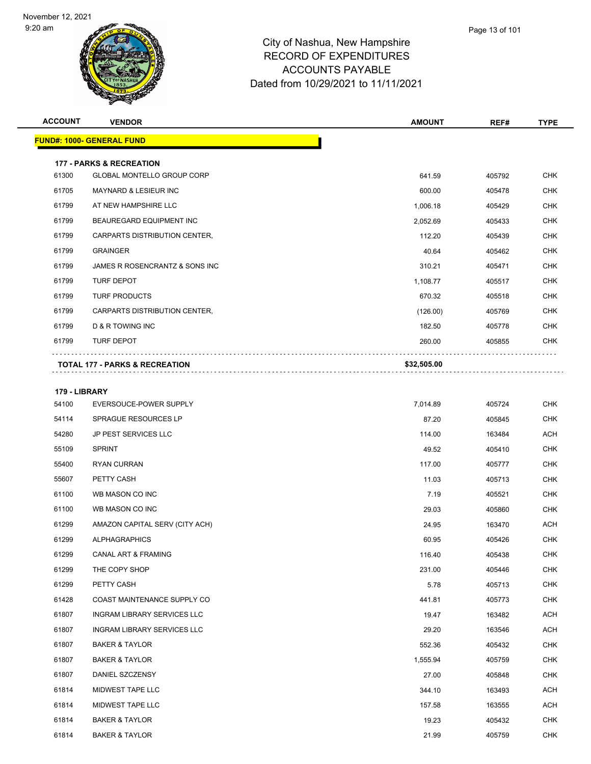# City of Nashua, New Hampshire
## RECORD OF EXPENDITURES
## ACCOUNTS PAYABLE
## Dated from 10/29/2021 to 11/11/2021

| ACCOUNT | VENDOR | AMOUNT | REF# | TYPE |
|---|---|---|---|---|
| **FUND#: 1000- GENERAL FUND** | | | | |
| **177 - PARKS & RECREATION** | | | | |
| 61300 | GLOBAL MONTELLO GROUP CORP | 641.59 | 405792 | CHK |
| 61705 | MAYNARD & LESIEUR INC | 600.00 | 405478 | CHK |
| 61799 | AT NEW HAMPSHIRE LLC | 1,006.18 | 405429 | CHK |
| 61799 | BEAUREGARD EQUIPMENT INC | 2,052.69 | 405433 | CHK |
| 61799 | CARPARTS DISTRIBUTION CENTER, | 112.20 | 405439 | CHK |
| 61799 | GRAINGER | 40.64 | 405462 | CHK |
| 61799 | JAMES R ROSENCRANTZ & SONS INC | 310.21 | 405471 | CHK |
| 61799 | TURF DEPOT | 1,108.77 | 405517 | CHK |
| 61799 | TURF PRODUCTS | 670.32 | 405518 | CHK |
| 61799 | CARPARTS DISTRIBUTION CENTER, | (126.00) | 405769 | CHK |
| 61799 | D & R TOWING INC | 182.50 | 405778 | CHK |
| 61799 | TURF DEPOT | 260.00 | 405855 | CHK |
| **TOTAL 177 - PARKS & RECREATION** | | **$32,505.00** | | |
| **179 - LIBRARY** | | | | |
| 54100 | EVERSOUCE-POWER SUPPLY | 7,014.89 | 405724 | CHK |
| 54114 | SPRAGUE RESOURCES LP | 87.20 | 405845 | CHK |
| 54280 | JP PEST SERVICES LLC | 114.00 | 163484 | ACH |
| 55109 | SPRINT | 49.52 | 405410 | CHK |
| 55400 | RYAN CURRAN | 117.00 | 405777 | CHK |
| 55607 | PETTY CASH | 11.03 | 405713 | CHK |
| 61100 | WB MASON CO INC | 7.19 | 405521 | CHK |
| 61100 | WB MASON CO INC | 29.03 | 405860 | CHK |
| 61299 | AMAZON CAPITAL SERV (CITY ACH) | 24.95 | 163470 | ACH |
| 61299 | ALPHAGRAPHICS | 60.95 | 405426 | CHK |
| 61299 | CANAL ART & FRAMING | 116.40 | 405438 | CHK |
| 61299 | THE COPY SHOP | 231.00 | 405446 | CHK |
| 61299 | PETTY CASH | 5.78 | 405713 | CHK |
| 61428 | COAST MAINTENANCE SUPPLY CO | 441.81 | 405773 | CHK |
| 61807 | INGRAM LIBRARY SERVICES LLC | 19.47 | 163482 | ACH |
| 61807 | INGRAM LIBRARY SERVICES LLC | 29.20 | 163546 | ACH |
| 61807 | BAKER & TAYLOR | 552.36 | 405432 | CHK |
| 61807 | BAKER & TAYLOR | 1,555.94 | 405759 | CHK |
| 61807 | DANIEL SZCZENSY | 27.00 | 405848 | CHK |
| 61814 | MIDWEST TAPE LLC | 344.10 | 163493 | ACH |
| 61814 | MIDWEST TAPE LLC | 157.58 | 163555 | ACH |
| 61814 | BAKER & TAYLOR | 19.23 | 405432 | CHK |
| 61814 | BAKER & TAYLOR | 21.99 | 405759 | CHK |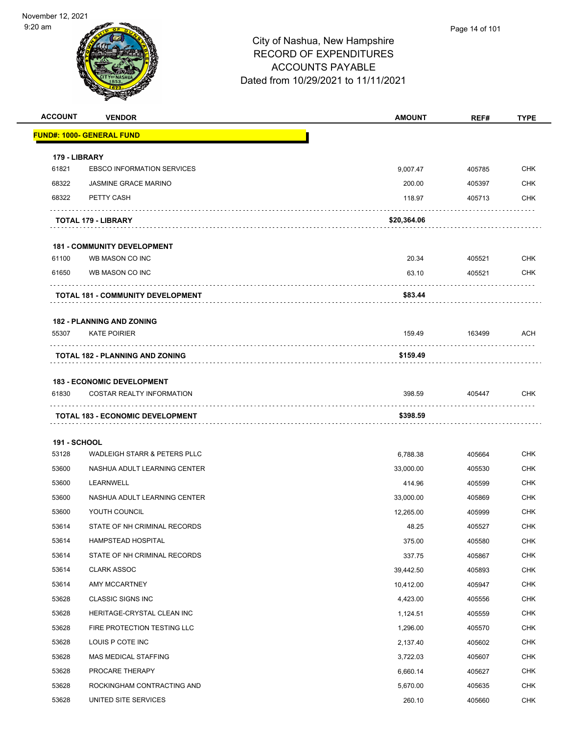# City of Nashua, New Hampshire
## RECORD OF EXPENDITURES
## ACCOUNTS PAYABLE
### Dated from 10/29/2021 to 11/11/2021

November 12, 2021
9:20 am

| ACCOUNT | VENDOR | AMOUNT | REF# | TYPE |
|---|---|---|---|---|
| **FUND#: 1000- GENERAL FUND** | | | | |
| **179 - LIBRARY** | | | | |
| 61821 | EBSCO INFORMATION SERVICES | 9,007.47 | 405785 | CHK |
| 68322 | JASMINE GRACE MARINO | 200.00 | 405397 | CHK |
| 68322 | PETTY CASH | 118.97 | 405713 | CHK |
| **TOTAL 179 - LIBRARY** | | **$20,364.06** | | |
| **181 - COMMUNITY DEVELOPMENT** | | | | |
| 61100 | WB MASON CO INC | 20.34 | 405521 | CHK |
| 61650 | WB MASON CO INC | 63.10 | 405521 | CHK |
| **TOTAL 181 - COMMUNITY DEVELOPMENT** | | **$83.44** | | |
| **182 - PLANNING AND ZONING** | | | | |
| 55307 | KATE POIRIER | 159.49 | 163499 | ACH |
| **TOTAL 182 - PLANNING AND ZONING** | | **$159.49** | | |
| **183 - ECONOMIC DEVELOPMENT** | | | | |
| 61830 | COSTAR REALTY INFORMATION | 398.59 | 405447 | CHK |
| **TOTAL 183 - ECONOMIC DEVELOPMENT** | | **$398.59** | | |
| **191 - SCHOOL** | | | | |
| 53128 | WADLEIGH STARR & PETERS PLLC | 6,788.38 | 405664 | CHK |
| 53600 | NASHUA ADULT LEARNING CENTER | 33,000.00 | 405530 | CHK |
| 53600 | LEARNWELL | 414.96 | 405599 | CHK |
| 53600 | NASHUA ADULT LEARNING CENTER | 33,000.00 | 405869 | CHK |
| 53600 | YOUTH COUNCIL | 12,265.00 | 405999 | CHK |
| 53614 | STATE OF NH CRIMINAL RECORDS | 48.25 | 405527 | CHK |
| 53614 | HAMPSTEAD HOSPITAL | 375.00 | 405580 | CHK |
| 53614 | STATE OF NH CRIMINAL RECORDS | 337.75 | 405867 | CHK |
| 53614 | CLARK ASSOC | 39,442.50 | 405893 | CHK |
| 53614 | AMY MCCARTNEY | 10,412.00 | 405947 | CHK |
| 53628 | CLASSIC SIGNS INC | 4,423.00 | 405556 | CHK |
| 53628 | HERITAGE-CRYSTAL CLEAN INC | 1,124.51 | 405559 | CHK |
| 53628 | FIRE PROTECTION TESTING LLC | 1,296.00 | 405570 | CHK |
| 53628 | LOUIS P COTE INC | 2,137.40 | 405602 | CHK |
| 53628 | MAS MEDICAL STAFFING | 3,722.03 | 405607 | CHK |
| 53628 | PROCARE THERAPY | 6,660.14 | 405627 | CHK |
| 53628 | ROCKINGHAM CONTRACTING AND | 5,670.00 | 405635 | CHK |
| 53628 | UNITED SITE SERVICES | 260.10 | 405660 | CHK |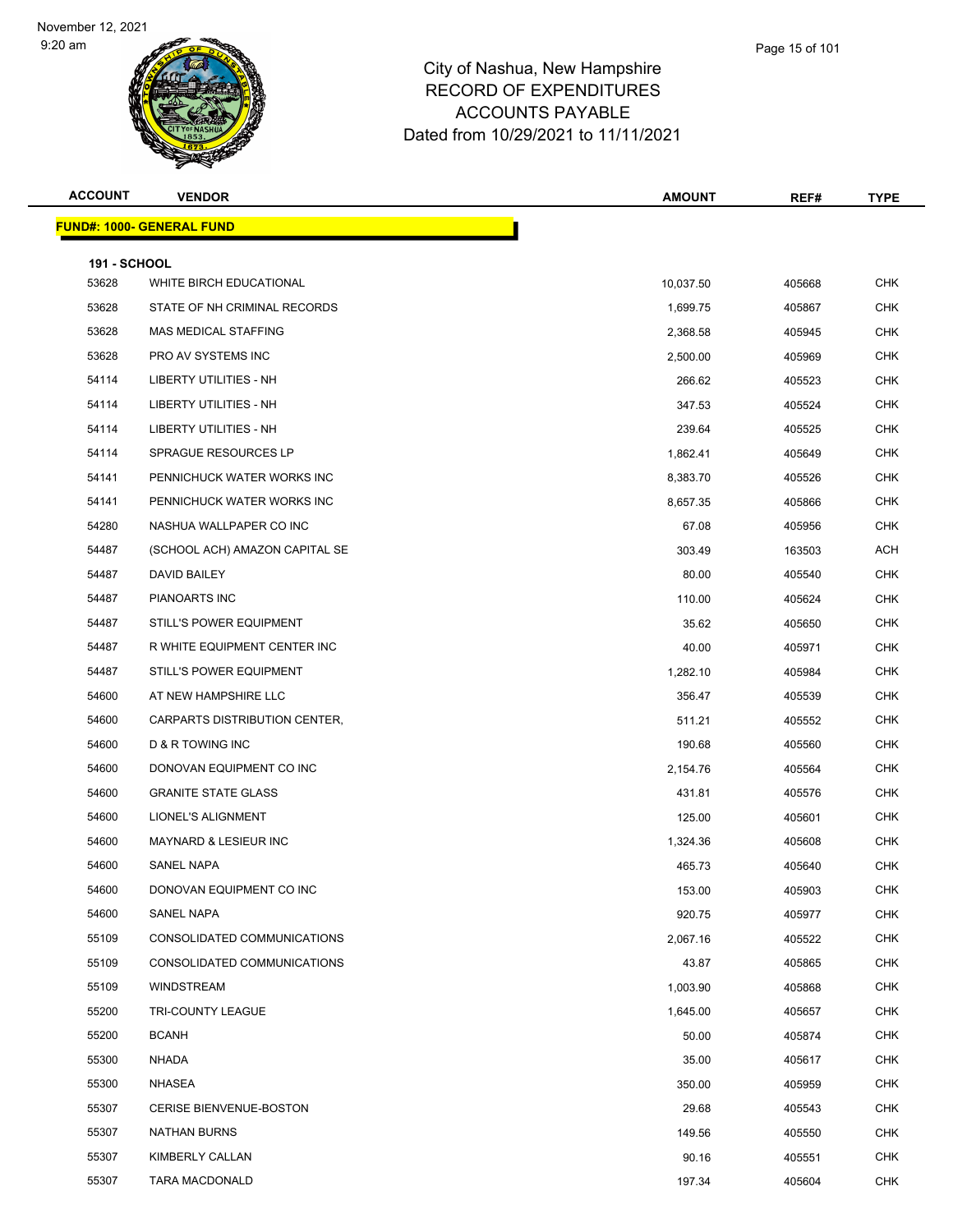# City of Nashua, New Hampshire
# RECORD OF EXPENDITURES
# ACCOUNTS PAYABLE
# Dated from 10/29/2021 to 11/11/2021

November 12, 2021
9:20 am

| ACCOUNT | VENDOR | AMOUNT | REF# | TYPE |
|---|---|---|---|---|
| **FUND#: 1000- GENERAL FUND** | | | | |
| **191 - SCHOOL** | | | | |
| 53628 | WHITE BIRCH EDUCATIONAL | 10,037.50 | 405668 | CHK |
| 53628 | STATE OF NH CRIMINAL RECORDS | 1,699.75 | 405867 | CHK |
| 53628 | MAS MEDICAL STAFFING | 2,368.58 | 405945 | CHK |
| 53628 | PRO AV SYSTEMS INC | 2,500.00 | 405969 | CHK |
| 54114 | LIBERTY UTILITIES - NH | 266.62 | 405523 | CHK |
| 54114 | LIBERTY UTILITIES - NH | 347.53 | 405524 | CHK |
| 54114 | LIBERTY UTILITIES - NH | 239.64 | 405525 | CHK |
| 54114 | SPRAGUE RESOURCES LP | 1,862.41 | 405649 | CHK |
| 54141 | PENNICHUCK WATER WORKS INC | 8,383.70 | 405526 | CHK |
| 54141 | PENNICHUCK WATER WORKS INC | 8,657.35 | 405866 | CHK |
| 54280 | NASHUA WALLPAPER CO INC | 67.08 | 405956 | CHK |
| 54487 | (SCHOOL ACH) AMAZON CAPITAL SE | 303.49 | 163503 | ACH |
| 54487 | DAVID BAILEY | 80.00 | 405540 | CHK |
| 54487 | PIANOARTS INC | 110.00 | 405624 | CHK |
| 54487 | STILL'S POWER EQUIPMENT | 35.62 | 405650 | CHK |
| 54487 | R WHITE EQUIPMENT CENTER INC | 40.00 | 405971 | CHK |
| 54487 | STILL'S POWER EQUIPMENT | 1,282.10 | 405984 | CHK |
| 54600 | AT NEW HAMPSHIRE LLC | 356.47 | 405539 | CHK |
| 54600 | CARPARTS DISTRIBUTION CENTER, | 511.21 | 405552 | CHK |
| 54600 | D & R TOWING INC | 190.68 | 405560 | CHK |
| 54600 | DONOVAN EQUIPMENT CO INC | 2,154.76 | 405564 | CHK |
| 54600 | GRANITE STATE GLASS | 431.81 | 405576 | CHK |
| 54600 | LIONEL'S ALIGNMENT | 125.00 | 405601 | CHK |
| 54600 | MAYNARD & LESIEUR INC | 1,324.36 | 405608 | CHK |
| 54600 | SANEL NAPA | 465.73 | 405640 | CHK |
| 54600 | DONOVAN EQUIPMENT CO INC | 153.00 | 405903 | CHK |
| 54600 | SANEL NAPA | 920.75 | 405977 | CHK |
| 55109 | CONSOLIDATED COMMUNICATIONS | 2,067.16 | 405522 | CHK |
| 55109 | CONSOLIDATED COMMUNICATIONS | 43.87 | 405865 | CHK |
| 55109 | WINDSTREAM | 1,003.90 | 405868 | CHK |
| 55200 | TRI-COUNTY LEAGUE | 1,645.00 | 405657 | CHK |
| 55200 | BCANH | 50.00 | 405874 | CHK |
| 55300 | NHADA | 35.00 | 405617 | CHK |
| 55300 | NHASEA | 350.00 | 405959 | CHK |
| 55307 | CERISE BIENVENUE-BOSTON | 29.68 | 405543 | CHK |
| 55307 | NATHAN BURNS | 149.56 | 405550 | CHK |
| 55307 | KIMBERLY CALLAN | 90.16 | 405551 | CHK |
| 55307 | TARA MACDONALD | 197.34 | 405604 | CHK |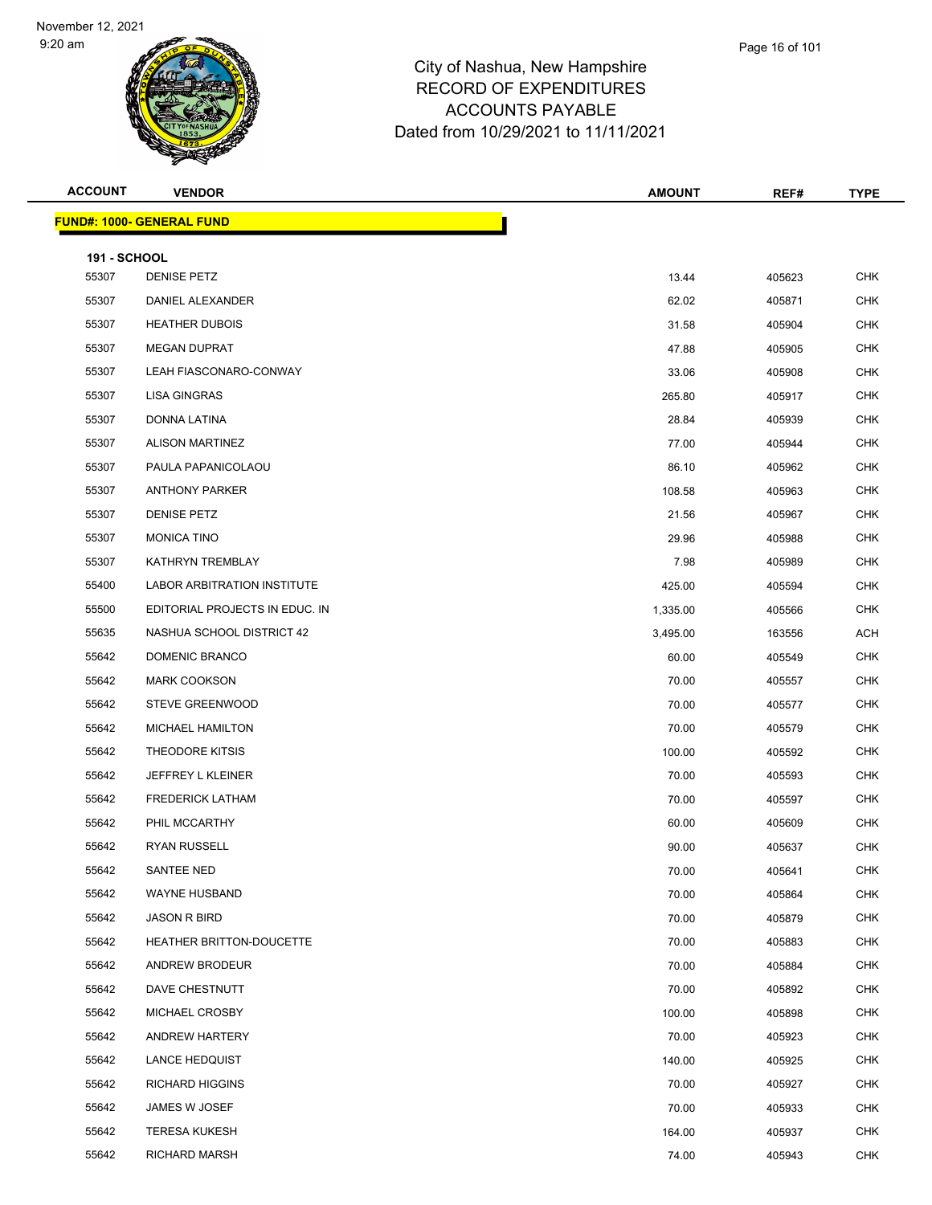# City of Nashua, New Hampshire
# RECORD OF EXPENDITURES
# ACCOUNTS PAYABLE
# Dated from 10/29/2021 to 11/11/2021

| ACCOUNT | VENDOR | AMOUNT | REF# | TYPE |
|---|---|---|---|---|
| **FUND#: 1000- GENERAL FUND** | | | | |
| **191 - SCHOOL** | | | | |
| 55307 | DENISE PETZ | 13.44 | 405623 | CHK |
| 55307 | DANIEL ALEXANDER | 62.02 | 405871 | CHK |
| 55307 | HEATHER DUBOIS | 31.58 | 405904 | CHK |
| 55307 | MEGAN DUPRAT | 47.88 | 405905 | CHK |
| 55307 | LEAH FIASCONARO-CONWAY | 33.06 | 405908 | CHK |
| 55307 | LISA GINGRAS | 265.80 | 405917 | CHK |
| 55307 | DONNA LATINA | 28.84 | 405939 | CHK |
| 55307 | ALISON MARTINEZ | 77.00 | 405944 | CHK |
| 55307 | PAULA PAPANICOLAOU | 86.10 | 405962 | CHK |
| 55307 | ANTHONY PARKER | 108.58 | 405963 | CHK |
| 55307 | DENISE PETZ | 21.56 | 405967 | CHK |
| 55307 | MONICA TINO | 29.96 | 405988 | CHK |
| 55307 | KATHRYN TREMBLAY | 7.98 | 405989 | CHK |
| 55400 | LABOR ARBITRATION INSTITUTE | 425.00 | 405594 | CHK |
| 55500 | EDITORIAL PROJECTS IN EDUC. IN | 1,335.00 | 405566 | CHK |
| 55635 | NASHUA SCHOOL DISTRICT 42 | 3,495.00 | 163556 | ACH |
| 55642 | DOMENIC BRANCO | 60.00 | 405549 | CHK |
| 55642 | MARK COOKSON | 70.00 | 405557 | CHK |
| 55642 | STEVE GREENWOOD | 70.00 | 405577 | CHK |
| 55642 | MICHAEL HAMILTON | 70.00 | 405579 | CHK |
| 55642 | THEODORE KITSIS | 100.00 | 405592 | CHK |
| 55642 | JEFFREY L KLEINER | 70.00 | 405593 | CHK |
| 55642 | FREDERICK LATHAM | 70.00 | 405597 | CHK |
| 55642 | PHIL MCCARTHY | 60.00 | 405609 | CHK |
| 55642 | RYAN RUSSELL | 90.00 | 405637 | CHK |
| 55642 | SANTEE NED | 70.00 | 405641 | CHK |
| 55642 | WAYNE HUSBAND | 70.00 | 405864 | CHK |
| 55642 | JASON R BIRD | 70.00 | 405879 | CHK |
| 55642 | HEATHER BRITTON-DOUCETTE | 70.00 | 405883 | CHK |
| 55642 | ANDREW BRODEUR | 70.00 | 405884 | CHK |
| 55642 | DAVE CHESTNUTT | 70.00 | 405892 | CHK |
| 55642 | MICHAEL CROSBY | 100.00 | 405898 | CHK |
| 55642 | ANDREW HARTERY | 70.00 | 405923 | CHK |
| 55642 | LANCE HEDQUIST | 140.00 | 405925 | CHK |
| 55642 | RICHARD HIGGINS | 70.00 | 405927 | CHK |
| 55642 | JAMES W JOSEF | 70.00 | 405933 | CHK |
| 55642 | TERESA KUKESH | 164.00 | 405937 | CHK |
| 55642 | RICHARD MARSH | 74.00 | 405943 | CHK |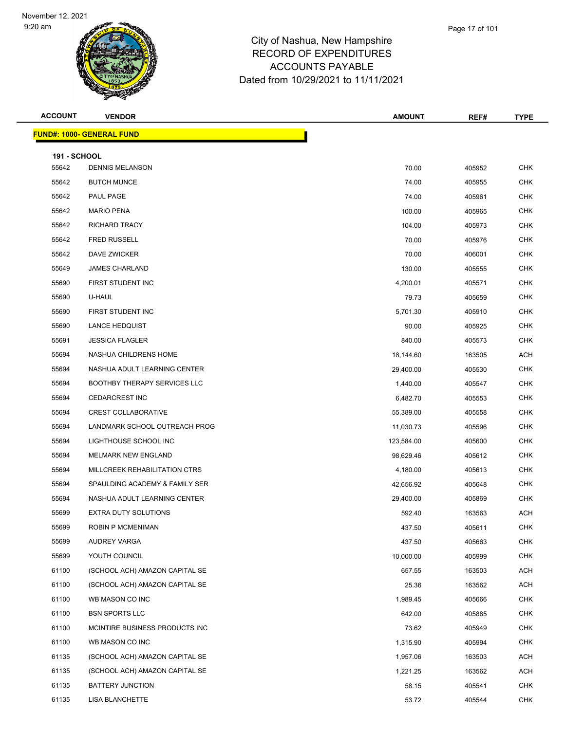# City of Nashua, New Hampshire
## RECORD OF EXPENDITURES
## ACCOUNTS PAYABLE
### Dated from 10/29/2021 to 11/11/2021

| ACCOUNT | VENDOR | AMOUNT | REF# | TYPE |
|---|---|---|---|---|
| **FUND#: 1000- GENERAL FUND** | | | | |
| **191 - SCHOOL** | | | | |
| 55642 | DENNIS MELANSON | 70.00 | 405952 | CHK |
| 55642 | BUTCH MUNCE | 74.00 | 405955 | CHK |
| 55642 | PAUL PAGE | 74.00 | 405961 | CHK |
| 55642 | MARIO PENA | 100.00 | 405965 | CHK |
| 55642 | RICHARD TRACY | 104.00 | 405973 | CHK |
| 55642 | FRED RUSSELL | 70.00 | 405976 | CHK |
| 55642 | DAVE ZWICKER | 70.00 | 406001 | CHK |
| 55649 | JAMES CHARLAND | 130.00 | 405555 | CHK |
| 55690 | FIRST STUDENT INC | 4,200.01 | 405571 | CHK |
| 55690 | U-HAUL | 79.73 | 405659 | CHK |
| 55690 | FIRST STUDENT INC | 5,701.30 | 405910 | CHK |
| 55690 | LANCE HEDQUIST | 90.00 | 405925 | CHK |
| 55691 | JESSICA FLAGLER | 840.00 | 405573 | CHK |
| 55694 | NASHUA CHILDRENS HOME | 18,144.60 | 163505 | ACH |
| 55694 | NASHUA ADULT LEARNING CENTER | 29,400.00 | 405530 | CHK |
| 55694 | BOOTHBY THERAPY SERVICES LLC | 1,440.00 | 405547 | CHK |
| 55694 | CEDARCREST INC | 6,482.70 | 405553 | CHK |
| 55694 | CREST COLLABORATIVE | 55,389.00 | 405558 | CHK |
| 55694 | LANDMARK SCHOOL OUTREACH PROG | 11,030.73 | 405596 | CHK |
| 55694 | LIGHTHOUSE SCHOOL INC | 123,584.00 | 405600 | CHK |
| 55694 | MELMARK NEW ENGLAND | 98,629.46 | 405612 | CHK |
| 55694 | MILLCREEK REHABILITATION CTRS | 4,180.00 | 405613 | CHK |
| 55694 | SPAULDING ACADEMY & FAMILY SER | 42,656.92 | 405648 | CHK |
| 55694 | NASHUA ADULT LEARNING CENTER | 29,400.00 | 405869 | CHK |
| 55699 | EXTRA DUTY SOLUTIONS | 592.40 | 163563 | ACH |
| 55699 | ROBIN P MCMENIMAN | 437.50 | 405611 | CHK |
| 55699 | AUDREY VARGA | 437.50 | 405663 | CHK |
| 55699 | YOUTH COUNCIL | 10,000.00 | 405999 | CHK |
| 61100 | (SCHOOL ACH) AMAZON CAPITAL SE | 657.55 | 163503 | ACH |
| 61100 | (SCHOOL ACH) AMAZON CAPITAL SE | 25.36 | 163562 | ACH |
| 61100 | WB MASON CO INC | 1,989.45 | 405666 | CHK |
| 61100 | BSN SPORTS LLC | 642.00 | 405885 | CHK |
| 61100 | MCINTIRE BUSINESS PRODUCTS INC | 73.62 | 405949 | CHK |
| 61100 | WB MASON CO INC | 1,315.90 | 405994 | CHK |
| 61135 | (SCHOOL ACH) AMAZON CAPITAL SE | 1,957.06 | 163503 | ACH |
| 61135 | (SCHOOL ACH) AMAZON CAPITAL SE | 1,221.25 | 163562 | ACH |
| 61135 | BATTERY JUNCTION | 58.15 | 405541 | CHK |
| 61135 | LISA BLANCHETTE | 53.72 | 405544 | CHK |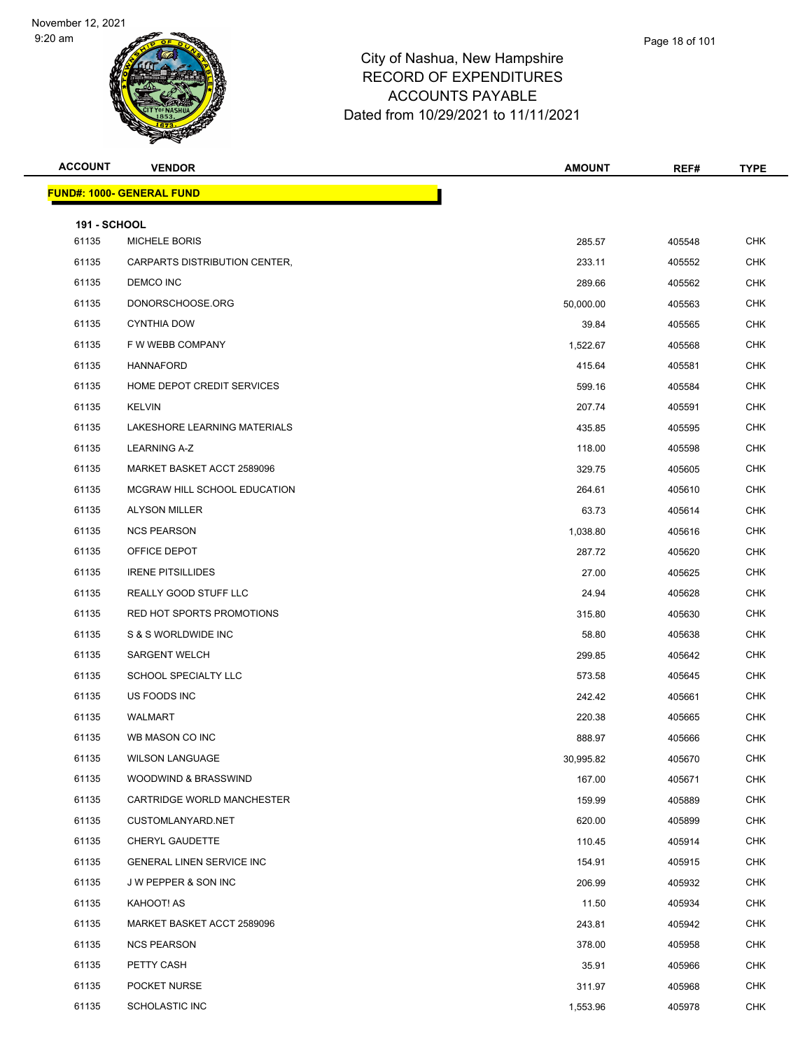# City of Nashua, New Hampshire
## RECORD OF EXPENDITURES
## ACCOUNTS PAYABLE
## Dated from 10/29/2021 to 11/11/2021

**FUND#: 1000- GENERAL FUND**

**191 - SCHOOL**

| ACCOUNT | VENDOR | AMOUNT | REF# | TYPE |
|---|---|---|---|---|
| 61135 | MICHELE BORIS | 285.57 | 405548 | CHK |
| 61135 | CARPARTS DISTRIBUTION CENTER, | 233.11 | 405552 | CHK |
| 61135 | DEMCO INC | 289.66 | 405562 | CHK |
| 61135 | DONORSCHOOSE.ORG | 50,000.00 | 405563 | CHK |
| 61135 | CYNTHIA DOW | 39.84 | 405565 | CHK |
| 61135 | F W WEBB COMPANY | 1,522.67 | 405568 | CHK |
| 61135 | HANNAFORD | 415.64 | 405581 | CHK |
| 61135 | HOME DEPOT CREDIT SERVICES | 599.16 | 405584 | CHK |
| 61135 | KELVIN | 207.74 | 405591 | CHK |
| 61135 | LAKESHORE LEARNING MATERIALS | 435.85 | 405595 | CHK |
| 61135 | LEARNING A-Z | 118.00 | 405598 | CHK |
| 61135 | MARKET BASKET ACCT 2589096 | 329.75 | 405605 | CHK |
| 61135 | MCGRAW HILL SCHOOL EDUCATION | 264.61 | 405610 | CHK |
| 61135 | ALYSON MILLER | 63.73 | 405614 | CHK |
| 61135 | NCS PEARSON | 1,038.80 | 405616 | CHK |
| 61135 | OFFICE DEPOT | 287.72 | 405620 | CHK |
| 61135 | IRENE PITSILLIDES | 27.00 | 405625 | CHK |
| 61135 | REALLY GOOD STUFF LLC | 24.94 | 405628 | CHK |
| 61135 | RED HOT SPORTS PROMOTIONS | 315.80 | 405630 | CHK |
| 61135 | S & S WORLDWIDE INC | 58.80 | 405638 | CHK |
| 61135 | SARGENT WELCH | 299.85 | 405642 | CHK |
| 61135 | SCHOOL SPECIALTY LLC | 573.58 | 405645 | CHK |
| 61135 | US FOODS INC | 242.42 | 405661 | CHK |
| 61135 | WALMART | 220.38 | 405665 | CHK |
| 61135 | WB MASON CO INC | 888.97 | 405666 | CHK |
| 61135 | WILSON LANGUAGE | 30,995.82 | 405670 | CHK |
| 61135 | WOODWIND & BRASSWIND | 167.00 | 405671 | CHK |
| 61135 | CARTRIDGE WORLD MANCHESTER | 159.99 | 405889 | CHK |
| 61135 | CUSTOMLANYARD.NET | 620.00 | 405899 | CHK |
| 61135 | CHERYL GAUDETTE | 110.45 | 405914 | CHK |
| 61135 | GENERAL LINEN SERVICE INC | 154.91 | 405915 | CHK |
| 61135 | J W PEPPER & SON INC | 206.99 | 405932 | CHK |
| 61135 | KAHOOT! AS | 11.50 | 405934 | CHK |
| 61135 | MARKET BASKET ACCT 2589096 | 243.81 | 405942 | CHK |
| 61135 | NCS PEARSON | 378.00 | 405958 | CHK |
| 61135 | PETTY CASH | 35.91 | 405966 | CHK |
| 61135 | POCKET NURSE | 311.97 | 405968 | CHK |
| 61135 | SCHOLASTIC INC | 1,553.96 | 405978 | CHK |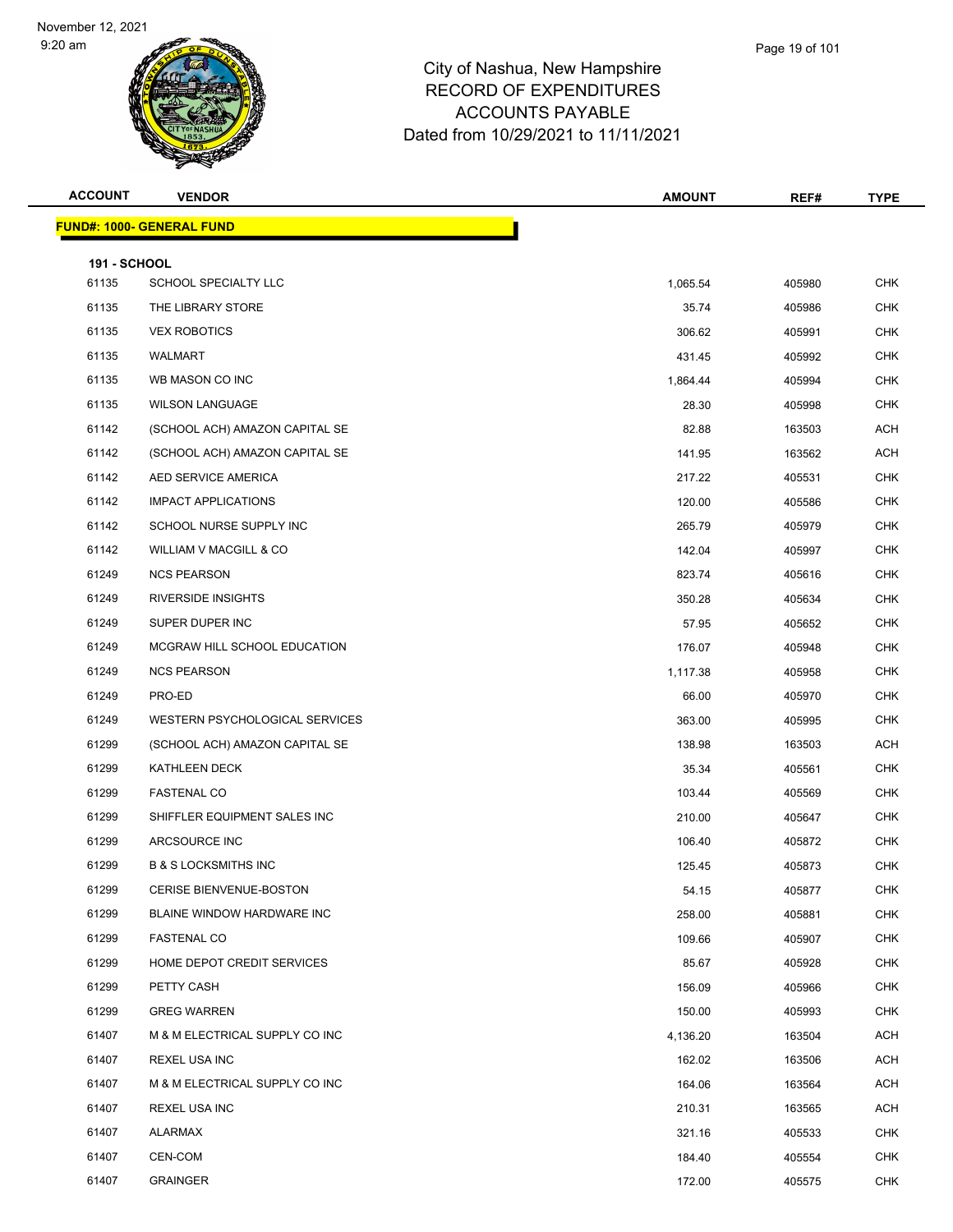# City of Nashua, New Hampshire
## RECORD OF EXPENDITURES
## ACCOUNTS PAYABLE
## Dated from 10/29/2021 to 11/11/2021

| ACCOUNT | VENDOR | AMOUNT | REF# | TYPE |
|---|---|---|---|---|
| **FUND#: 1000- GENERAL FUND** | | | | |
| **191 - SCHOOL** | | | | |
| 61135 | SCHOOL SPECIALTY LLC | 1,065.54 | 405980 | CHK |
| 61135 | THE LIBRARY STORE | 35.74 | 405986 | CHK |
| 61135 | VEX ROBOTICS | 306.62 | 405991 | CHK |
| 61135 | WALMART | 431.45 | 405992 | CHK |
| 61135 | WB MASON CO INC | 1,864.44 | 405994 | CHK |
| 61135 | WILSON LANGUAGE | 28.30 | 405998 | CHK |
| 61142 | (SCHOOL ACH) AMAZON CAPITAL SE | 82.88 | 163503 | ACH |
| 61142 | (SCHOOL ACH) AMAZON CAPITAL SE | 141.95 | 163562 | ACH |
| 61142 | AED SERVICE AMERICA | 217.22 | 405531 | CHK |
| 61142 | IMPACT APPLICATIONS | 120.00 | 405586 | CHK |
| 61142 | SCHOOL NURSE SUPPLY INC | 265.79 | 405979 | CHK |
| 61142 | WILLIAM V MACGILL & CO | 142.04 | 405997 | CHK |
| 61249 | NCS PEARSON | 823.74 | 405616 | CHK |
| 61249 | RIVERSIDE INSIGHTS | 350.28 | 405634 | CHK |
| 61249 | SUPER DUPER INC | 57.95 | 405652 | CHK |
| 61249 | MCGRAW HILL SCHOOL EDUCATION | 176.07 | 405948 | CHK |
| 61249 | NCS PEARSON | 1,117.38 | 405958 | CHK |
| 61249 | PRO-ED | 66.00 | 405970 | CHK |
| 61249 | WESTERN PSYCHOLOGICAL SERVICES | 363.00 | 405995 | CHK |
| 61299 | (SCHOOL ACH) AMAZON CAPITAL SE | 138.98 | 163503 | ACH |
| 61299 | KATHLEEN DECK | 35.34 | 405561 | CHK |
| 61299 | FASTENAL CO | 103.44 | 405569 | CHK |
| 61299 | SHIFFLER EQUIPMENT SALES INC | 210.00 | 405647 | CHK |
| 61299 | ARCSOURCE INC | 106.40 | 405872 | CHK |
| 61299 | B & S LOCKSMITHS INC | 125.45 | 405873 | CHK |
| 61299 | CERISE BIENVENUE-BOSTON | 54.15 | 405877 | CHK |
| 61299 | BLAINE WINDOW HARDWARE INC | 258.00 | 405881 | CHK |
| 61299 | FASTENAL CO | 109.66 | 405907 | CHK |
| 61299 | HOME DEPOT CREDIT SERVICES | 85.67 | 405928 | CHK |
| 61299 | PETTY CASH | 156.09 | 405966 | CHK |
| 61299 | GREG WARREN | 150.00 | 405993 | CHK |
| 61407 | M & M ELECTRICAL SUPPLY CO INC | 4,136.20 | 163504 | ACH |
| 61407 | REXEL USA INC | 162.02 | 163506 | ACH |
| 61407 | M & M ELECTRICAL SUPPLY CO INC | 164.06 | 163564 | ACH |
| 61407 | REXEL USA INC | 210.31 | 163565 | ACH |
| 61407 | ALARMAX | 321.16 | 405533 | CHK |
| 61407 | CEN-COM | 184.40 | 405554 | CHK |
| 61407 | GRAINGER | 172.00 | 405575 | CHK |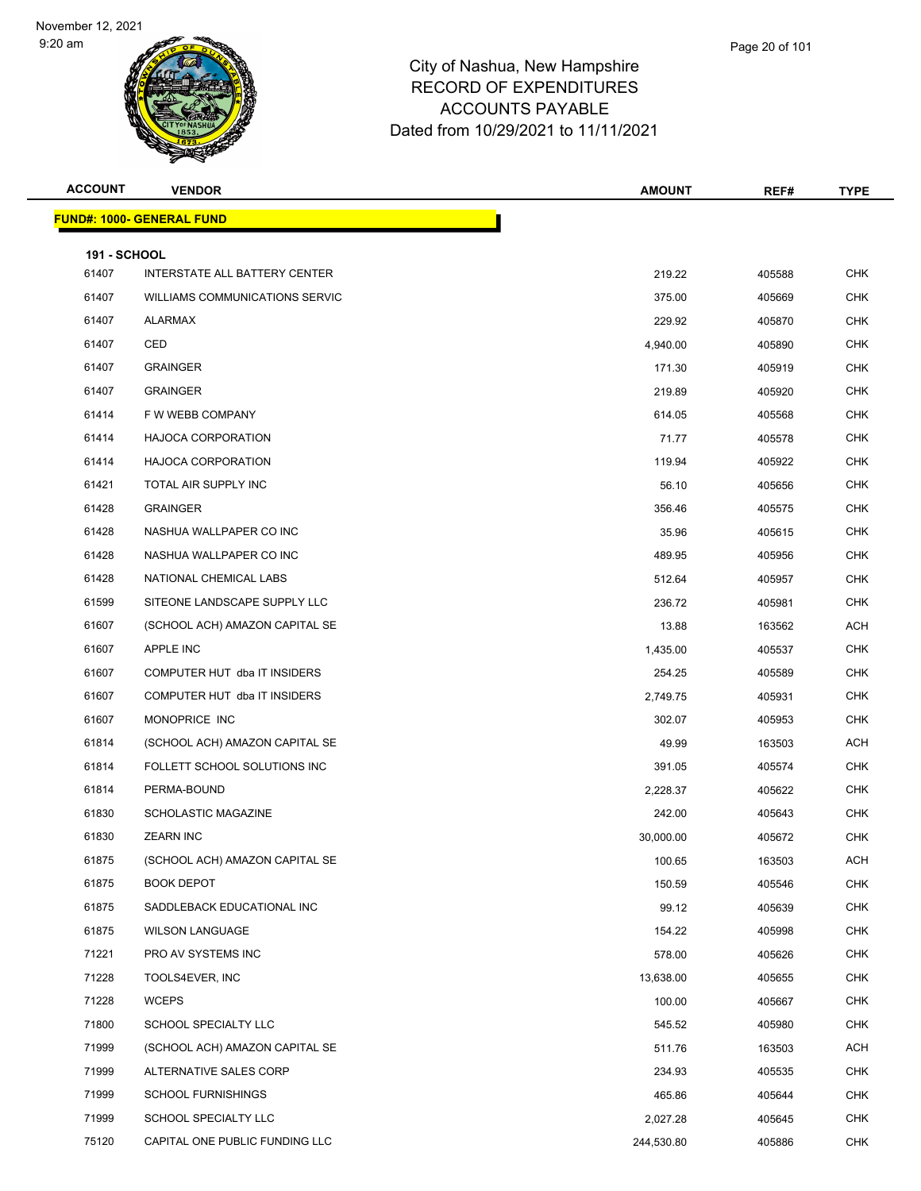# City of Nashua, New Hampshire
## RECORD OF EXPENDITURES
## ACCOUNTS PAYABLE
## Dated from 10/29/2021 to 11/11/2021

November 12, 2021
9:20 am

| ACCOUNT | VENDOR | AMOUNT | REF# | TYPE |
|---|---|---|---|---|
| **FUND#: 1000- GENERAL FUND** | | | | |
| **191 - SCHOOL** | | | | |
| 61407 | INTERSTATE ALL BATTERY CENTER | 219.22 | 405588 | CHK |
| 61407 | WILLIAMS COMMUNICATIONS SERVIC | 375.00 | 405669 | CHK |
| 61407 | ALARMAX | 229.92 | 405870 | CHK |
| 61407 | CED | 4,940.00 | 405890 | CHK |
| 61407 | GRAINGER | 171.30 | 405919 | CHK |
| 61407 | GRAINGER | 219.89 | 405920 | CHK |
| 61414 | F W WEBB COMPANY | 614.05 | 405568 | CHK |
| 61414 | HAJOCA CORPORATION | 71.77 | 405578 | CHK |
| 61414 | HAJOCA CORPORATION | 119.94 | 405922 | CHK |
| 61421 | TOTAL AIR SUPPLY INC | 56.10 | 405656 | CHK |
| 61428 | GRAINGER | 356.46 | 405575 | CHK |
| 61428 | NASHUA WALLPAPER CO INC | 35.96 | 405615 | CHK |
| 61428 | NASHUA WALLPAPER CO INC | 489.95 | 405956 | CHK |
| 61428 | NATIONAL CHEMICAL LABS | 512.64 | 405957 | CHK |
| 61599 | SITEONE LANDSCAPE SUPPLY LLC | 236.72 | 405981 | CHK |
| 61607 | (SCHOOL ACH) AMAZON CAPITAL SE | 13.88 | 163562 | ACH |
| 61607 | APPLE INC | 1,435.00 | 405537 | CHK |
| 61607 | COMPUTER HUT dba IT INSIDERS | 254.25 | 405589 | CHK |
| 61607 | COMPUTER HUT dba IT INSIDERS | 2,749.75 | 405931 | CHK |
| 61607 | MONOPRICE INC | 302.07 | 405953 | CHK |
| 61814 | (SCHOOL ACH) AMAZON CAPITAL SE | 49.99 | 163503 | ACH |
| 61814 | FOLLETT SCHOOL SOLUTIONS INC | 391.05 | 405574 | CHK |
| 61814 | PERMA-BOUND | 2,228.37 | 405622 | CHK |
| 61830 | SCHOLASTIC MAGAZINE | 242.00 | 405643 | CHK |
| 61830 | ZEARN INC | 30,000.00 | 405672 | CHK |
| 61875 | (SCHOOL ACH) AMAZON CAPITAL SE | 100.65 | 163503 | ACH |
| 61875 | BOOK DEPOT | 150.59 | 405546 | CHK |
| 61875 | SADDLEBACK EDUCATIONAL INC | 99.12 | 405639 | CHK |
| 61875 | WILSON LANGUAGE | 154.22 | 405998 | CHK |
| 71221 | PRO AV SYSTEMS INC | 578.00 | 405626 | CHK |
| 71228 | TOOLS4EVER, INC | 13,638.00 | 405655 | CHK |
| 71228 | WCEPS | 100.00 | 405667 | CHK |
| 71800 | SCHOOL SPECIALTY LLC | 545.52 | 405980 | CHK |
| 71999 | (SCHOOL ACH) AMAZON CAPITAL SE | 511.76 | 163503 | ACH |
| 71999 | ALTERNATIVE SALES CORP | 234.93 | 405535 | CHK |
| 71999 | SCHOOL FURNISHINGS | 465.86 | 405644 | CHK |
| 71999 | SCHOOL SPECIALTY LLC | 2,027.28 | 405645 | CHK |
| 75120 | CAPITAL ONE PUBLIC FUNDING LLC | 244,530.80 | 405886 | CHK |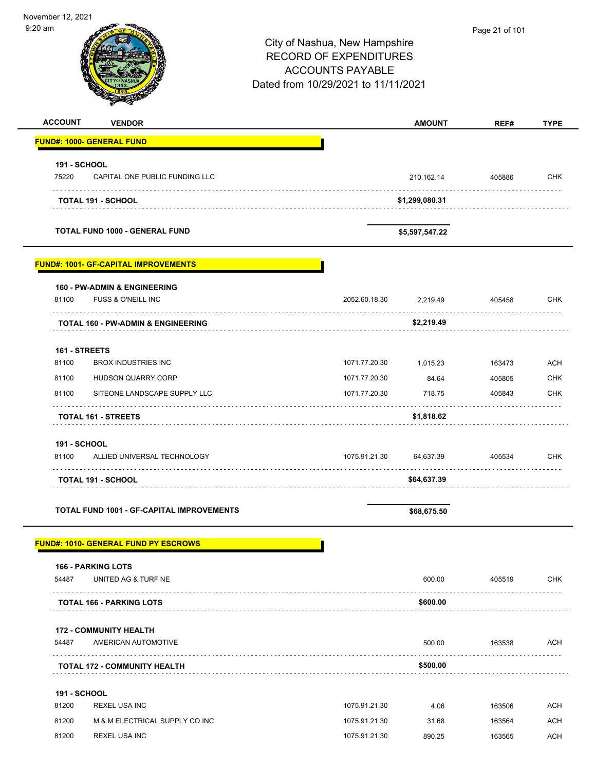# City of Nashua, New Hampshire
## RECORD OF EXPENDITURES
## ACCOUNTS PAYABLE
## Dated from 10/29/2021 to 11/11/2021

| ACCOUNT | VENDOR | | AMOUNT | REF# | TYPE |
|---|---|---|---|---|---|
| **FUND#: 1000- GENERAL FUND** | | | | | |
| **191 - SCHOOL** | | | | | |
| 75220 | CAPITAL ONE PUBLIC FUNDING LLC | | 210,162.14 | 405886 | CHK |
| | **TOTAL 191 - SCHOOL** | | **$1,299,080.31** | | |
| | **TOTAL FUND 1000 - GENERAL FUND** | | **$5,597,547.22** | | |
| **FUND#: 1001- GF-CAPITAL IMPROVEMENTS** | | | | | |
| **160 - PW-ADMIN & ENGINEERING** | | | | | |
| 81100 | FUSS & O'NEILL INC | 2052.60.18.30 | 2,219.49 | 405458 | CHK |
| | **TOTAL 160 - PW-ADMIN & ENGINEERING** | | **$2,219.49** | | |
| **161 - STREETS** | | | | | |
| 81100 | BROX INDUSTRIES INC | 1071.77.20.30 | 1,015.23 | 163473 | ACH |
| 81100 | HUDSON QUARRY CORP | 1071.77.20.30 | 84.64 | 405805 | CHK |
| 81100 | SITEONE LANDSCAPE SUPPLY LLC | 1071.77.20.30 | 718.75 | 405843 | CHK |
| | **TOTAL 161 - STREETS** | | **$1,818.62** | | |
| **191 - SCHOOL** | | | | | |
| 81100 | ALLIED UNIVERSAL TECHNOLOGY | 1075.91.21.30 | 64,637.39 | 405534 | CHK |
| | **TOTAL 191 - SCHOOL** | | **$64,637.39** | | |
| | **TOTAL FUND 1001 - GF-CAPITAL IMPROVEMENTS** | | **$68,675.50** | | |
| **FUND#: 1010- GENERAL FUND PY ESCROWS** | | | | | |
| **166 - PARKING LOTS** | | | | | |
| 54487 | UNITED AG & TURF NE | | 600.00 | 405519 | CHK |
| | **TOTAL 166 - PARKING LOTS** | | **$600.00** | | |
| **172 - COMMUNITY HEALTH** | | | | | |
| 54487 | AMERICAN AUTOMOTIVE | | 500.00 | 163538 | ACH |
| | **TOTAL 172 - COMMUNITY HEALTH** | | **$500.00** | | |
| **191 - SCHOOL** | | | | | |
| 81200 | REXEL USA INC | 1075.91.21.30 | 4.06 | 163506 | ACH |
| 81200 | M & M ELECTRICAL SUPPLY CO INC | 1075.91.21.30 | 31.68 | 163564 | ACH |
| 81200 | REXEL USA INC | 1075.91.21.30 | 890.25 | 163565 | ACH |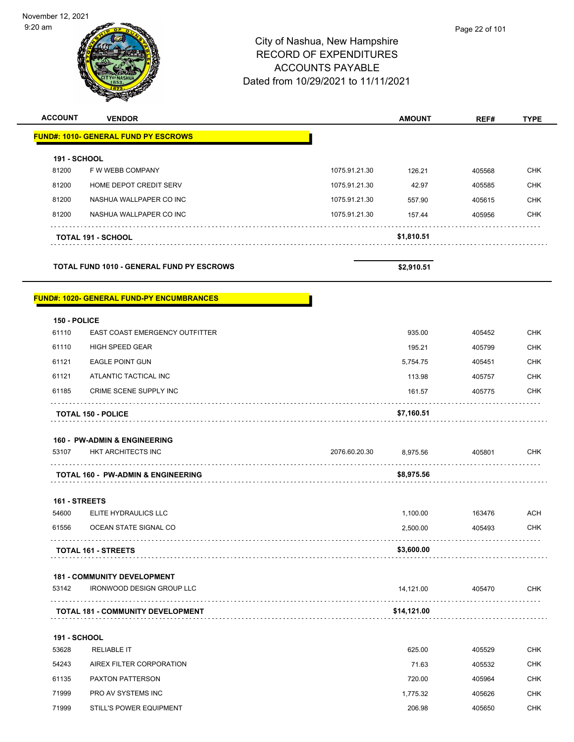# City of Nashua, New Hampshire
## RECORD OF EXPENDITURES
## ACCOUNTS PAYABLE
### Dated from 10/29/2021 to 11/11/2021

| ACCOUNT | VENDOR | | AMOUNT | REF# | TYPE |
|---|---|---|---|---|---|
| **FUND#: 1010- GENERAL FUND PY ESCROWS** | | | | | |
| **191 - SCHOOL** | | | | | |
| 81200 | F W WEBB COMPANY | 1075.91.21.30 | 126.21 | 405568 | CHK |
| 81200 | HOME DEPOT CREDIT SERV | 1075.91.21.30 | 42.97 | 405585 | CHK |
| 81200 | NASHUA WALLPAPER CO INC | 1075.91.21.30 | 557.90 | 405615 | CHK |
| 81200 | NASHUA WALLPAPER CO INC | 1075.91.21.30 | 157.44 | 405956 | CHK |
| | **TOTAL 191 - SCHOOL** | | **$1,810.51** | | |
| | **TOTAL FUND 1010 - GENERAL FUND PY ESCROWS** | | **$2,910.51** | | |
| **FUND#: 1020- GENERAL FUND-PY ENCUMBRANCES** | | | | | |
| **150 - POLICE** | | | | | |
| 61110 | EAST COAST EMERGENCY OUTFITTER | | 935.00 | 405452 | CHK |
| 61110 | HIGH SPEED GEAR | | 195.21 | 405799 | CHK |
| 61121 | EAGLE POINT GUN | | 5,754.75 | 405451 | CHK |
| 61121 | ATLANTIC TACTICAL INC | | 113.98 | 405757 | CHK |
| 61185 | CRIME SCENE SUPPLY INC | | 161.57 | 405775 | CHK |
| | **TOTAL 150 - POLICE** | | **$7,160.51** | | |
| **160 - PW-ADMIN & ENGINEERING** | | | | | |
| 53107 | HKT ARCHITECTS INC | 2076.60.20.30 | 8,975.56 | 405801 | CHK |
| | **TOTAL 160 - PW-ADMIN & ENGINEERING** | | **$8,975.56** | | |
| **161 - STREETS** | | | | | |
| 54600 | ELITE HYDRAULICS LLC | | 1,100.00 | 163476 | ACH |
| 61556 | OCEAN STATE SIGNAL CO | | 2,500.00 | 405493 | CHK |
| | **TOTAL 161 - STREETS** | | **$3,600.00** | | |
| **181 - COMMUNITY DEVELOPMENT** | | | | | |
| 53142 | IRONWOOD DESIGN GROUP LLC | | 14,121.00 | 405470 | CHK |
| | **TOTAL 181 - COMMUNITY DEVELOPMENT** | | **$14,121.00** | | |
| **191 - SCHOOL** | | | | | |
| 53628 | RELIABLE IT | | 625.00 | 405529 | CHK |
| 54243 | AIREX FILTER CORPORATION | | 71.63 | 405532 | CHK |
| 61135 | PAXTON PATTERSON | | 720.00 | 405964 | CHK |
| 71999 | PRO AV SYSTEMS INC | | 1,775.32 | 405626 | CHK |
| 71999 | STILL'S POWER EQUIPMENT | | 206.98 | 405650 | CHK |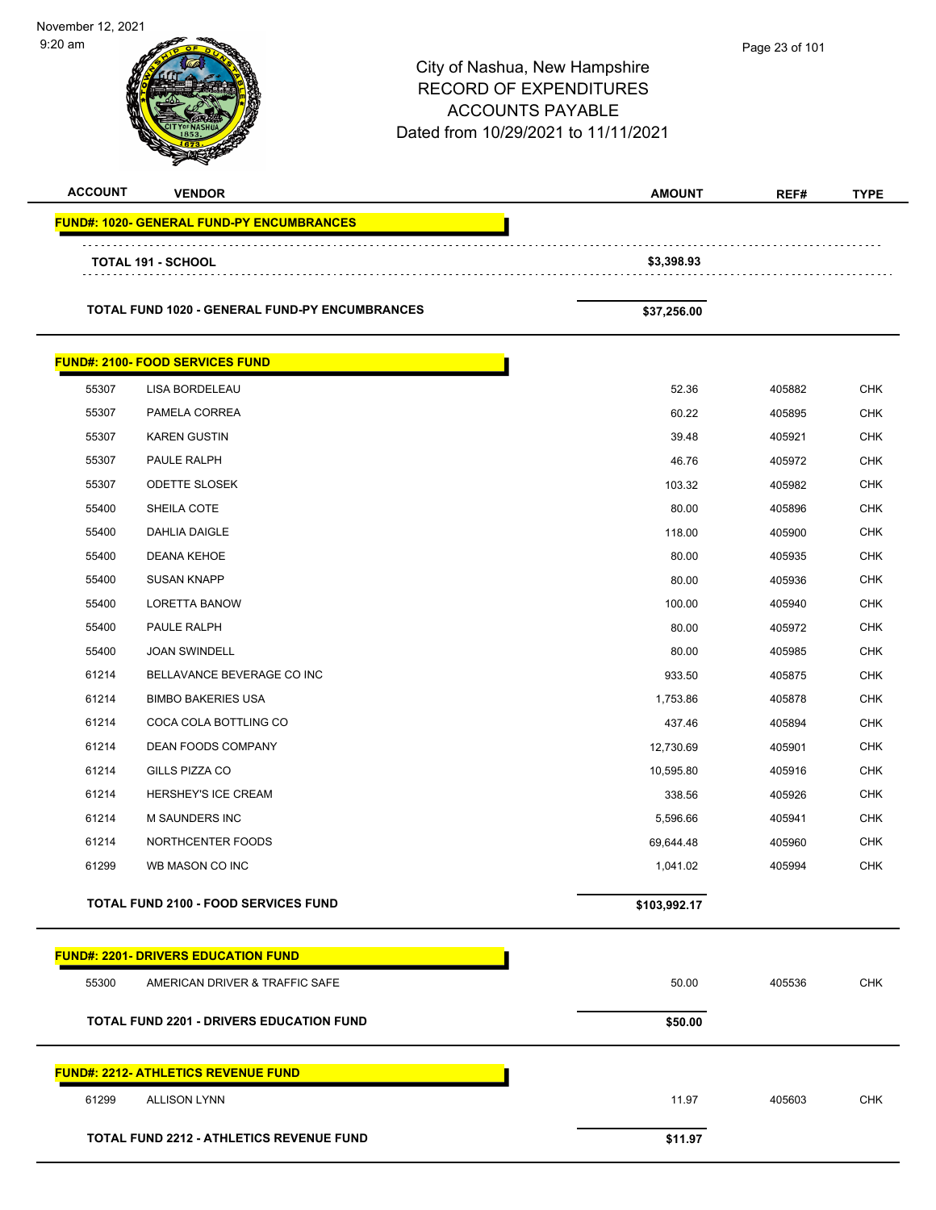# City of Nashua, New Hampshire
## RECORD OF EXPENDITURES
## ACCOUNTS PAYABLE
## Dated from 10/29/2021 to 11/11/2021

November 12, 2021
9:20 am

| ACCOUNT | VENDOR | AMOUNT | REF# | TYPE |
|---|---|---|---|---|
| **FUND#: 1020- GENERAL FUND-PY ENCUMBRANCES** | | | | |
| | **TOTAL 191 - SCHOOL** | **$3,398.93** | | |
| | **TOTAL FUND 1020 - GENERAL FUND-PY ENCUMBRANCES** | **$37,256.00** | | |
| **FUND#: 2100- FOOD SERVICES FUND** | | | | |
| 55307 | LISA BORDELEAU | 52.36 | 405882 | CHK |
| 55307 | PAMELA CORREA | 60.22 | 405895 | CHK |
| 55307 | KAREN GUSTIN | 39.48 | 405921 | CHK |
| 55307 | PAULE RALPH | 46.76 | 405972 | CHK |
| 55307 | ODETTE SLOSEK | 103.32 | 405982 | CHK |
| 55400 | SHEILA COTE | 80.00 | 405896 | CHK |
| 55400 | DAHLIA DAIGLE | 118.00 | 405900 | CHK |
| 55400 | DEANA KEHOE | 80.00 | 405935 | CHK |
| 55400 | SUSAN KNAPP | 80.00 | 405936 | CHK |
| 55400 | LORETTA BANOW | 100.00 | 405940 | CHK |
| 55400 | PAULE RALPH | 80.00 | 405972 | CHK |
| 55400 | JOAN SWINDELL | 80.00 | 405985 | CHK |
| 61214 | BELLAVANCE BEVERAGE CO INC | 933.50 | 405875 | CHK |
| 61214 | BIMBO BAKERIES USA | 1,753.86 | 405878 | CHK |
| 61214 | COCA COLA BOTTLING CO | 437.46 | 405894 | CHK |
| 61214 | DEAN FOODS COMPANY | 12,730.69 | 405901 | CHK |
| 61214 | GILLS PIZZA CO | 10,595.80 | 405916 | CHK |
| 61214 | HERSHEY'S ICE CREAM | 338.56 | 405926 | CHK |
| 61214 | M SAUNDERS INC | 5,596.66 | 405941 | CHK |
| 61214 | NORTHCENTER FOODS | 69,644.48 | 405960 | CHK |
| 61299 | WB MASON CO INC | 1,041.02 | 405994 | CHK |
| | **TOTAL FUND 2100 - FOOD SERVICES FUND** | **$103,992.17** | | |
| **FUND#: 2201- DRIVERS EDUCATION FUND** | | | | |
| 55300 | AMERICAN DRIVER & TRAFFIC SAFE | 50.00 | 405536 | CHK |
| | **TOTAL FUND 2201 - DRIVERS EDUCATION FUND** | **$50.00** | | |
| **FUND#: 2212- ATHLETICS REVENUE FUND** | | | | |
| 61299 | ALLISON LYNN | 11.97 | 405603 | CHK |
| | **TOTAL FUND 2212 - ATHLETICS REVENUE FUND** | **$11.97** | | |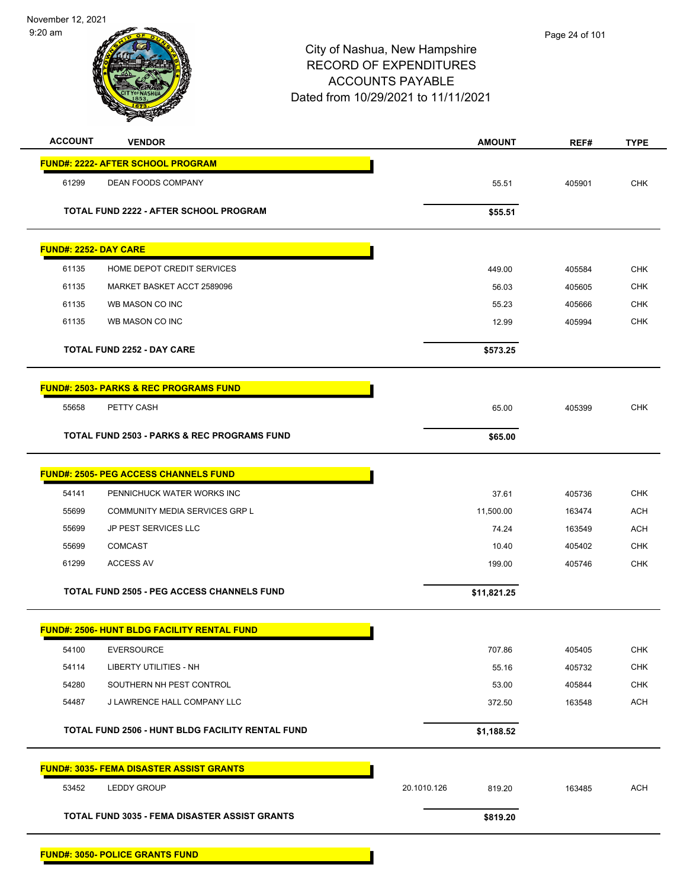City of Nashua, New Hampshire
RECORD OF EXPENDITURES
ACCOUNTS PAYABLE
Dated from 10/29/2021 to 11/11/2021

November 12, 2021
9:20 am

| ACCOUNT | VENDOR | | AMOUNT | REF# | TYPE |
|---|---|---|---|---|---|
| **FUND#: 2222- AFTER SCHOOL PROGRAM** | | | | | |
| 61299 | DEAN FOODS COMPANY | | 55.51 | 405901 | CHK |
| | **TOTAL FUND 2222 - AFTER SCHOOL PROGRAM** | | **$55.51** | | |
| **FUND#: 2252- DAY CARE** | | | | | |
| 61135 | HOME DEPOT CREDIT SERVICES | | 449.00 | 405584 | CHK |
| 61135 | MARKET BASKET ACCT 2589096 | | 56.03 | 405605 | CHK |
| 61135 | WB MASON CO INC | | 55.23 | 405666 | CHK |
| 61135 | WB MASON CO INC | | 12.99 | 405994 | CHK |
| | **TOTAL FUND 2252 - DAY CARE** | | **$573.25** | | |
| **FUND#: 2503- PARKS & REC PROGRAMS FUND** | | | | | |
| 55658 | PETTY CASH | | 65.00 | 405399 | CHK |
| | **TOTAL FUND 2503 - PARKS & REC PROGRAMS FUND** | | **$65.00** | | |
| **FUND#: 2505- PEG ACCESS CHANNELS FUND** | | | | | |
| 54141 | PENNICHUCK WATER WORKS INC | | 37.61 | 405736 | CHK |
| 55699 | COMMUNITY MEDIA SERVICES GRP L | | 11,500.00 | 163474 | ACH |
| 55699 | JP PEST SERVICES LLC | | 74.24 | 163549 | ACH |
| 55699 | COMCAST | | 10.40 | 405402 | CHK |
| 61299 | ACCESS AV | | 199.00 | 405746 | CHK |
| | **TOTAL FUND 2505 - PEG ACCESS CHANNELS FUND** | | **$11,821.25** | | |
| **FUND#: 2506- HUNT BLDG FACILITY RENTAL FUND** | | | | | |
| 54100 | EVERSOURCE | | 707.86 | 405405 | CHK |
| 54114 | LIBERTY UTILITIES - NH | | 55.16 | 405732 | CHK |
| 54280 | SOUTHERN NH PEST CONTROL | | 53.00 | 405844 | CHK |
| 54487 | J LAWRENCE HALL COMPANY LLC | | 372.50 | 163548 | ACH |
| | **TOTAL FUND 2506 - HUNT BLDG FACILITY RENTAL FUND** | | **$1,188.52** | | |
| **FUND#: 3035- FEMA DISASTER ASSIST GRANTS** | | | | | |
| 53452 | LEDDY GROUP | 20.1010.126 | 819.20 | 163485 | ACH |
| | **TOTAL FUND 3035 - FEMA DISASTER ASSIST GRANTS** | | **$819.20** | | |
| **FUND#: 3050- POLICE GRANTS FUND** | | | | | |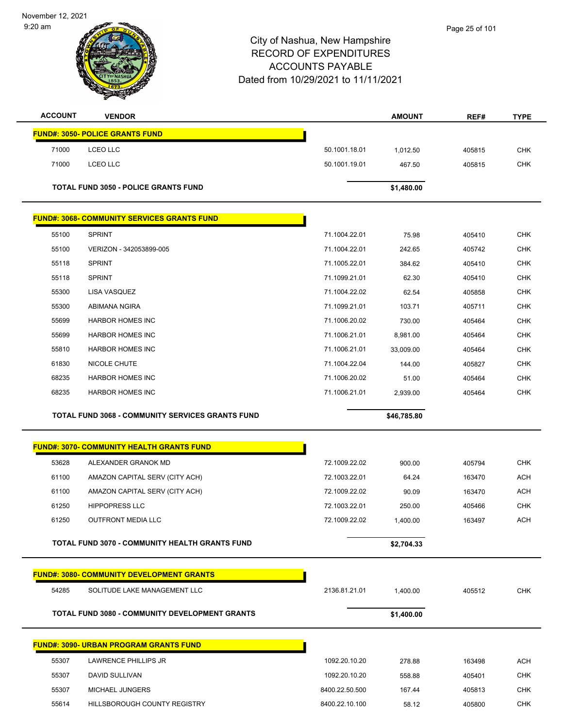# City of Nashua, New Hampshire
## RECORD OF EXPENDITURES
## ACCOUNTS PAYABLE
## Dated from 10/29/2021 to 11/11/2021

November 12, 2021
9:20 am

| ACCOUNT | VENDOR | | AMOUNT | REF# | TYPE |
|---|---|---|---|---|---|
| **FUND#: 3050- POLICE GRANTS FUND** | | | | | |
| 71000 | LCEO LLC | 50.1001.18.01 | 1,012.50 | 405815 | CHK |
| 71000 | LCEO LLC | 50.1001.19.01 | 467.50 | 405815 | CHK |
| **TOTAL FUND 3050 - POLICE GRANTS FUND** | | | **$1,480.00** | | |
| **FUND#: 3068- COMMUNITY SERVICES GRANTS FUND** | | | | | |
| 55100 | SPRINT | 71.1004.22.01 | 75.98 | 405410 | CHK |
| 55100 | VERIZON - 342053899-005 | 71.1004.22.01 | 242.65 | 405742 | CHK |
| 55118 | SPRINT | 71.1005.22.01 | 384.62 | 405410 | CHK |
| 55118 | SPRINT | 71.1099.21.01 | 62.30 | 405410 | CHK |
| 55300 | LISA VASQUEZ | 71.1004.22.02 | 62.54 | 405858 | CHK |
| 55300 | ABIMANA NGIRA | 71.1099.21.01 | 103.71 | 405711 | CHK |
| 55699 | HARBOR HOMES INC | 71.1006.20.02 | 730.00 | 405464 | CHK |
| 55699 | HARBOR HOMES INC | 71.1006.21.01 | 8,981.00 | 405464 | CHK |
| 55810 | HARBOR HOMES INC | 71.1006.21.01 | 33,009.00 | 405464 | CHK |
| 61830 | NICOLE CHUTE | 71.1004.22.04 | 144.00 | 405827 | CHK |
| 68235 | HARBOR HOMES INC | 71.1006.20.02 | 51.00 | 405464 | CHK |
| 68235 | HARBOR HOMES INC | 71.1006.21.01 | 2,939.00 | 405464 | CHK |
| **TOTAL FUND 3068 - COMMUNITY SERVICES GRANTS FUND** | | | **$46,785.80** | | |
| **FUND#: 3070- COMMUNITY HEALTH GRANTS FUND** | | | | | |
| 53628 | ALEXANDER GRANOK MD | 72.1009.22.02 | 900.00 | 405794 | CHK |
| 61100 | AMAZON CAPITAL SERV (CITY ACH) | 72.1003.22.01 | 64.24 | 163470 | ACH |
| 61100 | AMAZON CAPITAL SERV (CITY ACH) | 72.1009.22.02 | 90.09 | 163470 | ACH |
| 61250 | HIPPOPRESS LLC | 72.1003.22.01 | 250.00 | 405466 | CHK |
| 61250 | OUTFRONT MEDIA LLC | 72.1009.22.02 | 1,400.00 | 163497 | ACH |
| **TOTAL FUND 3070 - COMMUNITY HEALTH GRANTS FUND** | | | **$2,704.33** | | |
| **FUND#: 3080- COMMUNITY DEVELOPMENT GRANTS** | | | | | |
| 54285 | SOLITUDE LAKE MANAGEMENT LLC | 2136.81.21.01 | 1,400.00 | 405512 | CHK |
| **TOTAL FUND 3080 - COMMUNITY DEVELOPMENT GRANTS** | | | **$1,400.00** | | |
| **FUND#: 3090- URBAN PROGRAM GRANTS FUND** | | | | | |
| 55307 | LAWRENCE PHILLIPS JR | 1092.20.10.20 | 278.88 | 163498 | ACH |
| 55307 | DAVID SULLIVAN | 1092.20.10.20 | 558.88 | 405401 | CHK |
| 55307 | MICHAEL JUNGERS | 8400.22.50.500 | 167.44 | 405813 | CHK |
| 55614 | HILLSBOROUGH COUNTY REGISTRY | 8400.22.10.100 | 58.12 | 405800 | CHK |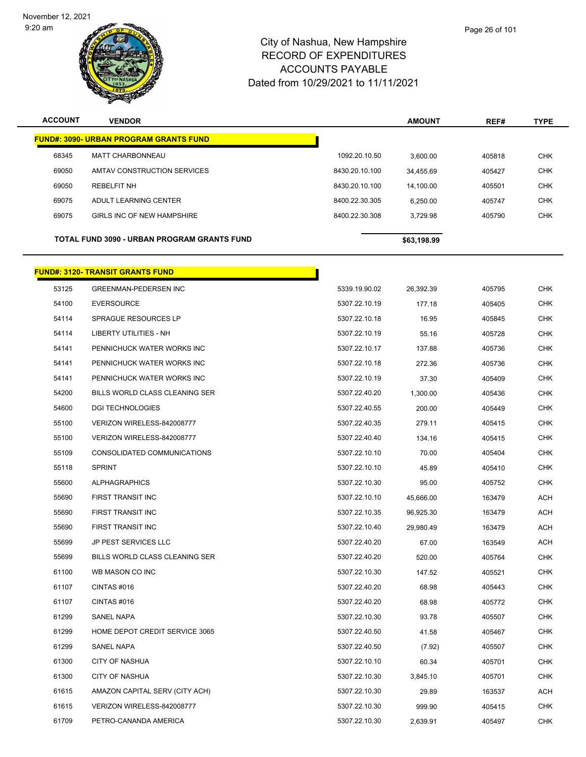# City of Nashua, New Hampshire
## RECORD OF EXPENDITURES
## ACCOUNTS PAYABLE
## Dated from 10/29/2021 to 11/11/2021

| ACCOUNT | VENDOR | | AMOUNT | REF# | TYPE |
|---|---|---|---|---|---|
| **FUND#: 3090- URBAN PROGRAM GRANTS FUND** | | | | | |
| 68345 | MATT CHARBONNEAU | 1092.20.10.50 | 3,600.00 | 405818 | CHK |
| 69050 | AMTAV CONSTRUCTION SERVICES | 8430.20.10.100 | 34,455.69 | 405427 | CHK |
| 69050 | REBELFIT NH | 8430.20.10.100 | 14,100.00 | 405501 | CHK |
| 69075 | ADULT LEARNING CENTER | 8400.22.30.305 | 6,250.00 | 405747 | CHK |
| 69075 | GIRLS INC OF NEW HAMPSHIRE | 8400.22.30.308 | 3,729.98 | 405790 | CHK |
| **TOTAL FUND 3090 - URBAN PROGRAM GRANTS FUND** | | | **$63,198.99** | | |

| ACCOUNT | VENDOR | | AMOUNT | REF# | TYPE |
|---|---|---|---|---|---|
| **FUND#: 3120- TRANSIT GRANTS FUND** | | | | | |
| 53125 | GREENMAN-PEDERSEN INC | 5339.19.90.02 | 26,392.39 | 405795 | CHK |
| 54100 | EVERSOURCE | 5307.22.10.19 | 177.18 | 405405 | CHK |
| 54114 | SPRAGUE RESOURCES LP | 5307.22.10.18 | 16.95 | 405845 | CHK |
| 54114 | LIBERTY UTILITIES - NH | 5307.22.10.19 | 55.16 | 405728 | CHK |
| 54141 | PENNICHUCK WATER WORKS INC | 5307.22.10.17 | 137.88 | 405736 | CHK |
| 54141 | PENNICHUCK WATER WORKS INC | 5307.22.10.18 | 272.36 | 405736 | CHK |
| 54141 | PENNICHUCK WATER WORKS INC | 5307.22.10.19 | 37.30 | 405409 | CHK |
| 54200 | BILLS WORLD CLASS CLEANING SER | 5307.22.40.20 | 1,300.00 | 405436 | CHK |
| 54600 | DGI TECHNOLOGIES | 5307.22.40.55 | 200.00 | 405449 | CHK |
| 55100 | VERIZON WIRELESS-842008777 | 5307.22.40.35 | 279.11 | 405415 | CHK |
| 55100 | VERIZON WIRELESS-842008777 | 5307.22.40.40 | 134.16 | 405415 | CHK |
| 55109 | CONSOLIDATED COMMUNICATIONS | 5307.22.10.10 | 70.00 | 405404 | CHK |
| 55118 | SPRINT | 5307.22.10.10 | 45.89 | 405410 | CHK |
| 55600 | ALPHAGRAPHICS | 5307.22.10.30 | 95.00 | 405752 | CHK |
| 55690 | FIRST TRANSIT INC | 5307.22.10.10 | 45,666.00 | 163479 | ACH |
| 55690 | FIRST TRANSIT INC | 5307.22.10.35 | 96,925.30 | 163479 | ACH |
| 55690 | FIRST TRANSIT INC | 5307.22.10.40 | 29,980.49 | 163479 | ACH |
| 55699 | JP PEST SERVICES LLC | 5307.22.40.20 | 67.00 | 163549 | ACH |
| 55699 | BILLS WORLD CLASS CLEANING SER | 5307.22.40.20 | 520.00 | 405764 | CHK |
| 61100 | WB MASON CO INC | 5307.22.10.30 | 147.52 | 405521 | CHK |
| 61107 | CINTAS #016 | 5307.22.40.20 | 68.98 | 405443 | CHK |
| 61107 | CINTAS #016 | 5307.22.40.20 | 68.98 | 405772 | CHK |
| 61299 | SANEL NAPA | 5307.22.10.30 | 93.78 | 405507 | CHK |
| 61299 | HOME DEPOT CREDIT SERVICE 3065 | 5307.22.40.50 | 41.58 | 405467 | CHK |
| 61299 | SANEL NAPA | 5307.22.40.50 | (7.92) | 405507 | CHK |
| 61300 | CITY OF NASHUA | 5307.22.10.10 | 60.34 | 405701 | CHK |
| 61300 | CITY OF NASHUA | 5307.22.10.30 | 3,845.10 | 405701 | CHK |
| 61615 | AMAZON CAPITAL SERV (CITY ACH) | 5307.22.10.30 | 29.89 | 163537 | ACH |
| 61615 | VERIZON WIRELESS-842008777 | 5307.22.10.30 | 999.90 | 405415 | CHK |
| 61709 | PETRO-CANANDA AMERICA | 5307.22.10.30 | 2,639.91 | 405497 | CHK |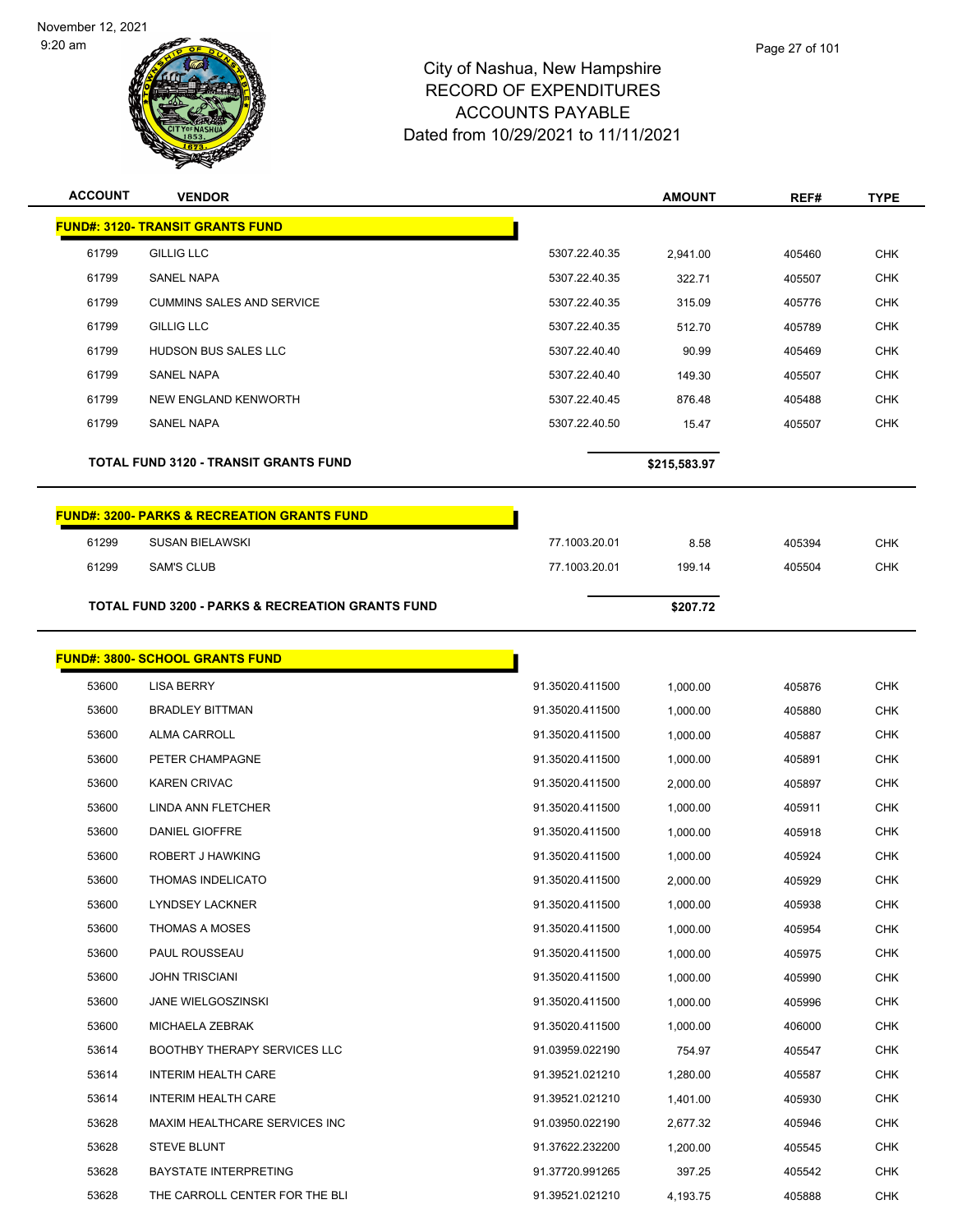City of Nashua, New Hampshire
RECORD OF EXPENDITURES
ACCOUNTS PAYABLE
Dated from 10/29/2021 to 11/11/2021

| ACCOUNT | VENDOR | | AMOUNT | REF# | TYPE |
|---|---|---|---|---|---|
| **FUND#: 3120- TRANSIT GRANTS FUND** | | | | | |
| 61799 | GILLIG LLC | 5307.22.40.35 | 2,941.00 | 405460 | CHK |
| 61799 | SANEL NAPA | 5307.22.40.35 | 322.71 | 405507 | CHK |
| 61799 | CUMMINS SALES AND SERVICE | 5307.22.40.35 | 315.09 | 405776 | CHK |
| 61799 | GILLIG LLC | 5307.22.40.35 | 512.70 | 405789 | CHK |
| 61799 | HUDSON BUS SALES LLC | 5307.22.40.40 | 90.99 | 405469 | CHK |
| 61799 | SANEL NAPA | 5307.22.40.40 | 149.30 | 405507 | CHK |
| 61799 | NEW ENGLAND KENWORTH | 5307.22.40.45 | 876.48 | 405488 | CHK |
| 61799 | SANEL NAPA | 5307.22.40.50 | 15.47 | 405507 | CHK |
| **TOTAL FUND 3120 - TRANSIT GRANTS FUND** | | | **$215,583.97** | | |
| **FUND#: 3200- PARKS & RECREATION GRANTS FUND** | | | | | |
| 61299 | SUSAN BIELAWSKI | 77.1003.20.01 | 8.58 | 405394 | CHK |
| 61299 | SAM'S CLUB | 77.1003.20.01 | 199.14 | 405504 | CHK |
| **TOTAL FUND 3200 - PARKS & RECREATION GRANTS FUND** | | | **$207.72** | | |
| **FUND#: 3800- SCHOOL GRANTS FUND** | | | | | |
| 53600 | LISA BERRY | 91.35020.411500 | 1,000.00 | 405876 | CHK |
| 53600 | BRADLEY BITTMAN | 91.35020.411500 | 1,000.00 | 405880 | CHK |
| 53600 | ALMA CARROLL | 91.35020.411500 | 1,000.00 | 405887 | CHK |
| 53600 | PETER CHAMPAGNE | 91.35020.411500 | 1,000.00 | 405891 | CHK |
| 53600 | KAREN CRIVAC | 91.35020.411500 | 2,000.00 | 405897 | CHK |
| 53600 | LINDA ANN FLETCHER | 91.35020.411500 | 1,000.00 | 405911 | CHK |
| 53600 | DANIEL GIOFFRE | 91.35020.411500 | 1,000.00 | 405918 | CHK |
| 53600 | ROBERT J HAWKING | 91.35020.411500 | 1,000.00 | 405924 | CHK |
| 53600 | THOMAS INDELICATO | 91.35020.411500 | 2,000.00 | 405929 | CHK |
| 53600 | LYNDSEY LACKNER | 91.35020.411500 | 1,000.00 | 405938 | CHK |
| 53600 | THOMAS A MOSES | 91.35020.411500 | 1,000.00 | 405954 | CHK |
| 53600 | PAUL ROUSSEAU | 91.35020.411500 | 1,000.00 | 405975 | CHK |
| 53600 | JOHN TRISCIANI | 91.35020.411500 | 1,000.00 | 405990 | CHK |
| 53600 | JANE WIELGOSZINSKI | 91.35020.411500 | 1,000.00 | 405996 | CHK |
| 53600 | MICHAELA ZEBRAK | 91.35020.411500 | 1,000.00 | 406000 | CHK |
| 53614 | BOOTHBY THERAPY SERVICES LLC | 91.03959.022190 | 754.97 | 405547 | CHK |
| 53614 | INTERIM HEALTH CARE | 91.39521.021210 | 1,280.00 | 405587 | CHK |
| 53614 | INTERIM HEALTH CARE | 91.39521.021210 | 1,401.00 | 405930 | CHK |
| 53628 | MAXIM HEALTHCARE SERVICES INC | 91.03950.022190 | 2,677.32 | 405946 | CHK |
| 53628 | STEVE BLUNT | 91.37622.232200 | 1,200.00 | 405545 | CHK |
| 53628 | BAYSTATE INTERPRETING | 91.37720.991265 | 397.25 | 405542 | CHK |
| 53628 | THE CARROLL CENTER FOR THE BLI | 91.39521.021210 | 4,193.75 | 405888 | CHK |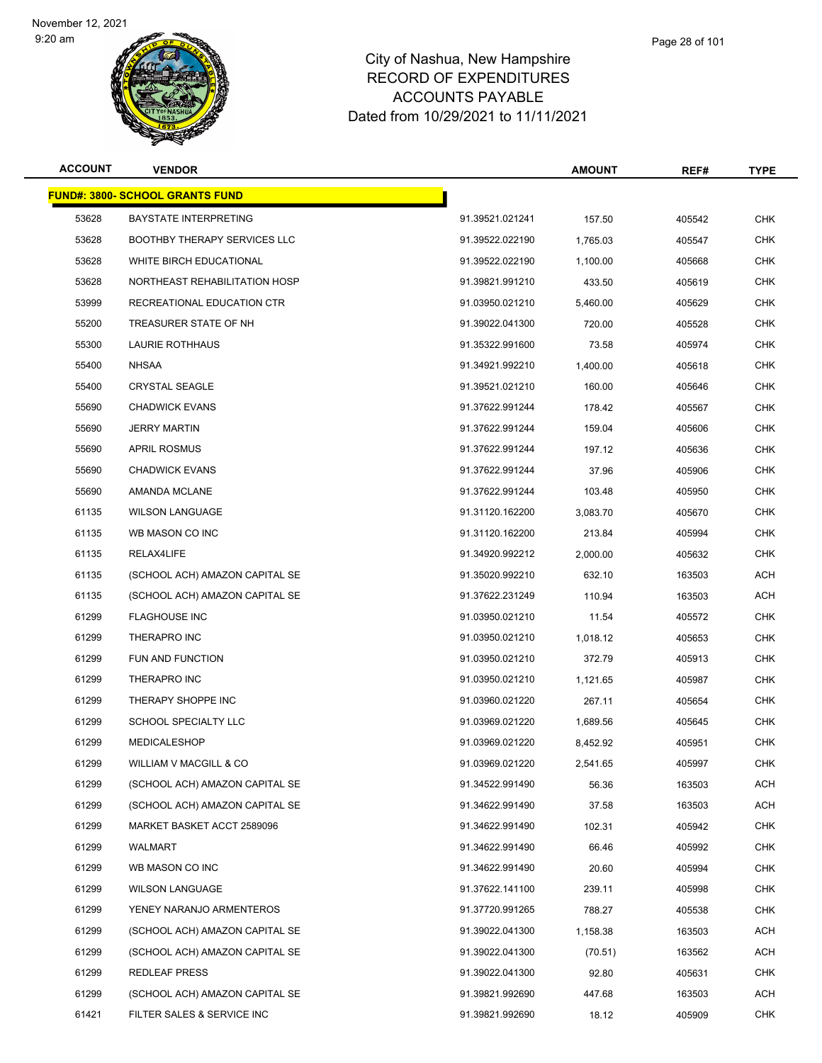City of Nashua, New Hampshire
RECORD OF EXPENDITURES
ACCOUNTS PAYABLE
Dated from 10/29/2021 to 11/11/2021

| ACCOUNT | VENDOR | | AMOUNT | REF# | TYPE |
|---|---|---|---|---|---|
| **FUND#: 3800- SCHOOL GRANTS FUND** | | | | | |
| 53628 | BAYSTATE INTERPRETING | 91.39521.021241 | 157.50 | 405542 | CHK |
| 53628 | BOOTHBY THERAPY SERVICES LLC | 91.39522.022190 | 1,765.03 | 405547 | CHK |
| 53628 | WHITE BIRCH EDUCATIONAL | 91.39522.022190 | 1,100.00 | 405668 | CHK |
| 53628 | NORTHEAST REHABILITATION HOSP | 91.39821.991210 | 433.50 | 405619 | CHK |
| 53999 | RECREATIONAL EDUCATION CTR | 91.03950.021210 | 5,460.00 | 405629 | CHK |
| 55200 | TREASURER STATE OF NH | 91.39022.041300 | 720.00 | 405528 | CHK |
| 55300 | LAURIE ROTHHAUS | 91.35322.991600 | 73.58 | 405974 | CHK |
| 55400 | NHSAA | 91.34921.992210 | 1,400.00 | 405618 | CHK |
| 55400 | CRYSTAL SEAGLE | 91.39521.021210 | 160.00 | 405646 | CHK |
| 55690 | CHADWICK EVANS | 91.37622.991244 | 178.42 | 405567 | CHK |
| 55690 | JERRY MARTIN | 91.37622.991244 | 159.04 | 405606 | CHK |
| 55690 | APRIL ROSMUS | 91.37622.991244 | 197.12 | 405636 | CHK |
| 55690 | CHADWICK EVANS | 91.37622.991244 | 37.96 | 405906 | CHK |
| 55690 | AMANDA MCLANE | 91.37622.991244 | 103.48 | 405950 | CHK |
| 61135 | WILSON LANGUAGE | 91.31120.162200 | 3,083.70 | 405670 | CHK |
| 61135 | WB MASON CO INC | 91.31120.162200 | 213.84 | 405994 | CHK |
| 61135 | RELAX4LIFE | 91.34920.992212 | 2,000.00 | 405632 | CHK |
| 61135 | (SCHOOL ACH) AMAZON CAPITAL SE | 91.35020.992210 | 632.10 | 163503 | ACH |
| 61135 | (SCHOOL ACH) AMAZON CAPITAL SE | 91.37622.231249 | 110.94 | 163503 | ACH |
| 61299 | FLAGHOUSE INC | 91.03950.021210 | 11.54 | 405572 | CHK |
| 61299 | THERAPRO INC | 91.03950.021210 | 1,018.12 | 405653 | CHK |
| 61299 | FUN AND FUNCTION | 91.03950.021210 | 372.79 | 405913 | CHK |
| 61299 | THERAPRO INC | 91.03950.021210 | 1,121.65 | 405987 | CHK |
| 61299 | THERAPY SHOPPE INC | 91.03960.021220 | 267.11 | 405654 | CHK |
| 61299 | SCHOOL SPECIALTY LLC | 91.03969.021220 | 1,689.56 | 405645 | CHK |
| 61299 | MEDICALESHOP | 91.03969.021220 | 8,452.92 | 405951 | CHK |
| 61299 | WILLIAM V MACGILL & CO | 91.03969.021220 | 2,541.65 | 405997 | CHK |
| 61299 | (SCHOOL ACH) AMAZON CAPITAL SE | 91.34522.991490 | 56.36 | 163503 | ACH |
| 61299 | (SCHOOL ACH) AMAZON CAPITAL SE | 91.34622.991490 | 37.58 | 163503 | ACH |
| 61299 | MARKET BASKET ACCT 2589096 | 91.34622.991490 | 102.31 | 405942 | CHK |
| 61299 | WALMART | 91.34622.991490 | 66.46 | 405992 | CHK |
| 61299 | WB MASON CO INC | 91.34622.991490 | 20.60 | 405994 | CHK |
| 61299 | WILSON LANGUAGE | 91.37622.141100 | 239.11 | 405998 | CHK |
| 61299 | YENEY NARANJO ARMENTEROS | 91.37720.991265 | 788.27 | 405538 | CHK |
| 61299 | (SCHOOL ACH) AMAZON CAPITAL SE | 91.39022.041300 | 1,158.38 | 163503 | ACH |
| 61299 | (SCHOOL ACH) AMAZON CAPITAL SE | 91.39022.041300 | (70.51) | 163562 | ACH |
| 61299 | REDLEAF PRESS | 91.39022.041300 | 92.80 | 405631 | CHK |
| 61299 | (SCHOOL ACH) AMAZON CAPITAL SE | 91.39821.992690 | 447.68 | 163503 | ACH |
| 61421 | FILTER SALES & SERVICE INC | 91.39821.992690 | 18.12 | 405909 | CHK |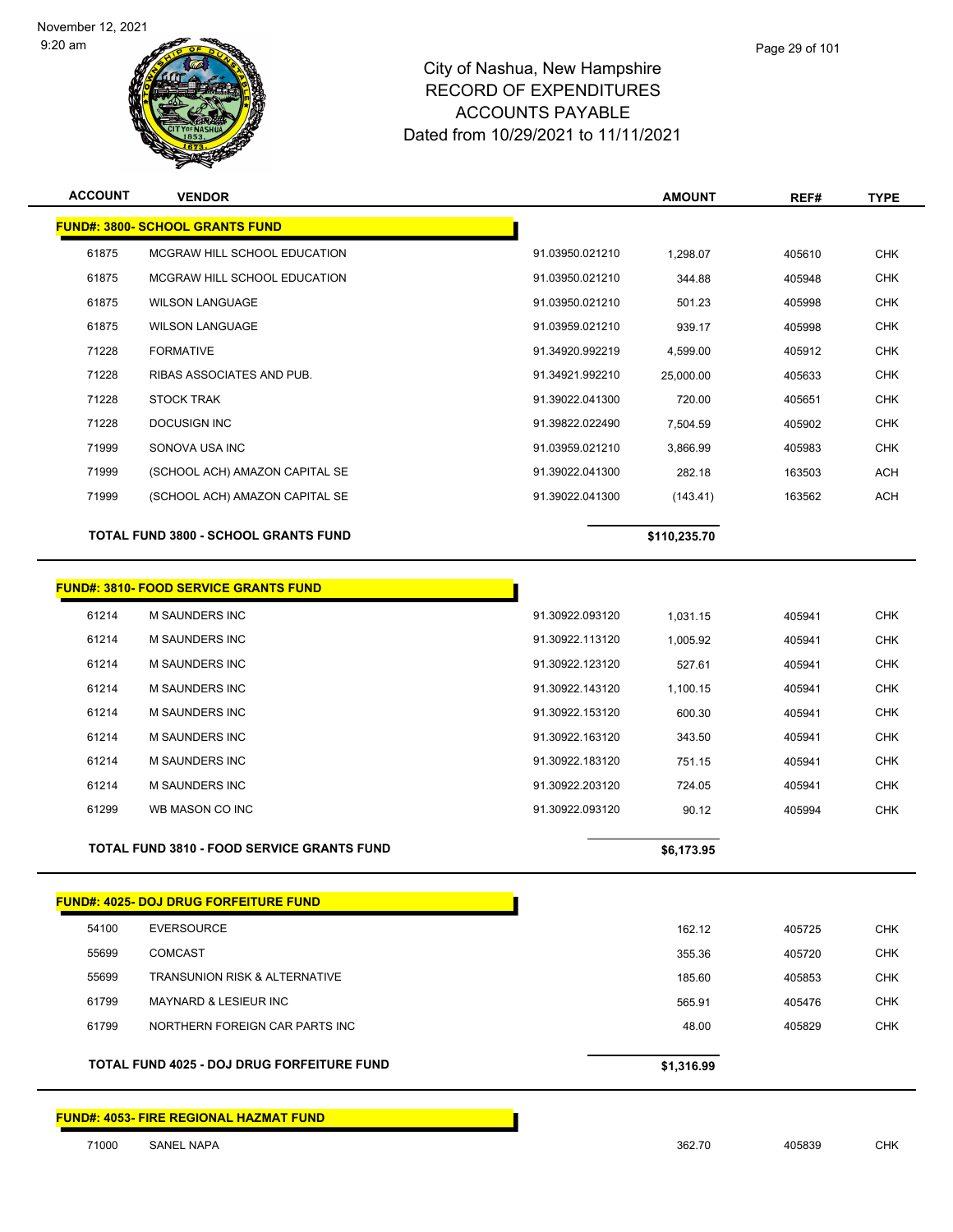# City of Nashua, New Hampshire
## RECORD OF EXPENDITURES
## ACCOUNTS PAYABLE
## Dated from 10/29/2021 to 11/11/2021

| ACCOUNT | VENDOR | | AMOUNT | REF# | TYPE |
|---|---|---|---|---|---|
| **FUND#: 3800- SCHOOL GRANTS FUND** | | | | | |
| 61875 | MCGRAW HILL SCHOOL EDUCATION | 91.03950.021210 | 1,298.07 | 405610 | CHK |
| 61875 | MCGRAW HILL SCHOOL EDUCATION | 91.03950.021210 | 344.88 | 405948 | CHK |
| 61875 | WILSON LANGUAGE | 91.03950.021210 | 501.23 | 405998 | CHK |
| 61875 | WILSON LANGUAGE | 91.03959.021210 | 939.17 | 405998 | CHK |
| 71228 | FORMATIVE | 91.34920.992219 | 4,599.00 | 405912 | CHK |
| 71228 | RIBAS ASSOCIATES AND PUB. | 91.34921.992210 | 25,000.00 | 405633 | CHK |
| 71228 | STOCK TRAK | 91.39022.041300 | 720.00 | 405651 | CHK |
| 71228 | DOCUSIGN INC | 91.39822.022490 | 7,504.59 | 405902 | CHK |
| 71999 | SONOVA USA INC | 91.03959.021210 | 3,866.99 | 405983 | CHK |
| 71999 | (SCHOOL ACH) AMAZON CAPITAL SE | 91.39022.041300 | 282.18 | 163503 | ACH |
| 71999 | (SCHOOL ACH) AMAZON CAPITAL SE | 91.39022.041300 | (143.41) | 163562 | ACH |
| | **TOTAL FUND 3800 - SCHOOL GRANTS FUND** | | **$110,235.70** | | |
| **FUND#: 3810- FOOD SERVICE GRANTS FUND** | | | | | |
| 61214 | M SAUNDERS INC | 91.30922.093120 | 1,031.15 | 405941 | CHK |
| 61214 | M SAUNDERS INC | 91.30922.113120 | 1,005.92 | 405941 | CHK |
| 61214 | M SAUNDERS INC | 91.30922.123120 | 527.61 | 405941 | CHK |
| 61214 | M SAUNDERS INC | 91.30922.143120 | 1,100.15 | 405941 | CHK |
| 61214 | M SAUNDERS INC | 91.30922.153120 | 600.30 | 405941 | CHK |
| 61214 | M SAUNDERS INC | 91.30922.163120 | 343.50 | 405941 | CHK |
| 61214 | M SAUNDERS INC | 91.30922.183120 | 751.15 | 405941 | CHK |
| 61214 | M SAUNDERS INC | 91.30922.203120 | 724.05 | 405941 | CHK |
| 61299 | WB MASON CO INC | 91.30922.093120 | 90.12 | 405994 | CHK |
| | **TOTAL FUND 3810 - FOOD SERVICE GRANTS FUND** | | **$6,173.95** | | |
| **FUND#: 4025- DOJ DRUG FORFEITURE FUND** | | | | | |
| 54100 | EVERSOURCE | | 162.12 | 405725 | CHK |
| 55699 | COMCAST | | 355.36 | 405720 | CHK |
| 55699 | TRANSUNION RISK & ALTERNATIVE | | 185.60 | 405853 | CHK |
| 61799 | MAYNARD & LESIEUR INC | | 565.91 | 405476 | CHK |
| 61799 | NORTHERN FOREIGN CAR PARTS INC | | 48.00 | 405829 | CHK |
| | **TOTAL FUND 4025 - DOJ DRUG FORFEITURE FUND** | | **$1,316.99** | | |
| **FUND#: 4053- FIRE REGIONAL HAZMAT FUND** | | | | | |
| 71000 | SANEL NAPA | | 362.70 | 405839 | CHK |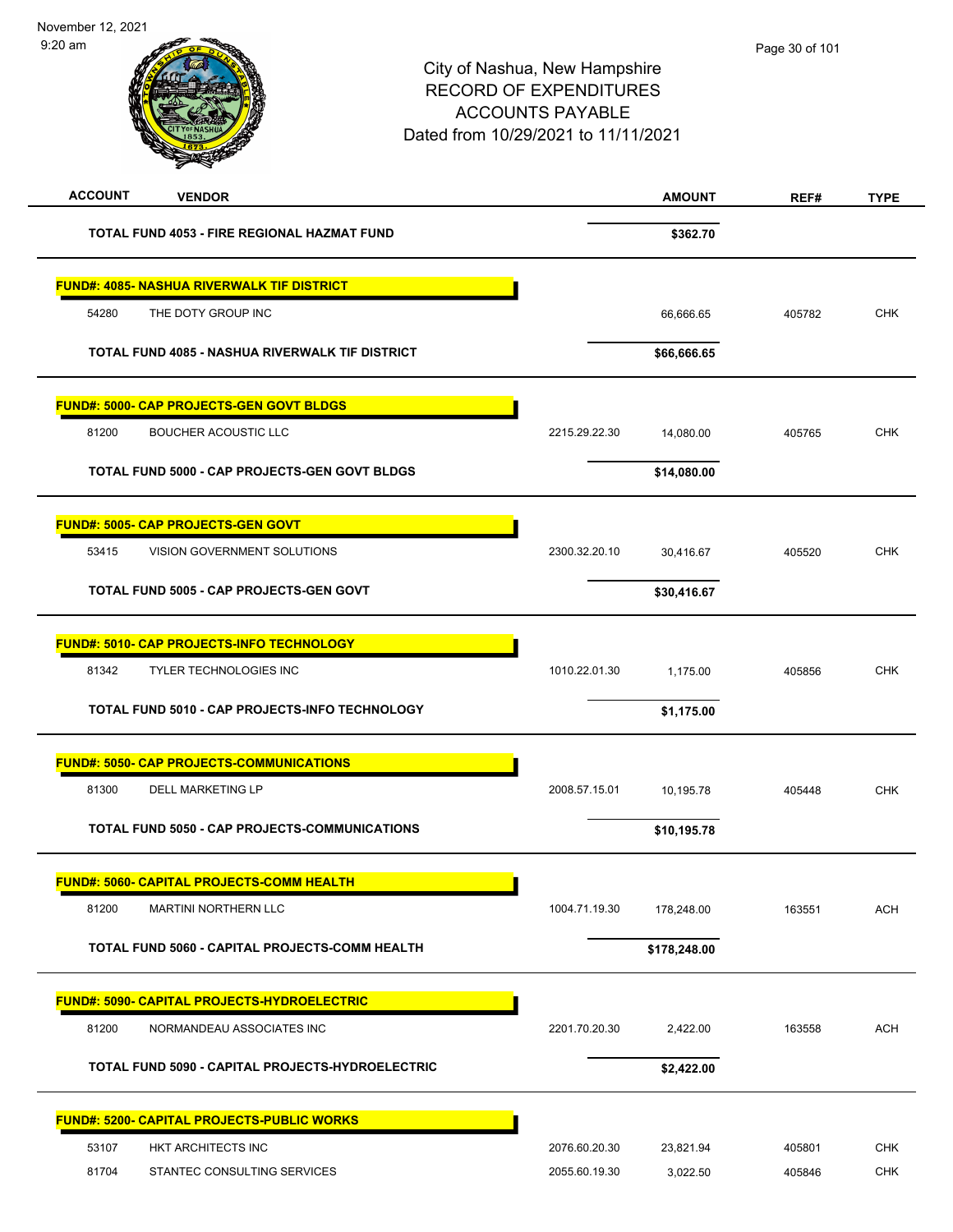City of Nashua, New Hampshire
RECORD OF EXPENDITURES
ACCOUNTS PAYABLE
Dated from 10/29/2021 to 11/11/2021

| ACCOUNT | VENDOR | | AMOUNT | REF# | TYPE |
|---|---|---|---|---|---|
| | **TOTAL FUND 4053 - FIRE REGIONAL HAZMAT FUND** | | **$362.70** | | |
| | **FUND#: 4085- NASHUA RIVERWALK TIF DISTRICT** | | | | |
| 54280 | THE DOTY GROUP INC | | 66,666.65 | 405782 | CHK |
| | **TOTAL FUND 4085 - NASHUA RIVERWALK TIF DISTRICT** | | **$66,666.65** | | |
| | **FUND#: 5000- CAP PROJECTS-GEN GOVT BLDGS** | | | | |
| 81200 | BOUCHER ACOUSTIC LLC | 2215.29.22.30 | 14,080.00 | 405765 | CHK |
| | **TOTAL FUND 5000 - CAP PROJECTS-GEN GOVT BLDGS** | | **$14,080.00** | | |
| | **FUND#: 5005- CAP PROJECTS-GEN GOVT** | | | | |
| 53415 | VISION GOVERNMENT SOLUTIONS | 2300.32.20.10 | 30,416.67 | 405520 | CHK |
| | **TOTAL FUND 5005 - CAP PROJECTS-GEN GOVT** | | **$30,416.67** | | |
| | **FUND#: 5010- CAP PROJECTS-INFO TECHNOLOGY** | | | | |
| 81342 | TYLER TECHNOLOGIES INC | 1010.22.01.30 | 1,175.00 | 405856 | CHK |
| | **TOTAL FUND 5010 - CAP PROJECTS-INFO TECHNOLOGY** | | **$1,175.00** | | |
| | **FUND#: 5050- CAP PROJECTS-COMMUNICATIONS** | | | | |
| 81300 | DELL MARKETING LP | 2008.57.15.01 | 10,195.78 | 405448 | CHK |
| | **TOTAL FUND 5050 - CAP PROJECTS-COMMUNICATIONS** | | **$10,195.78** | | |
| | **FUND#: 5060- CAPITAL PROJECTS-COMM HEALTH** | | | | |
| 81200 | MARTINI NORTHERN LLC | 1004.71.19.30 | 178,248.00 | 163551 | ACH |
| | **TOTAL FUND 5060 - CAPITAL PROJECTS-COMM HEALTH** | | **$178,248.00** | | |
| | **FUND#: 5090- CAPITAL PROJECTS-HYDROELECTRIC** | | | | |
| 81200 | NORMANDEAU ASSOCIATES INC | 2201.70.20.30 | 2,422.00 | 163558 | ACH |
| | **TOTAL FUND 5090 - CAPITAL PROJECTS-HYDROELECTRIC** | | **$2,422.00** | | |
| | **FUND#: 5200- CAPITAL PROJECTS-PUBLIC WORKS** | | | | |
| 53107 | HKT ARCHITECTS INC | 2076.60.20.30 | 23,821.94 | 405801 | CHK |
| 81704 | STANTEC CONSULTING SERVICES | 2055.60.19.30 | 3,022.50 | 405846 | CHK |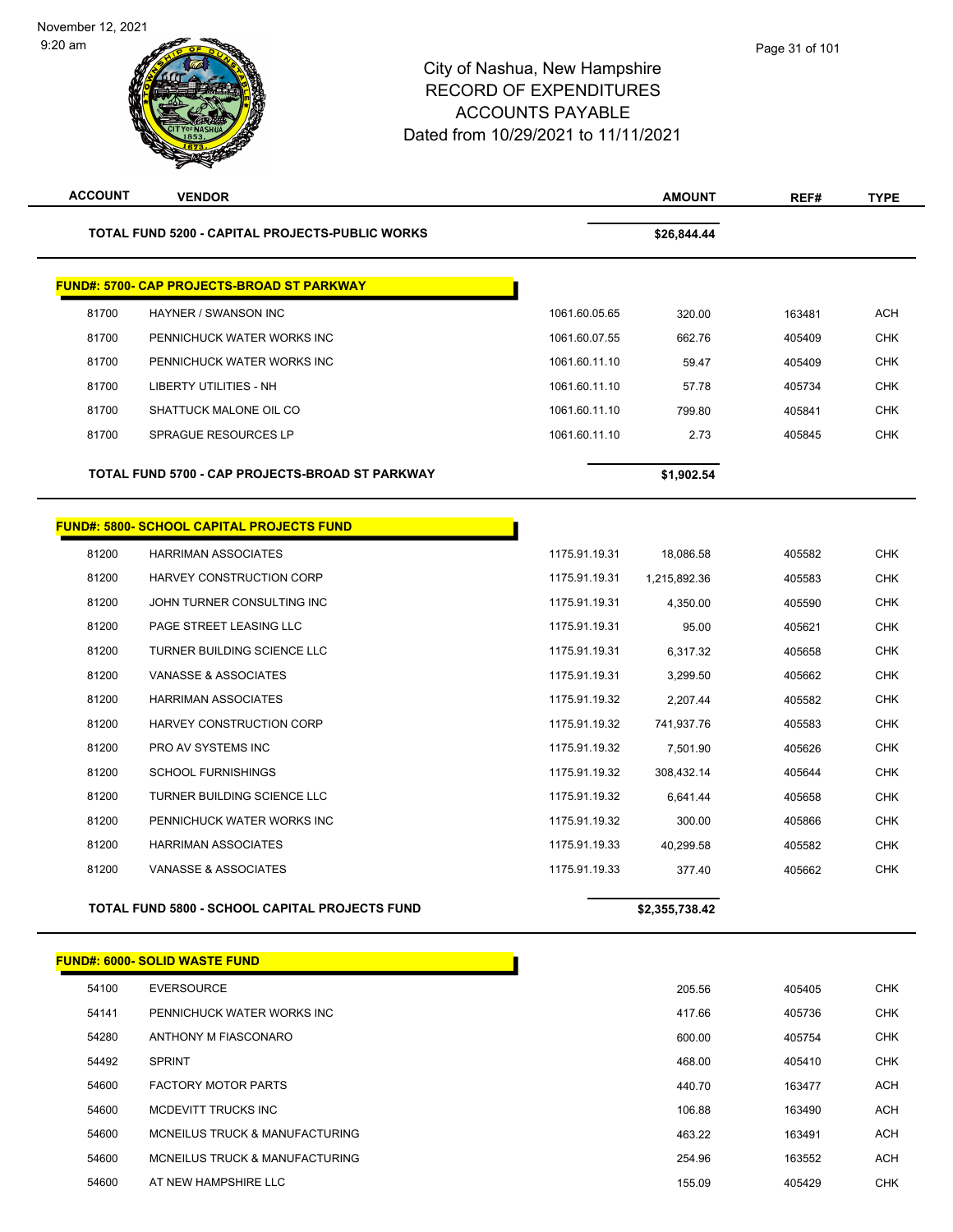# City of Nashua, New Hampshire
## RECORD OF EXPENDITURES
## ACCOUNTS PAYABLE
### Dated from 10/29/2021 to 11/11/2021

| ACCOUNT | VENDOR | | AMOUNT | REF# | TYPE |
|---|---|---|---|---|---|
| **TOTAL FUND 5200 - CAPITAL PROJECTS-PUBLIC WORKS** | | | **$26,844.44** | | |

**FUND#: 5700- CAP PROJECTS-BROAD ST PARKWAY**

| ACCOUNT | VENDOR | | AMOUNT | REF# | TYPE |
|---|---|---|---|---|---|
| 81700 | HAYNER / SWANSON INC | 1061.60.05.65 | 320.00 | 163481 | ACH |
| 81700 | PENNICHUCK WATER WORKS INC | 1061.60.07.55 | 662.76 | 405409 | CHK |
| 81700 | PENNICHUCK WATER WORKS INC | 1061.60.11.10 | 59.47 | 405409 | CHK |
| 81700 | LIBERTY UTILITIES - NH | 1061.60.11.10 | 57.78 | 405734 | CHK |
| 81700 | SHATTUCK MALONE OIL CO | 1061.60.11.10 | 799.80 | 405841 | CHK |
| 81700 | SPRAGUE RESOURCES LP | 1061.60.11.10 | 2.73 | 405845 | CHK |
| **TOTAL FUND 5700 - CAP PROJECTS-BROAD ST PARKWAY** | | | **$1,902.54** | | |

**FUND#: 5800- SCHOOL CAPITAL PROJECTS FUND**

| ACCOUNT | VENDOR | | AMOUNT | REF# | TYPE |
|---|---|---|---|---|---|
| 81200 | HARRIMAN ASSOCIATES | 1175.91.19.31 | 18,086.58 | 405582 | CHK |
| 81200 | HARVEY CONSTRUCTION CORP | 1175.91.19.31 | 1,215,892.36 | 405583 | CHK |
| 81200 | JOHN TURNER CONSULTING INC | 1175.91.19.31 | 4,350.00 | 405590 | CHK |
| 81200 | PAGE STREET LEASING LLC | 1175.91.19.31 | 95.00 | 405621 | CHK |
| 81200 | TURNER BUILDING SCIENCE LLC | 1175.91.19.31 | 6,317.32 | 405658 | CHK |
| 81200 | VANASSE & ASSOCIATES | 1175.91.19.31 | 3,299.50 | 405662 | CHK |
| 81200 | HARRIMAN ASSOCIATES | 1175.91.19.32 | 2,207.44 | 405582 | CHK |
| 81200 | HARVEY CONSTRUCTION CORP | 1175.91.19.32 | 741,937.76 | 405583 | CHK |
| 81200 | PRO AV SYSTEMS INC | 1175.91.19.32 | 7,501.90 | 405626 | CHK |
| 81200 | SCHOOL FURNISHINGS | 1175.91.19.32 | 308,432.14 | 405644 | CHK |
| 81200 | TURNER BUILDING SCIENCE LLC | 1175.91.19.32 | 6,641.44 | 405658 | CHK |
| 81200 | PENNICHUCK WATER WORKS INC | 1175.91.19.32 | 300.00 | 405866 | CHK |
| 81200 | HARRIMAN ASSOCIATES | 1175.91.19.33 | 40,299.58 | 405582 | CHK |
| 81200 | VANASSE & ASSOCIATES | 1175.91.19.33 | 377.40 | 405662 | CHK |
| **TOTAL FUND 5800 - SCHOOL CAPITAL PROJECTS FUND** | | | **$2,355,738.42** | | |

**FUND#: 6000- SOLID WASTE FUND**

| ACCOUNT | VENDOR | | AMOUNT | REF# | TYPE |
|---|---|---|---|---|---|
| 54100 | EVERSOURCE | | 205.56 | 405405 | CHK |
| 54141 | PENNICHUCK WATER WORKS INC | | 417.66 | 405736 | CHK |
| 54280 | ANTHONY M FIASCONARO | | 600.00 | 405754 | CHK |
| 54492 | SPRINT | | 468.00 | 405410 | CHK |
| 54600 | FACTORY MOTOR PARTS | | 440.70 | 163477 | ACH |
| 54600 | MCDEVITT TRUCKS INC | | 106.88 | 163490 | ACH |
| 54600 | MCNEILUS TRUCK & MANUFACTURING | | 463.22 | 163491 | ACH |
| 54600 | MCNEILUS TRUCK & MANUFACTURING | | 254.96 | 163552 | ACH |
| 54600 | AT NEW HAMPSHIRE LLC | | 155.09 | 405429 | CHK |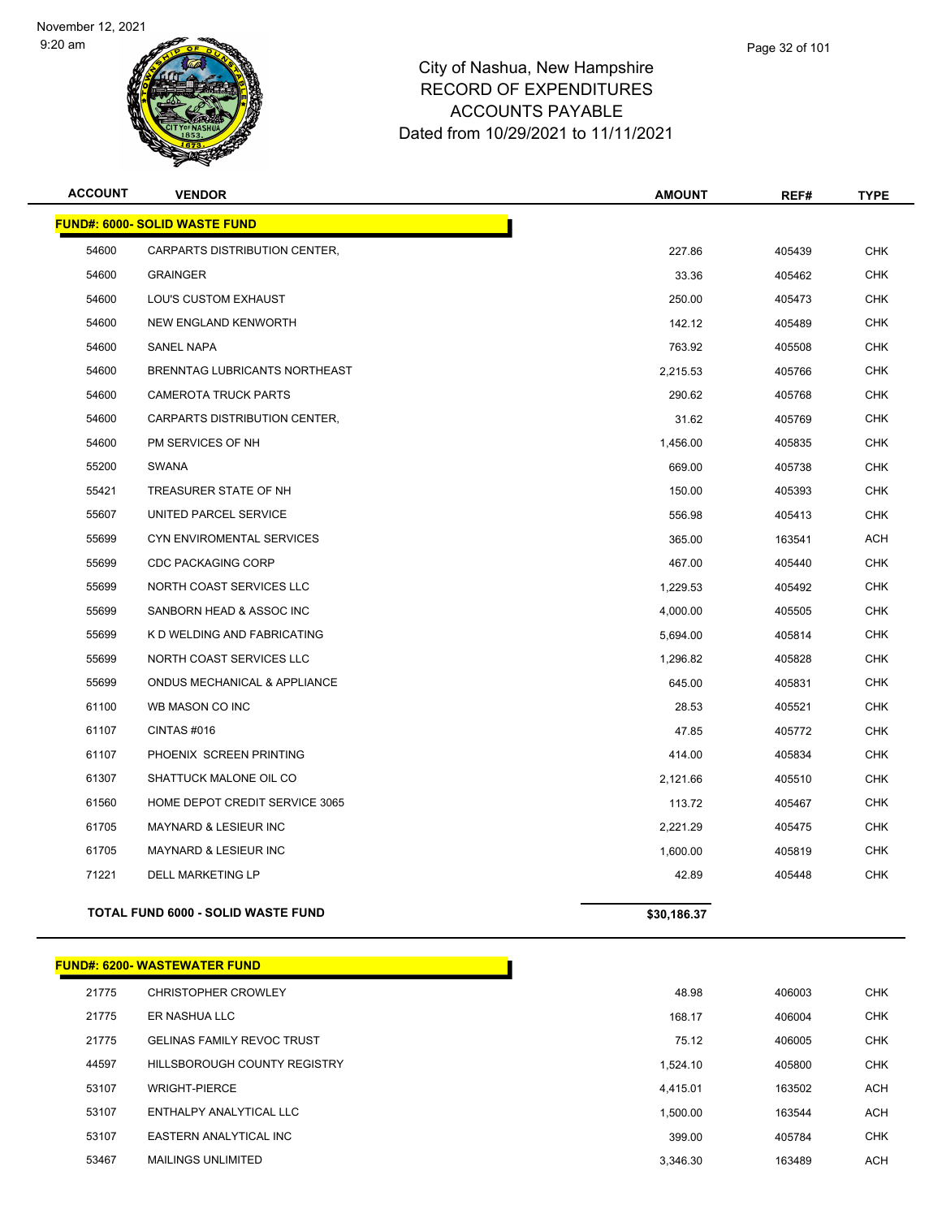City of Nashua, New Hampshire
RECORD OF EXPENDITURES
ACCOUNTS PAYABLE
Dated from 10/29/2021 to 11/11/2021

| ACCOUNT | VENDOR | AMOUNT | REF# | TYPE |
|---|---|---|---|---|
| **FUND#: 6000- SOLID WASTE FUND** | | | | |
| 54600 | CARPARTS DISTRIBUTION CENTER, | 227.86 | 405439 | CHK |
| 54600 | GRAINGER | 33.36 | 405462 | CHK |
| 54600 | LOU'S CUSTOM EXHAUST | 250.00 | 405473 | CHK |
| 54600 | NEW ENGLAND KENWORTH | 142.12 | 405489 | CHK |
| 54600 | SANEL NAPA | 763.92 | 405508 | CHK |
| 54600 | BRENNTAG LUBRICANTS NORTHEAST | 2,215.53 | 405766 | CHK |
| 54600 | CAMEROTA TRUCK PARTS | 290.62 | 405768 | CHK |
| 54600 | CARPARTS DISTRIBUTION CENTER, | 31.62 | 405769 | CHK |
| 54600 | PM SERVICES OF NH | 1,456.00 | 405835 | CHK |
| 55200 | SWANA | 669.00 | 405738 | CHK |
| 55421 | TREASURER STATE OF NH | 150.00 | 405393 | CHK |
| 55607 | UNITED PARCEL SERVICE | 556.98 | 405413 | CHK |
| 55699 | CYN ENVIROMENTAL SERVICES | 365.00 | 163541 | ACH |
| 55699 | CDC PACKAGING CORP | 467.00 | 405440 | CHK |
| 55699 | NORTH COAST SERVICES LLC | 1,229.53 | 405492 | CHK |
| 55699 | SANBORN HEAD & ASSOC INC | 4,000.00 | 405505 | CHK |
| 55699 | K D WELDING AND FABRICATING | 5,694.00 | 405814 | CHK |
| 55699 | NORTH COAST SERVICES LLC | 1,296.82 | 405828 | CHK |
| 55699 | ONDUS MECHANICAL & APPLIANCE | 645.00 | 405831 | CHK |
| 61100 | WB MASON CO INC | 28.53 | 405521 | CHK |
| 61107 | CINTAS #016 | 47.85 | 405772 | CHK |
| 61107 | PHOENIX SCREEN PRINTING | 414.00 | 405834 | CHK |
| 61307 | SHATTUCK MALONE OIL CO | 2,121.66 | 405510 | CHK |
| 61560 | HOME DEPOT CREDIT SERVICE 3065 | 113.72 | 405467 | CHK |
| 61705 | MAYNARD & LESIEUR INC | 2,221.29 | 405475 | CHK |
| 61705 | MAYNARD & LESIEUR INC | 1,600.00 | 405819 | CHK |
| 71221 | DELL MARKETING LP | 42.89 | 405448 | CHK |
| **TOTAL FUND 6000 - SOLID WASTE FUND** | | **$30,186.37** | | |

| ACCOUNT | VENDOR | AMOUNT | REF# | TYPE |
|---|---|---|---|---|
| **FUND#: 6200- WASTEWATER FUND** | | | | |
| 21775 | CHRISTOPHER CROWLEY | 48.98 | 406003 | CHK |
| 21775 | ER NASHUA LLC | 168.17 | 406004 | CHK |
| 21775 | GELINAS FAMILY REVOC TRUST | 75.12 | 406005 | CHK |
| 44597 | HILLSBOROUGH COUNTY REGISTRY | 1,524.10 | 405800 | CHK |
| 53107 | WRIGHT-PIERCE | 4,415.01 | 163502 | ACH |
| 53107 | ENTHALPY ANALYTICAL LLC | 1,500.00 | 163544 | ACH |
| 53107 | EASTERN ANALYTICAL INC | 399.00 | 405784 | CHK |
| 53467 | MAILINGS UNLIMITED | 3,346.30 | 163489 | ACH |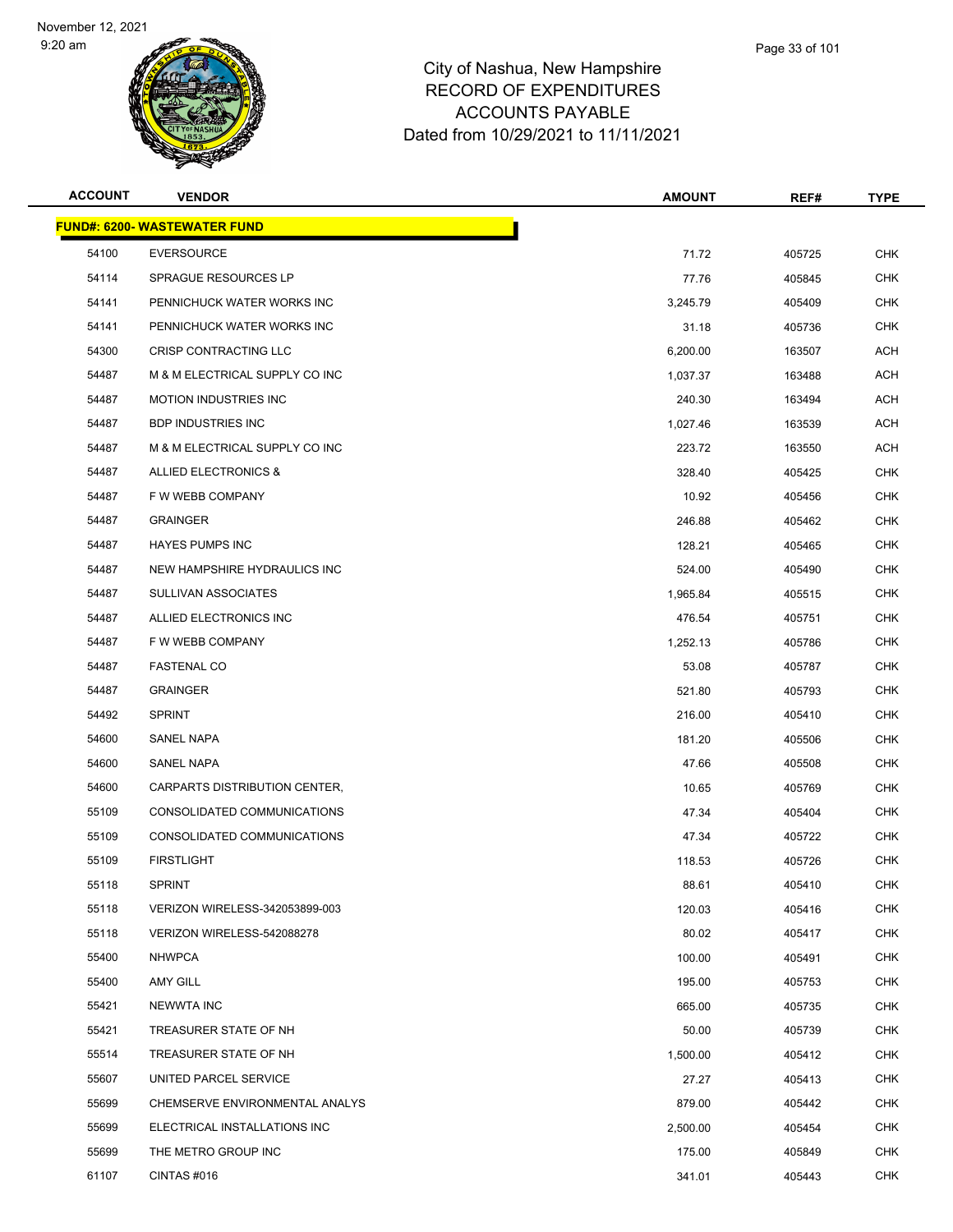City of Nashua, New Hampshire
RECORD OF EXPENDITURES
ACCOUNTS PAYABLE
Dated from 10/29/2021 to 11/11/2021

| ACCOUNT | VENDOR | AMOUNT | REF# | TYPE |
|---|---|---|---|---|
| **FUND#: 6200- WASTEWATER FUND** | | | | |
| 54100 | EVERSOURCE | 71.72 | 405725 | CHK |
| 54114 | SPRAGUE RESOURCES LP | 77.76 | 405845 | CHK |
| 54141 | PENNICHUCK WATER WORKS INC | 3,245.79 | 405409 | CHK |
| 54141 | PENNICHUCK WATER WORKS INC | 31.18 | 405736 | CHK |
| 54300 | CRISP CONTRACTING LLC | 6,200.00 | 163507 | ACH |
| 54487 | M & M ELECTRICAL SUPPLY CO INC | 1,037.37 | 163488 | ACH |
| 54487 | MOTION INDUSTRIES INC | 240.30 | 163494 | ACH |
| 54487 | BDP INDUSTRIES INC | 1,027.46 | 163539 | ACH |
| 54487 | M & M ELECTRICAL SUPPLY CO INC | 223.72 | 163550 | ACH |
| 54487 | ALLIED ELECTRONICS & | 328.40 | 405425 | CHK |
| 54487 | F W WEBB COMPANY | 10.92 | 405456 | CHK |
| 54487 | GRAINGER | 246.88 | 405462 | CHK |
| 54487 | HAYES PUMPS INC | 128.21 | 405465 | CHK |
| 54487 | NEW HAMPSHIRE HYDRAULICS INC | 524.00 | 405490 | CHK |
| 54487 | SULLIVAN ASSOCIATES | 1,965.84 | 405515 | CHK |
| 54487 | ALLIED ELECTRONICS INC | 476.54 | 405751 | CHK |
| 54487 | F W WEBB COMPANY | 1,252.13 | 405786 | CHK |
| 54487 | FASTENAL CO | 53.08 | 405787 | CHK |
| 54487 | GRAINGER | 521.80 | 405793 | CHK |
| 54492 | SPRINT | 216.00 | 405410 | CHK |
| 54600 | SANEL NAPA | 181.20 | 405506 | CHK |
| 54600 | SANEL NAPA | 47.66 | 405508 | CHK |
| 54600 | CARPARTS DISTRIBUTION CENTER, | 10.65 | 405769 | CHK |
| 55109 | CONSOLIDATED COMMUNICATIONS | 47.34 | 405404 | CHK |
| 55109 | CONSOLIDATED COMMUNICATIONS | 47.34 | 405722 | CHK |
| 55109 | FIRSTLIGHT | 118.53 | 405726 | CHK |
| 55118 | SPRINT | 88.61 | 405410 | CHK |
| 55118 | VERIZON WIRELESS-342053899-003 | 120.03 | 405416 | CHK |
| 55118 | VERIZON WIRELESS-542088278 | 80.02 | 405417 | CHK |
| 55400 | NHWPCA | 100.00 | 405491 | CHK |
| 55400 | AMY GILL | 195.00 | 405753 | CHK |
| 55421 | NEWWTA INC | 665.00 | 405735 | CHK |
| 55421 | TREASURER STATE OF NH | 50.00 | 405739 | CHK |
| 55514 | TREASURER STATE OF NH | 1,500.00 | 405412 | CHK |
| 55607 | UNITED PARCEL SERVICE | 27.27 | 405413 | CHK |
| 55699 | CHEMSERVE ENVIRONMENTAL ANALYS | 879.00 | 405442 | CHK |
| 55699 | ELECTRICAL INSTALLATIONS INC | 2,500.00 | 405454 | CHK |
| 55699 | THE METRO GROUP INC | 175.00 | 405849 | CHK |
| 61107 | CINTAS #016 | 341.01 | 405443 | CHK |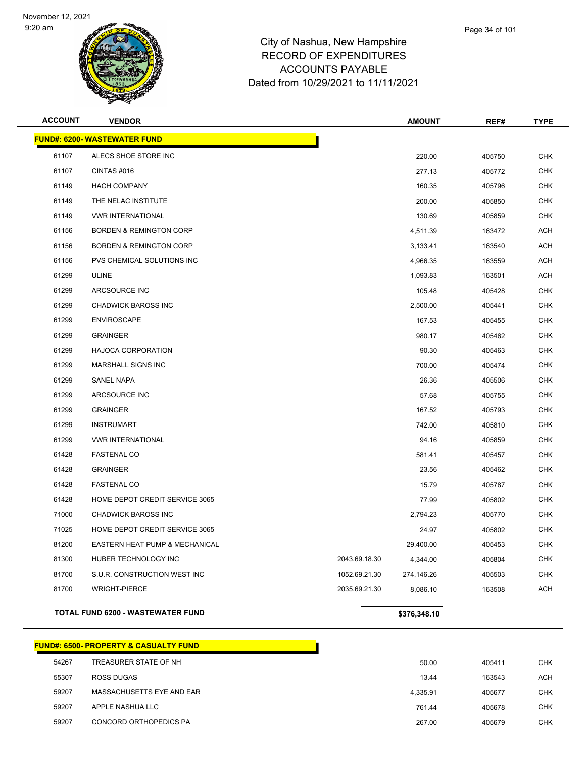City of Nashua, New Hampshire
RECORD OF EXPENDITURES
ACCOUNTS PAYABLE
Dated from 10/29/2021 to 11/11/2021

| ACCOUNT | VENDOR | | AMOUNT | REF# | TYPE |
|---|---|---|---|---|---|
| **FUND#: 6200- WASTEWATER FUND** | | | | | |
| 61107 | ALECS SHOE STORE INC | | 220.00 | 405750 | CHK |
| 61107 | CINTAS #016 | | 277.13 | 405772 | CHK |
| 61149 | HACH COMPANY | | 160.35 | 405796 | CHK |
| 61149 | THE NELAC INSTITUTE | | 200.00 | 405850 | CHK |
| 61149 | VWR INTERNATIONAL | | 130.69 | 405859 | CHK |
| 61156 | BORDEN & REMINGTON CORP | | 4,511.39 | 163472 | ACH |
| 61156 | BORDEN & REMINGTON CORP | | 3,133.41 | 163540 | ACH |
| 61156 | PVS CHEMICAL SOLUTIONS INC | | 4,966.35 | 163559 | ACH |
| 61299 | ULINE | | 1,093.83 | 163501 | ACH |
| 61299 | ARCSOURCE INC | | 105.48 | 405428 | CHK |
| 61299 | CHADWICK BAROSS INC | | 2,500.00 | 405441 | CHK |
| 61299 | ENVIROSCAPE | | 167.53 | 405455 | CHK |
| 61299 | GRAINGER | | 980.17 | 405462 | CHK |
| 61299 | HAJOCA CORPORATION | | 90.30 | 405463 | CHK |
| 61299 | MARSHALL SIGNS INC | | 700.00 | 405474 | CHK |
| 61299 | SANEL NAPA | | 26.36 | 405506 | CHK |
| 61299 | ARCSOURCE INC | | 57.68 | 405755 | CHK |
| 61299 | GRAINGER | | 167.52 | 405793 | CHK |
| 61299 | INSTRUMART | | 742.00 | 405810 | CHK |
| 61299 | VWR INTERNATIONAL | | 94.16 | 405859 | CHK |
| 61428 | FASTENAL CO | | 581.41 | 405457 | CHK |
| 61428 | GRAINGER | | 23.56 | 405462 | CHK |
| 61428 | FASTENAL CO | | 15.79 | 405787 | CHK |
| 61428 | HOME DEPOT CREDIT SERVICE 3065 | | 77.99 | 405802 | CHK |
| 71000 | CHADWICK BAROSS INC | | 2,794.23 | 405770 | CHK |
| 71025 | HOME DEPOT CREDIT SERVICE 3065 | | 24.97 | 405802 | CHK |
| 81200 | EASTERN HEAT PUMP & MECHANICAL | | 29,400.00 | 405453 | CHK |
| 81300 | HUBER TECHNOLOGY INC | 2043.69.18.30 | 4,344.00 | 405804 | CHK |
| 81700 | S.U.R. CONSTRUCTION WEST INC | 1052.69.21.30 | 274,146.26 | 405503 | CHK |
| 81700 | WRIGHT-PIERCE | 2035.69.21.30 | 8,086.10 | 163508 | ACH |
| | **TOTAL FUND 6200 - WASTEWATER FUND** | | **$376,348.10** | | |

| ACCOUNT | VENDOR | | AMOUNT | REF# | TYPE |
|---|---|---|---|---|---|
| **FUND#: 6500- PROPERTY & CASUALTY FUND** | | | | | |
| 54267 | TREASURER STATE OF NH | | 50.00 | 405411 | CHK |
| 55307 | ROSS DUGAS | | 13.44 | 163543 | ACH |
| 59207 | MASSACHUSETTS EYE AND EAR | | 4,335.91 | 405677 | CHK |
| 59207 | APPLE NASHUA LLC | | 761.44 | 405678 | CHK |
| 59207 | CONCORD ORTHOPEDICS PA | | 267.00 | 405679 | CHK |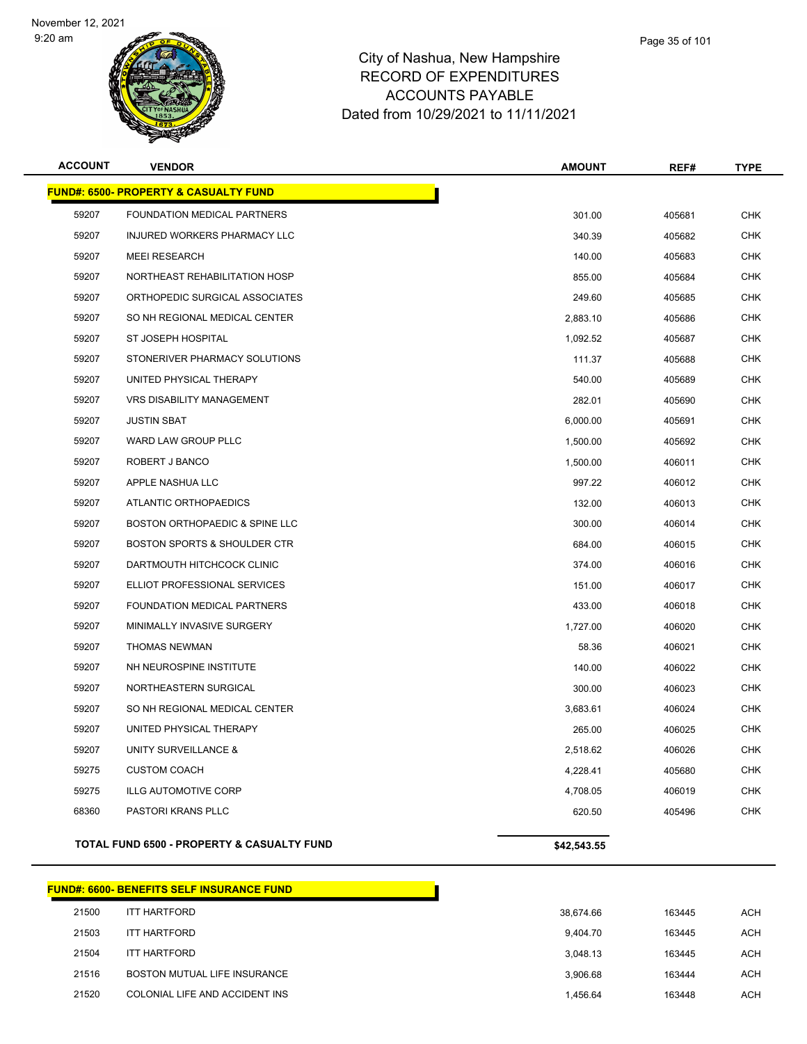# City of Nashua, New Hampshire
## RECORD OF EXPENDITURES
## ACCOUNTS PAYABLE
## Dated from 10/29/2021 to 11/11/2021

| ACCOUNT | VENDOR | AMOUNT | REF# | TYPE |
|---|---|---|---|---|
| **FUND#: 6500- PROPERTY & CASUALTY FUND** | | | | |
| 59207 | FOUNDATION MEDICAL PARTNERS | 301.00 | 405681 | CHK |
| 59207 | INJURED WORKERS PHARMACY LLC | 340.39 | 405682 | CHK |
| 59207 | MEEI RESEARCH | 140.00 | 405683 | CHK |
| 59207 | NORTHEAST REHABILITATION HOSP | 855.00 | 405684 | CHK |
| 59207 | ORTHOPEDIC SURGICAL ASSOCIATES | 249.60 | 405685 | CHK |
| 59207 | SO NH REGIONAL MEDICAL CENTER | 2,883.10 | 405686 | CHK |
| 59207 | ST JOSEPH HOSPITAL | 1,092.52 | 405687 | CHK |
| 59207 | STONERIVER PHARMACY SOLUTIONS | 111.37 | 405688 | CHK |
| 59207 | UNITED PHYSICAL THERAPY | 540.00 | 405689 | CHK |
| 59207 | VRS DISABILITY MANAGEMENT | 282.01 | 405690 | CHK |
| 59207 | JUSTIN SBAT | 6,000.00 | 405691 | CHK |
| 59207 | WARD LAW GROUP PLLC | 1,500.00 | 405692 | CHK |
| 59207 | ROBERT J BANCO | 1,500.00 | 406011 | CHK |
| 59207 | APPLE NASHUA LLC | 997.22 | 406012 | CHK |
| 59207 | ATLANTIC ORTHOPAEDICS | 132.00 | 406013 | CHK |
| 59207 | BOSTON ORTHOPAEDIC & SPINE LLC | 300.00 | 406014 | CHK |
| 59207 | BOSTON SPORTS & SHOULDER CTR | 684.00 | 406015 | CHK |
| 59207 | DARTMOUTH HITCHCOCK CLINIC | 374.00 | 406016 | CHK |
| 59207 | ELLIOT PROFESSIONAL SERVICES | 151.00 | 406017 | CHK |
| 59207 | FOUNDATION MEDICAL PARTNERS | 433.00 | 406018 | CHK |
| 59207 | MINIMALLY INVASIVE SURGERY | 1,727.00 | 406020 | CHK |
| 59207 | THOMAS NEWMAN | 58.36 | 406021 | CHK |
| 59207 | NH NEUROSPINE INSTITUTE | 140.00 | 406022 | CHK |
| 59207 | NORTHEASTERN SURGICAL | 300.00 | 406023 | CHK |
| 59207 | SO NH REGIONAL MEDICAL CENTER | 3,683.61 | 406024 | CHK |
| 59207 | UNITED PHYSICAL THERAPY | 265.00 | 406025 | CHK |
| 59207 | UNITY SURVEILLANCE & | 2,518.62 | 406026 | CHK |
| 59275 | CUSTOM COACH | 4,228.41 | 405680 | CHK |
| 59275 | ILLG AUTOMOTIVE CORP | 4,708.05 | 406019 | CHK |
| 68360 | PASTORI KRANS PLLC | 620.50 | 405496 | CHK |
| **TOTAL FUND 6500 - PROPERTY & CASUALTY FUND** | | **$42,543.55** | | |

| ACCOUNT | VENDOR | AMOUNT | REF# | TYPE |
|---|---|---|---|---|
| **FUND#: 6600- BENEFITS SELF INSURANCE FUND** | | | | |
| 21500 | ITT HARTFORD | 38,674.66 | 163445 | ACH |
| 21503 | ITT HARTFORD | 9,404.70 | 163445 | ACH |
| 21504 | ITT HARTFORD | 3,048.13 | 163445 | ACH |
| 21516 | BOSTON MUTUAL LIFE INSURANCE | 3,906.68 | 163444 | ACH |
| 21520 | COLONIAL LIFE AND ACCIDENT INS | 1,456.64 | 163448 | ACH |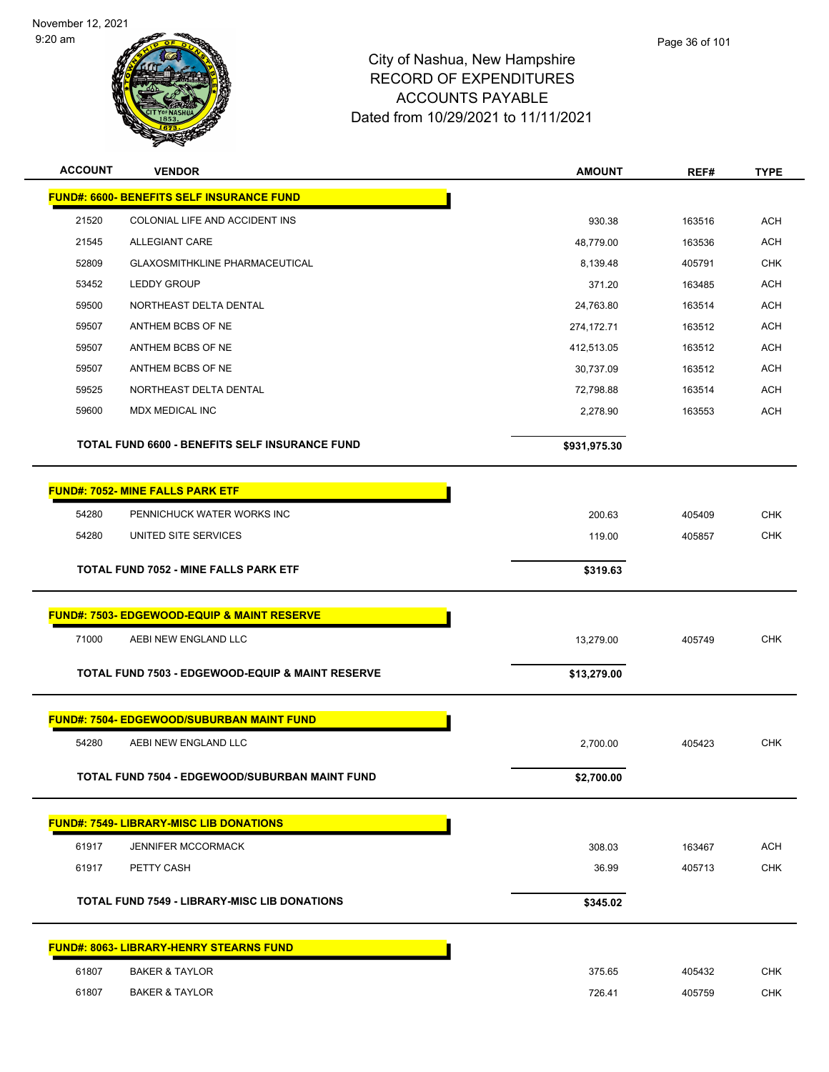# City of Nashua, New Hampshire
## RECORD OF EXPENDITURES
## ACCOUNTS PAYABLE
## Dated from 10/29/2021 to 11/11/2021

| ACCOUNT | VENDOR | AMOUNT | REF# | TYPE |
|---|---|---|---|---|
| **FUND#: 6600- BENEFITS SELF INSURANCE FUND** | | | | |
| 21520 | COLONIAL LIFE AND ACCIDENT INS | 930.38 | 163516 | ACH |
| 21545 | ALLEGIANT CARE | 48,779.00 | 163536 | ACH |
| 52809 | GLAXOSMITHKLINE PHARMACEUTICAL | 8,139.48 | 405791 | CHK |
| 53452 | LEDDY GROUP | 371.20 | 163485 | ACH |
| 59500 | NORTHEAST DELTA DENTAL | 24,763.80 | 163514 | ACH |
| 59507 | ANTHEM BCBS OF NE | 274,172.71 | 163512 | ACH |
| 59507 | ANTHEM BCBS OF NE | 412,513.05 | 163512 | ACH |
| 59507 | ANTHEM BCBS OF NE | 30,737.09 | 163512 | ACH |
| 59525 | NORTHEAST DELTA DENTAL | 72,798.88 | 163514 | ACH |
| 59600 | MDX MEDICAL INC | 2,278.90 | 163553 | ACH |
| | **TOTAL FUND 6600 - BENEFITS SELF INSURANCE FUND** | **$931,975.30** | | |
| **FUND#: 7052- MINE FALLS PARK ETF** | | | | |
| 54280 | PENNICHUCK WATER WORKS INC | 200.63 | 405409 | CHK |
| 54280 | UNITED SITE SERVICES | 119.00 | 405857 | CHK |
| | **TOTAL FUND 7052 - MINE FALLS PARK ETF** | **$319.63** | | |
| **FUND#: 7503- EDGEWOOD-EQUIP & MAINT RESERVE** | | | | |
| 71000 | AEBI NEW ENGLAND LLC | 13,279.00 | 405749 | CHK |
| | **TOTAL FUND 7503 - EDGEWOOD-EQUIP & MAINT RESERVE** | **$13,279.00** | | |
| **FUND#: 7504- EDGEWOOD/SUBURBAN MAINT FUND** | | | | |
| 54280 | AEBI NEW ENGLAND LLC | 2,700.00 | 405423 | CHK |
| | **TOTAL FUND 7504 - EDGEWOOD/SUBURBAN MAINT FUND** | **$2,700.00** | | |
| **FUND#: 7549- LIBRARY-MISC LIB DONATIONS** | | | | |
| 61917 | JENNIFER MCCORMACK | 308.03 | 163467 | ACH |
| 61917 | PETTY CASH | 36.99 | 405713 | CHK |
| | **TOTAL FUND 7549 - LIBRARY-MISC LIB DONATIONS** | **$345.02** | | |
| **FUND#: 8063- LIBRARY-HENRY STEARNS FUND** | | | | |
| 61807 | BAKER & TAYLOR | 375.65 | 405432 | CHK |
| 61807 | BAKER & TAYLOR | 726.41 | 405759 | CHK |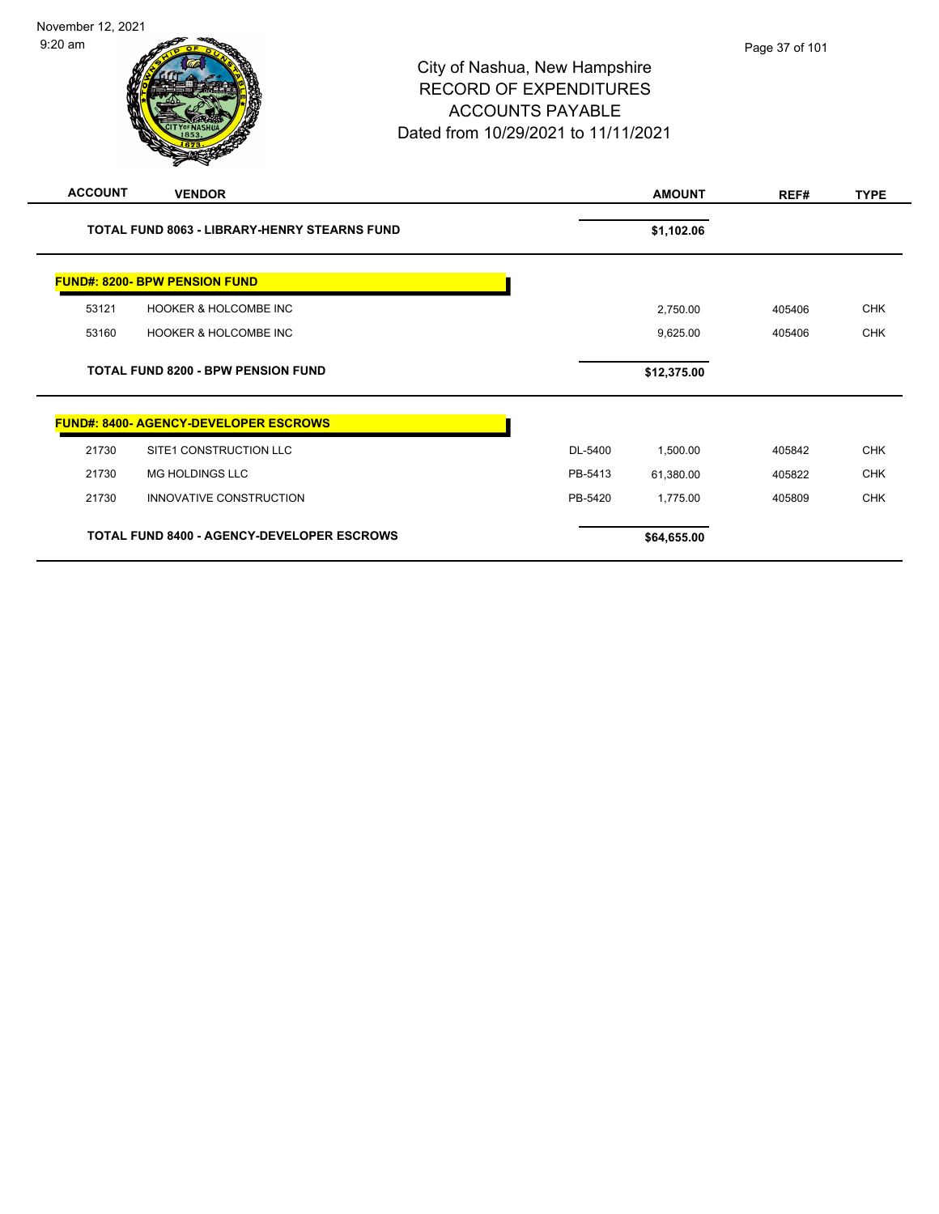# City of Nashua, New Hampshire
## RECORD OF EXPENDITURES
## ACCOUNTS PAYABLE
## Dated from 10/29/2021 to 11/11/2021

| ACCOUNT | VENDOR | | AMOUNT | REF# | TYPE |
|---|---|---|---|---|---|
| **TOTAL FUND 8063 - LIBRARY-HENRY STEARNS FUND** | | | **$1,102.06** | | |
| **FUND#: 8200- BPW PENSION FUND** | | | | | |
| 53121 | HOOKER & HOLCOMBE INC | | 2,750.00 | 405406 | CHK |
| 53160 | HOOKER & HOLCOMBE INC | | 9,625.00 | 405406 | CHK |
| **TOTAL FUND 8200 - BPW PENSION FUND** | | | **$12,375.00** | | |
| **FUND#: 8400- AGENCY-DEVELOPER ESCROWS** | | | | | |
| 21730 | SITE1 CONSTRUCTION LLC | DL-5400 | 1,500.00 | 405842 | CHK |
| 21730 | MG HOLDINGS LLC | PB-5413 | 61,380.00 | 405822 | CHK |
| 21730 | INNOVATIVE CONSTRUCTION | PB-5420 | 1,775.00 | 405809 | CHK |
| **TOTAL FUND 8400 - AGENCY-DEVELOPER ESCROWS** | | | **$64,655.00** | | |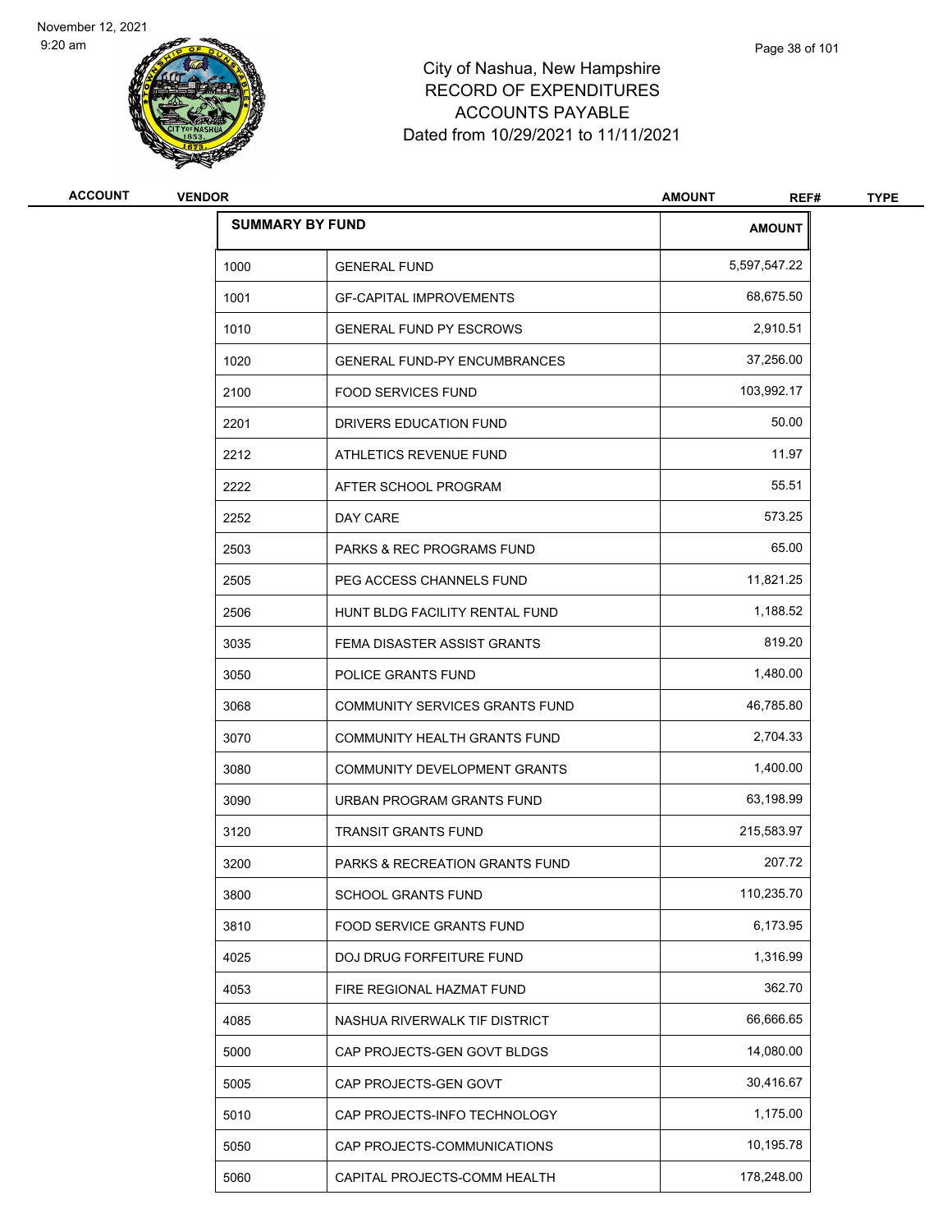# City of Nashua, New Hampshire
## RECORD OF EXPENDITURES
## ACCOUNTS PAYABLE
## Dated from 10/29/2021 to 11/11/2021

| ACCOUNT | VENDOR | AMOUNT | REF# | TYPE |
|---|---|---|---|---|

| SUMMARY BY FUND | | AMOUNT |
|---|---|---|
| 1000 | GENERAL FUND | 5,597,547.22 |
| 1001 | GF-CAPITAL IMPROVEMENTS | 68,675.50 |
| 1010 | GENERAL FUND PY ESCROWS | 2,910.51 |
| 1020 | GENERAL FUND-PY ENCUMBRANCES | 37,256.00 |
| 2100 | FOOD SERVICES FUND | 103,992.17 |
| 2201 | DRIVERS EDUCATION FUND | 50.00 |
| 2212 | ATHLETICS REVENUE FUND | 11.97 |
| 2222 | AFTER SCHOOL PROGRAM | 55.51 |
| 2252 | DAY CARE | 573.25 |
| 2503 | PARKS & REC PROGRAMS FUND | 65.00 |
| 2505 | PEG ACCESS CHANNELS FUND | 11,821.25 |
| 2506 | HUNT BLDG FACILITY RENTAL FUND | 1,188.52 |
| 3035 | FEMA DISASTER ASSIST GRANTS | 819.20 |
| 3050 | POLICE GRANTS FUND | 1,480.00 |
| 3068 | COMMUNITY SERVICES GRANTS FUND | 46,785.80 |
| 3070 | COMMUNITY HEALTH GRANTS FUND | 2,704.33 |
| 3080 | COMMUNITY DEVELOPMENT GRANTS | 1,400.00 |
| 3090 | URBAN PROGRAM GRANTS FUND | 63,198.99 |
| 3120 | TRANSIT GRANTS FUND | 215,583.97 |
| 3200 | PARKS & RECREATION GRANTS FUND | 207.72 |
| 3800 | SCHOOL GRANTS FUND | 110,235.70 |
| 3810 | FOOD SERVICE GRANTS FUND | 6,173.95 |
| 4025 | DOJ DRUG FORFEITURE FUND | 1,316.99 |
| 4053 | FIRE REGIONAL HAZMAT FUND | 362.70 |
| 4085 | NASHUA RIVERWALK TIF DISTRICT | 66,666.65 |
| 5000 | CAP PROJECTS-GEN GOVT BLDGS | 14,080.00 |
| 5005 | CAP PROJECTS-GEN GOVT | 30,416.67 |
| 5010 | CAP PROJECTS-INFO TECHNOLOGY | 1,175.00 |
| 5050 | CAP PROJECTS-COMMUNICATIONS | 10,195.78 |
| 5060 | CAPITAL PROJECTS-COMM HEALTH | 178,248.00 |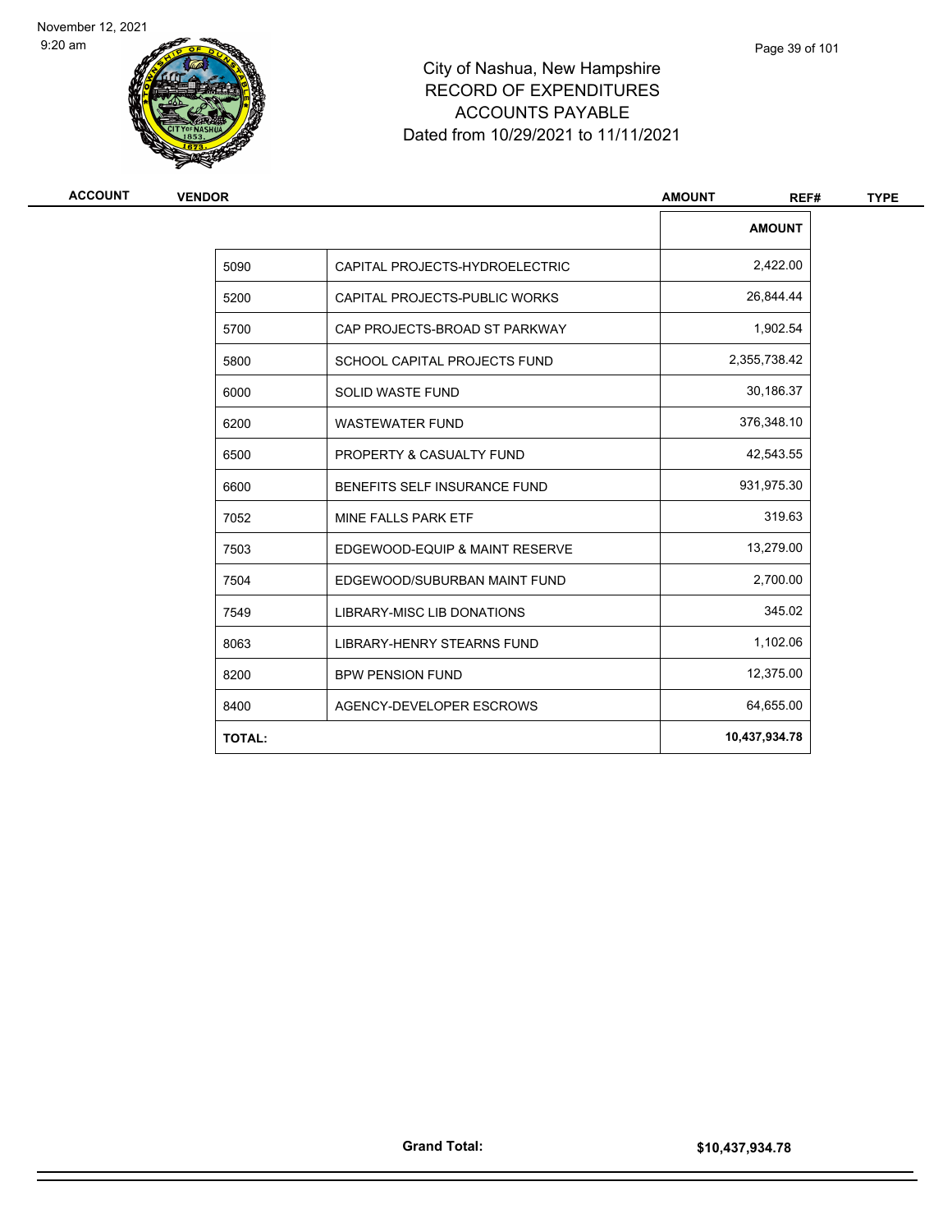# City of Nashua, New Hampshire
## RECORD OF EXPENDITURES
## ACCOUNTS PAYABLE
### Dated from 10/29/2021 to 11/11/2021

| ACCOUNT | VENDOR | AMOUNT | REF# | TYPE |
|---|---|---|---|---|

| | | AMOUNT |
|---|---|---|
| 5090 | CAPITAL PROJECTS-HYDROELECTRIC | 2,422.00 |
| 5200 | CAPITAL PROJECTS-PUBLIC WORKS | 26,844.44 |
| 5700 | CAP PROJECTS-BROAD ST PARKWAY | 1,902.54 |
| 5800 | SCHOOL CAPITAL PROJECTS FUND | 2,355,738.42 |
| 6000 | SOLID WASTE FUND | 30,186.37 |
| 6200 | WASTEWATER FUND | 376,348.10 |
| 6500 | PROPERTY & CASUALTY FUND | 42,543.55 |
| 6600 | BENEFITS SELF INSURANCE FUND | 931,975.30 |
| 7052 | MINE FALLS PARK ETF | 319.63 |
| 7503 | EDGEWOOD-EQUIP & MAINT RESERVE | 13,279.00 |
| 7504 | EDGEWOOD/SUBURBAN MAINT FUND | 2,700.00 |
| 7549 | LIBRARY-MISC LIB DONATIONS | 345.02 |
| 8063 | LIBRARY-HENRY STEARNS FUND | 1,102.06 |
| 8200 | BPW PENSION FUND | 12,375.00 |
| 8400 | AGENCY-DEVELOPER ESCROWS | 64,655.00 |
| **TOTAL:** | | **10,437,934.78** |

**Grand Total:** **$10,437,934.78**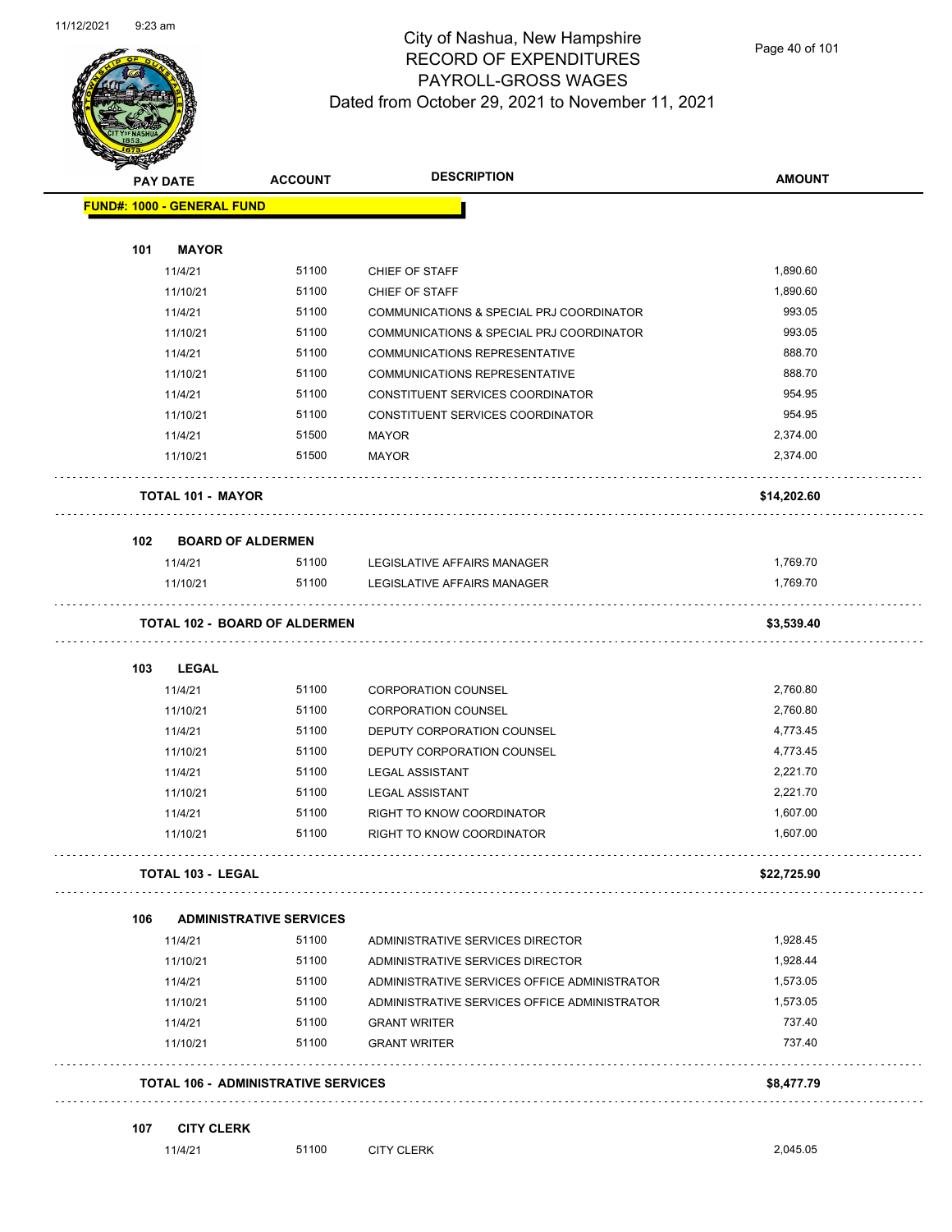# City of Nashua, New Hampshire
## RECORD OF EXPENDITURES
## PAYROLL-GROSS WAGES
## Dated from October 29, 2021 to November 11, 2021

| PAY DATE | ACCOUNT | DESCRIPTION | AMOUNT |
|---|---|---|---|
| **FUND#: 1000 - GENERAL FUND** | | | |
| **101 MAYOR** | | | |
| 11/4/21 | 51100 | CHIEF OF STAFF | 1,890.60 |
| 11/10/21 | 51100 | CHIEF OF STAFF | 1,890.60 |
| 11/4/21 | 51100 | COMMUNICATIONS & SPECIAL PRJ COORDINATOR | 993.05 |
| 11/10/21 | 51100 | COMMUNICATIONS & SPECIAL PRJ COORDINATOR | 993.05 |
| 11/4/21 | 51100 | COMMUNICATIONS REPRESENTATIVE | 888.70 |
| 11/10/21 | 51100 | COMMUNICATIONS REPRESENTATIVE | 888.70 |
| 11/4/21 | 51100 | CONSTITUENT SERVICES COORDINATOR | 954.95 |
| 11/10/21 | 51100 | CONSTITUENT SERVICES COORDINATOR | 954.95 |
| 11/4/21 | 51500 | MAYOR | 2,374.00 |
| 11/10/21 | 51500 | MAYOR | 2,374.00 |
| **TOTAL 101 - MAYOR** | | | **$14,202.60** |
| **102 BOARD OF ALDERMEN** | | | |
| 11/4/21 | 51100 | LEGISLATIVE AFFAIRS MANAGER | 1,769.70 |
| 11/10/21 | 51100 | LEGISLATIVE AFFAIRS MANAGER | 1,769.70 |
| **TOTAL 102 - BOARD OF ALDERMEN** | | | **$3,539.40** |
| **103 LEGAL** | | | |
| 11/4/21 | 51100 | CORPORATION COUNSEL | 2,760.80 |
| 11/10/21 | 51100 | CORPORATION COUNSEL | 2,760.80 |
| 11/4/21 | 51100 | DEPUTY CORPORATION COUNSEL | 4,773.45 |
| 11/10/21 | 51100 | DEPUTY CORPORATION COUNSEL | 4,773.45 |
| 11/4/21 | 51100 | LEGAL ASSISTANT | 2,221.70 |
| 11/10/21 | 51100 | LEGAL ASSISTANT | 2,221.70 |
| 11/4/21 | 51100 | RIGHT TO KNOW COORDINATOR | 1,607.00 |
| 11/10/21 | 51100 | RIGHT TO KNOW COORDINATOR | 1,607.00 |
| **TOTAL 103 - LEGAL** | | | **$22,725.90** |
| **106 ADMINISTRATIVE SERVICES** | | | |
| 11/4/21 | 51100 | ADMINISTRATIVE SERVICES DIRECTOR | 1,928.45 |
| 11/10/21 | 51100 | ADMINISTRATIVE SERVICES DIRECTOR | 1,928.44 |
| 11/4/21 | 51100 | ADMINISTRATIVE SERVICES OFFICE ADMINISTRATOR | 1,573.05 |
| 11/10/21 | 51100 | ADMINISTRATIVE SERVICES OFFICE ADMINISTRATOR | 1,573.05 |
| 11/4/21 | 51100 | GRANT WRITER | 737.40 |
| 11/10/21 | 51100 | GRANT WRITER | 737.40 |
| **TOTAL 106 - ADMINISTRATIVE SERVICES** | | | **$8,477.79** |
| **107 CITY CLERK** | | | |
| 11/4/21 | 51100 | CITY CLERK | 2,045.05 |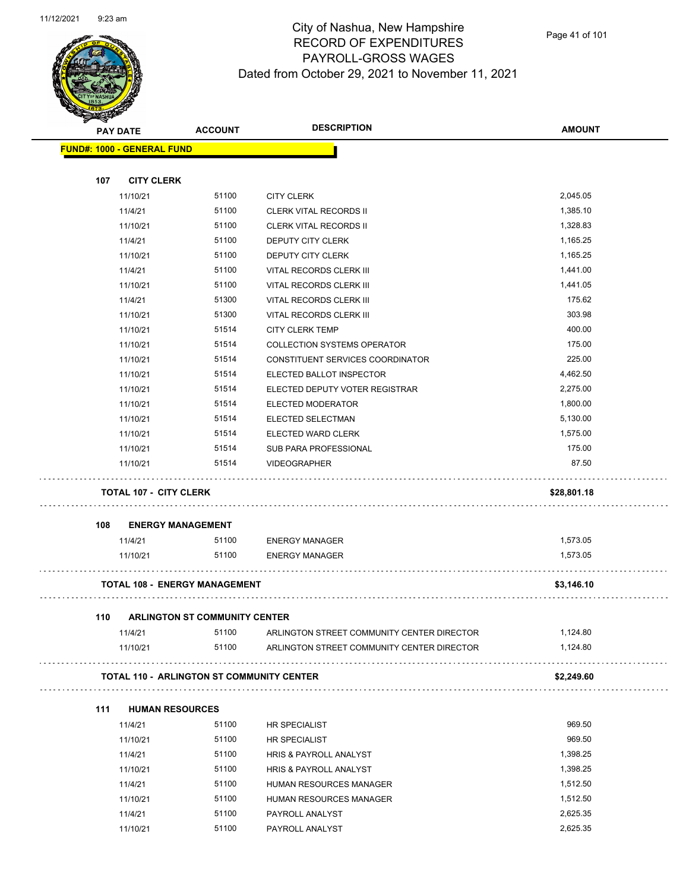# City of Nashua, New Hampshire
## RECORD OF EXPENDITURES
## PAYROLL-GROSS WAGES
### Dated from October 29, 2021 to November 11, 2021

| PAY DATE | ACCOUNT | DESCRIPTION | AMOUNT |
|---|---|---|---|
| **FUND#: 1000 - GENERAL FUND** | | | |
| **107 CITY CLERK** | | | |
| 11/10/21 | 51100 | CITY CLERK | 2,045.05 |
| 11/4/21 | 51100 | CLERK VITAL RECORDS II | 1,385.10 |
| 11/10/21 | 51100 | CLERK VITAL RECORDS II | 1,328.83 |
| 11/4/21 | 51100 | DEPUTY CITY CLERK | 1,165.25 |
| 11/10/21 | 51100 | DEPUTY CITY CLERK | 1,165.25 |
| 11/4/21 | 51100 | VITAL RECORDS CLERK III | 1,441.00 |
| 11/10/21 | 51100 | VITAL RECORDS CLERK III | 1,441.05 |
| 11/4/21 | 51300 | VITAL RECORDS CLERK III | 175.62 |
| 11/10/21 | 51300 | VITAL RECORDS CLERK III | 303.98 |
| 11/10/21 | 51514 | CITY CLERK TEMP | 400.00 |
| 11/10/21 | 51514 | COLLECTION SYSTEMS OPERATOR | 175.00 |
| 11/10/21 | 51514 | CONSTITUENT SERVICES COORDINATOR | 225.00 |
| 11/10/21 | 51514 | ELECTED BALLOT INSPECTOR | 4,462.50 |
| 11/10/21 | 51514 | ELECTED DEPUTY VOTER REGISTRAR | 2,275.00 |
| 11/10/21 | 51514 | ELECTED MODERATOR | 1,800.00 |
| 11/10/21 | 51514 | ELECTED SELECTMAN | 5,130.00 |
| 11/10/21 | 51514 | ELECTED WARD CLERK | 1,575.00 |
| 11/10/21 | 51514 | SUB PARA PROFESSIONAL | 175.00 |
| 11/10/21 | 51514 | VIDEOGRAPHER | 87.50 |
| **TOTAL 107 - CITY CLERK** | | | **$28,801.18** |
| **108 ENERGY MANAGEMENT** | | | |
| 11/4/21 | 51100 | ENERGY MANAGER | 1,573.05 |
| 11/10/21 | 51100 | ENERGY MANAGER | 1,573.05 |
| **TOTAL 108 - ENERGY MANAGEMENT** | | | **$3,146.10** |
| **110 ARLINGTON ST COMMUNITY CENTER** | | | |
| 11/4/21 | 51100 | ARLINGTON STREET COMMUNITY CENTER DIRECTOR | 1,124.80 |
| 11/10/21 | 51100 | ARLINGTON STREET COMMUNITY CENTER DIRECTOR | 1,124.80 |
| **TOTAL 110 - ARLINGTON ST COMMUNITY CENTER** | | | **$2,249.60** |
| **111 HUMAN RESOURCES** | | | |
| 11/4/21 | 51100 | HR SPECIALIST | 969.50 |
| 11/10/21 | 51100 | HR SPECIALIST | 969.50 |
| 11/4/21 | 51100 | HRIS & PAYROLL ANALYST | 1,398.25 |
| 11/10/21 | 51100 | HRIS & PAYROLL ANALYST | 1,398.25 |
| 11/4/21 | 51100 | HUMAN RESOURCES MANAGER | 1,512.50 |
| 11/10/21 | 51100 | HUMAN RESOURCES MANAGER | 1,512.50 |
| 11/4/21 | 51100 | PAYROLL ANALYST | 2,625.35 |
| 11/10/21 | 51100 | PAYROLL ANALYST | 2,625.35 |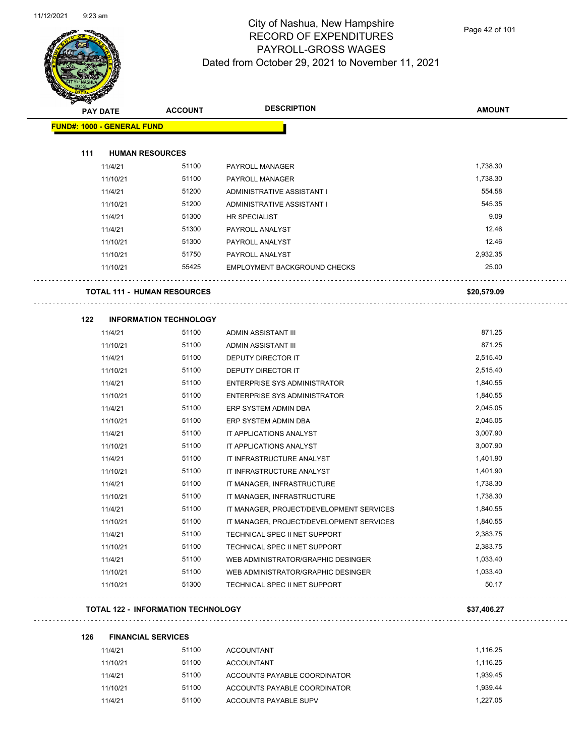# City of Nashua, New Hampshire
## RECORD OF EXPENDITURES
## PAYROLL-GROSS WAGES
### Dated from October 29, 2021 to November 11, 2021

| PAY DATE | ACCOUNT | DESCRIPTION | AMOUNT |
|---|---|---|---|
| **FUND#: 1000 - GENERAL FUND** | | | |
| **111 HUMAN RESOURCES** | | | |
| 11/4/21 | 51100 | PAYROLL MANAGER | 1,738.30 |
| 11/10/21 | 51100 | PAYROLL MANAGER | 1,738.30 |
| 11/4/21 | 51200 | ADMINISTRATIVE ASSISTANT I | 554.58 |
| 11/10/21 | 51200 | ADMINISTRATIVE ASSISTANT I | 545.35 |
| 11/4/21 | 51300 | HR SPECIALIST | 9.09 |
| 11/4/21 | 51300 | PAYROLL ANALYST | 12.46 |
| 11/10/21 | 51300 | PAYROLL ANALYST | 12.46 |
| 11/10/21 | 51750 | PAYROLL ANALYST | 2,932.35 |
| 11/10/21 | 55425 | EMPLOYMENT BACKGROUND CHECKS | 25.00 |
| **TOTAL 111 - HUMAN RESOURCES** | | | **$20,579.09** |
| **122 INFORMATION TECHNOLOGY** | | | |
| 11/4/21 | 51100 | ADMIN ASSISTANT III | 871.25 |
| 11/10/21 | 51100 | ADMIN ASSISTANT III | 871.25 |
| 11/4/21 | 51100 | DEPUTY DIRECTOR IT | 2,515.40 |
| 11/10/21 | 51100 | DEPUTY DIRECTOR IT | 2,515.40 |
| 11/4/21 | 51100 | ENTERPRISE SYS ADMINISTRATOR | 1,840.55 |
| 11/10/21 | 51100 | ENTERPRISE SYS ADMINISTRATOR | 1,840.55 |
| 11/4/21 | 51100 | ERP SYSTEM ADMIN DBA | 2,045.05 |
| 11/10/21 | 51100 | ERP SYSTEM ADMIN DBA | 2,045.05 |
| 11/4/21 | 51100 | IT APPLICATIONS ANALYST | 3,007.90 |
| 11/10/21 | 51100 | IT APPLICATIONS ANALYST | 3,007.90 |
| 11/4/21 | 51100 | IT INFRASTRUCTURE ANALYST | 1,401.90 |
| 11/10/21 | 51100 | IT INFRASTRUCTURE ANALYST | 1,401.90 |
| 11/4/21 | 51100 | IT MANAGER, INFRASTRUCTURE | 1,738.30 |
| 11/10/21 | 51100 | IT MANAGER, INFRASTRUCTURE | 1,738.30 |
| 11/4/21 | 51100 | IT MANAGER, PROJECT/DEVELOPMENT SERVICES | 1,840.55 |
| 11/10/21 | 51100 | IT MANAGER, PROJECT/DEVELOPMENT SERVICES | 1,840.55 |
| 11/4/21 | 51100 | TECHNICAL SPEC II NET SUPPORT | 2,383.75 |
| 11/10/21 | 51100 | TECHNICAL SPEC II NET SUPPORT | 2,383.75 |
| 11/4/21 | 51100 | WEB ADMINISTRATOR/GRAPHIC DESINGER | 1,033.40 |
| 11/10/21 | 51100 | WEB ADMINISTRATOR/GRAPHIC DESINGER | 1,033.40 |
| 11/10/21 | 51300 | TECHNICAL SPEC II NET SUPPORT | 50.17 |
| **TOTAL 122 - INFORMATION TECHNOLOGY** | | | **$37,406.27** |
| **126 FINANCIAL SERVICES** | | | |
| 11/4/21 | 51100 | ACCOUNTANT | 1,116.25 |
| 11/10/21 | 51100 | ACCOUNTANT | 1,116.25 |
| 11/4/21 | 51100 | ACCOUNTS PAYABLE COORDINATOR | 1,939.45 |
| 11/10/21 | 51100 | ACCOUNTS PAYABLE COORDINATOR | 1,939.44 |
| 11/4/21 | 51100 | ACCOUNTS PAYABLE SUPV | 1,227.05 |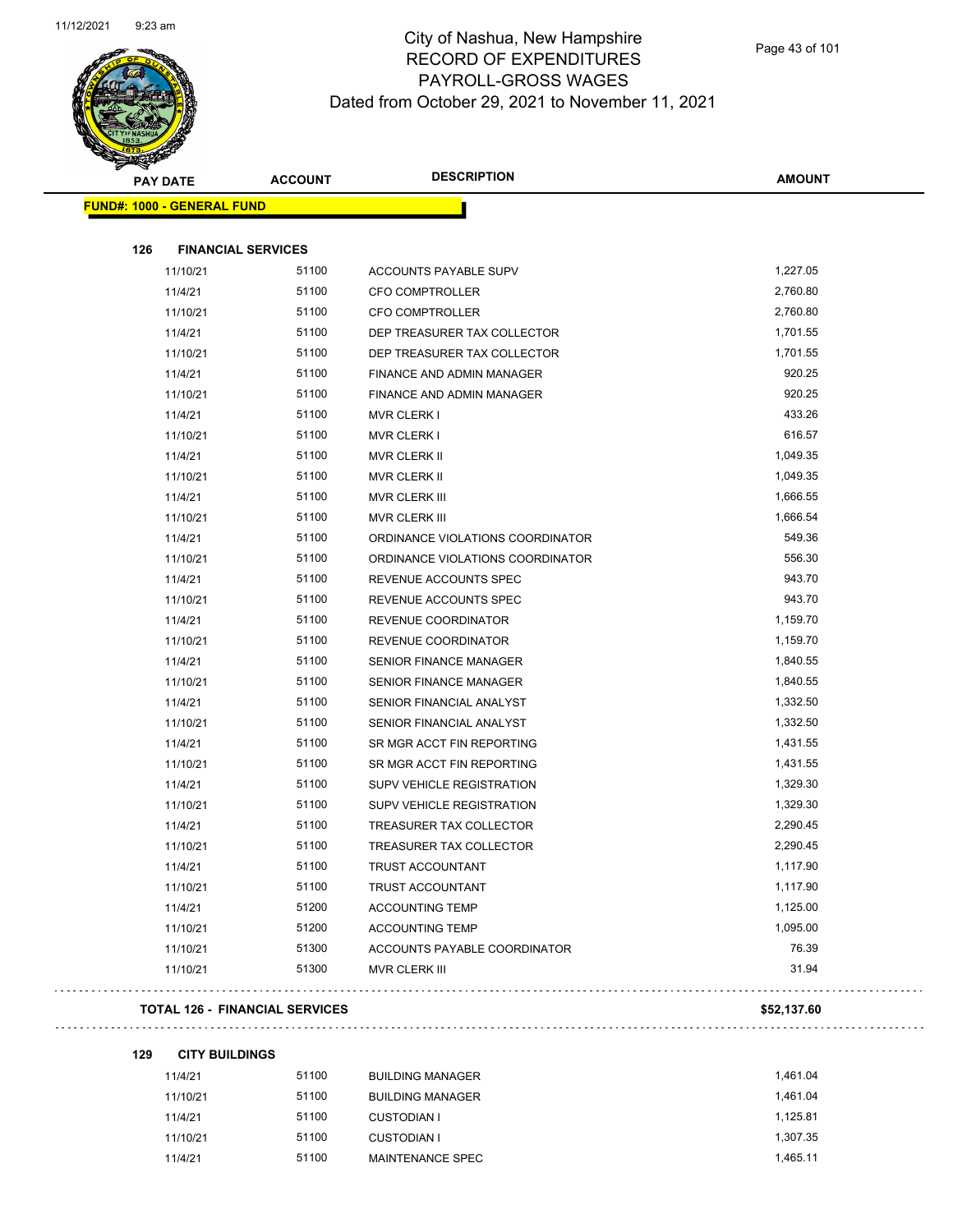# City of Nashua, New Hampshire
## RECORD OF EXPENDITURES
## PAYROLL-GROSS WAGES
## Dated from October 29, 2021 to November 11, 2021

| PAY DATE | ACCOUNT | DESCRIPTION | AMOUNT |
|---|---|---|---|
| **FUND#: 1000 - GENERAL FUND** | | | |
| **126 FINANCIAL SERVICES** | | | |
| 11/10/21 | 51100 | ACCOUNTS PAYABLE SUPV | 1,227.05 |
| 11/4/21 | 51100 | CFO COMPTROLLER | 2,760.80 |
| 11/10/21 | 51100 | CFO COMPTROLLER | 2,760.80 |
| 11/4/21 | 51100 | DEP TREASURER TAX COLLECTOR | 1,701.55 |
| 11/10/21 | 51100 | DEP TREASURER TAX COLLECTOR | 1,701.55 |
| 11/4/21 | 51100 | FINANCE AND ADMIN MANAGER | 920.25 |
| 11/10/21 | 51100 | FINANCE AND ADMIN MANAGER | 920.25 |
| 11/4/21 | 51100 | MVR CLERK I | 433.26 |
| 11/10/21 | 51100 | MVR CLERK I | 616.57 |
| 11/4/21 | 51100 | MVR CLERK II | 1,049.35 |
| 11/10/21 | 51100 | MVR CLERK II | 1,049.35 |
| 11/4/21 | 51100 | MVR CLERK III | 1,666.55 |
| 11/10/21 | 51100 | MVR CLERK III | 1,666.54 |
| 11/4/21 | 51100 | ORDINANCE VIOLATIONS COORDINATOR | 549.36 |
| 11/10/21 | 51100 | ORDINANCE VIOLATIONS COORDINATOR | 556.30 |
| 11/4/21 | 51100 | REVENUE ACCOUNTS SPEC | 943.70 |
| 11/10/21 | 51100 | REVENUE ACCOUNTS SPEC | 943.70 |
| 11/4/21 | 51100 | REVENUE COORDINATOR | 1,159.70 |
| 11/10/21 | 51100 | REVENUE COORDINATOR | 1,159.70 |
| 11/4/21 | 51100 | SENIOR FINANCE MANAGER | 1,840.55 |
| 11/10/21 | 51100 | SENIOR FINANCE MANAGER | 1,840.55 |
| 11/4/21 | 51100 | SENIOR FINANCIAL ANALYST | 1,332.50 |
| 11/10/21 | 51100 | SENIOR FINANCIAL ANALYST | 1,332.50 |
| 11/4/21 | 51100 | SR MGR ACCT FIN REPORTING | 1,431.55 |
| 11/10/21 | 51100 | SR MGR ACCT FIN REPORTING | 1,431.55 |
| 11/4/21 | 51100 | SUPV VEHICLE REGISTRATION | 1,329.30 |
| 11/10/21 | 51100 | SUPV VEHICLE REGISTRATION | 1,329.30 |
| 11/4/21 | 51100 | TREASURER TAX COLLECTOR | 2,290.45 |
| 11/10/21 | 51100 | TREASURER TAX COLLECTOR | 2,290.45 |
| 11/4/21 | 51100 | TRUST ACCOUNTANT | 1,117.90 |
| 11/10/21 | 51100 | TRUST ACCOUNTANT | 1,117.90 |
| 11/4/21 | 51200 | ACCOUNTING TEMP | 1,125.00 |
| 11/10/21 | 51200 | ACCOUNTING TEMP | 1,095.00 |
| 11/10/21 | 51300 | ACCOUNTS PAYABLE COORDINATOR | 76.39 |
| 11/10/21 | 51300 | MVR CLERK III | 31.94 |
| **TOTAL 126 - FINANCIAL SERVICES** | | | **$52,137.60** |
| **129 CITY BUILDINGS** | | | |
| 11/4/21 | 51100 | BUILDING MANAGER | 1,461.04 |
| 11/10/21 | 51100 | BUILDING MANAGER | 1,461.04 |
| 11/4/21 | 51100 | CUSTODIAN I | 1,125.81 |
| 11/10/21 | 51100 | CUSTODIAN I | 1,307.35 |
| 11/4/21 | 51100 | MAINTENANCE SPEC | 1,465.11 |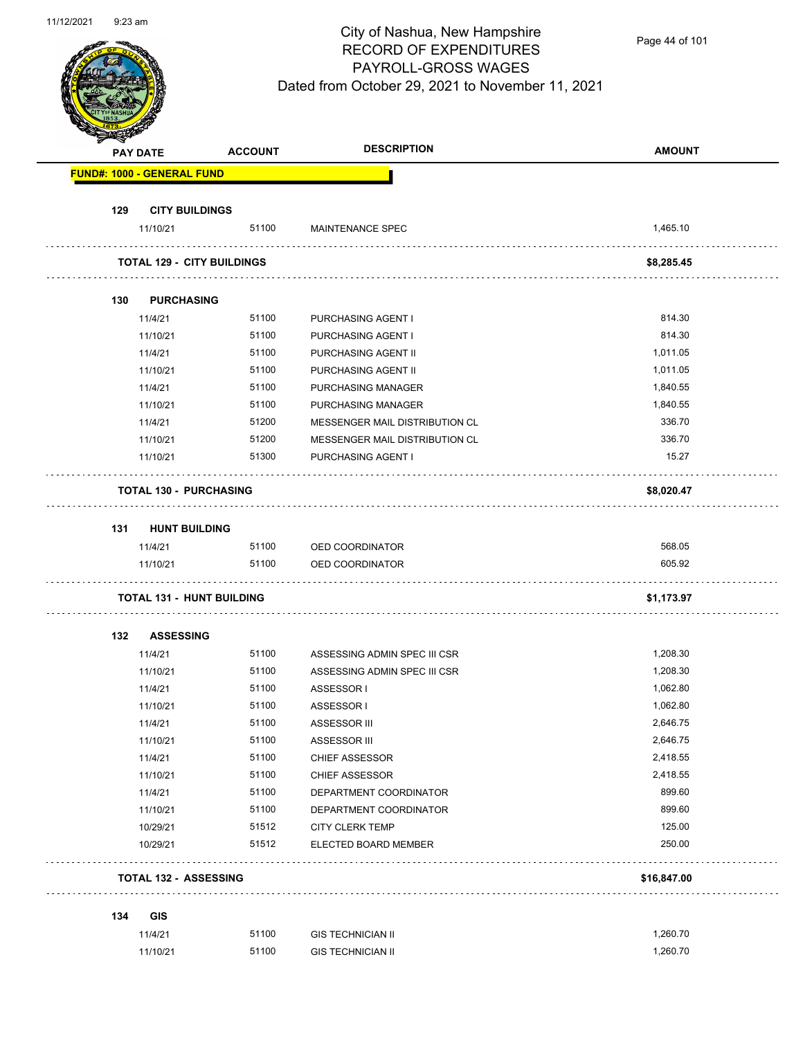# City of Nashua, New Hampshire
## RECORD OF EXPENDITURES
## PAYROLL-GROSS WAGES
### Dated from October 29, 2021 to November 11, 2021

| PAY DATE | ACCOUNT | DESCRIPTION | AMOUNT |
|---|---|---|---|
| **FUND#: 1000 - GENERAL FUND** | | | |
| **129 CITY BUILDINGS** | | | |
| 11/10/21 | 51100 | MAINTENANCE SPEC | 1,465.10 |
| **TOTAL 129 - CITY BUILDINGS** | | | **$8,285.45** |
| **130 PURCHASING** | | | |
| 11/4/21 | 51100 | PURCHASING AGENT I | 814.30 |
| 11/10/21 | 51100 | PURCHASING AGENT I | 814.30 |
| 11/4/21 | 51100 | PURCHASING AGENT II | 1,011.05 |
| 11/10/21 | 51100 | PURCHASING AGENT II | 1,011.05 |
| 11/4/21 | 51100 | PURCHASING MANAGER | 1,840.55 |
| 11/10/21 | 51100 | PURCHASING MANAGER | 1,840.55 |
| 11/4/21 | 51200 | MESSENGER MAIL DISTRIBUTION CL | 336.70 |
| 11/10/21 | 51200 | MESSENGER MAIL DISTRIBUTION CL | 336.70 |
| 11/10/21 | 51300 | PURCHASING AGENT I | 15.27 |
| **TOTAL 130 - PURCHASING** | | | **$8,020.47** |
| **131 HUNT BUILDING** | | | |
| 11/4/21 | 51100 | OED COORDINATOR | 568.05 |
| 11/10/21 | 51100 | OED COORDINATOR | 605.92 |
| **TOTAL 131 - HUNT BUILDING** | | | **$1,173.97** |
| **132 ASSESSING** | | | |
| 11/4/21 | 51100 | ASSESSING ADMIN SPEC III CSR | 1,208.30 |
| 11/10/21 | 51100 | ASSESSING ADMIN SPEC III CSR | 1,208.30 |
| 11/4/21 | 51100 | ASSESSOR I | 1,062.80 |
| 11/10/21 | 51100 | ASSESSOR I | 1,062.80 |
| 11/4/21 | 51100 | ASSESSOR III | 2,646.75 |
| 11/10/21 | 51100 | ASSESSOR III | 2,646.75 |
| 11/4/21 | 51100 | CHIEF ASSESSOR | 2,418.55 |
| 11/10/21 | 51100 | CHIEF ASSESSOR | 2,418.55 |
| 11/4/21 | 51100 | DEPARTMENT COORDINATOR | 899.60 |
| 11/10/21 | 51100 | DEPARTMENT COORDINATOR | 899.60 |
| 10/29/21 | 51512 | CITY CLERK TEMP | 125.00 |
| 10/29/21 | 51512 | ELECTED BOARD MEMBER | 250.00 |
| **TOTAL 132 - ASSESSING** | | | **$16,847.00** |
| **134 GIS** | | | |
| 11/4/21 | 51100 | GIS TECHNICIAN II | 1,260.70 |
| 11/10/21 | 51100 | GIS TECHNICIAN II | 1,260.70 |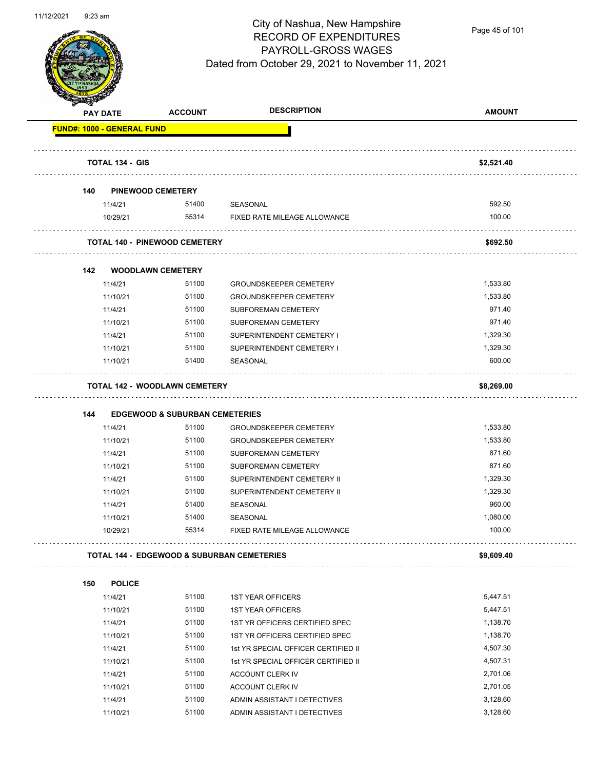# City of Nashua, New Hampshire
## RECORD OF EXPENDITURES
## PAYROLL-GROSS WAGES
### Dated from October 29, 2021 to November 11, 2021

| PAY DATE | ACCOUNT | DESCRIPTION | AMOUNT |
|---|---|---|---|
| **FUND#: 1000 - GENERAL FUND** | | | |
| **TOTAL 134 - GIS** | | | **$2,521.40** |
| **140 PINEWOOD CEMETERY** | | | |
| 11/4/21 | 51400 | SEASONAL | 592.50 |
| 10/29/21 | 55314 | FIXED RATE MILEAGE ALLOWANCE | 100.00 |
| **TOTAL 140 - PINEWOOD CEMETERY** | | | **$692.50** |
| **142 WOODLAWN CEMETERY** | | | |
| 11/4/21 | 51100 | GROUNDSKEEPER CEMETERY | 1,533.80 |
| 11/10/21 | 51100 | GROUNDSKEEPER CEMETERY | 1,533.80 |
| 11/4/21 | 51100 | SUBFOREMAN CEMETERY | 971.40 |
| 11/10/21 | 51100 | SUBFOREMAN CEMETERY | 971.40 |
| 11/4/21 | 51100 | SUPERINTENDENT CEMETERY I | 1,329.30 |
| 11/10/21 | 51100 | SUPERINTENDENT CEMETERY I | 1,329.30 |
| 11/10/21 | 51400 | SEASONAL | 600.00 |
| **TOTAL 142 - WOODLAWN CEMETERY** | | | **$8,269.00** |
| **144 EDGEWOOD & SUBURBAN CEMETERIES** | | | |
| 11/4/21 | 51100 | GROUNDSKEEPER CEMETERY | 1,533.80 |
| 11/10/21 | 51100 | GROUNDSKEEPER CEMETERY | 1,533.80 |
| 11/4/21 | 51100 | SUBFOREMAN CEMETERY | 871.60 |
| 11/10/21 | 51100 | SUBFOREMAN CEMETERY | 871.60 |
| 11/4/21 | 51100 | SUPERINTENDENT CEMETERY II | 1,329.30 |
| 11/10/21 | 51100 | SUPERINTENDENT CEMETERY II | 1,329.30 |
| 11/4/21 | 51400 | SEASONAL | 960.00 |
| 11/10/21 | 51400 | SEASONAL | 1,080.00 |
| 10/29/21 | 55314 | FIXED RATE MILEAGE ALLOWANCE | 100.00 |
| **TOTAL 144 - EDGEWOOD & SUBURBAN CEMETERIES** | | | **$9,609.40** |
| **150 POLICE** | | | |
| 11/4/21 | 51100 | 1ST YEAR OFFICERS | 5,447.51 |
| 11/10/21 | 51100 | 1ST YEAR OFFICERS | 5,447.51 |
| 11/4/21 | 51100 | 1ST YR OFFICERS CERTIFIED SPEC | 1,138.70 |
| 11/10/21 | 51100 | 1ST YR OFFICERS CERTIFIED SPEC | 1,138.70 |
| 11/4/21 | 51100 | 1st YR SPECIAL OFFICER CERTIFIED II | 4,507.30 |
| 11/10/21 | 51100 | 1st YR SPECIAL OFFICER CERTIFIED II | 4,507.31 |
| 11/4/21 | 51100 | ACCOUNT CLERK IV | 2,701.06 |
| 11/10/21 | 51100 | ACCOUNT CLERK IV | 2,701.05 |
| 11/4/21 | 51100 | ADMIN ASSISTANT I DETECTIVES | 3,128.60 |
| 11/10/21 | 51100 | ADMIN ASSISTANT I DETECTIVES | 3,128.60 |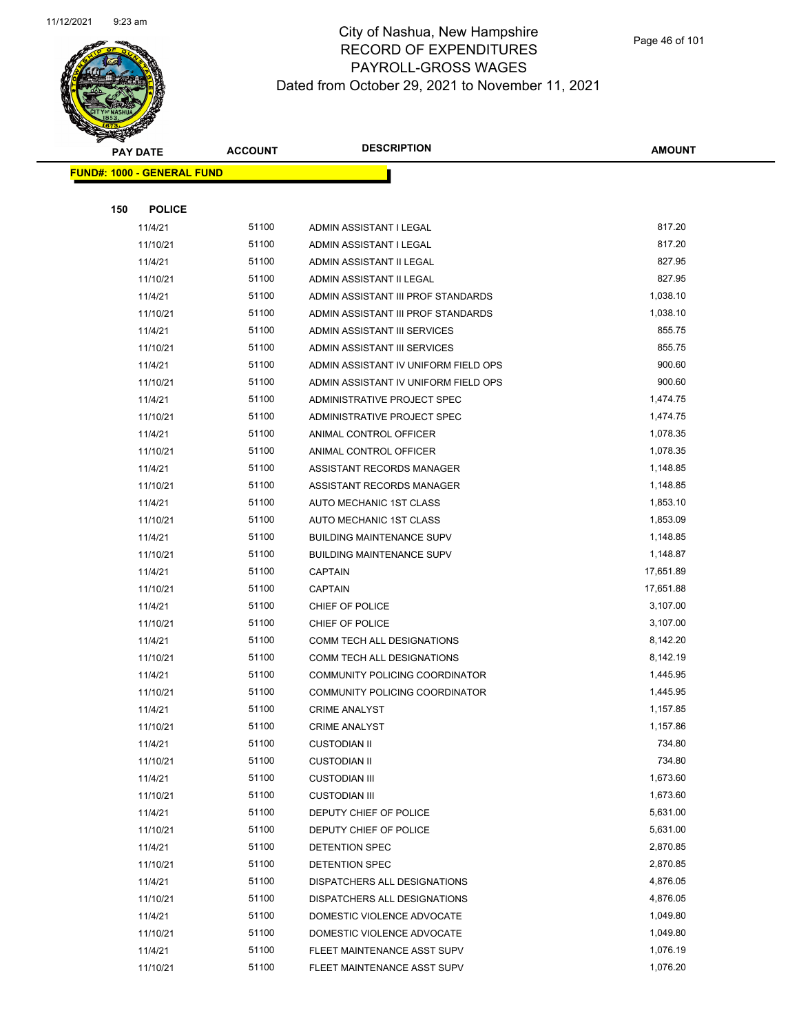# City of Nashua, New Hampshire
## RECORD OF EXPENDITURES
## PAYROLL-GROSS WAGES
## Dated from October 29, 2021 to November 11, 2021

| PAY DATE | ACCOUNT | DESCRIPTION | AMOUNT |
|---|---|---|---|
| **FUND#: 1000 - GENERAL FUND** | | | |
| **150 POLICE** | | | |
| 11/4/21 | 51100 | ADMIN ASSISTANT I LEGAL | 817.20 |
| 11/10/21 | 51100 | ADMIN ASSISTANT I LEGAL | 817.20 |
| 11/4/21 | 51100 | ADMIN ASSISTANT II LEGAL | 827.95 |
| 11/10/21 | 51100 | ADMIN ASSISTANT II LEGAL | 827.95 |
| 11/4/21 | 51100 | ADMIN ASSISTANT III PROF STANDARDS | 1,038.10 |
| 11/10/21 | 51100 | ADMIN ASSISTANT III PROF STANDARDS | 1,038.10 |
| 11/4/21 | 51100 | ADMIN ASSISTANT III SERVICES | 855.75 |
| 11/10/21 | 51100 | ADMIN ASSISTANT III SERVICES | 855.75 |
| 11/4/21 | 51100 | ADMIN ASSISTANT IV UNIFORM FIELD OPS | 900.60 |
| 11/10/21 | 51100 | ADMIN ASSISTANT IV UNIFORM FIELD OPS | 900.60 |
| 11/4/21 | 51100 | ADMINISTRATIVE PROJECT SPEC | 1,474.75 |
| 11/10/21 | 51100 | ADMINISTRATIVE PROJECT SPEC | 1,474.75 |
| 11/4/21 | 51100 | ANIMAL CONTROL OFFICER | 1,078.35 |
| 11/10/21 | 51100 | ANIMAL CONTROL OFFICER | 1,078.35 |
| 11/4/21 | 51100 | ASSISTANT RECORDS MANAGER | 1,148.85 |
| 11/10/21 | 51100 | ASSISTANT RECORDS MANAGER | 1,148.85 |
| 11/4/21 | 51100 | AUTO MECHANIC 1ST CLASS | 1,853.10 |
| 11/10/21 | 51100 | AUTO MECHANIC 1ST CLASS | 1,853.09 |
| 11/4/21 | 51100 | BUILDING MAINTENANCE SUPV | 1,148.85 |
| 11/10/21 | 51100 | BUILDING MAINTENANCE SUPV | 1,148.87 |
| 11/4/21 | 51100 | CAPTAIN | 17,651.89 |
| 11/10/21 | 51100 | CAPTAIN | 17,651.88 |
| 11/4/21 | 51100 | CHIEF OF POLICE | 3,107.00 |
| 11/10/21 | 51100 | CHIEF OF POLICE | 3,107.00 |
| 11/4/21 | 51100 | COMM TECH ALL DESIGNATIONS | 8,142.20 |
| 11/10/21 | 51100 | COMM TECH ALL DESIGNATIONS | 8,142.19 |
| 11/4/21 | 51100 | COMMUNITY POLICING COORDINATOR | 1,445.95 |
| 11/10/21 | 51100 | COMMUNITY POLICING COORDINATOR | 1,445.95 |
| 11/4/21 | 51100 | CRIME ANALYST | 1,157.85 |
| 11/10/21 | 51100 | CRIME ANALYST | 1,157.86 |
| 11/4/21 | 51100 | CUSTODIAN II | 734.80 |
| 11/10/21 | 51100 | CUSTODIAN II | 734.80 |
| 11/4/21 | 51100 | CUSTODIAN III | 1,673.60 |
| 11/10/21 | 51100 | CUSTODIAN III | 1,673.60 |
| 11/4/21 | 51100 | DEPUTY CHIEF OF POLICE | 5,631.00 |
| 11/10/21 | 51100 | DEPUTY CHIEF OF POLICE | 5,631.00 |
| 11/4/21 | 51100 | DETENTION SPEC | 2,870.85 |
| 11/10/21 | 51100 | DETENTION SPEC | 2,870.85 |
| 11/4/21 | 51100 | DISPATCHERS ALL DESIGNATIONS | 4,876.05 |
| 11/10/21 | 51100 | DISPATCHERS ALL DESIGNATIONS | 4,876.05 |
| 11/4/21 | 51100 | DOMESTIC VIOLENCE ADVOCATE | 1,049.80 |
| 11/10/21 | 51100 | DOMESTIC VIOLENCE ADVOCATE | 1,049.80 |
| 11/4/21 | 51100 | FLEET MAINTENANCE ASST SUPV | 1,076.19 |
| 11/10/21 | 51100 | FLEET MAINTENANCE ASST SUPV | 1,076.20 |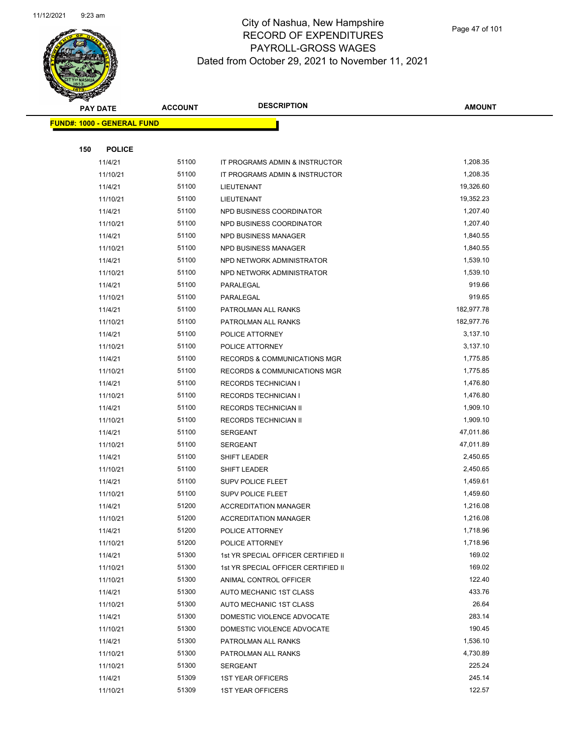# City of Nashua, New Hampshire
# RECORD OF EXPENDITURES
# PAYROLL-GROSS WAGES
# Dated from October 29, 2021 to November 11, 2021

| PAY DATE | ACCOUNT | DESCRIPTION | AMOUNT |
|---|---|---|---|
| **FUND#: 1000 - GENERAL FUND** | | | |
| **150 POLICE** | | | |
| 11/4/21 | 51100 | IT PROGRAMS ADMIN & INSTRUCTOR | 1,208.35 |
| 11/10/21 | 51100 | IT PROGRAMS ADMIN & INSTRUCTOR | 1,208.35 |
| 11/4/21 | 51100 | LIEUTENANT | 19,326.60 |
| 11/10/21 | 51100 | LIEUTENANT | 19,352.23 |
| 11/4/21 | 51100 | NPD BUSINESS COORDINATOR | 1,207.40 |
| 11/10/21 | 51100 | NPD BUSINESS COORDINATOR | 1,207.40 |
| 11/4/21 | 51100 | NPD BUSINESS MANAGER | 1,840.55 |
| 11/10/21 | 51100 | NPD BUSINESS MANAGER | 1,840.55 |
| 11/4/21 | 51100 | NPD NETWORK ADMINISTRATOR | 1,539.10 |
| 11/10/21 | 51100 | NPD NETWORK ADMINISTRATOR | 1,539.10 |
| 11/4/21 | 51100 | PARALEGAL | 919.66 |
| 11/10/21 | 51100 | PARALEGAL | 919.65 |
| 11/4/21 | 51100 | PATROLMAN ALL RANKS | 182,977.78 |
| 11/10/21 | 51100 | PATROLMAN ALL RANKS | 182,977.76 |
| 11/4/21 | 51100 | POLICE ATTORNEY | 3,137.10 |
| 11/10/21 | 51100 | POLICE ATTORNEY | 3,137.10 |
| 11/4/21 | 51100 | RECORDS & COMMUNICATIONS MGR | 1,775.85 |
| 11/10/21 | 51100 | RECORDS & COMMUNICATIONS MGR | 1,775.85 |
| 11/4/21 | 51100 | RECORDS TECHNICIAN I | 1,476.80 |
| 11/10/21 | 51100 | RECORDS TECHNICIAN I | 1,476.80 |
| 11/4/21 | 51100 | RECORDS TECHNICIAN II | 1,909.10 |
| 11/10/21 | 51100 | RECORDS TECHNICIAN II | 1,909.10 |
| 11/4/21 | 51100 | SERGEANT | 47,011.86 |
| 11/10/21 | 51100 | SERGEANT | 47,011.89 |
| 11/4/21 | 51100 | SHIFT LEADER | 2,450.65 |
| 11/10/21 | 51100 | SHIFT LEADER | 2,450.65 |
| 11/4/21 | 51100 | SUPV POLICE FLEET | 1,459.61 |
| 11/10/21 | 51100 | SUPV POLICE FLEET | 1,459.60 |
| 11/4/21 | 51200 | ACCREDITATION MANAGER | 1,216.08 |
| 11/10/21 | 51200 | ACCREDITATION MANAGER | 1,216.08 |
| 11/4/21 | 51200 | POLICE ATTORNEY | 1,718.96 |
| 11/10/21 | 51200 | POLICE ATTORNEY | 1,718.96 |
| 11/4/21 | 51300 | 1st YR SPECIAL OFFICER CERTIFIED II | 169.02 |
| 11/10/21 | 51300 | 1st YR SPECIAL OFFICER CERTIFIED II | 169.02 |
| 11/10/21 | 51300 | ANIMAL CONTROL OFFICER | 122.40 |
| 11/4/21 | 51300 | AUTO MECHANIC 1ST CLASS | 433.76 |
| 11/10/21 | 51300 | AUTO MECHANIC 1ST CLASS | 26.64 |
| 11/4/21 | 51300 | DOMESTIC VIOLENCE ADVOCATE | 283.14 |
| 11/10/21 | 51300 | DOMESTIC VIOLENCE ADVOCATE | 190.45 |
| 11/4/21 | 51300 | PATROLMAN ALL RANKS | 1,536.10 |
| 11/10/21 | 51300 | PATROLMAN ALL RANKS | 4,730.89 |
| 11/10/21 | 51300 | SERGEANT | 225.24 |
| 11/4/21 | 51309 | 1ST YEAR OFFICERS | 245.14 |
| 11/10/21 | 51309 | 1ST YEAR OFFICERS | 122.57 |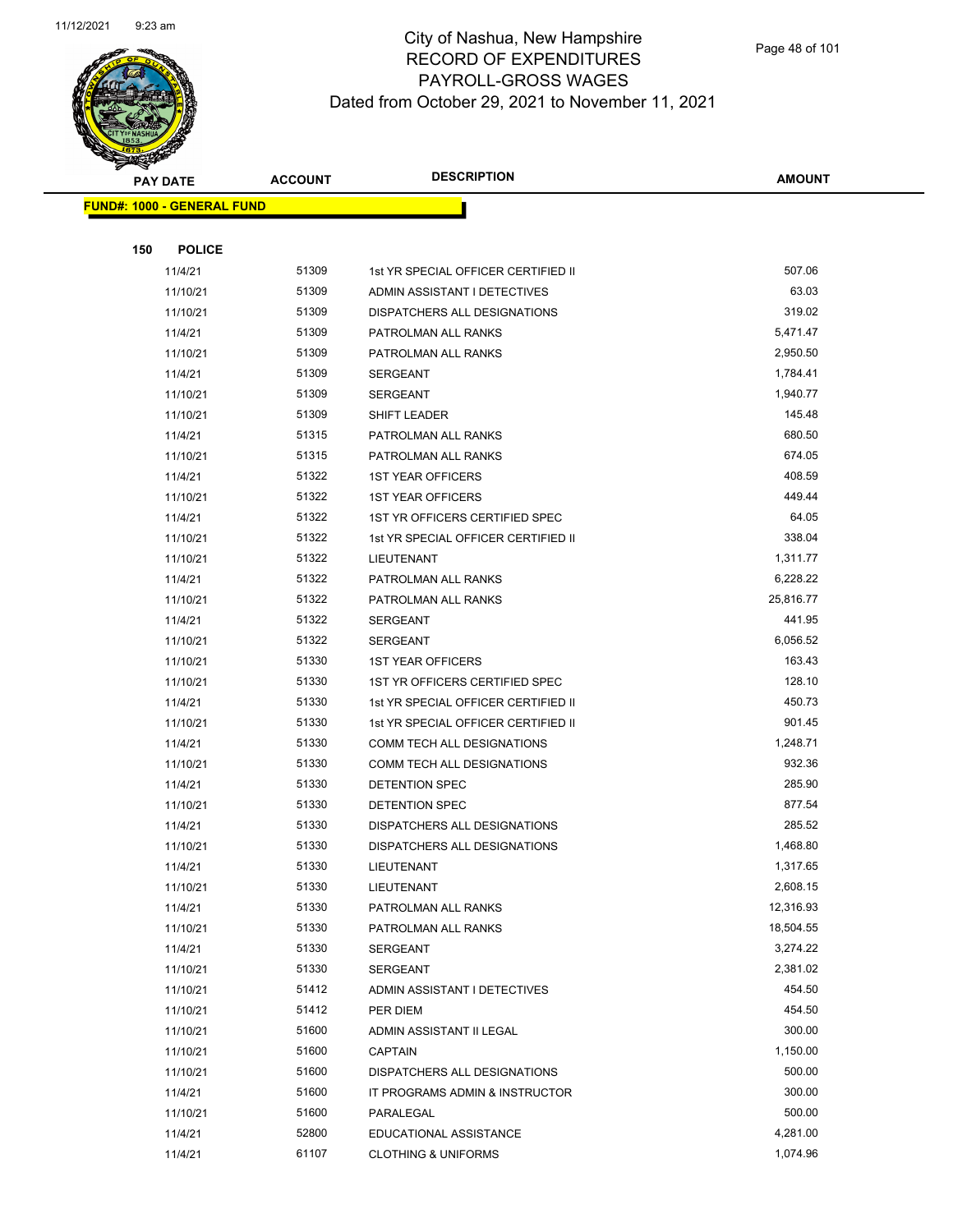# City of Nashua, New Hampshire
## RECORD OF EXPENDITURES
## PAYROLL-GROSS WAGES
## Dated from October 29, 2021 to November 11, 2021

| PAY DATE | ACCOUNT | DESCRIPTION | AMOUNT |
|---|---|---|---|
| **FUND#: 1000 - GENERAL FUND** | | | |
| **150 POLICE** | | | |
| 11/4/21 | 51309 | 1st YR SPECIAL OFFICER CERTIFIED II | 507.06 |
| 11/10/21 | 51309 | ADMIN ASSISTANT I DETECTIVES | 63.03 |
| 11/10/21 | 51309 | DISPATCHERS ALL DESIGNATIONS | 319.02 |
| 11/4/21 | 51309 | PATROLMAN ALL RANKS | 5,471.47 |
| 11/10/21 | 51309 | PATROLMAN ALL RANKS | 2,950.50 |
| 11/4/21 | 51309 | SERGEANT | 1,784.41 |
| 11/10/21 | 51309 | SERGEANT | 1,940.77 |
| 11/10/21 | 51309 | SHIFT LEADER | 145.48 |
| 11/4/21 | 51315 | PATROLMAN ALL RANKS | 680.50 |
| 11/10/21 | 51315 | PATROLMAN ALL RANKS | 674.05 |
| 11/4/21 | 51322 | 1ST YEAR OFFICERS | 408.59 |
| 11/10/21 | 51322 | 1ST YEAR OFFICERS | 449.44 |
| 11/4/21 | 51322 | 1ST YR OFFICERS CERTIFIED SPEC | 64.05 |
| 11/10/21 | 51322 | 1st YR SPECIAL OFFICER CERTIFIED II | 338.04 |
| 11/10/21 | 51322 | LIEUTENANT | 1,311.77 |
| 11/4/21 | 51322 | PATROLMAN ALL RANKS | 6,228.22 |
| 11/10/21 | 51322 | PATROLMAN ALL RANKS | 25,816.77 |
| 11/4/21 | 51322 | SERGEANT | 441.95 |
| 11/10/21 | 51322 | SERGEANT | 6,056.52 |
| 11/10/21 | 51330 | 1ST YEAR OFFICERS | 163.43 |
| 11/10/21 | 51330 | 1ST YR OFFICERS CERTIFIED SPEC | 128.10 |
| 11/4/21 | 51330 | 1st YR SPECIAL OFFICER CERTIFIED II | 450.73 |
| 11/10/21 | 51330 | 1st YR SPECIAL OFFICER CERTIFIED II | 901.45 |
| 11/4/21 | 51330 | COMM TECH ALL DESIGNATIONS | 1,248.71 |
| 11/10/21 | 51330 | COMM TECH ALL DESIGNATIONS | 932.36 |
| 11/4/21 | 51330 | DETENTION SPEC | 285.90 |
| 11/10/21 | 51330 | DETENTION SPEC | 877.54 |
| 11/4/21 | 51330 | DISPATCHERS ALL DESIGNATIONS | 285.52 |
| 11/10/21 | 51330 | DISPATCHERS ALL DESIGNATIONS | 1,468.80 |
| 11/4/21 | 51330 | LIEUTENANT | 1,317.65 |
| 11/10/21 | 51330 | LIEUTENANT | 2,608.15 |
| 11/4/21 | 51330 | PATROLMAN ALL RANKS | 12,316.93 |
| 11/10/21 | 51330 | PATROLMAN ALL RANKS | 18,504.55 |
| 11/4/21 | 51330 | SERGEANT | 3,274.22 |
| 11/10/21 | 51330 | SERGEANT | 2,381.02 |
| 11/10/21 | 51412 | ADMIN ASSISTANT I DETECTIVES | 454.50 |
| 11/10/21 | 51412 | PER DIEM | 454.50 |
| 11/10/21 | 51600 | ADMIN ASSISTANT II LEGAL | 300.00 |
| 11/10/21 | 51600 | CAPTAIN | 1,150.00 |
| 11/10/21 | 51600 | DISPATCHERS ALL DESIGNATIONS | 500.00 |
| 11/4/21 | 51600 | IT PROGRAMS ADMIN & INSTRUCTOR | 300.00 |
| 11/10/21 | 51600 | PARALEGAL | 500.00 |
| 11/4/21 | 52800 | EDUCATIONAL ASSISTANCE | 4,281.00 |
| 11/4/21 | 61107 | CLOTHING & UNIFORMS | 1,074.96 |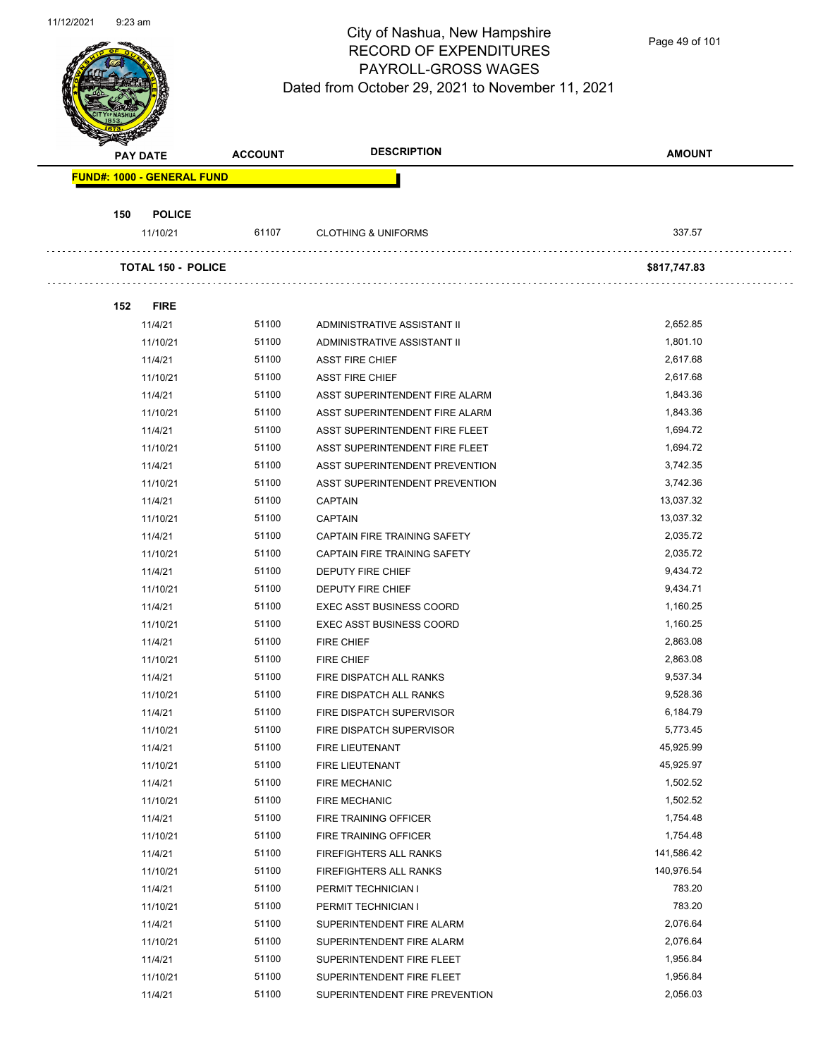# City of Nashua, New Hampshire
## RECORD OF EXPENDITURES
## PAYROLL-GROSS WAGES
### Dated from October 29, 2021 to November 11, 2021

| PAY DATE | ACCOUNT | DESCRIPTION | AMOUNT |
|---|---|---|---|
| **FUND#: 1000 - GENERAL FUND** | | | |
| **150 POLICE** | | | |
| 11/10/21 | 61107 | CLOTHING & UNIFORMS | 337.57 |
| **TOTAL 150 - POLICE** | | | **$817,747.83** |
| **152 FIRE** | | | |
| 11/4/21 | 51100 | ADMINISTRATIVE ASSISTANT II | 2,652.85 |
| 11/10/21 | 51100 | ADMINISTRATIVE ASSISTANT II | 1,801.10 |
| 11/4/21 | 51100 | ASST FIRE CHIEF | 2,617.68 |
| 11/10/21 | 51100 | ASST FIRE CHIEF | 2,617.68 |
| 11/4/21 | 51100 | ASST SUPERINTENDENT FIRE ALARM | 1,843.36 |
| 11/10/21 | 51100 | ASST SUPERINTENDENT FIRE ALARM | 1,843.36 |
| 11/4/21 | 51100 | ASST SUPERINTENDENT FIRE FLEET | 1,694.72 |
| 11/10/21 | 51100 | ASST SUPERINTENDENT FIRE FLEET | 1,694.72 |
| 11/4/21 | 51100 | ASST SUPERINTENDENT PREVENTION | 3,742.35 |
| 11/10/21 | 51100 | ASST SUPERINTENDENT PREVENTION | 3,742.36 |
| 11/4/21 | 51100 | CAPTAIN | 13,037.32 |
| 11/10/21 | 51100 | CAPTAIN | 13,037.32 |
| 11/4/21 | 51100 | CAPTAIN FIRE TRAINING SAFETY | 2,035.72 |
| 11/10/21 | 51100 | CAPTAIN FIRE TRAINING SAFETY | 2,035.72 |
| 11/4/21 | 51100 | DEPUTY FIRE CHIEF | 9,434.72 |
| 11/10/21 | 51100 | DEPUTY FIRE CHIEF | 9,434.71 |
| 11/4/21 | 51100 | EXEC ASST BUSINESS COORD | 1,160.25 |
| 11/10/21 | 51100 | EXEC ASST BUSINESS COORD | 1,160.25 |
| 11/4/21 | 51100 | FIRE CHIEF | 2,863.08 |
| 11/10/21 | 51100 | FIRE CHIEF | 2,863.08 |
| 11/4/21 | 51100 | FIRE DISPATCH ALL RANKS | 9,537.34 |
| 11/10/21 | 51100 | FIRE DISPATCH ALL RANKS | 9,528.36 |
| 11/4/21 | 51100 | FIRE DISPATCH SUPERVISOR | 6,184.79 |
| 11/10/21 | 51100 | FIRE DISPATCH SUPERVISOR | 5,773.45 |
| 11/4/21 | 51100 | FIRE LIEUTENANT | 45,925.99 |
| 11/10/21 | 51100 | FIRE LIEUTENANT | 45,925.97 |
| 11/4/21 | 51100 | FIRE MECHANIC | 1,502.52 |
| 11/10/21 | 51100 | FIRE MECHANIC | 1,502.52 |
| 11/4/21 | 51100 | FIRE TRAINING OFFICER | 1,754.48 |
| 11/10/21 | 51100 | FIRE TRAINING OFFICER | 1,754.48 |
| 11/4/21 | 51100 | FIREFIGHTERS ALL RANKS | 141,586.42 |
| 11/10/21 | 51100 | FIREFIGHTERS ALL RANKS | 140,976.54 |
| 11/4/21 | 51100 | PERMIT TECHNICIAN I | 783.20 |
| 11/10/21 | 51100 | PERMIT TECHNICIAN I | 783.20 |
| 11/4/21 | 51100 | SUPERINTENDENT FIRE ALARM | 2,076.64 |
| 11/10/21 | 51100 | SUPERINTENDENT FIRE ALARM | 2,076.64 |
| 11/4/21 | 51100 | SUPERINTENDENT FIRE FLEET | 1,956.84 |
| 11/10/21 | 51100 | SUPERINTENDENT FIRE FLEET | 1,956.84 |
| 11/4/21 | 51100 | SUPERINTENDENT FIRE PREVENTION | 2,056.03 |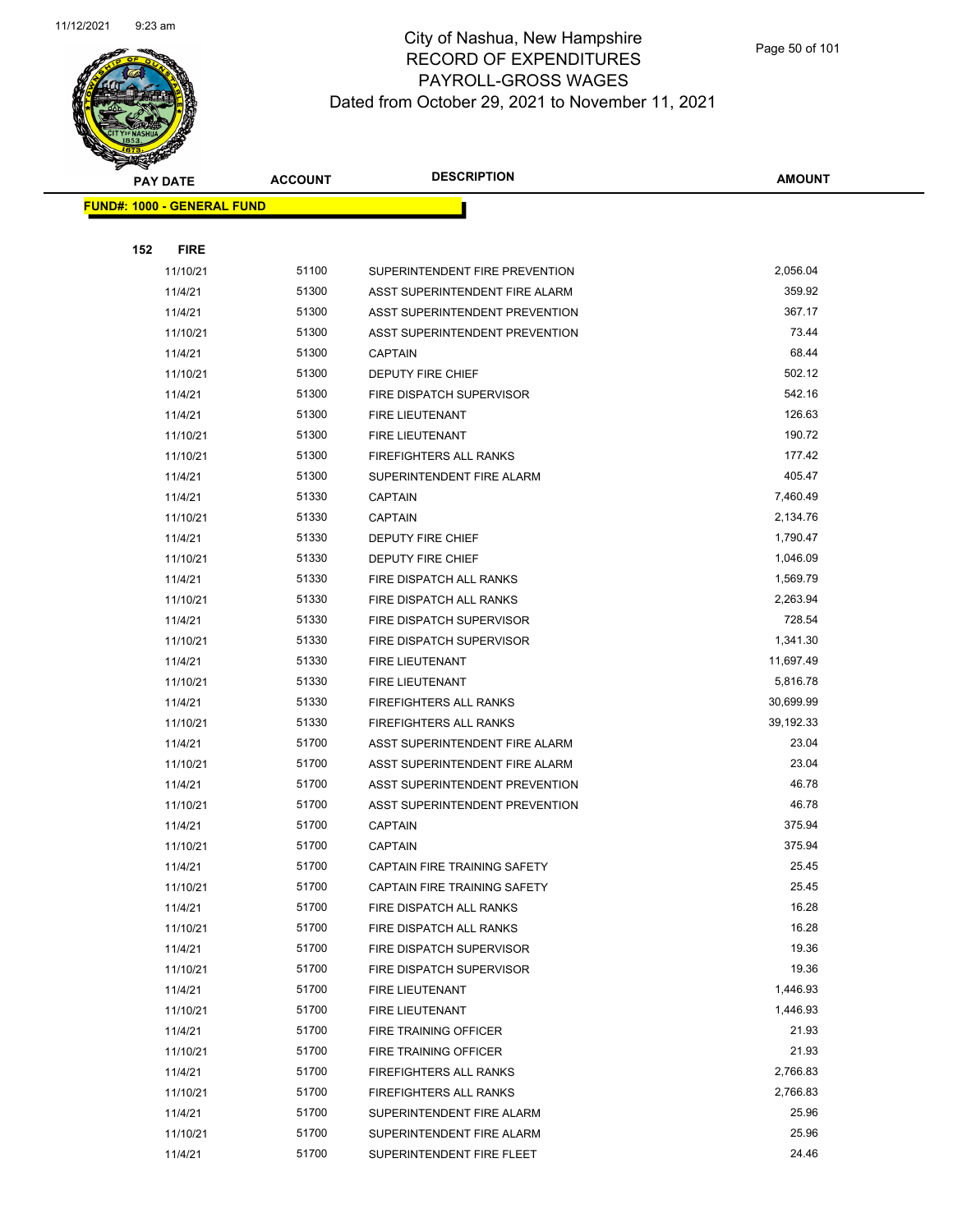# City of Nashua, New Hampshire
## RECORD OF EXPENDITURES
## PAYROLL-GROSS WAGES
### Dated from October 29, 2021 to November 11, 2021

| PAY DATE | ACCOUNT | DESCRIPTION | AMOUNT |
|---|---|---|---|
| **FUND#: 1000 - GENERAL FUND** | | | |
| **152 FIRE** | | | |
| 11/10/21 | 51100 | SUPERINTENDENT FIRE PREVENTION | 2,056.04 |
| 11/4/21 | 51300 | ASST SUPERINTENDENT FIRE ALARM | 359.92 |
| 11/4/21 | 51300 | ASST SUPERINTENDENT PREVENTION | 367.17 |
| 11/10/21 | 51300 | ASST SUPERINTENDENT PREVENTION | 73.44 |
| 11/4/21 | 51300 | CAPTAIN | 68.44 |
| 11/10/21 | 51300 | DEPUTY FIRE CHIEF | 502.12 |
| 11/4/21 | 51300 | FIRE DISPATCH SUPERVISOR | 542.16 |
| 11/4/21 | 51300 | FIRE LIEUTENANT | 126.63 |
| 11/10/21 | 51300 | FIRE LIEUTENANT | 190.72 |
| 11/10/21 | 51300 | FIREFIGHTERS ALL RANKS | 177.42 |
| 11/4/21 | 51300 | SUPERINTENDENT FIRE ALARM | 405.47 |
| 11/4/21 | 51330 | CAPTAIN | 7,460.49 |
| 11/10/21 | 51330 | CAPTAIN | 2,134.76 |
| 11/4/21 | 51330 | DEPUTY FIRE CHIEF | 1,790.47 |
| 11/10/21 | 51330 | DEPUTY FIRE CHIEF | 1,046.09 |
| 11/4/21 | 51330 | FIRE DISPATCH ALL RANKS | 1,569.79 |
| 11/10/21 | 51330 | FIRE DISPATCH ALL RANKS | 2,263.94 |
| 11/4/21 | 51330 | FIRE DISPATCH SUPERVISOR | 728.54 |
| 11/10/21 | 51330 | FIRE DISPATCH SUPERVISOR | 1,341.30 |
| 11/4/21 | 51330 | FIRE LIEUTENANT | 11,697.49 |
| 11/10/21 | 51330 | FIRE LIEUTENANT | 5,816.78 |
| 11/4/21 | 51330 | FIREFIGHTERS ALL RANKS | 30,699.99 |
| 11/10/21 | 51330 | FIREFIGHTERS ALL RANKS | 39,192.33 |
| 11/4/21 | 51700 | ASST SUPERINTENDENT FIRE ALARM | 23.04 |
| 11/10/21 | 51700 | ASST SUPERINTENDENT FIRE ALARM | 23.04 |
| 11/4/21 | 51700 | ASST SUPERINTENDENT PREVENTION | 46.78 |
| 11/10/21 | 51700 | ASST SUPERINTENDENT PREVENTION | 46.78 |
| 11/4/21 | 51700 | CAPTAIN | 375.94 |
| 11/10/21 | 51700 | CAPTAIN | 375.94 |
| 11/4/21 | 51700 | CAPTAIN FIRE TRAINING SAFETY | 25.45 |
| 11/10/21 | 51700 | CAPTAIN FIRE TRAINING SAFETY | 25.45 |
| 11/4/21 | 51700 | FIRE DISPATCH ALL RANKS | 16.28 |
| 11/10/21 | 51700 | FIRE DISPATCH ALL RANKS | 16.28 |
| 11/4/21 | 51700 | FIRE DISPATCH SUPERVISOR | 19.36 |
| 11/10/21 | 51700 | FIRE DISPATCH SUPERVISOR | 19.36 |
| 11/4/21 | 51700 | FIRE LIEUTENANT | 1,446.93 |
| 11/10/21 | 51700 | FIRE LIEUTENANT | 1,446.93 |
| 11/4/21 | 51700 | FIRE TRAINING OFFICER | 21.93 |
| 11/10/21 | 51700 | FIRE TRAINING OFFICER | 21.93 |
| 11/4/21 | 51700 | FIREFIGHTERS ALL RANKS | 2,766.83 |
| 11/10/21 | 51700 | FIREFIGHTERS ALL RANKS | 2,766.83 |
| 11/4/21 | 51700 | SUPERINTENDENT FIRE ALARM | 25.96 |
| 11/10/21 | 51700 | SUPERINTENDENT FIRE ALARM | 25.96 |
| 11/4/21 | 51700 | SUPERINTENDENT FIRE FLEET | 24.46 |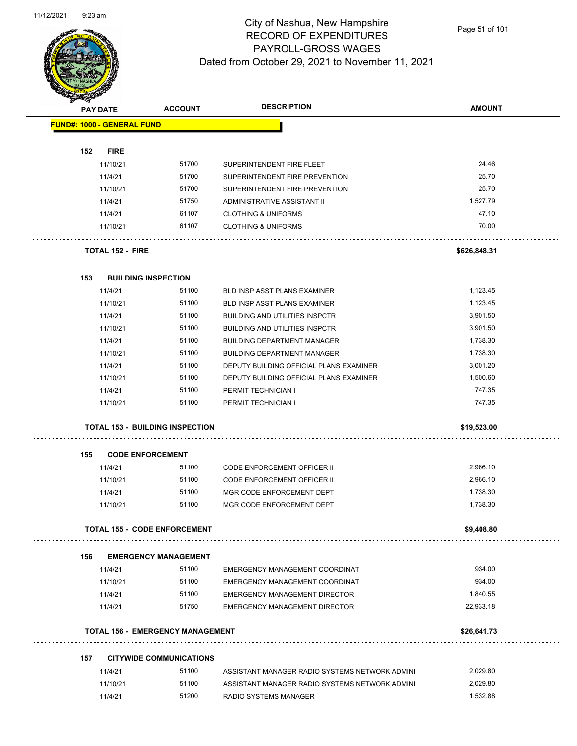# City of Nashua, New Hampshire
# RECORD OF EXPENDITURES
# PAYROLL-GROSS WAGES
# Dated from October 29, 2021 to November 11, 2021

| PAY DATE | ACCOUNT | DESCRIPTION | AMOUNT |
|---|---|---|---|
| **FUND#: 1000 - GENERAL FUND** | | | |
| **152 FIRE** | | | |
| 11/10/21 | 51700 | SUPERINTENDENT FIRE FLEET | 24.46 |
| 11/4/21 | 51700 | SUPERINTENDENT FIRE PREVENTION | 25.70 |
| 11/10/21 | 51700 | SUPERINTENDENT FIRE PREVENTION | 25.70 |
| 11/4/21 | 51750 | ADMINISTRATIVE ASSISTANT II | 1,527.79 |
| 11/4/21 | 61107 | CLOTHING & UNIFORMS | 47.10 |
| 11/10/21 | 61107 | CLOTHING & UNIFORMS | 70.00 |
| **TOTAL 152 - FIRE** | | | **$626,848.31** |
| **153 BUILDING INSPECTION** | | | |
| 11/4/21 | 51100 | BLD INSP ASST PLANS EXAMINER | 1,123.45 |
| 11/10/21 | 51100 | BLD INSP ASST PLANS EXAMINER | 1,123.45 |
| 11/4/21 | 51100 | BUILDING AND UTILITIES INSPCTR | 3,901.50 |
| 11/10/21 | 51100 | BUILDING AND UTILITIES INSPCTR | 3,901.50 |
| 11/4/21 | 51100 | BUILDING DEPARTMENT MANAGER | 1,738.30 |
| 11/10/21 | 51100 | BUILDING DEPARTMENT MANAGER | 1,738.30 |
| 11/4/21 | 51100 | DEPUTY BUILDING OFFICIAL PLANS EXAMINER | 3,001.20 |
| 11/10/21 | 51100 | DEPUTY BUILDING OFFICIAL PLANS EXAMINER | 1,500.60 |
| 11/4/21 | 51100 | PERMIT TECHNICIAN I | 747.35 |
| 11/10/21 | 51100 | PERMIT TECHNICIAN I | 747.35 |
| **TOTAL 153 - BUILDING INSPECTION** | | | **$19,523.00** |
| **155 CODE ENFORCEMENT** | | | |
| 11/4/21 | 51100 | CODE ENFORCEMENT OFFICER II | 2,966.10 |
| 11/10/21 | 51100 | CODE ENFORCEMENT OFFICER II | 2,966.10 |
| 11/4/21 | 51100 | MGR CODE ENFORCEMENT DEPT | 1,738.30 |
| 11/10/21 | 51100 | MGR CODE ENFORCEMENT DEPT | 1,738.30 |
| **TOTAL 155 - CODE ENFORCEMENT** | | | **$9,408.80** |
| **156 EMERGENCY MANAGEMENT** | | | |
| 11/4/21 | 51100 | EMERGENCY MANAGEMENT COORDINAT | 934.00 |
| 11/10/21 | 51100 | EMERGENCY MANAGEMENT COORDINAT | 934.00 |
| 11/4/21 | 51100 | EMERGENCY MANAGEMENT DIRECTOR | 1,840.55 |
| 11/4/21 | 51750 | EMERGENCY MANAGEMENT DIRECTOR | 22,933.18 |
| **TOTAL 156 - EMERGENCY MANAGEMENT** | | | **$26,641.73** |
| **157 CITYWIDE COMMUNICATIONS** | | | |
| 11/4/21 | 51100 | ASSISTANT MANAGER RADIO SYSTEMS NETWORK ADMINI | 2,029.80 |
| 11/10/21 | 51100 | ASSISTANT MANAGER RADIO SYSTEMS NETWORK ADMINI | 2,029.80 |
| 11/4/21 | 51200 | RADIO SYSTEMS MANAGER | 1,532.88 |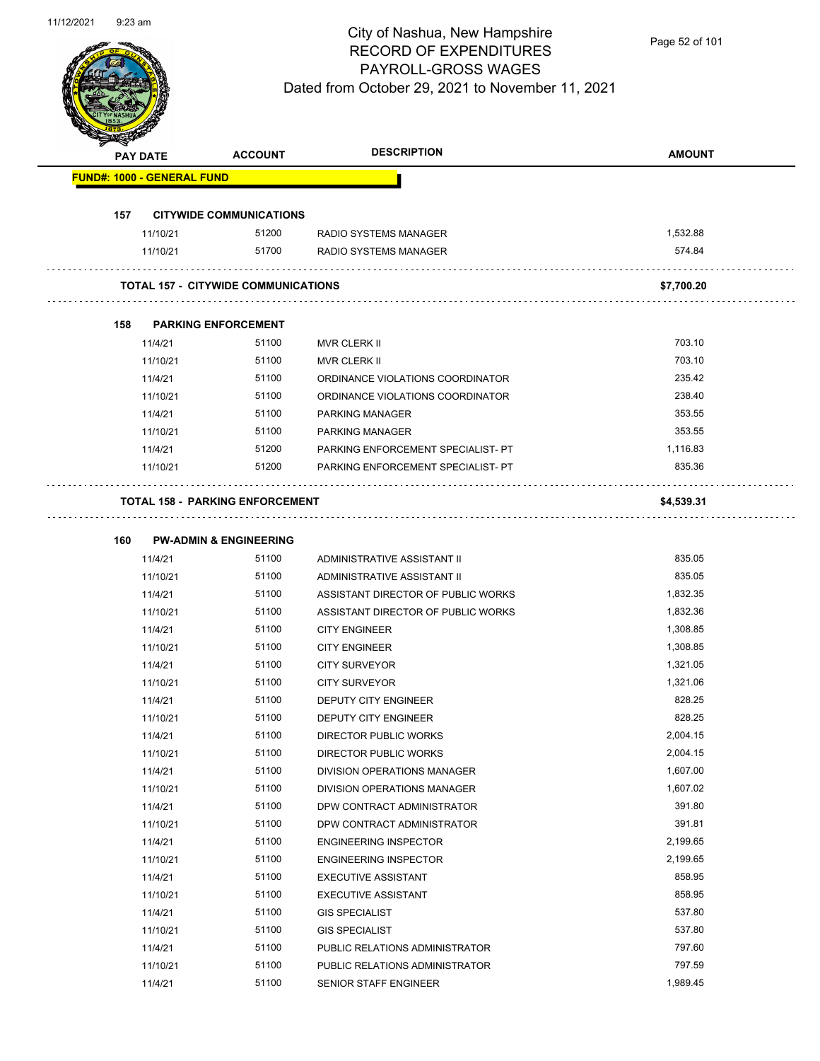# City of Nashua, New Hampshire
## RECORD OF EXPENDITURES
## PAYROLL-GROSS WAGES
Dated from October 29, 2021 to November 11, 2021

| PAY DATE | ACCOUNT | DESCRIPTION | AMOUNT |
|---|---|---|---|
| **FUND#: 1000 - GENERAL FUND** | | | |
| **157 CITYWIDE COMMUNICATIONS** | | | |
| 11/10/21 | 51200 | RADIO SYSTEMS MANAGER | 1,532.88 |
| 11/10/21 | 51700 | RADIO SYSTEMS MANAGER | 574.84 |
| **TOTAL 157 - CITYWIDE COMMUNICATIONS** | | | **$7,700.20** |
| **158 PARKING ENFORCEMENT** | | | |
| 11/4/21 | 51100 | MVR CLERK II | 703.10 |
| 11/10/21 | 51100 | MVR CLERK II | 703.10 |
| 11/4/21 | 51100 | ORDINANCE VIOLATIONS COORDINATOR | 235.42 |
| 11/10/21 | 51100 | ORDINANCE VIOLATIONS COORDINATOR | 238.40 |
| 11/4/21 | 51100 | PARKING MANAGER | 353.55 |
| 11/10/21 | 51100 | PARKING MANAGER | 353.55 |
| 11/4/21 | 51200 | PARKING ENFORCEMENT SPECIALIST- PT | 1,116.83 |
| 11/10/21 | 51200 | PARKING ENFORCEMENT SPECIALIST- PT | 835.36 |
| **TOTAL 158 - PARKING ENFORCEMENT** | | | **$4,539.31** |
| **160 PW-ADMIN & ENGINEERING** | | | |
| 11/4/21 | 51100 | ADMINISTRATIVE ASSISTANT II | 835.05 |
| 11/10/21 | 51100 | ADMINISTRATIVE ASSISTANT II | 835.05 |
| 11/4/21 | 51100 | ASSISTANT DIRECTOR OF PUBLIC WORKS | 1,832.35 |
| 11/10/21 | 51100 | ASSISTANT DIRECTOR OF PUBLIC WORKS | 1,832.36 |
| 11/4/21 | 51100 | CITY ENGINEER | 1,308.85 |
| 11/10/21 | 51100 | CITY ENGINEER | 1,308.85 |
| 11/4/21 | 51100 | CITY SURVEYOR | 1,321.05 |
| 11/10/21 | 51100 | CITY SURVEYOR | 1,321.06 |
| 11/4/21 | 51100 | DEPUTY CITY ENGINEER | 828.25 |
| 11/10/21 | 51100 | DEPUTY CITY ENGINEER | 828.25 |
| 11/4/21 | 51100 | DIRECTOR PUBLIC WORKS | 2,004.15 |
| 11/10/21 | 51100 | DIRECTOR PUBLIC WORKS | 2,004.15 |
| 11/4/21 | 51100 | DIVISION OPERATIONS MANAGER | 1,607.00 |
| 11/10/21 | 51100 | DIVISION OPERATIONS MANAGER | 1,607.02 |
| 11/4/21 | 51100 | DPW CONTRACT ADMINISTRATOR | 391.80 |
| 11/10/21 | 51100 | DPW CONTRACT ADMINISTRATOR | 391.81 |
| 11/4/21 | 51100 | ENGINEERING INSPECTOR | 2,199.65 |
| 11/10/21 | 51100 | ENGINEERING INSPECTOR | 2,199.65 |
| 11/4/21 | 51100 | EXECUTIVE ASSISTANT | 858.95 |
| 11/10/21 | 51100 | EXECUTIVE ASSISTANT | 858.95 |
| 11/4/21 | 51100 | GIS SPECIALIST | 537.80 |
| 11/10/21 | 51100 | GIS SPECIALIST | 537.80 |
| 11/4/21 | 51100 | PUBLIC RELATIONS ADMINISTRATOR | 797.60 |
| 11/10/21 | 51100 | PUBLIC RELATIONS ADMINISTRATOR | 797.59 |
| 11/4/21 | 51100 | SENIOR STAFF ENGINEER | 1,989.45 |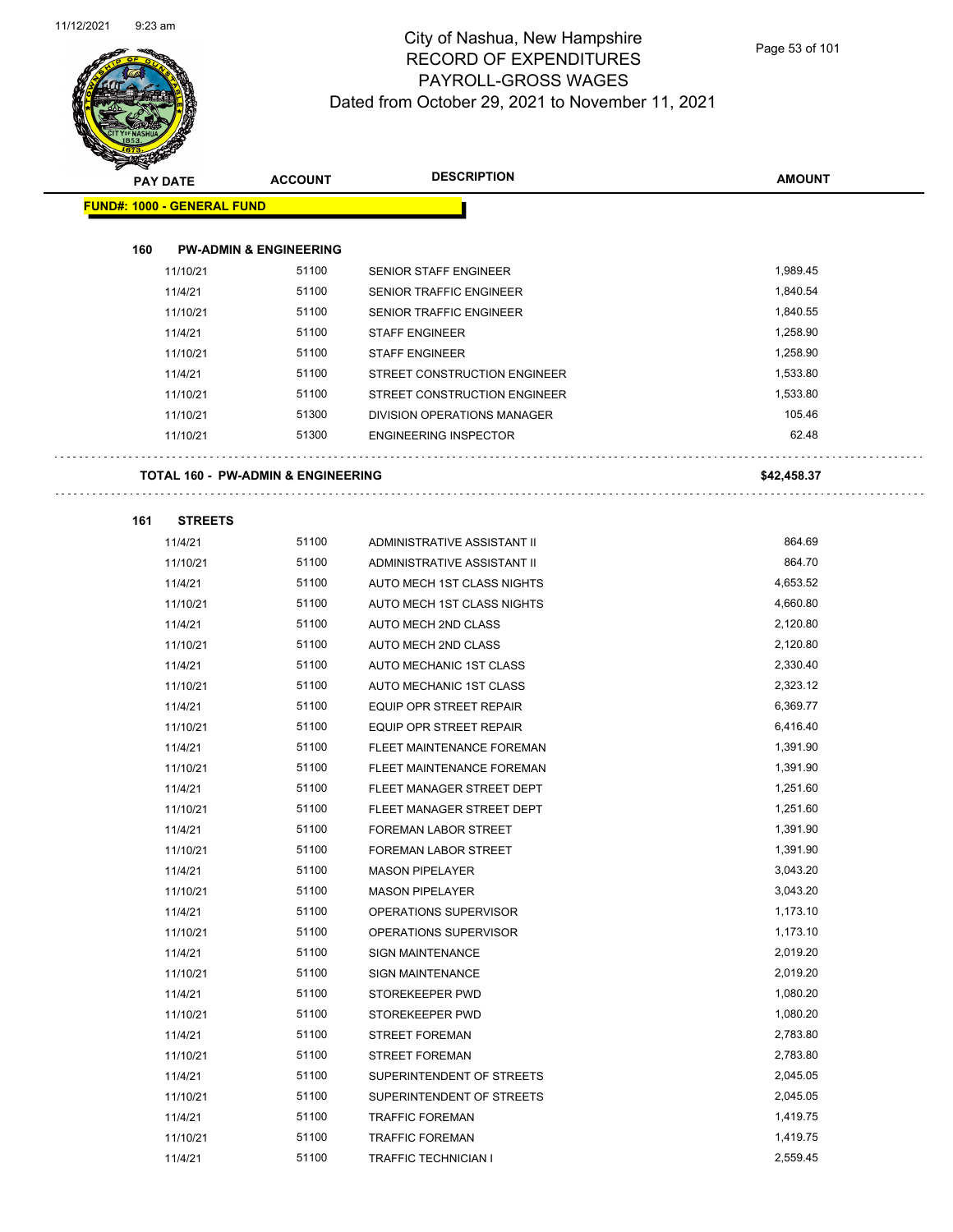# City of Nashua, New Hampshire
## RECORD OF EXPENDITURES
## PAYROLL-GROSS WAGES
## Dated from October 29, 2021 to November 11, 2021

| PAY DATE | ACCOUNT | DESCRIPTION | AMOUNT |
|---|---|---|---|
| **FUND#: 1000 - GENERAL FUND** | | | |
| **160 PW-ADMIN & ENGINEERING** | | | |
| 11/10/21 | 51100 | SENIOR STAFF ENGINEER | 1,989.45 |
| 11/4/21 | 51100 | SENIOR TRAFFIC ENGINEER | 1,840.54 |
| 11/10/21 | 51100 | SENIOR TRAFFIC ENGINEER | 1,840.55 |
| 11/4/21 | 51100 | STAFF ENGINEER | 1,258.90 |
| 11/10/21 | 51100 | STAFF ENGINEER | 1,258.90 |
| 11/4/21 | 51100 | STREET CONSTRUCTION ENGINEER | 1,533.80 |
| 11/10/21 | 51100 | STREET CONSTRUCTION ENGINEER | 1,533.80 |
| 11/10/21 | 51300 | DIVISION OPERATIONS MANAGER | 105.46 |
| 11/10/21 | 51300 | ENGINEERING INSPECTOR | 62.48 |
| **TOTAL 160 - PW-ADMIN & ENGINEERING** | | | **$42,458.37** |
| **161 STREETS** | | | |
| 11/4/21 | 51100 | ADMINISTRATIVE ASSISTANT II | 864.69 |
| 11/10/21 | 51100 | ADMINISTRATIVE ASSISTANT II | 864.70 |
| 11/4/21 | 51100 | AUTO MECH 1ST CLASS NIGHTS | 4,653.52 |
| 11/10/21 | 51100 | AUTO MECH 1ST CLASS NIGHTS | 4,660.80 |
| 11/4/21 | 51100 | AUTO MECH 2ND CLASS | 2,120.80 |
| 11/10/21 | 51100 | AUTO MECH 2ND CLASS | 2,120.80 |
| 11/4/21 | 51100 | AUTO MECHANIC 1ST CLASS | 2,330.40 |
| 11/10/21 | 51100 | AUTO MECHANIC 1ST CLASS | 2,323.12 |
| 11/4/21 | 51100 | EQUIP OPR STREET REPAIR | 6,369.77 |
| 11/10/21 | 51100 | EQUIP OPR STREET REPAIR | 6,416.40 |
| 11/4/21 | 51100 | FLEET MAINTENANCE FOREMAN | 1,391.90 |
| 11/10/21 | 51100 | FLEET MAINTENANCE FOREMAN | 1,391.90 |
| 11/4/21 | 51100 | FLEET MANAGER STREET DEPT | 1,251.60 |
| 11/10/21 | 51100 | FLEET MANAGER STREET DEPT | 1,251.60 |
| 11/4/21 | 51100 | FOREMAN LABOR STREET | 1,391.90 |
| 11/10/21 | 51100 | FOREMAN LABOR STREET | 1,391.90 |
| 11/4/21 | 51100 | MASON PIPELAYER | 3,043.20 |
| 11/10/21 | 51100 | MASON PIPELAYER | 3,043.20 |
| 11/4/21 | 51100 | OPERATIONS SUPERVISOR | 1,173.10 |
| 11/10/21 | 51100 | OPERATIONS SUPERVISOR | 1,173.10 |
| 11/4/21 | 51100 | SIGN MAINTENANCE | 2,019.20 |
| 11/10/21 | 51100 | SIGN MAINTENANCE | 2,019.20 |
| 11/4/21 | 51100 | STOREKEEPER PWD | 1,080.20 |
| 11/10/21 | 51100 | STOREKEEPER PWD | 1,080.20 |
| 11/4/21 | 51100 | STREET FOREMAN | 2,783.80 |
| 11/10/21 | 51100 | STREET FOREMAN | 2,783.80 |
| 11/4/21 | 51100 | SUPERINTENDENT OF STREETS | 2,045.05 |
| 11/10/21 | 51100 | SUPERINTENDENT OF STREETS | 2,045.05 |
| 11/4/21 | 51100 | TRAFFIC FOREMAN | 1,419.75 |
| 11/10/21 | 51100 | TRAFFIC FOREMAN | 1,419.75 |
| 11/4/21 | 51100 | TRAFFIC TECHNICIAN I | 2,559.45 |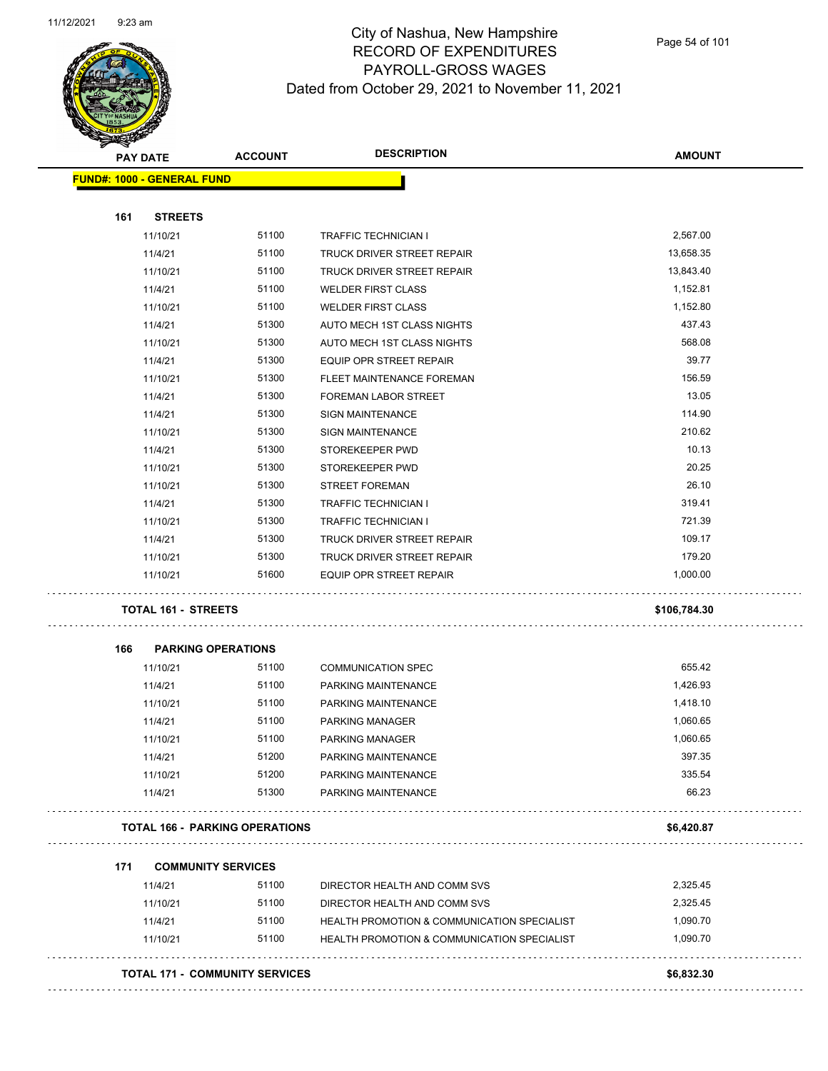# City of Nashua, New Hampshire
## RECORD OF EXPENDITURES
## PAYROLL-GROSS WAGES
## Dated from October 29, 2021 to November 11, 2021

| PAY DATE | ACCOUNT | DESCRIPTION | AMOUNT |
|---|---|---|---|
| **FUND#: 1000 - GENERAL FUND** | | | |
| **161 STREETS** | | | |
| 11/10/21 | 51100 | TRAFFIC TECHNICIAN I | 2,567.00 |
| 11/4/21 | 51100 | TRUCK DRIVER STREET REPAIR | 13,658.35 |
| 11/10/21 | 51100 | TRUCK DRIVER STREET REPAIR | 13,843.40 |
| 11/4/21 | 51100 | WELDER FIRST CLASS | 1,152.81 |
| 11/10/21 | 51100 | WELDER FIRST CLASS | 1,152.80 |
| 11/4/21 | 51300 | AUTO MECH 1ST CLASS NIGHTS | 437.43 |
| 11/10/21 | 51300 | AUTO MECH 1ST CLASS NIGHTS | 568.08 |
| 11/4/21 | 51300 | EQUIP OPR STREET REPAIR | 39.77 |
| 11/10/21 | 51300 | FLEET MAINTENANCE FOREMAN | 156.59 |
| 11/4/21 | 51300 | FOREMAN LABOR STREET | 13.05 |
| 11/4/21 | 51300 | SIGN MAINTENANCE | 114.90 |
| 11/10/21 | 51300 | SIGN MAINTENANCE | 210.62 |
| 11/4/21 | 51300 | STOREKEEPER PWD | 10.13 |
| 11/10/21 | 51300 | STOREKEEPER PWD | 20.25 |
| 11/10/21 | 51300 | STREET FOREMAN | 26.10 |
| 11/4/21 | 51300 | TRAFFIC TECHNICIAN I | 319.41 |
| 11/10/21 | 51300 | TRAFFIC TECHNICIAN I | 721.39 |
| 11/4/21 | 51300 | TRUCK DRIVER STREET REPAIR | 109.17 |
| 11/10/21 | 51300 | TRUCK DRIVER STREET REPAIR | 179.20 |
| 11/10/21 | 51600 | EQUIP OPR STREET REPAIR | 1,000.00 |
| **TOTAL 161 - STREETS** | | | **$106,784.30** |
| **166 PARKING OPERATIONS** | | | |
| 11/10/21 | 51100 | COMMUNICATION SPEC | 655.42 |
| 11/4/21 | 51100 | PARKING MAINTENANCE | 1,426.93 |
| 11/10/21 | 51100 | PARKING MAINTENANCE | 1,418.10 |
| 11/4/21 | 51100 | PARKING MANAGER | 1,060.65 |
| 11/10/21 | 51100 | PARKING MANAGER | 1,060.65 |
| 11/4/21 | 51200 | PARKING MAINTENANCE | 397.35 |
| 11/10/21 | 51200 | PARKING MAINTENANCE | 335.54 |
| 11/4/21 | 51300 | PARKING MAINTENANCE | 66.23 |
| **TOTAL 166 - PARKING OPERATIONS** | | | **$6,420.87** |
| **171 COMMUNITY SERVICES** | | | |
| 11/4/21 | 51100 | DIRECTOR HEALTH AND COMM SVS | 2,325.45 |
| 11/10/21 | 51100 | DIRECTOR HEALTH AND COMM SVS | 2,325.45 |
| 11/4/21 | 51100 | HEALTH PROMOTION & COMMUNICATION SPECIALIST | 1,090.70 |
| 11/10/21 | 51100 | HEALTH PROMOTION & COMMUNICATION SPECIALIST | 1,090.70 |
| **TOTAL 171 - COMMUNITY SERVICES** | | | **$6,832.30** |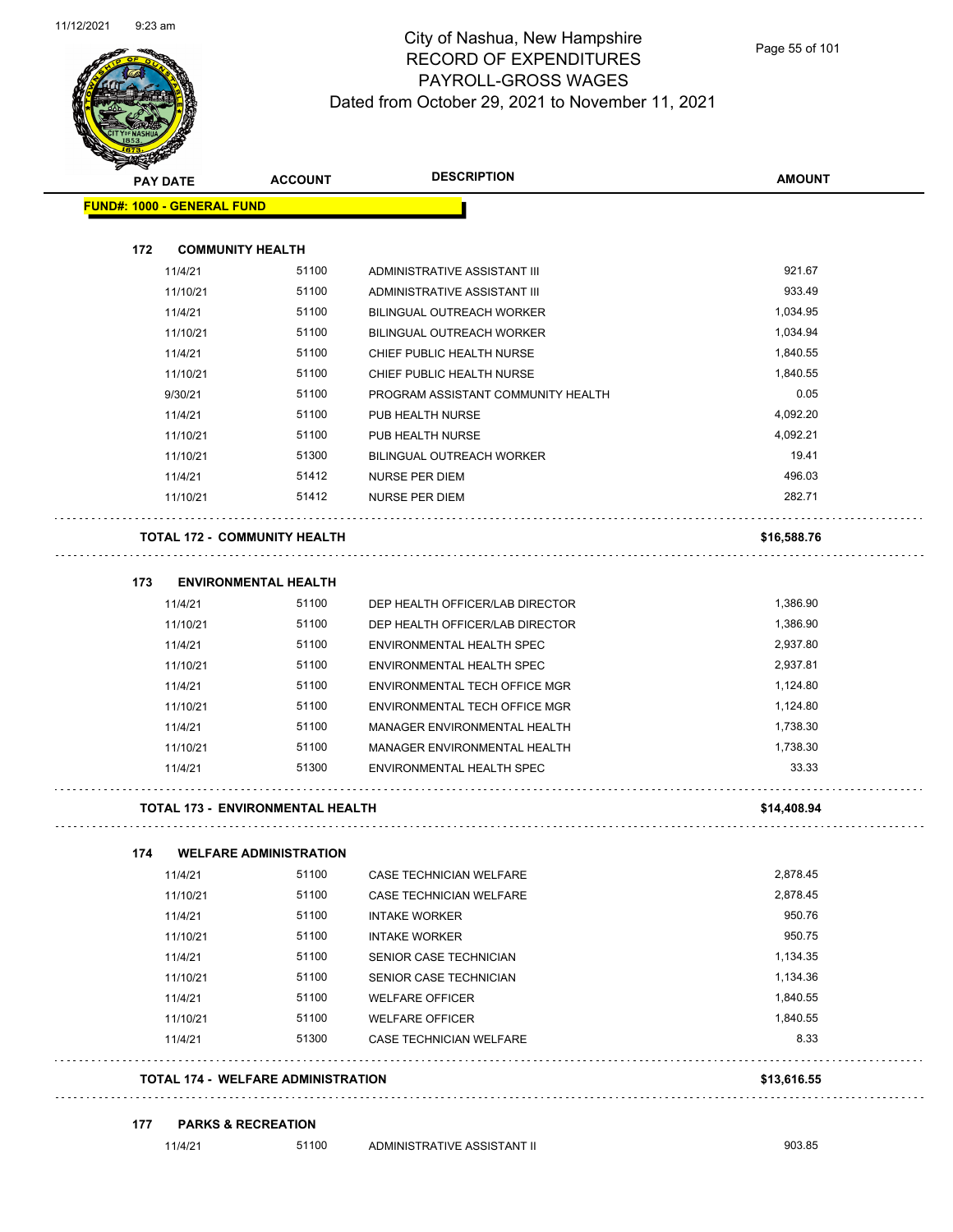# City of Nashua, New Hampshire
## RECORD OF EXPENDITURES
## PAYROLL-GROSS WAGES
## Dated from October 29, 2021 to November 11, 2021

| PAY DATE | ACCOUNT | DESCRIPTION | AMOUNT |
|---|---|---|---|
| **FUND#: 1000 - GENERAL FUND** | | | |
| **172 COMMUNITY HEALTH** | | | |
| 11/4/21 | 51100 | ADMINISTRATIVE ASSISTANT III | 921.67 |
| 11/10/21 | 51100 | ADMINISTRATIVE ASSISTANT III | 933.49 |
| 11/4/21 | 51100 | BILINGUAL OUTREACH WORKER | 1,034.95 |
| 11/10/21 | 51100 | BILINGUAL OUTREACH WORKER | 1,034.94 |
| 11/4/21 | 51100 | CHIEF PUBLIC HEALTH NURSE | 1,840.55 |
| 11/10/21 | 51100 | CHIEF PUBLIC HEALTH NURSE | 1,840.55 |
| 9/30/21 | 51100 | PROGRAM ASSISTANT COMMUNITY HEALTH | 0.05 |
| 11/4/21 | 51100 | PUB HEALTH NURSE | 4,092.20 |
| 11/10/21 | 51100 | PUB HEALTH NURSE | 4,092.21 |
| 11/10/21 | 51300 | BILINGUAL OUTREACH WORKER | 19.41 |
| 11/4/21 | 51412 | NURSE PER DIEM | 496.03 |
| 11/10/21 | 51412 | NURSE PER DIEM | 282.71 |
| **TOTAL 172 - COMMUNITY HEALTH** | | | **$16,588.76** |
| **173 ENVIRONMENTAL HEALTH** | | | |
| 11/4/21 | 51100 | DEP HEALTH OFFICER/LAB DIRECTOR | 1,386.90 |
| 11/10/21 | 51100 | DEP HEALTH OFFICER/LAB DIRECTOR | 1,386.90 |
| 11/4/21 | 51100 | ENVIRONMENTAL HEALTH SPEC | 2,937.80 |
| 11/10/21 | 51100 | ENVIRONMENTAL HEALTH SPEC | 2,937.81 |
| 11/4/21 | 51100 | ENVIRONMENTAL TECH OFFICE MGR | 1,124.80 |
| 11/10/21 | 51100 | ENVIRONMENTAL TECH OFFICE MGR | 1,124.80 |
| 11/4/21 | 51100 | MANAGER ENVIRONMENTAL HEALTH | 1,738.30 |
| 11/10/21 | 51100 | MANAGER ENVIRONMENTAL HEALTH | 1,738.30 |
| 11/4/21 | 51300 | ENVIRONMENTAL HEALTH SPEC | 33.33 |
| **TOTAL 173 - ENVIRONMENTAL HEALTH** | | | **$14,408.94** |
| **174 WELFARE ADMINISTRATION** | | | |
| 11/4/21 | 51100 | CASE TECHNICIAN WELFARE | 2,878.45 |
| 11/10/21 | 51100 | CASE TECHNICIAN WELFARE | 2,878.45 |
| 11/4/21 | 51100 | INTAKE WORKER | 950.76 |
| 11/10/21 | 51100 | INTAKE WORKER | 950.75 |
| 11/4/21 | 51100 | SENIOR CASE TECHNICIAN | 1,134.35 |
| 11/10/21 | 51100 | SENIOR CASE TECHNICIAN | 1,134.36 |
| 11/4/21 | 51100 | WELFARE OFFICER | 1,840.55 |
| 11/10/21 | 51100 | WELFARE OFFICER | 1,840.55 |
| 11/4/21 | 51300 | CASE TECHNICIAN WELFARE | 8.33 |
| **TOTAL 174 - WELFARE ADMINISTRATION** | | | **$13,616.55** |
| **177 PARKS & RECREATION** | | | |
| 11/4/21 | 51100 | ADMINISTRATIVE ASSISTANT II | 903.85 |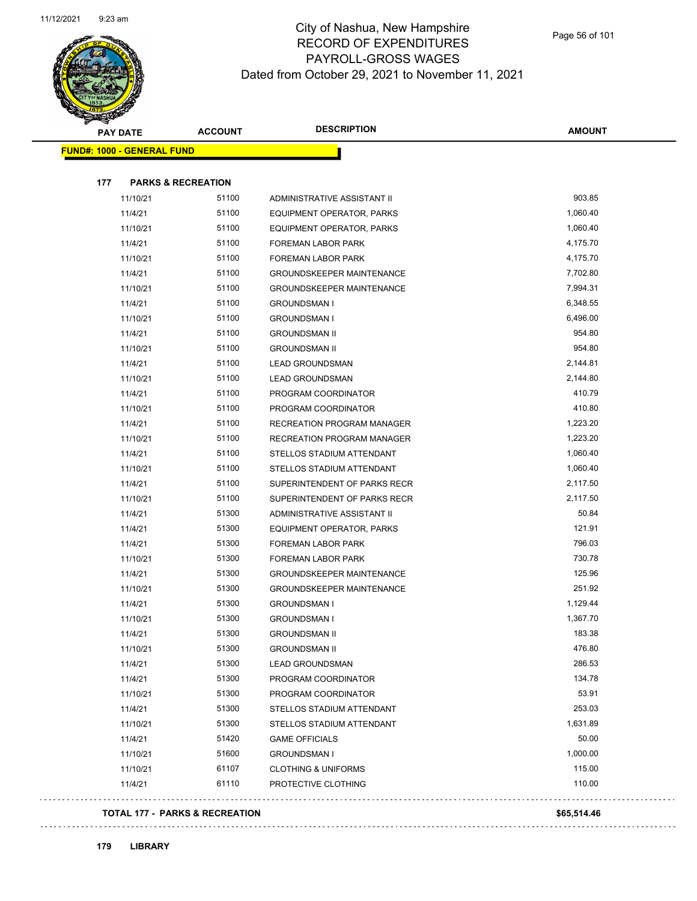# City of Nashua, New Hampshire
## RECORD OF EXPENDITURES
## PAYROLL-GROSS WAGES
## Dated from October 29, 2021 to November 11, 2021

| PAY DATE | ACCOUNT | DESCRIPTION | AMOUNT |
|---|---|---|---|

**FUND#: 1000 - GENERAL FUND**

**177 PARKS & RECREATION**

| PAY DATE | ACCOUNT | DESCRIPTION | AMOUNT |
|---|---|---|---|
| 11/10/21 | 51100 | ADMINISTRATIVE ASSISTANT II | 903.85 |
| 11/4/21 | 51100 | EQUIPMENT OPERATOR, PARKS | 1,060.40 |
| 11/10/21 | 51100 | EQUIPMENT OPERATOR, PARKS | 1,060.40 |
| 11/4/21 | 51100 | FOREMAN LABOR PARK | 4,175.70 |
| 11/10/21 | 51100 | FOREMAN LABOR PARK | 4,175.70 |
| 11/4/21 | 51100 | GROUNDSKEEPER MAINTENANCE | 7,702.80 |
| 11/10/21 | 51100 | GROUNDSKEEPER MAINTENANCE | 7,994.31 |
| 11/4/21 | 51100 | GROUNDSMAN I | 6,348.55 |
| 11/10/21 | 51100 | GROUNDSMAN I | 6,496.00 |
| 11/4/21 | 51100 | GROUNDSMAN II | 954.80 |
| 11/10/21 | 51100 | GROUNDSMAN II | 954.80 |
| 11/4/21 | 51100 | LEAD GROUNDSMAN | 2,144.81 |
| 11/10/21 | 51100 | LEAD GROUNDSMAN | 2,144.80 |
| 11/4/21 | 51100 | PROGRAM COORDINATOR | 410.79 |
| 11/10/21 | 51100 | PROGRAM COORDINATOR | 410.80 |
| 11/4/21 | 51100 | RECREATION PROGRAM MANAGER | 1,223.20 |
| 11/10/21 | 51100 | RECREATION PROGRAM MANAGER | 1,223.20 |
| 11/4/21 | 51100 | STELLOS STADIUM ATTENDANT | 1,060.40 |
| 11/10/21 | 51100 | STELLOS STADIUM ATTENDANT | 1,060.40 |
| 11/4/21 | 51100 | SUPERINTENDENT OF PARKS RECR | 2,117.50 |
| 11/10/21 | 51100 | SUPERINTENDENT OF PARKS RECR | 2,117.50 |
| 11/4/21 | 51300 | ADMINISTRATIVE ASSISTANT II | 50.84 |
| 11/4/21 | 51300 | EQUIPMENT OPERATOR, PARKS | 121.91 |
| 11/4/21 | 51300 | FOREMAN LABOR PARK | 796.03 |
| 11/10/21 | 51300 | FOREMAN LABOR PARK | 730.78 |
| 11/4/21 | 51300 | GROUNDSKEEPER MAINTENANCE | 125.96 |
| 11/10/21 | 51300 | GROUNDSKEEPER MAINTENANCE | 251.92 |
| 11/4/21 | 51300 | GROUNDSMAN I | 1,129.44 |
| 11/10/21 | 51300 | GROUNDSMAN I | 1,367.70 |
| 11/4/21 | 51300 | GROUNDSMAN II | 183.38 |
| 11/10/21 | 51300 | GROUNDSMAN II | 476.80 |
| 11/4/21 | 51300 | LEAD GROUNDSMAN | 286.53 |
| 11/4/21 | 51300 | PROGRAM COORDINATOR | 134.78 |
| 11/10/21 | 51300 | PROGRAM COORDINATOR | 53.91 |
| 11/4/21 | 51300 | STELLOS STADIUM ATTENDANT | 253.03 |
| 11/10/21 | 51300 | STELLOS STADIUM ATTENDANT | 1,631.89 |
| 11/4/21 | 51420 | GAME OFFICIALS | 50.00 |
| 11/10/21 | 51600 | GROUNDSMAN I | 1,000.00 |
| 11/10/21 | 61107 | CLOTHING & UNIFORMS | 115.00 |
| 11/4/21 | 61110 | PROTECTIVE CLOTHING | 110.00 |

**TOTAL 177 - PARKS & RECREATION** **$65,514.46**

**179 LIBRARY**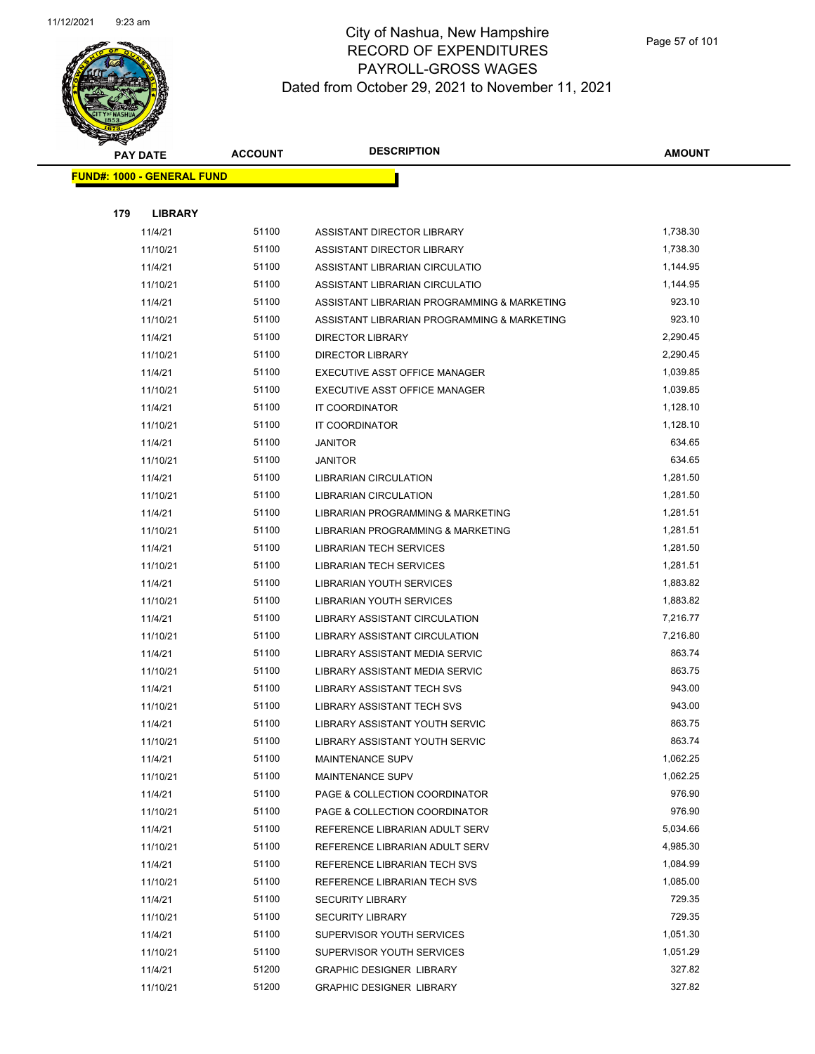# City of Nashua, New Hampshire
## RECORD OF EXPENDITURES
## PAYROLL-GROSS WAGES
### Dated from October 29, 2021 to November 11, 2021

| PAY DATE | ACCOUNT | DESCRIPTION | AMOUNT |
|---|---|---|---|

**FUND#: 1000 - GENERAL FUND**

**179 LIBRARY**

| PAY DATE | ACCOUNT | DESCRIPTION | AMOUNT |
|---|---|---|---|
| 11/4/21 | 51100 | ASSISTANT DIRECTOR LIBRARY | 1,738.30 |
| 11/10/21 | 51100 | ASSISTANT DIRECTOR LIBRARY | 1,738.30 |
| 11/4/21 | 51100 | ASSISTANT LIBRARIAN CIRCULATIO | 1,144.95 |
| 11/10/21 | 51100 | ASSISTANT LIBRARIAN CIRCULATIO | 1,144.95 |
| 11/4/21 | 51100 | ASSISTANT LIBRARIAN PROGRAMMING & MARKETING | 923.10 |
| 11/10/21 | 51100 | ASSISTANT LIBRARIAN PROGRAMMING & MARKETING | 923.10 |
| 11/4/21 | 51100 | DIRECTOR LIBRARY | 2,290.45 |
| 11/10/21 | 51100 | DIRECTOR LIBRARY | 2,290.45 |
| 11/4/21 | 51100 | EXECUTIVE ASST OFFICE MANAGER | 1,039.85 |
| 11/10/21 | 51100 | EXECUTIVE ASST OFFICE MANAGER | 1,039.85 |
| 11/4/21 | 51100 | IT COORDINATOR | 1,128.10 |
| 11/10/21 | 51100 | IT COORDINATOR | 1,128.10 |
| 11/4/21 | 51100 | JANITOR | 634.65 |
| 11/10/21 | 51100 | JANITOR | 634.65 |
| 11/4/21 | 51100 | LIBRARIAN CIRCULATION | 1,281.50 |
| 11/10/21 | 51100 | LIBRARIAN CIRCULATION | 1,281.50 |
| 11/4/21 | 51100 | LIBRARIAN PROGRAMMING & MARKETING | 1,281.51 |
| 11/10/21 | 51100 | LIBRARIAN PROGRAMMING & MARKETING | 1,281.51 |
| 11/4/21 | 51100 | LIBRARIAN TECH SERVICES | 1,281.50 |
| 11/10/21 | 51100 | LIBRARIAN TECH SERVICES | 1,281.51 |
| 11/4/21 | 51100 | LIBRARIAN YOUTH SERVICES | 1,883.82 |
| 11/10/21 | 51100 | LIBRARIAN YOUTH SERVICES | 1,883.82 |
| 11/4/21 | 51100 | LIBRARY ASSISTANT CIRCULATION | 7,216.77 |
| 11/10/21 | 51100 | LIBRARY ASSISTANT CIRCULATION | 7,216.80 |
| 11/4/21 | 51100 | LIBRARY ASSISTANT MEDIA SERVIC | 863.74 |
| 11/10/21 | 51100 | LIBRARY ASSISTANT MEDIA SERVIC | 863.75 |
| 11/4/21 | 51100 | LIBRARY ASSISTANT TECH SVS | 943.00 |
| 11/10/21 | 51100 | LIBRARY ASSISTANT TECH SVS | 943.00 |
| 11/4/21 | 51100 | LIBRARY ASSISTANT YOUTH SERVIC | 863.75 |
| 11/10/21 | 51100 | LIBRARY ASSISTANT YOUTH SERVIC | 863.74 |
| 11/4/21 | 51100 | MAINTENANCE SUPV | 1,062.25 |
| 11/10/21 | 51100 | MAINTENANCE SUPV | 1,062.25 |
| 11/4/21 | 51100 | PAGE & COLLECTION COORDINATOR | 976.90 |
| 11/10/21 | 51100 | PAGE & COLLECTION COORDINATOR | 976.90 |
| 11/4/21 | 51100 | REFERENCE LIBRARIAN ADULT SERV | 5,034.66 |
| 11/10/21 | 51100 | REFERENCE LIBRARIAN ADULT SERV | 4,985.30 |
| 11/4/21 | 51100 | REFERENCE LIBRARIAN TECH SVS | 1,084.99 |
| 11/10/21 | 51100 | REFERENCE LIBRARIAN TECH SVS | 1,085.00 |
| 11/4/21 | 51100 | SECURITY LIBRARY | 729.35 |
| 11/10/21 | 51100 | SECURITY LIBRARY | 729.35 |
| 11/4/21 | 51100 | SUPERVISOR YOUTH SERVICES | 1,051.30 |
| 11/10/21 | 51100 | SUPERVISOR YOUTH SERVICES | 1,051.29 |
| 11/4/21 | 51200 | GRAPHIC DESIGNER LIBRARY | 327.82 |
| 11/10/21 | 51200 | GRAPHIC DESIGNER LIBRARY | 327.82 |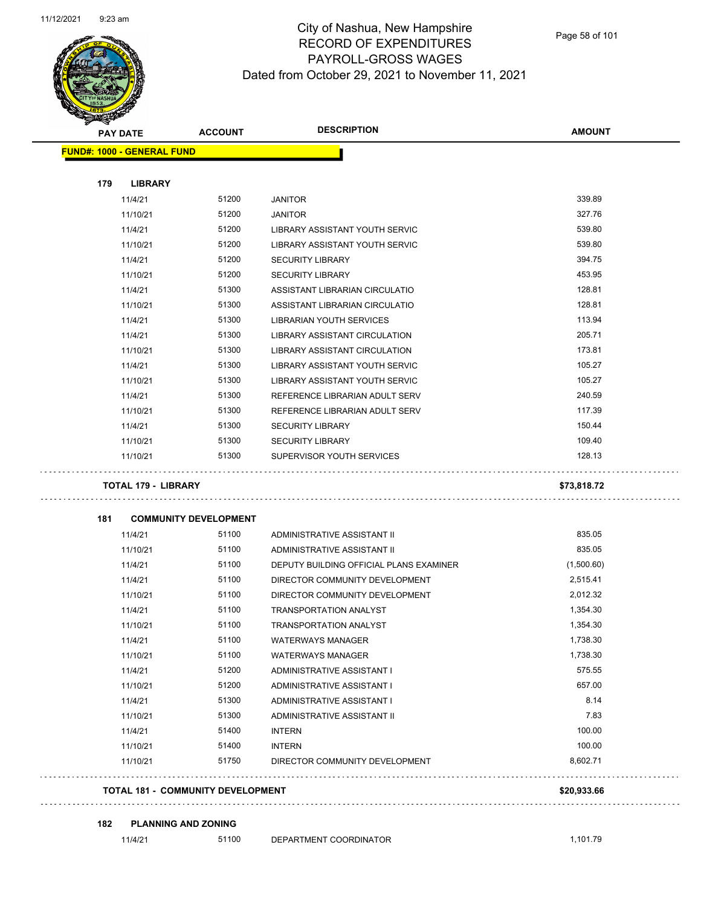# City of Nashua, New Hampshire
## RECORD OF EXPENDITURES
## PAYROLL-GROSS WAGES
## Dated from October 29, 2021 to November 11, 2021

| PAY DATE | ACCOUNT | DESCRIPTION | AMOUNT |
|---|---|---|---|
| **FUND#: 1000 - GENERAL FUND** | | | |
| **179 LIBRARY** | | | |
| 11/4/21 | 51200 | JANITOR | 339.89 |
| 11/10/21 | 51200 | JANITOR | 327.76 |
| 11/4/21 | 51200 | LIBRARY ASSISTANT YOUTH SERVIC | 539.80 |
| 11/10/21 | 51200 | LIBRARY ASSISTANT YOUTH SERVIC | 539.80 |
| 11/4/21 | 51200 | SECURITY LIBRARY | 394.75 |
| 11/10/21 | 51200 | SECURITY LIBRARY | 453.95 |
| 11/4/21 | 51300 | ASSISTANT LIBRARIAN CIRCULATIO | 128.81 |
| 11/10/21 | 51300 | ASSISTANT LIBRARIAN CIRCULATIO | 128.81 |
| 11/4/21 | 51300 | LIBRARIAN YOUTH SERVICES | 113.94 |
| 11/4/21 | 51300 | LIBRARY ASSISTANT CIRCULATION | 205.71 |
| 11/10/21 | 51300 | LIBRARY ASSISTANT CIRCULATION | 173.81 |
| 11/4/21 | 51300 | LIBRARY ASSISTANT YOUTH SERVIC | 105.27 |
| 11/10/21 | 51300 | LIBRARY ASSISTANT YOUTH SERVIC | 105.27 |
| 11/4/21 | 51300 | REFERENCE LIBRARIAN ADULT SERV | 240.59 |
| 11/10/21 | 51300 | REFERENCE LIBRARIAN ADULT SERV | 117.39 |
| 11/4/21 | 51300 | SECURITY LIBRARY | 150.44 |
| 11/10/21 | 51300 | SECURITY LIBRARY | 109.40 |
| 11/10/21 | 51300 | SUPERVISOR YOUTH SERVICES | 128.13 |
| **TOTAL 179 - LIBRARY** | | | **$73,818.72** |
| **181 COMMUNITY DEVELOPMENT** | | | |
| 11/4/21 | 51100 | ADMINISTRATIVE ASSISTANT II | 835.05 |
| 11/10/21 | 51100 | ADMINISTRATIVE ASSISTANT II | 835.05 |
| 11/4/21 | 51100 | DEPUTY BUILDING OFFICIAL PLANS EXAMINER | (1,500.60) |
| 11/4/21 | 51100 | DIRECTOR COMMUNITY DEVELOPMENT | 2,515.41 |
| 11/10/21 | 51100 | DIRECTOR COMMUNITY DEVELOPMENT | 2,012.32 |
| 11/4/21 | 51100 | TRANSPORTATION ANALYST | 1,354.30 |
| 11/10/21 | 51100 | TRANSPORTATION ANALYST | 1,354.30 |
| 11/4/21 | 51100 | WATERWAYS MANAGER | 1,738.30 |
| 11/10/21 | 51100 | WATERWAYS MANAGER | 1,738.30 |
| 11/4/21 | 51200 | ADMINISTRATIVE ASSISTANT I | 575.55 |
| 11/10/21 | 51200 | ADMINISTRATIVE ASSISTANT I | 657.00 |
| 11/4/21 | 51300 | ADMINISTRATIVE ASSISTANT I | 8.14 |
| 11/10/21 | 51300 | ADMINISTRATIVE ASSISTANT II | 7.83 |
| 11/4/21 | 51400 | INTERN | 100.00 |
| 11/10/21 | 51400 | INTERN | 100.00 |
| 11/10/21 | 51750 | DIRECTOR COMMUNITY DEVELOPMENT | 8,602.71 |
| **TOTAL 181 - COMMUNITY DEVELOPMENT** | | | **$20,933.66** |
| **182 PLANNING AND ZONING** | | | |
| 11/4/21 | 51100 | DEPARTMENT COORDINATOR | 1,101.79 |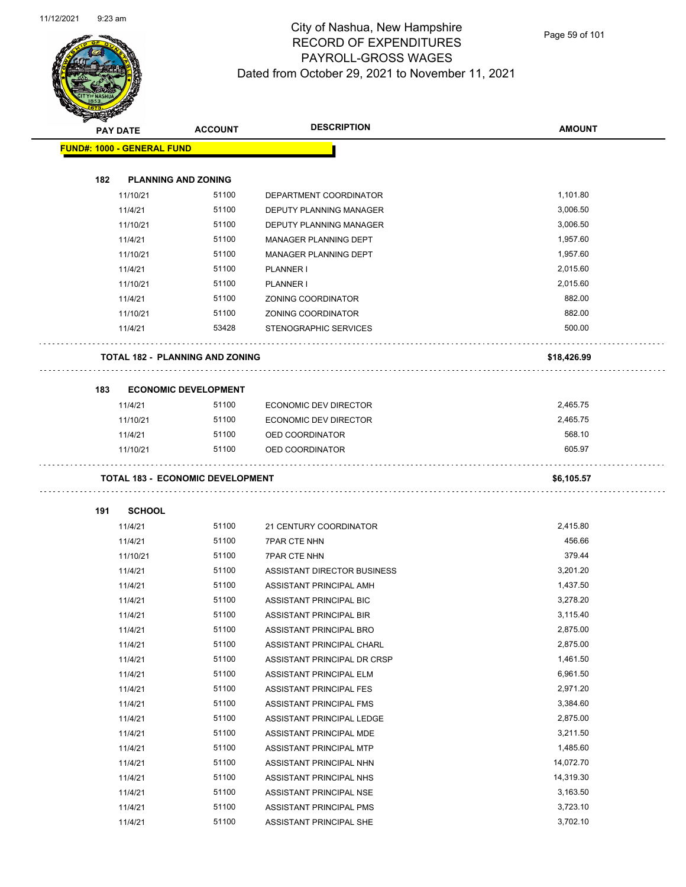# City of Nashua, New Hampshire
## RECORD OF EXPENDITURES
## PAYROLL-GROSS WAGES
### Dated from October 29, 2021 to November 11, 2021

| PAY DATE | ACCOUNT | DESCRIPTION | AMOUNT |
|---|---|---|---|
| **FUND#: 1000 - GENERAL FUND** | | | |
| **182 PLANNING AND ZONING** | | | |
| 11/10/21 | 51100 | DEPARTMENT COORDINATOR | 1,101.80 |
| 11/4/21 | 51100 | DEPUTY PLANNING MANAGER | 3,006.50 |
| 11/10/21 | 51100 | DEPUTY PLANNING MANAGER | 3,006.50 |
| 11/4/21 | 51100 | MANAGER PLANNING DEPT | 1,957.60 |
| 11/10/21 | 51100 | MANAGER PLANNING DEPT | 1,957.60 |
| 11/4/21 | 51100 | PLANNER I | 2,015.60 |
| 11/10/21 | 51100 | PLANNER I | 2,015.60 |
| 11/4/21 | 51100 | ZONING COORDINATOR | 882.00 |
| 11/10/21 | 51100 | ZONING COORDINATOR | 882.00 |
| 11/4/21 | 53428 | STENOGRAPHIC SERVICES | 500.00 |
| **TOTAL 182 - PLANNING AND ZONING** | | | **$18,426.99** |
| **183 ECONOMIC DEVELOPMENT** | | | |
| 11/4/21 | 51100 | ECONOMIC DEV DIRECTOR | 2,465.75 |
| 11/10/21 | 51100 | ECONOMIC DEV DIRECTOR | 2,465.75 |
| 11/4/21 | 51100 | OED COORDINATOR | 568.10 |
| 11/10/21 | 51100 | OED COORDINATOR | 605.97 |
| **TOTAL 183 - ECONOMIC DEVELOPMENT** | | | **$6,105.57** |
| **191 SCHOOL** | | | |
| 11/4/21 | 51100 | 21 CENTURY COORDINATOR | 2,415.80 |
| 11/4/21 | 51100 | 7PAR CTE NHN | 456.66 |
| 11/10/21 | 51100 | 7PAR CTE NHN | 379.44 |
| 11/4/21 | 51100 | ASSISTANT DIRECTOR BUSINESS | 3,201.20 |
| 11/4/21 | 51100 | ASSISTANT PRINCIPAL AMH | 1,437.50 |
| 11/4/21 | 51100 | ASSISTANT PRINCIPAL BIC | 3,278.20 |
| 11/4/21 | 51100 | ASSISTANT PRINCIPAL BIR | 3,115.40 |
| 11/4/21 | 51100 | ASSISTANT PRINCIPAL BRO | 2,875.00 |
| 11/4/21 | 51100 | ASSISTANT PRINCIPAL CHARL | 2,875.00 |
| 11/4/21 | 51100 | ASSISTANT PRINCIPAL DR CRSP | 1,461.50 |
| 11/4/21 | 51100 | ASSISTANT PRINCIPAL ELM | 6,961.50 |
| 11/4/21 | 51100 | ASSISTANT PRINCIPAL FES | 2,971.20 |
| 11/4/21 | 51100 | ASSISTANT PRINCIPAL FMS | 3,384.60 |
| 11/4/21 | 51100 | ASSISTANT PRINCIPAL LEDGE | 2,875.00 |
| 11/4/21 | 51100 | ASSISTANT PRINCIPAL MDE | 3,211.50 |
| 11/4/21 | 51100 | ASSISTANT PRINCIPAL MTP | 1,485.60 |
| 11/4/21 | 51100 | ASSISTANT PRINCIPAL NHN | 14,072.70 |
| 11/4/21 | 51100 | ASSISTANT PRINCIPAL NHS | 14,319.30 |
| 11/4/21 | 51100 | ASSISTANT PRINCIPAL NSE | 3,163.50 |
| 11/4/21 | 51100 | ASSISTANT PRINCIPAL PMS | 3,723.10 |
| 11/4/21 | 51100 | ASSISTANT PRINCIPAL SHE | 3,702.10 |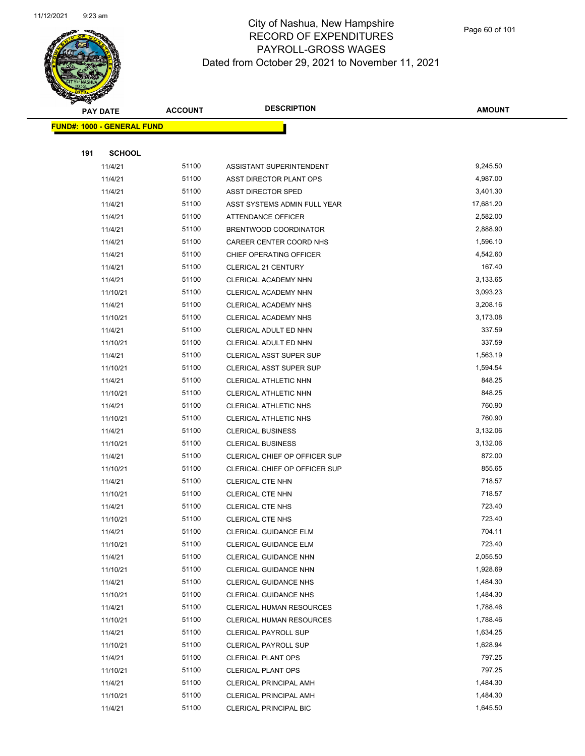City of Nashua, New Hampshire
RECORD OF EXPENDITURES
PAYROLL-GROSS WAGES
Dated from October 29, 2021 to November 11, 2021

| PAY DATE | ACCOUNT | DESCRIPTION | AMOUNT |
|---|---|---|---|

**FUND#: 1000 - GENERAL FUND**

**191 SCHOOL**

| PAY DATE | ACCOUNT | DESCRIPTION | AMOUNT |
|---|---|---|---|
| 11/4/21 | 51100 | ASSISTANT SUPERINTENDENT | 9,245.50 |
| 11/4/21 | 51100 | ASST DIRECTOR PLANT OPS | 4,987.00 |
| 11/4/21 | 51100 | ASST DIRECTOR SPED | 3,401.30 |
| 11/4/21 | 51100 | ASST SYSTEMS ADMIN FULL YEAR | 17,681.20 |
| 11/4/21 | 51100 | ATTENDANCE OFFICER | 2,582.00 |
| 11/4/21 | 51100 | BRENTWOOD COORDINATOR | 2,888.90 |
| 11/4/21 | 51100 | CAREER CENTER COORD NHS | 1,596.10 |
| 11/4/21 | 51100 | CHIEF OPERATING OFFICER | 4,542.60 |
| 11/4/21 | 51100 | CLERICAL 21 CENTURY | 167.40 |
| 11/4/21 | 51100 | CLERICAL ACADEMY NHN | 3,133.65 |
| 11/10/21 | 51100 | CLERICAL ACADEMY NHN | 3,093.23 |
| 11/4/21 | 51100 | CLERICAL ACADEMY NHS | 3,208.16 |
| 11/10/21 | 51100 | CLERICAL ACADEMY NHS | 3,173.08 |
| 11/4/21 | 51100 | CLERICAL ADULT ED NHN | 337.59 |
| 11/10/21 | 51100 | CLERICAL ADULT ED NHN | 337.59 |
| 11/4/21 | 51100 | CLERICAL ASST SUPER SUP | 1,563.19 |
| 11/10/21 | 51100 | CLERICAL ASST SUPER SUP | 1,594.54 |
| 11/4/21 | 51100 | CLERICAL ATHLETIC NHN | 848.25 |
| 11/10/21 | 51100 | CLERICAL ATHLETIC NHN | 848.25 |
| 11/4/21 | 51100 | CLERICAL ATHLETIC NHS | 760.90 |
| 11/10/21 | 51100 | CLERICAL ATHLETIC NHS | 760.90 |
| 11/4/21 | 51100 | CLERICAL BUSINESS | 3,132.06 |
| 11/10/21 | 51100 | CLERICAL BUSINESS | 3,132.06 |
| 11/4/21 | 51100 | CLERICAL CHIEF OP OFFICER SUP | 872.00 |
| 11/10/21 | 51100 | CLERICAL CHIEF OP OFFICER SUP | 855.65 |
| 11/4/21 | 51100 | CLERICAL CTE NHN | 718.57 |
| 11/10/21 | 51100 | CLERICAL CTE NHN | 718.57 |
| 11/4/21 | 51100 | CLERICAL CTE NHS | 723.40 |
| 11/10/21 | 51100 | CLERICAL CTE NHS | 723.40 |
| 11/4/21 | 51100 | CLERICAL GUIDANCE ELM | 704.11 |
| 11/10/21 | 51100 | CLERICAL GUIDANCE ELM | 723.40 |
| 11/4/21 | 51100 | CLERICAL GUIDANCE NHN | 2,055.50 |
| 11/10/21 | 51100 | CLERICAL GUIDANCE NHN | 1,928.69 |
| 11/4/21 | 51100 | CLERICAL GUIDANCE NHS | 1,484.30 |
| 11/10/21 | 51100 | CLERICAL GUIDANCE NHS | 1,484.30 |
| 11/4/21 | 51100 | CLERICAL HUMAN RESOURCES | 1,788.46 |
| 11/10/21 | 51100 | CLERICAL HUMAN RESOURCES | 1,788.46 |
| 11/4/21 | 51100 | CLERICAL PAYROLL SUP | 1,634.25 |
| 11/10/21 | 51100 | CLERICAL PAYROLL SUP | 1,628.94 |
| 11/4/21 | 51100 | CLERICAL PLANT OPS | 797.25 |
| 11/10/21 | 51100 | CLERICAL PLANT OPS | 797.25 |
| 11/4/21 | 51100 | CLERICAL PRINCIPAL AMH | 1,484.30 |
| 11/10/21 | 51100 | CLERICAL PRINCIPAL AMH | 1,484.30 |
| 11/4/21 | 51100 | CLERICAL PRINCIPAL BIC | 1,645.50 |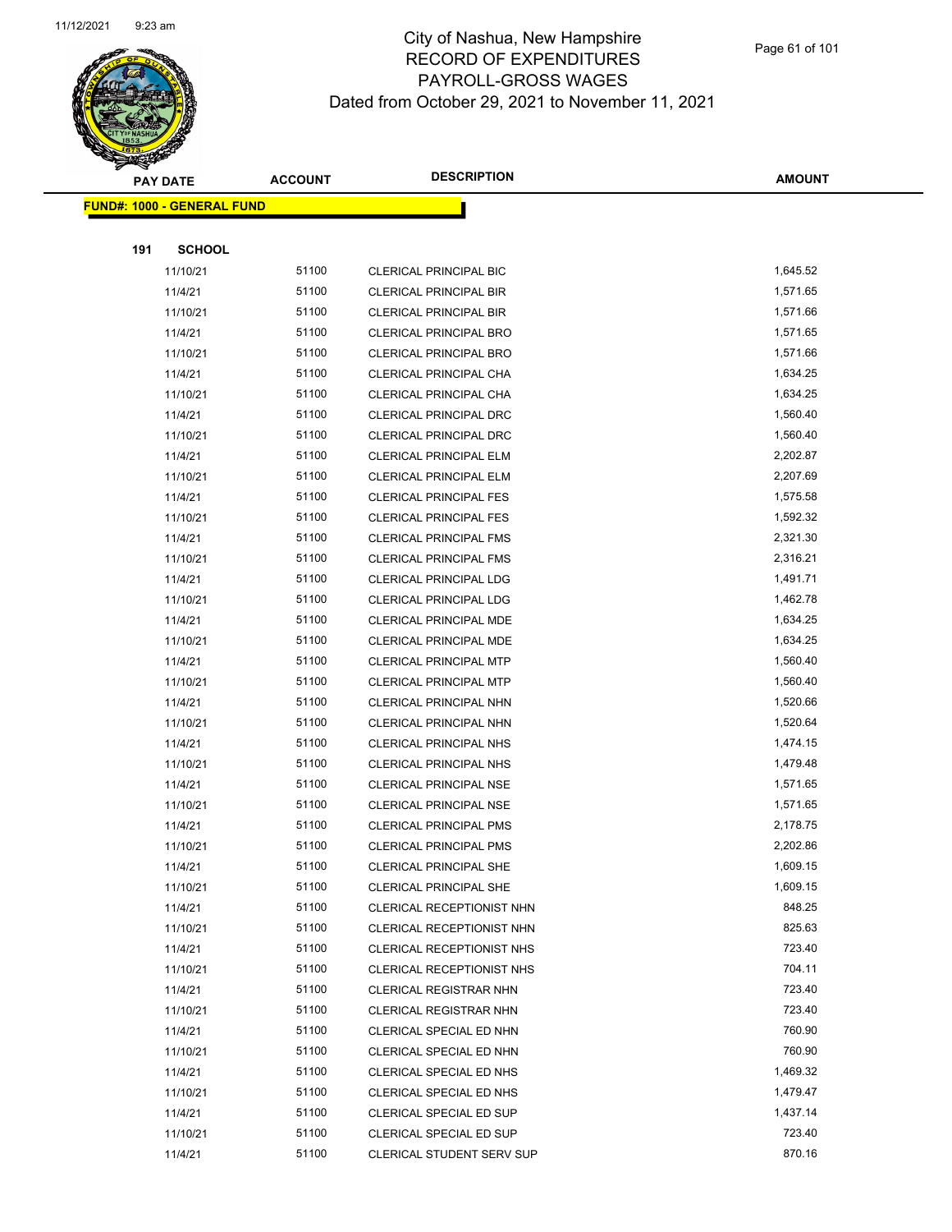# City of Nashua, New Hampshire
# RECORD OF EXPENDITURES
# PAYROLL-GROSS WAGES
# Dated from October 29, 2021 to November 11, 2021

| PAY DATE | ACCOUNT | DESCRIPTION | AMOUNT |
|---|---|---|---|
| **FUND#: 1000 - GENERAL FUND** | | | |
| **191 SCHOOL** | | | |
| 11/10/21 | 51100 | CLERICAL PRINCIPAL BIC | 1,645.52 |
| 11/4/21 | 51100 | CLERICAL PRINCIPAL BIR | 1,571.65 |
| 11/10/21 | 51100 | CLERICAL PRINCIPAL BIR | 1,571.66 |
| 11/4/21 | 51100 | CLERICAL PRINCIPAL BRO | 1,571.65 |
| 11/10/21 | 51100 | CLERICAL PRINCIPAL BRO | 1,571.66 |
| 11/4/21 | 51100 | CLERICAL PRINCIPAL CHA | 1,634.25 |
| 11/10/21 | 51100 | CLERICAL PRINCIPAL CHA | 1,634.25 |
| 11/4/21 | 51100 | CLERICAL PRINCIPAL DRC | 1,560.40 |
| 11/10/21 | 51100 | CLERICAL PRINCIPAL DRC | 1,560.40 |
| 11/4/21 | 51100 | CLERICAL PRINCIPAL ELM | 2,202.87 |
| 11/10/21 | 51100 | CLERICAL PRINCIPAL ELM | 2,207.69 |
| 11/4/21 | 51100 | CLERICAL PRINCIPAL FES | 1,575.58 |
| 11/10/21 | 51100 | CLERICAL PRINCIPAL FES | 1,592.32 |
| 11/4/21 | 51100 | CLERICAL PRINCIPAL FMS | 2,321.30 |
| 11/10/21 | 51100 | CLERICAL PRINCIPAL FMS | 2,316.21 |
| 11/4/21 | 51100 | CLERICAL PRINCIPAL LDG | 1,491.71 |
| 11/10/21 | 51100 | CLERICAL PRINCIPAL LDG | 1,462.78 |
| 11/4/21 | 51100 | CLERICAL PRINCIPAL MDE | 1,634.25 |
| 11/10/21 | 51100 | CLERICAL PRINCIPAL MDE | 1,634.25 |
| 11/4/21 | 51100 | CLERICAL PRINCIPAL MTP | 1,560.40 |
| 11/10/21 | 51100 | CLERICAL PRINCIPAL MTP | 1,560.40 |
| 11/4/21 | 51100 | CLERICAL PRINCIPAL NHN | 1,520.66 |
| 11/10/21 | 51100 | CLERICAL PRINCIPAL NHN | 1,520.64 |
| 11/4/21 | 51100 | CLERICAL PRINCIPAL NHS | 1,474.15 |
| 11/10/21 | 51100 | CLERICAL PRINCIPAL NHS | 1,479.48 |
| 11/4/21 | 51100 | CLERICAL PRINCIPAL NSE | 1,571.65 |
| 11/10/21 | 51100 | CLERICAL PRINCIPAL NSE | 1,571.65 |
| 11/4/21 | 51100 | CLERICAL PRINCIPAL PMS | 2,178.75 |
| 11/10/21 | 51100 | CLERICAL PRINCIPAL PMS | 2,202.86 |
| 11/4/21 | 51100 | CLERICAL PRINCIPAL SHE | 1,609.15 |
| 11/10/21 | 51100 | CLERICAL PRINCIPAL SHE | 1,609.15 |
| 11/4/21 | 51100 | CLERICAL RECEPTIONIST NHN | 848.25 |
| 11/10/21 | 51100 | CLERICAL RECEPTIONIST NHN | 825.63 |
| 11/4/21 | 51100 | CLERICAL RECEPTIONIST NHS | 723.40 |
| 11/10/21 | 51100 | CLERICAL RECEPTIONIST NHS | 704.11 |
| 11/4/21 | 51100 | CLERICAL REGISTRAR NHN | 723.40 |
| 11/10/21 | 51100 | CLERICAL REGISTRAR NHN | 723.40 |
| 11/4/21 | 51100 | CLERICAL SPECIAL ED NHN | 760.90 |
| 11/10/21 | 51100 | CLERICAL SPECIAL ED NHN | 760.90 |
| 11/4/21 | 51100 | CLERICAL SPECIAL ED NHS | 1,469.32 |
| 11/10/21 | 51100 | CLERICAL SPECIAL ED NHS | 1,479.47 |
| 11/4/21 | 51100 | CLERICAL SPECIAL ED SUP | 1,437.14 |
| 11/10/21 | 51100 | CLERICAL SPECIAL ED SUP | 723.40 |
| 11/4/21 | 51100 | CLERICAL STUDENT SERV SUP | 870.16 |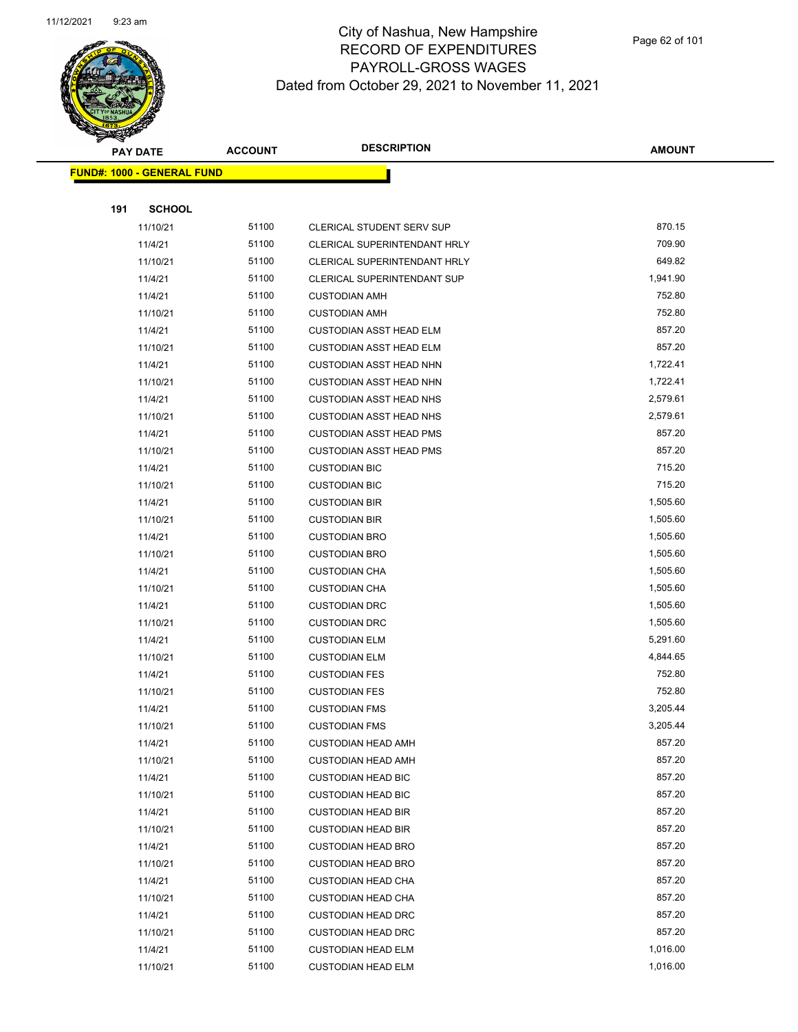# City of Nashua, New Hampshire
# RECORD OF EXPENDITURES
# PAYROLL-GROSS WAGES
## Dated from October 29, 2021 to November 11, 2021

**FUND#: 1000 - GENERAL FUND**

**191 SCHOOL**

| PAY DATE | ACCOUNT | DESCRIPTION | AMOUNT |
|---|---|---|---|
| 11/10/21 | 51100 | CLERICAL STUDENT SERV SUP | 870.15 |
| 11/4/21 | 51100 | CLERICAL SUPERINTENDANT HRLY | 709.90 |
| 11/10/21 | 51100 | CLERICAL SUPERINTENDANT HRLY | 649.82 |
| 11/4/21 | 51100 | CLERICAL SUPERINTENDANT SUP | 1,941.90 |
| 11/4/21 | 51100 | CUSTODIAN AMH | 752.80 |
| 11/10/21 | 51100 | CUSTODIAN AMH | 752.80 |
| 11/4/21 | 51100 | CUSTODIAN ASST HEAD ELM | 857.20 |
| 11/10/21 | 51100 | CUSTODIAN ASST HEAD ELM | 857.20 |
| 11/4/21 | 51100 | CUSTODIAN ASST HEAD NHN | 1,722.41 |
| 11/10/21 | 51100 | CUSTODIAN ASST HEAD NHN | 1,722.41 |
| 11/4/21 | 51100 | CUSTODIAN ASST HEAD NHS | 2,579.61 |
| 11/10/21 | 51100 | CUSTODIAN ASST HEAD NHS | 2,579.61 |
| 11/4/21 | 51100 | CUSTODIAN ASST HEAD PMS | 857.20 |
| 11/10/21 | 51100 | CUSTODIAN ASST HEAD PMS | 857.20 |
| 11/4/21 | 51100 | CUSTODIAN BIC | 715.20 |
| 11/10/21 | 51100 | CUSTODIAN BIC | 715.20 |
| 11/4/21 | 51100 | CUSTODIAN BIR | 1,505.60 |
| 11/10/21 | 51100 | CUSTODIAN BIR | 1,505.60 |
| 11/4/21 | 51100 | CUSTODIAN BRO | 1,505.60 |
| 11/10/21 | 51100 | CUSTODIAN BRO | 1,505.60 |
| 11/4/21 | 51100 | CUSTODIAN CHA | 1,505.60 |
| 11/10/21 | 51100 | CUSTODIAN CHA | 1,505.60 |
| 11/4/21 | 51100 | CUSTODIAN DRC | 1,505.60 |
| 11/10/21 | 51100 | CUSTODIAN DRC | 1,505.60 |
| 11/4/21 | 51100 | CUSTODIAN ELM | 5,291.60 |
| 11/10/21 | 51100 | CUSTODIAN ELM | 4,844.65 |
| 11/4/21 | 51100 | CUSTODIAN FES | 752.80 |
| 11/10/21 | 51100 | CUSTODIAN FES | 752.80 |
| 11/4/21 | 51100 | CUSTODIAN FMS | 3,205.44 |
| 11/10/21 | 51100 | CUSTODIAN FMS | 3,205.44 |
| 11/4/21 | 51100 | CUSTODIAN HEAD AMH | 857.20 |
| 11/10/21 | 51100 | CUSTODIAN HEAD AMH | 857.20 |
| 11/4/21 | 51100 | CUSTODIAN HEAD BIC | 857.20 |
| 11/10/21 | 51100 | CUSTODIAN HEAD BIC | 857.20 |
| 11/4/21 | 51100 | CUSTODIAN HEAD BIR | 857.20 |
| 11/10/21 | 51100 | CUSTODIAN HEAD BIR | 857.20 |
| 11/4/21 | 51100 | CUSTODIAN HEAD BRO | 857.20 |
| 11/10/21 | 51100 | CUSTODIAN HEAD BRO | 857.20 |
| 11/4/21 | 51100 | CUSTODIAN HEAD CHA | 857.20 |
| 11/10/21 | 51100 | CUSTODIAN HEAD CHA | 857.20 |
| 11/4/21 | 51100 | CUSTODIAN HEAD DRC | 857.20 |
| 11/10/21 | 51100 | CUSTODIAN HEAD DRC | 857.20 |
| 11/4/21 | 51100 | CUSTODIAN HEAD ELM | 1,016.00 |
| 11/10/21 | 51100 | CUSTODIAN HEAD ELM | 1,016.00 |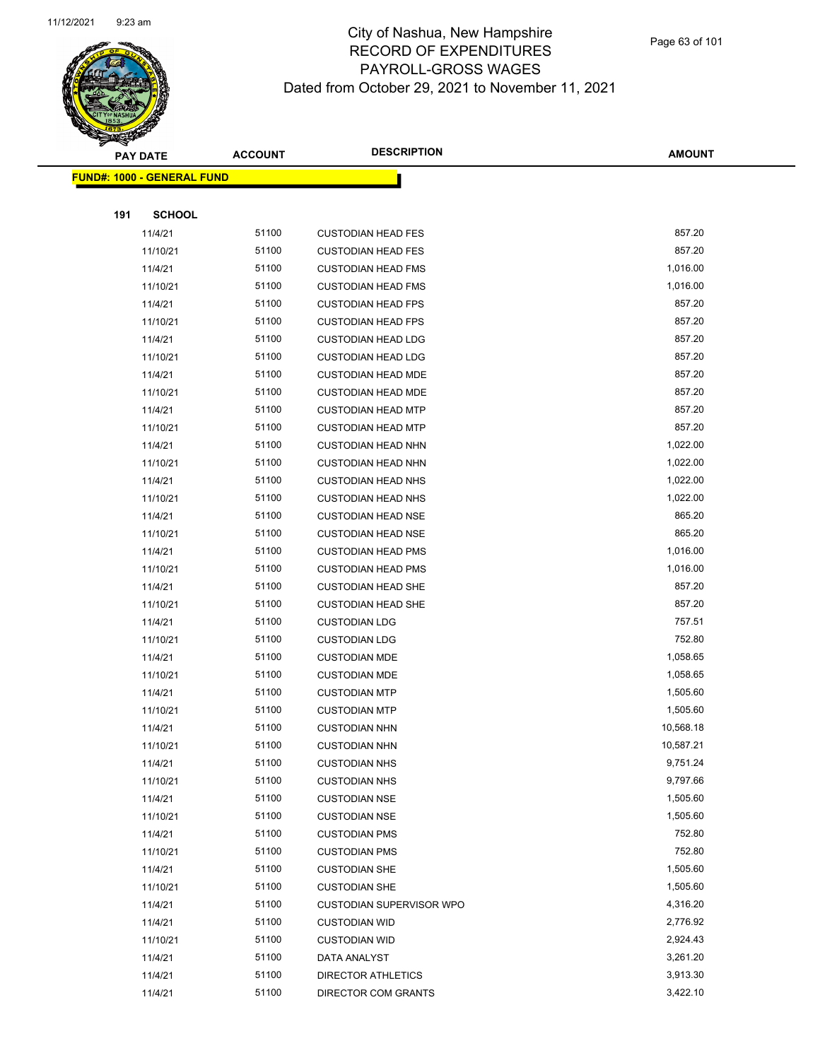# City of Nashua, New Hampshire
## RECORD OF EXPENDITURES
## PAYROLL-GROSS WAGES
## Dated from October 29, 2021 to November 11, 2021

**FUND#: 1000 - GENERAL FUND**

**191 SCHOOL**

| PAY DATE | ACCOUNT | DESCRIPTION | AMOUNT |
|---|---|---|---|
| 11/4/21 | 51100 | CUSTODIAN HEAD FES | 857.20 |
| 11/10/21 | 51100 | CUSTODIAN HEAD FES | 857.20 |
| 11/4/21 | 51100 | CUSTODIAN HEAD FMS | 1,016.00 |
| 11/10/21 | 51100 | CUSTODIAN HEAD FMS | 1,016.00 |
| 11/4/21 | 51100 | CUSTODIAN HEAD FPS | 857.20 |
| 11/10/21 | 51100 | CUSTODIAN HEAD FPS | 857.20 |
| 11/4/21 | 51100 | CUSTODIAN HEAD LDG | 857.20 |
| 11/10/21 | 51100 | CUSTODIAN HEAD LDG | 857.20 |
| 11/4/21 | 51100 | CUSTODIAN HEAD MDE | 857.20 |
| 11/10/21 | 51100 | CUSTODIAN HEAD MDE | 857.20 |
| 11/4/21 | 51100 | CUSTODIAN HEAD MTP | 857.20 |
| 11/10/21 | 51100 | CUSTODIAN HEAD MTP | 857.20 |
| 11/4/21 | 51100 | CUSTODIAN HEAD NHN | 1,022.00 |
| 11/10/21 | 51100 | CUSTODIAN HEAD NHN | 1,022.00 |
| 11/4/21 | 51100 | CUSTODIAN HEAD NHS | 1,022.00 |
| 11/10/21 | 51100 | CUSTODIAN HEAD NHS | 1,022.00 |
| 11/4/21 | 51100 | CUSTODIAN HEAD NSE | 865.20 |
| 11/10/21 | 51100 | CUSTODIAN HEAD NSE | 865.20 |
| 11/4/21 | 51100 | CUSTODIAN HEAD PMS | 1,016.00 |
| 11/10/21 | 51100 | CUSTODIAN HEAD PMS | 1,016.00 |
| 11/4/21 | 51100 | CUSTODIAN HEAD SHE | 857.20 |
| 11/10/21 | 51100 | CUSTODIAN HEAD SHE | 857.20 |
| 11/4/21 | 51100 | CUSTODIAN LDG | 757.51 |
| 11/10/21 | 51100 | CUSTODIAN LDG | 752.80 |
| 11/4/21 | 51100 | CUSTODIAN MDE | 1,058.65 |
| 11/10/21 | 51100 | CUSTODIAN MDE | 1,058.65 |
| 11/4/21 | 51100 | CUSTODIAN MTP | 1,505.60 |
| 11/10/21 | 51100 | CUSTODIAN MTP | 1,505.60 |
| 11/4/21 | 51100 | CUSTODIAN NHN | 10,568.18 |
| 11/10/21 | 51100 | CUSTODIAN NHN | 10,587.21 |
| 11/4/21 | 51100 | CUSTODIAN NHS | 9,751.24 |
| 11/10/21 | 51100 | CUSTODIAN NHS | 9,797.66 |
| 11/4/21 | 51100 | CUSTODIAN NSE | 1,505.60 |
| 11/10/21 | 51100 | CUSTODIAN NSE | 1,505.60 |
| 11/4/21 | 51100 | CUSTODIAN PMS | 752.80 |
| 11/10/21 | 51100 | CUSTODIAN PMS | 752.80 |
| 11/4/21 | 51100 | CUSTODIAN SHE | 1,505.60 |
| 11/10/21 | 51100 | CUSTODIAN SHE | 1,505.60 |
| 11/4/21 | 51100 | CUSTODIAN SUPERVISOR WPO | 4,316.20 |
| 11/4/21 | 51100 | CUSTODIAN WID | 2,776.92 |
| 11/10/21 | 51100 | CUSTODIAN WID | 2,924.43 |
| 11/4/21 | 51100 | DATA ANALYST | 3,261.20 |
| 11/4/21 | 51100 | DIRECTOR ATHLETICS | 3,913.30 |
| 11/4/21 | 51100 | DIRECTOR COM GRANTS | 3,422.10 |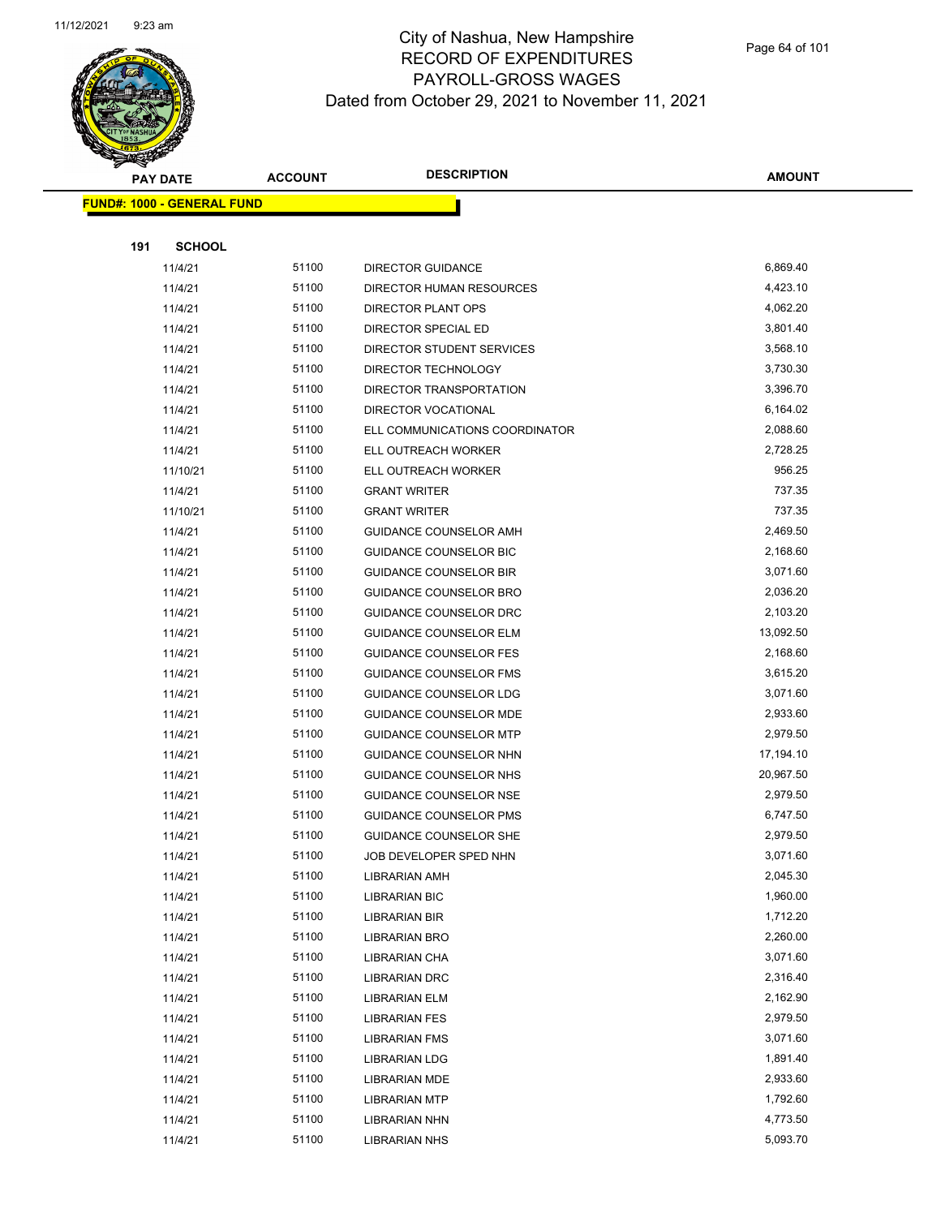# City of Nashua, New Hampshire
## RECORD OF EXPENDITURES
## PAYROLL-GROSS WAGES
## Dated from October 29, 2021 to November 11, 2021

| PAY DATE | ACCOUNT | DESCRIPTION | AMOUNT |
|---|---|---|---|
| **FUND#: 1000 - GENERAL FUND** | | | |
| **191 SCHOOL** | | | |
| 11/4/21 | 51100 | DIRECTOR GUIDANCE | 6,869.40 |
| 11/4/21 | 51100 | DIRECTOR HUMAN RESOURCES | 4,423.10 |
| 11/4/21 | 51100 | DIRECTOR PLANT OPS | 4,062.20 |
| 11/4/21 | 51100 | DIRECTOR SPECIAL ED | 3,801.40 |
| 11/4/21 | 51100 | DIRECTOR STUDENT SERVICES | 3,568.10 |
| 11/4/21 | 51100 | DIRECTOR TECHNOLOGY | 3,730.30 |
| 11/4/21 | 51100 | DIRECTOR TRANSPORTATION | 3,396.70 |
| 11/4/21 | 51100 | DIRECTOR VOCATIONAL | 6,164.02 |
| 11/4/21 | 51100 | ELL COMMUNICATIONS COORDINATOR | 2,088.60 |
| 11/4/21 | 51100 | ELL OUTREACH WORKER | 2,728.25 |
| 11/10/21 | 51100 | ELL OUTREACH WORKER | 956.25 |
| 11/4/21 | 51100 | GRANT WRITER | 737.35 |
| 11/10/21 | 51100 | GRANT WRITER | 737.35 |
| 11/4/21 | 51100 | GUIDANCE COUNSELOR AMH | 2,469.50 |
| 11/4/21 | 51100 | GUIDANCE COUNSELOR BIC | 2,168.60 |
| 11/4/21 | 51100 | GUIDANCE COUNSELOR BIR | 3,071.60 |
| 11/4/21 | 51100 | GUIDANCE COUNSELOR BRO | 2,036.20 |
| 11/4/21 | 51100 | GUIDANCE COUNSELOR DRC | 2,103.20 |
| 11/4/21 | 51100 | GUIDANCE COUNSELOR ELM | 13,092.50 |
| 11/4/21 | 51100 | GUIDANCE COUNSELOR FES | 2,168.60 |
| 11/4/21 | 51100 | GUIDANCE COUNSELOR FMS | 3,615.20 |
| 11/4/21 | 51100 | GUIDANCE COUNSELOR LDG | 3,071.60 |
| 11/4/21 | 51100 | GUIDANCE COUNSELOR MDE | 2,933.60 |
| 11/4/21 | 51100 | GUIDANCE COUNSELOR MTP | 2,979.50 |
| 11/4/21 | 51100 | GUIDANCE COUNSELOR NHN | 17,194.10 |
| 11/4/21 | 51100 | GUIDANCE COUNSELOR NHS | 20,967.50 |
| 11/4/21 | 51100 | GUIDANCE COUNSELOR NSE | 2,979.50 |
| 11/4/21 | 51100 | GUIDANCE COUNSELOR PMS | 6,747.50 |
| 11/4/21 | 51100 | GUIDANCE COUNSELOR SHE | 2,979.50 |
| 11/4/21 | 51100 | JOB DEVELOPER SPED NHN | 3,071.60 |
| 11/4/21 | 51100 | LIBRARIAN AMH | 2,045.30 |
| 11/4/21 | 51100 | LIBRARIAN BIC | 1,960.00 |
| 11/4/21 | 51100 | LIBRARIAN BIR | 1,712.20 |
| 11/4/21 | 51100 | LIBRARIAN BRO | 2,260.00 |
| 11/4/21 | 51100 | LIBRARIAN CHA | 3,071.60 |
| 11/4/21 | 51100 | LIBRARIAN DRC | 2,316.40 |
| 11/4/21 | 51100 | LIBRARIAN ELM | 2,162.90 |
| 11/4/21 | 51100 | LIBRARIAN FES | 2,979.50 |
| 11/4/21 | 51100 | LIBRARIAN FMS | 3,071.60 |
| 11/4/21 | 51100 | LIBRARIAN LDG | 1,891.40 |
| 11/4/21 | 51100 | LIBRARIAN MDE | 2,933.60 |
| 11/4/21 | 51100 | LIBRARIAN MTP | 1,792.60 |
| 11/4/21 | 51100 | LIBRARIAN NHN | 4,773.50 |
| 11/4/21 | 51100 | LIBRARIAN NHS | 5,093.70 |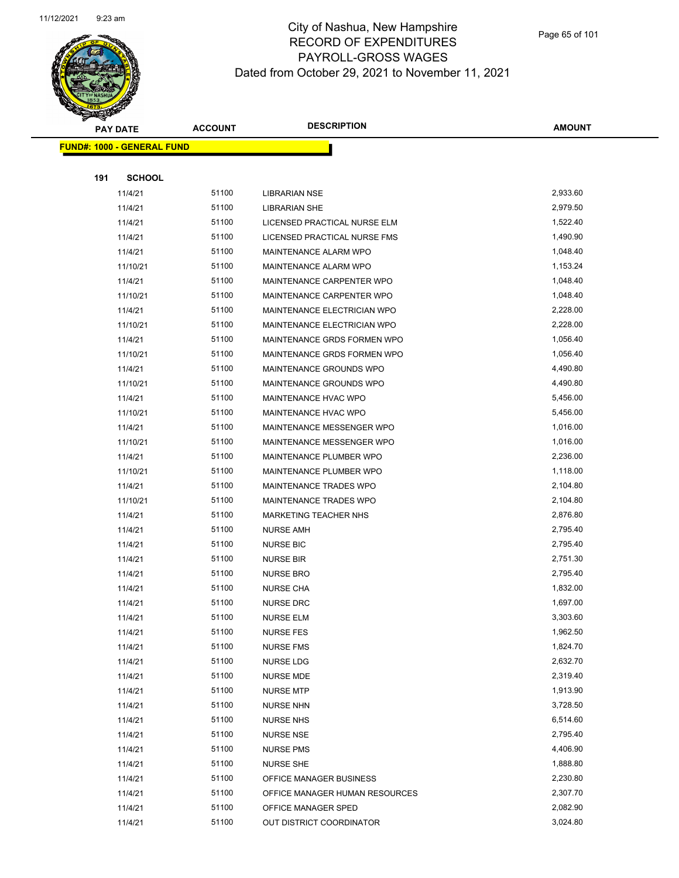# City of Nashua, New Hampshire
## RECORD OF EXPENDITURES
## PAYROLL-GROSS WAGES
## Dated from October 29, 2021 to November 11, 2021

| PAY DATE | ACCOUNT | DESCRIPTION | AMOUNT |
|---|---|---|---|
| **FUND#: 1000 - GENERAL FUND** | | | |
| **191 SCHOOL** | | | |
| 11/4/21 | 51100 | LIBRARIAN NSE | 2,933.60 |
| 11/4/21 | 51100 | LIBRARIAN SHE | 2,979.50 |
| 11/4/21 | 51100 | LICENSED PRACTICAL NURSE ELM | 1,522.40 |
| 11/4/21 | 51100 | LICENSED PRACTICAL NURSE FMS | 1,490.90 |
| 11/4/21 | 51100 | MAINTENANCE ALARM WPO | 1,048.40 |
| 11/10/21 | 51100 | MAINTENANCE ALARM WPO | 1,153.24 |
| 11/4/21 | 51100 | MAINTENANCE CARPENTER WPO | 1,048.40 |
| 11/10/21 | 51100 | MAINTENANCE CARPENTER WPO | 1,048.40 |
| 11/4/21 | 51100 | MAINTENANCE ELECTRICIAN WPO | 2,228.00 |
| 11/10/21 | 51100 | MAINTENANCE ELECTRICIAN WPO | 2,228.00 |
| 11/4/21 | 51100 | MAINTENANCE GRDS FORMEN WPO | 1,056.40 |
| 11/10/21 | 51100 | MAINTENANCE GRDS FORMEN WPO | 1,056.40 |
| 11/4/21 | 51100 | MAINTENANCE GROUNDS WPO | 4,490.80 |
| 11/10/21 | 51100 | MAINTENANCE GROUNDS WPO | 4,490.80 |
| 11/4/21 | 51100 | MAINTENANCE HVAC WPO | 5,456.00 |
| 11/10/21 | 51100 | MAINTENANCE HVAC WPO | 5,456.00 |
| 11/4/21 | 51100 | MAINTENANCE MESSENGER WPO | 1,016.00 |
| 11/10/21 | 51100 | MAINTENANCE MESSENGER WPO | 1,016.00 |
| 11/4/21 | 51100 | MAINTENANCE PLUMBER WPO | 2,236.00 |
| 11/10/21 | 51100 | MAINTENANCE PLUMBER WPO | 1,118.00 |
| 11/4/21 | 51100 | MAINTENANCE TRADES WPO | 2,104.80 |
| 11/10/21 | 51100 | MAINTENANCE TRADES WPO | 2,104.80 |
| 11/4/21 | 51100 | MARKETING TEACHER NHS | 2,876.80 |
| 11/4/21 | 51100 | NURSE AMH | 2,795.40 |
| 11/4/21 | 51100 | NURSE BIC | 2,795.40 |
| 11/4/21 | 51100 | NURSE BIR | 2,751.30 |
| 11/4/21 | 51100 | NURSE BRO | 2,795.40 |
| 11/4/21 | 51100 | NURSE CHA | 1,832.00 |
| 11/4/21 | 51100 | NURSE DRC | 1,697.00 |
| 11/4/21 | 51100 | NURSE ELM | 3,303.60 |
| 11/4/21 | 51100 | NURSE FES | 1,962.50 |
| 11/4/21 | 51100 | NURSE FMS | 1,824.70 |
| 11/4/21 | 51100 | NURSE LDG | 2,632.70 |
| 11/4/21 | 51100 | NURSE MDE | 2,319.40 |
| 11/4/21 | 51100 | NURSE MTP | 1,913.90 |
| 11/4/21 | 51100 | NURSE NHN | 3,728.50 |
| 11/4/21 | 51100 | NURSE NHS | 6,514.60 |
| 11/4/21 | 51100 | NURSE NSE | 2,795.40 |
| 11/4/21 | 51100 | NURSE PMS | 4,406.90 |
| 11/4/21 | 51100 | NURSE SHE | 1,888.80 |
| 11/4/21 | 51100 | OFFICE MANAGER BUSINESS | 2,230.80 |
| 11/4/21 | 51100 | OFFICE MANAGER HUMAN RESOURCES | 2,307.70 |
| 11/4/21 | 51100 | OFFICE MANAGER SPED | 2,082.90 |
| 11/4/21 | 51100 | OUT DISTRICT COORDINATOR | 3,024.80 |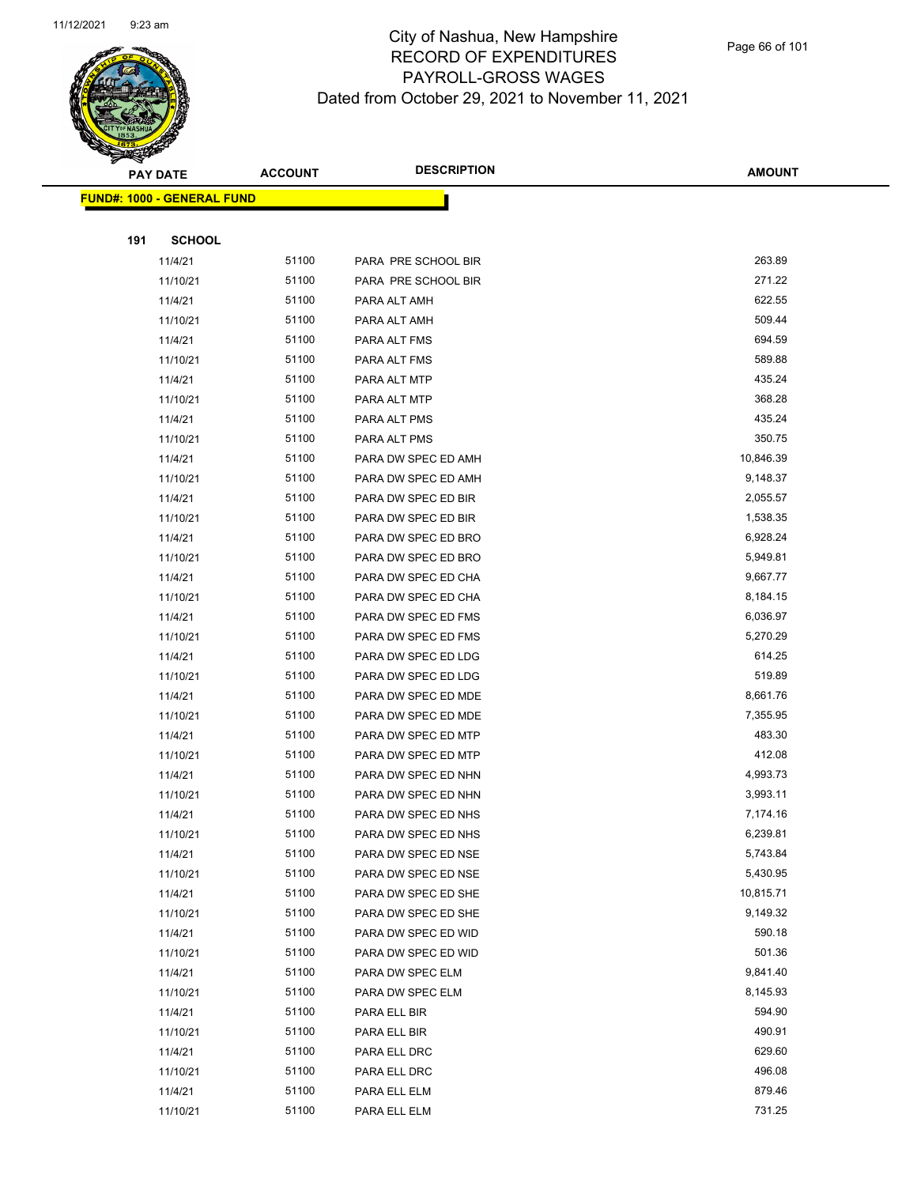# City of Nashua, New Hampshire
## RECORD OF EXPENDITURES
## PAYROLL-GROSS WAGES
## Dated from October 29, 2021 to November 11, 2021

| PAY DATE | ACCOUNT | DESCRIPTION | AMOUNT |
|---|---|---|---|
| **FUND#: 1000 - GENERAL FUND** | | | |
| **191 SCHOOL** | | | |
| 11/4/21 | 51100 | PARA PRE SCHOOL BIR | 263.89 |
| 11/10/21 | 51100 | PARA PRE SCHOOL BIR | 271.22 |
| 11/4/21 | 51100 | PARA ALT AMH | 622.55 |
| 11/10/21 | 51100 | PARA ALT AMH | 509.44 |
| 11/4/21 | 51100 | PARA ALT FMS | 694.59 |
| 11/10/21 | 51100 | PARA ALT FMS | 589.88 |
| 11/4/21 | 51100 | PARA ALT MTP | 435.24 |
| 11/10/21 | 51100 | PARA ALT MTP | 368.28 |
| 11/4/21 | 51100 | PARA ALT PMS | 435.24 |
| 11/10/21 | 51100 | PARA ALT PMS | 350.75 |
| 11/4/21 | 51100 | PARA DW SPEC ED AMH | 10,846.39 |
| 11/10/21 | 51100 | PARA DW SPEC ED AMH | 9,148.37 |
| 11/4/21 | 51100 | PARA DW SPEC ED BIR | 2,055.57 |
| 11/10/21 | 51100 | PARA DW SPEC ED BIR | 1,538.35 |
| 11/4/21 | 51100 | PARA DW SPEC ED BRO | 6,928.24 |
| 11/10/21 | 51100 | PARA DW SPEC ED BRO | 5,949.81 |
| 11/4/21 | 51100 | PARA DW SPEC ED CHA | 9,667.77 |
| 11/10/21 | 51100 | PARA DW SPEC ED CHA | 8,184.15 |
| 11/4/21 | 51100 | PARA DW SPEC ED FMS | 6,036.97 |
| 11/10/21 | 51100 | PARA DW SPEC ED FMS | 5,270.29 |
| 11/4/21 | 51100 | PARA DW SPEC ED LDG | 614.25 |
| 11/10/21 | 51100 | PARA DW SPEC ED LDG | 519.89 |
| 11/4/21 | 51100 | PARA DW SPEC ED MDE | 8,661.76 |
| 11/10/21 | 51100 | PARA DW SPEC ED MDE | 7,355.95 |
| 11/4/21 | 51100 | PARA DW SPEC ED MTP | 483.30 |
| 11/10/21 | 51100 | PARA DW SPEC ED MTP | 412.08 |
| 11/4/21 | 51100 | PARA DW SPEC ED NHN | 4,993.73 |
| 11/10/21 | 51100 | PARA DW SPEC ED NHN | 3,993.11 |
| 11/4/21 | 51100 | PARA DW SPEC ED NHS | 7,174.16 |
| 11/10/21 | 51100 | PARA DW SPEC ED NHS | 6,239.81 |
| 11/4/21 | 51100 | PARA DW SPEC ED NSE | 5,743.84 |
| 11/10/21 | 51100 | PARA DW SPEC ED NSE | 5,430.95 |
| 11/4/21 | 51100 | PARA DW SPEC ED SHE | 10,815.71 |
| 11/10/21 | 51100 | PARA DW SPEC ED SHE | 9,149.32 |
| 11/4/21 | 51100 | PARA DW SPEC ED WID | 590.18 |
| 11/10/21 | 51100 | PARA DW SPEC ED WID | 501.36 |
| 11/4/21 | 51100 | PARA DW SPEC ELM | 9,841.40 |
| 11/10/21 | 51100 | PARA DW SPEC ELM | 8,145.93 |
| 11/4/21 | 51100 | PARA ELL BIR | 594.90 |
| 11/10/21 | 51100 | PARA ELL BIR | 490.91 |
| 11/4/21 | 51100 | PARA ELL DRC | 629.60 |
| 11/10/21 | 51100 | PARA ELL DRC | 496.08 |
| 11/4/21 | 51100 | PARA ELL ELM | 879.46 |
| 11/10/21 | 51100 | PARA ELL ELM | 731.25 |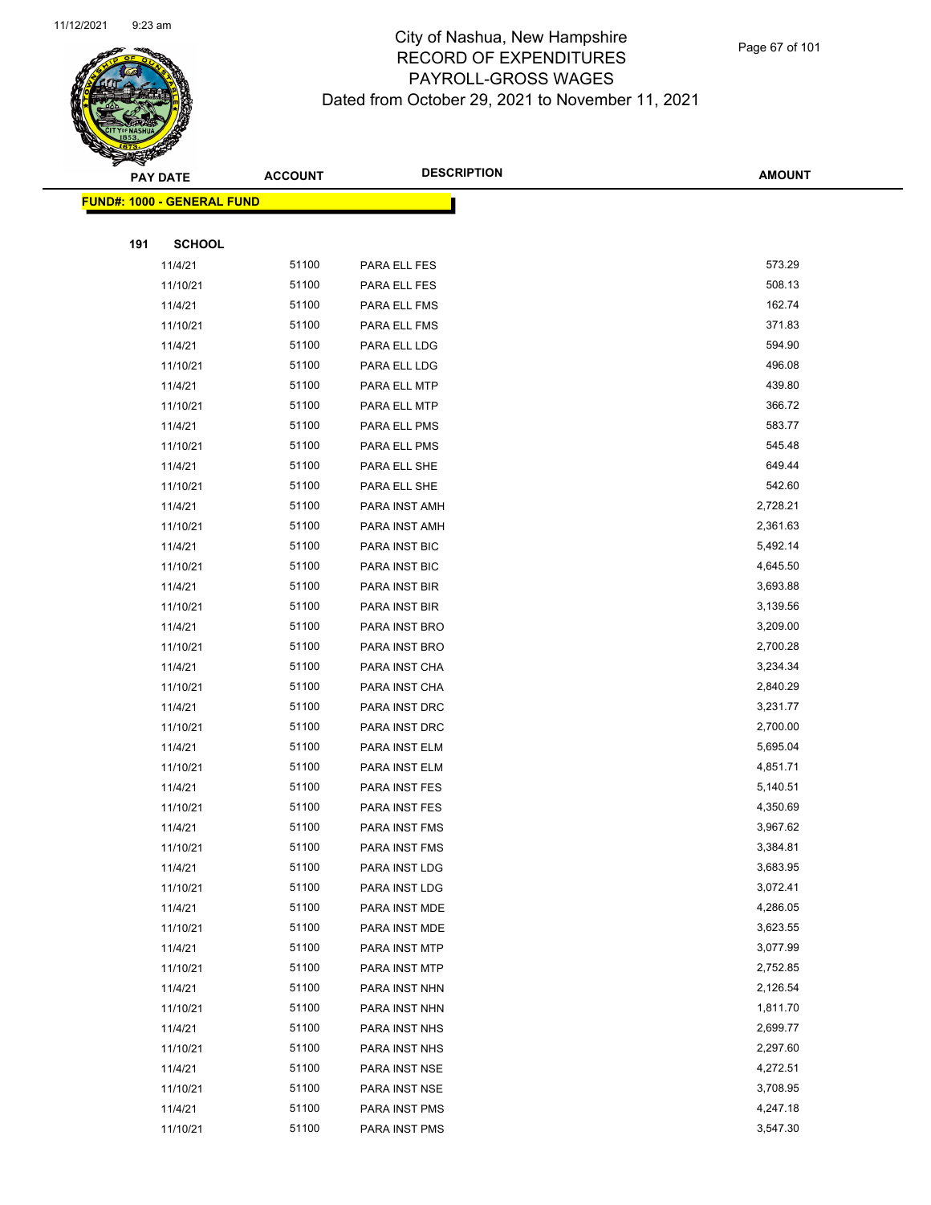# City of Nashua, New Hampshire
# RECORD OF EXPENDITURES
# PAYROLL-GROSS WAGES
Dated from October 29, 2021 to November 11, 2021

| PAY DATE | ACCOUNT | DESCRIPTION | AMOUNT |
|---|---|---|---|
| **FUND#: 1000 - GENERAL FUND** | | | |
| **191 SCHOOL** | | | |
| 11/4/21 | 51100 | PARA ELL FES | 573.29 |
| 11/10/21 | 51100 | PARA ELL FES | 508.13 |
| 11/4/21 | 51100 | PARA ELL FMS | 162.74 |
| 11/10/21 | 51100 | PARA ELL FMS | 371.83 |
| 11/4/21 | 51100 | PARA ELL LDG | 594.90 |
| 11/10/21 | 51100 | PARA ELL LDG | 496.08 |
| 11/4/21 | 51100 | PARA ELL MTP | 439.80 |
| 11/10/21 | 51100 | PARA ELL MTP | 366.72 |
| 11/4/21 | 51100 | PARA ELL PMS | 583.77 |
| 11/10/21 | 51100 | PARA ELL PMS | 545.48 |
| 11/4/21 | 51100 | PARA ELL SHE | 649.44 |
| 11/10/21 | 51100 | PARA ELL SHE | 542.60 |
| 11/4/21 | 51100 | PARA INST AMH | 2,728.21 |
| 11/10/21 | 51100 | PARA INST AMH | 2,361.63 |
| 11/4/21 | 51100 | PARA INST BIC | 5,492.14 |
| 11/10/21 | 51100 | PARA INST BIC | 4,645.50 |
| 11/4/21 | 51100 | PARA INST BIR | 3,693.88 |
| 11/10/21 | 51100 | PARA INST BIR | 3,139.56 |
| 11/4/21 | 51100 | PARA INST BRO | 3,209.00 |
| 11/10/21 | 51100 | PARA INST BRO | 2,700.28 |
| 11/4/21 | 51100 | PARA INST CHA | 3,234.34 |
| 11/10/21 | 51100 | PARA INST CHA | 2,840.29 |
| 11/4/21 | 51100 | PARA INST DRC | 3,231.77 |
| 11/10/21 | 51100 | PARA INST DRC | 2,700.00 |
| 11/4/21 | 51100 | PARA INST ELM | 5,695.04 |
| 11/10/21 | 51100 | PARA INST ELM | 4,851.71 |
| 11/4/21 | 51100 | PARA INST FES | 5,140.51 |
| 11/10/21 | 51100 | PARA INST FES | 4,350.69 |
| 11/4/21 | 51100 | PARA INST FMS | 3,967.62 |
| 11/10/21 | 51100 | PARA INST FMS | 3,384.81 |
| 11/4/21 | 51100 | PARA INST LDG | 3,683.95 |
| 11/10/21 | 51100 | PARA INST LDG | 3,072.41 |
| 11/4/21 | 51100 | PARA INST MDE | 4,286.05 |
| 11/10/21 | 51100 | PARA INST MDE | 3,623.55 |
| 11/4/21 | 51100 | PARA INST MTP | 3,077.99 |
| 11/10/21 | 51100 | PARA INST MTP | 2,752.85 |
| 11/4/21 | 51100 | PARA INST NHN | 2,126.54 |
| 11/10/21 | 51100 | PARA INST NHN | 1,811.70 |
| 11/4/21 | 51100 | PARA INST NHS | 2,699.77 |
| 11/10/21 | 51100 | PARA INST NHS | 2,297.60 |
| 11/4/21 | 51100 | PARA INST NSE | 4,272.51 |
| 11/10/21 | 51100 | PARA INST NSE | 3,708.95 |
| 11/4/21 | 51100 | PARA INST PMS | 4,247.18 |
| 11/10/21 | 51100 | PARA INST PMS | 3,547.30 |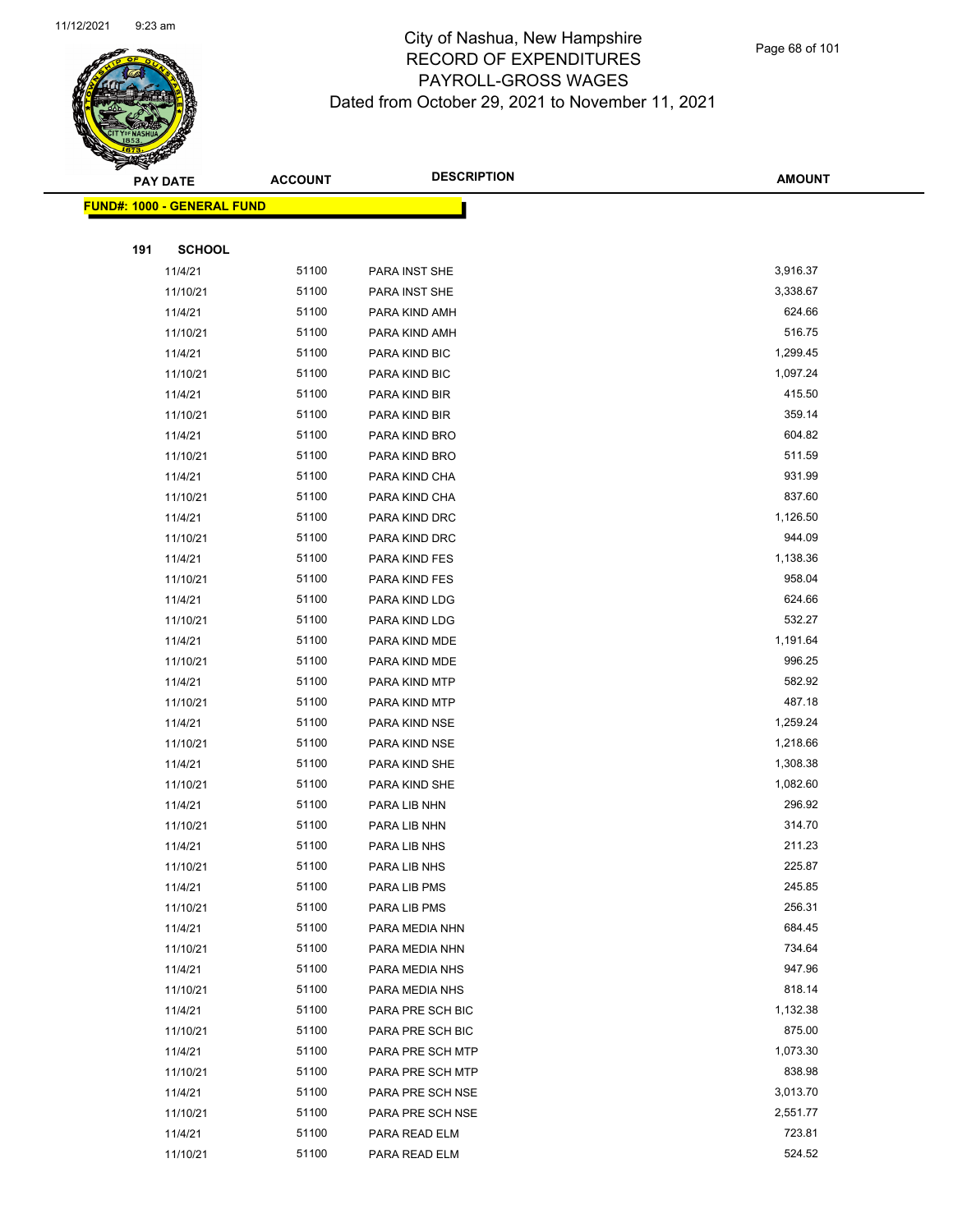# City of Nashua, New Hampshire
## RECORD OF EXPENDITURES
## PAYROLL-GROSS WAGES
## Dated from October 29, 2021 to November 11, 2021

| PAY DATE | ACCOUNT | DESCRIPTION | AMOUNT |
|---|---|---|---|
| **FUND#: 1000 - GENERAL FUND** | | | |
| **191 SCHOOL** | | | |
| 11/4/21 | 51100 | PARA INST SHE | 3,916.37 |
| 11/10/21 | 51100 | PARA INST SHE | 3,338.67 |
| 11/4/21 | 51100 | PARA KIND AMH | 624.66 |
| 11/10/21 | 51100 | PARA KIND AMH | 516.75 |
| 11/4/21 | 51100 | PARA KIND BIC | 1,299.45 |
| 11/10/21 | 51100 | PARA KIND BIC | 1,097.24 |
| 11/4/21 | 51100 | PARA KIND BIR | 415.50 |
| 11/10/21 | 51100 | PARA KIND BIR | 359.14 |
| 11/4/21 | 51100 | PARA KIND BRO | 604.82 |
| 11/10/21 | 51100 | PARA KIND BRO | 511.59 |
| 11/4/21 | 51100 | PARA KIND CHA | 931.99 |
| 11/10/21 | 51100 | PARA KIND CHA | 837.60 |
| 11/4/21 | 51100 | PARA KIND DRC | 1,126.50 |
| 11/10/21 | 51100 | PARA KIND DRC | 944.09 |
| 11/4/21 | 51100 | PARA KIND FES | 1,138.36 |
| 11/10/21 | 51100 | PARA KIND FES | 958.04 |
| 11/4/21 | 51100 | PARA KIND LDG | 624.66 |
| 11/10/21 | 51100 | PARA KIND LDG | 532.27 |
| 11/4/21 | 51100 | PARA KIND MDE | 1,191.64 |
| 11/10/21 | 51100 | PARA KIND MDE | 996.25 |
| 11/4/21 | 51100 | PARA KIND MTP | 582.92 |
| 11/10/21 | 51100 | PARA KIND MTP | 487.18 |
| 11/4/21 | 51100 | PARA KIND NSE | 1,259.24 |
| 11/10/21 | 51100 | PARA KIND NSE | 1,218.66 |
| 11/4/21 | 51100 | PARA KIND SHE | 1,308.38 |
| 11/10/21 | 51100 | PARA KIND SHE | 1,082.60 |
| 11/4/21 | 51100 | PARA LIB NHN | 296.92 |
| 11/10/21 | 51100 | PARA LIB NHN | 314.70 |
| 11/4/21 | 51100 | PARA LIB NHS | 211.23 |
| 11/10/21 | 51100 | PARA LIB NHS | 225.87 |
| 11/4/21 | 51100 | PARA LIB PMS | 245.85 |
| 11/10/21 | 51100 | PARA LIB PMS | 256.31 |
| 11/4/21 | 51100 | PARA MEDIA NHN | 684.45 |
| 11/10/21 | 51100 | PARA MEDIA NHN | 734.64 |
| 11/4/21 | 51100 | PARA MEDIA NHS | 947.96 |
| 11/10/21 | 51100 | PARA MEDIA NHS | 818.14 |
| 11/4/21 | 51100 | PARA PRE SCH BIC | 1,132.38 |
| 11/10/21 | 51100 | PARA PRE SCH BIC | 875.00 |
| 11/4/21 | 51100 | PARA PRE SCH MTP | 1,073.30 |
| 11/10/21 | 51100 | PARA PRE SCH MTP | 838.98 |
| 11/4/21 | 51100 | PARA PRE SCH NSE | 3,013.70 |
| 11/10/21 | 51100 | PARA PRE SCH NSE | 2,551.77 |
| 11/4/21 | 51100 | PARA READ ELM | 723.81 |
| 11/10/21 | 51100 | PARA READ ELM | 524.52 |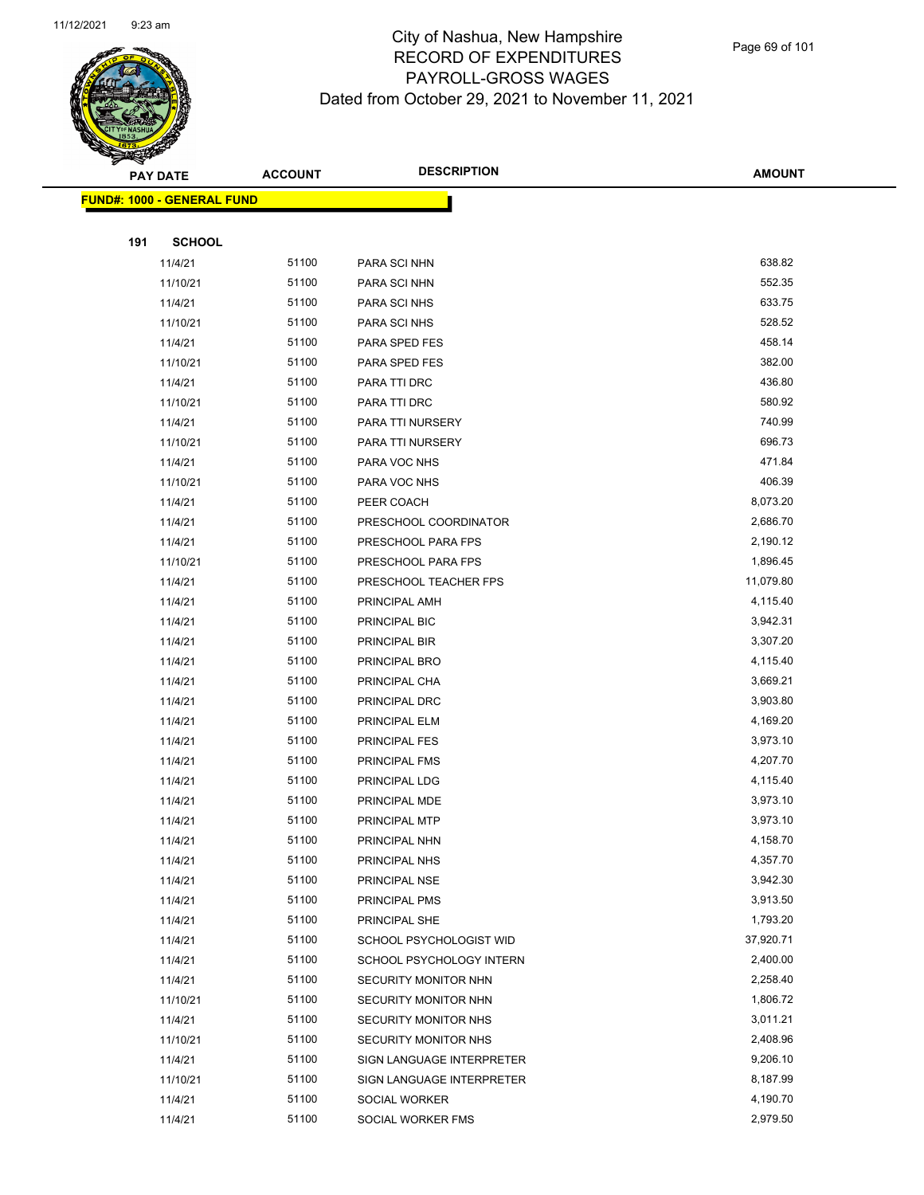# City of Nashua, New Hampshire
## RECORD OF EXPENDITURES
## PAYROLL-GROSS WAGES
### Dated from October 29, 2021 to November 11, 2021

| PAY DATE | ACCOUNT | DESCRIPTION | AMOUNT |
|---|---|---|---|
| **FUND#: 1000 - GENERAL FUND** | | | |
| **191 SCHOOL** | | | |
| 11/4/21 | 51100 | PARA SCI NHN | 638.82 |
| 11/10/21 | 51100 | PARA SCI NHN | 552.35 |
| 11/4/21 | 51100 | PARA SCI NHS | 633.75 |
| 11/10/21 | 51100 | PARA SCI NHS | 528.52 |
| 11/4/21 | 51100 | PARA SPED FES | 458.14 |
| 11/10/21 | 51100 | PARA SPED FES | 382.00 |
| 11/4/21 | 51100 | PARA TTI DRC | 436.80 |
| 11/10/21 | 51100 | PARA TTI DRC | 580.92 |
| 11/4/21 | 51100 | PARA TTI NURSERY | 740.99 |
| 11/10/21 | 51100 | PARA TTI NURSERY | 696.73 |
| 11/4/21 | 51100 | PARA VOC NHS | 471.84 |
| 11/10/21 | 51100 | PARA VOC NHS | 406.39 |
| 11/4/21 | 51100 | PEER COACH | 8,073.20 |
| 11/4/21 | 51100 | PRESCHOOL COORDINATOR | 2,686.70 |
| 11/4/21 | 51100 | PRESCHOOL PARA FPS | 2,190.12 |
| 11/10/21 | 51100 | PRESCHOOL PARA FPS | 1,896.45 |
| 11/4/21 | 51100 | PRESCHOOL TEACHER FPS | 11,079.80 |
| 11/4/21 | 51100 | PRINCIPAL AMH | 4,115.40 |
| 11/4/21 | 51100 | PRINCIPAL BIC | 3,942.31 |
| 11/4/21 | 51100 | PRINCIPAL BIR | 3,307.20 |
| 11/4/21 | 51100 | PRINCIPAL BRO | 4,115.40 |
| 11/4/21 | 51100 | PRINCIPAL CHA | 3,669.21 |
| 11/4/21 | 51100 | PRINCIPAL DRC | 3,903.80 |
| 11/4/21 | 51100 | PRINCIPAL ELM | 4,169.20 |
| 11/4/21 | 51100 | PRINCIPAL FES | 3,973.10 |
| 11/4/21 | 51100 | PRINCIPAL FMS | 4,207.70 |
| 11/4/21 | 51100 | PRINCIPAL LDG | 4,115.40 |
| 11/4/21 | 51100 | PRINCIPAL MDE | 3,973.10 |
| 11/4/21 | 51100 | PRINCIPAL MTP | 3,973.10 |
| 11/4/21 | 51100 | PRINCIPAL NHN | 4,158.70 |
| 11/4/21 | 51100 | PRINCIPAL NHS | 4,357.70 |
| 11/4/21 | 51100 | PRINCIPAL NSE | 3,942.30 |
| 11/4/21 | 51100 | PRINCIPAL PMS | 3,913.50 |
| 11/4/21 | 51100 | PRINCIPAL SHE | 1,793.20 |
| 11/4/21 | 51100 | SCHOOL PSYCHOLOGIST WID | 37,920.71 |
| 11/4/21 | 51100 | SCHOOL PSYCHOLOGY INTERN | 2,400.00 |
| 11/4/21 | 51100 | SECURITY MONITOR NHN | 2,258.40 |
| 11/10/21 | 51100 | SECURITY MONITOR NHN | 1,806.72 |
| 11/4/21 | 51100 | SECURITY MONITOR NHS | 3,011.21 |
| 11/10/21 | 51100 | SECURITY MONITOR NHS | 2,408.96 |
| 11/4/21 | 51100 | SIGN LANGUAGE INTERPRETER | 9,206.10 |
| 11/10/21 | 51100 | SIGN LANGUAGE INTERPRETER | 8,187.99 |
| 11/4/21 | 51100 | SOCIAL WORKER | 4,190.70 |
| 11/4/21 | 51100 | SOCIAL WORKER FMS | 2,979.50 |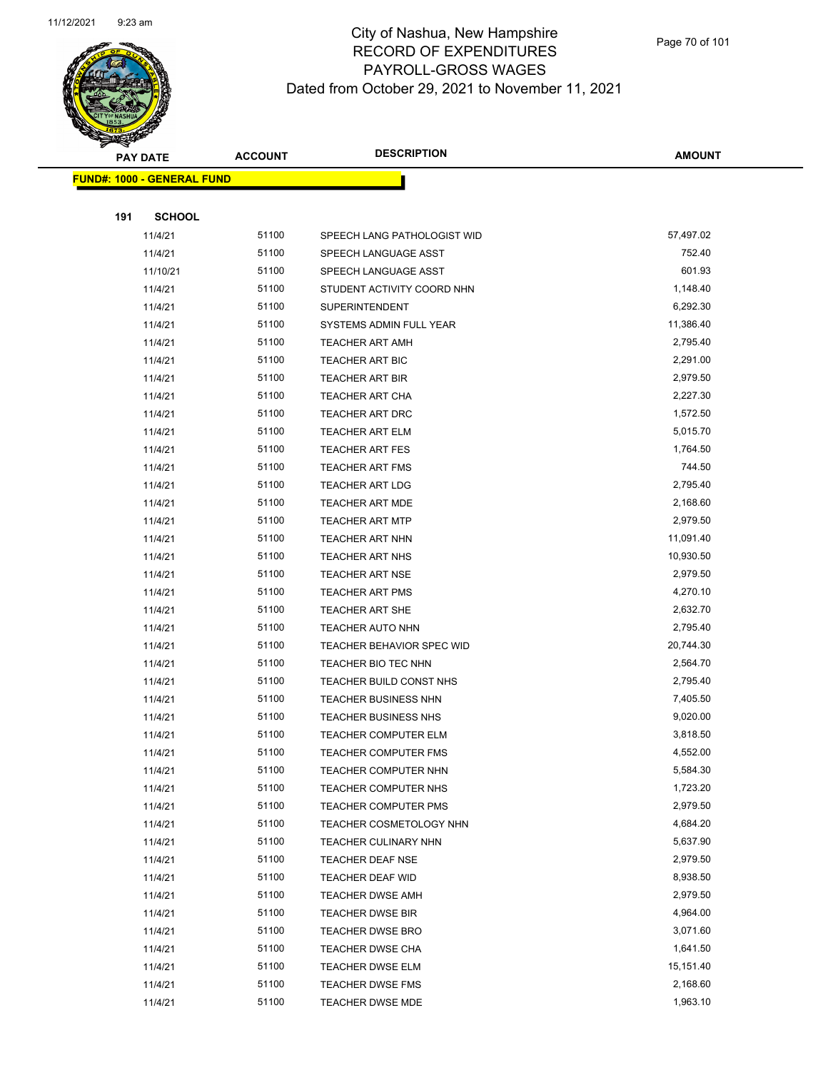# City of Nashua, New Hampshire
## RECORD OF EXPENDITURES
## PAYROLL-GROSS WAGES
### Dated from October 29, 2021 to November 11, 2021

**FUND#: 1000 - GENERAL FUND**

**191 SCHOOL**

| PAY DATE | ACCOUNT | DESCRIPTION | AMOUNT |
|---|---|---|---|
| 11/4/21 | 51100 | SPEECH LANG PATHOLOGIST WID | 57,497.02 |
| 11/4/21 | 51100 | SPEECH LANGUAGE ASST | 752.40 |
| 11/10/21 | 51100 | SPEECH LANGUAGE ASST | 601.93 |
| 11/4/21 | 51100 | STUDENT ACTIVITY COORD NHN | 1,148.40 |
| 11/4/21 | 51100 | SUPERINTENDENT | 6,292.30 |
| 11/4/21 | 51100 | SYSTEMS ADMIN FULL YEAR | 11,386.40 |
| 11/4/21 | 51100 | TEACHER ART AMH | 2,795.40 |
| 11/4/21 | 51100 | TEACHER ART BIC | 2,291.00 |
| 11/4/21 | 51100 | TEACHER ART BIR | 2,979.50 |
| 11/4/21 | 51100 | TEACHER ART CHA | 2,227.30 |
| 11/4/21 | 51100 | TEACHER ART DRC | 1,572.50 |
| 11/4/21 | 51100 | TEACHER ART ELM | 5,015.70 |
| 11/4/21 | 51100 | TEACHER ART FES | 1,764.50 |
| 11/4/21 | 51100 | TEACHER ART FMS | 744.50 |
| 11/4/21 | 51100 | TEACHER ART LDG | 2,795.40 |
| 11/4/21 | 51100 | TEACHER ART MDE | 2,168.60 |
| 11/4/21 | 51100 | TEACHER ART MTP | 2,979.50 |
| 11/4/21 | 51100 | TEACHER ART NHN | 11,091.40 |
| 11/4/21 | 51100 | TEACHER ART NHS | 10,930.50 |
| 11/4/21 | 51100 | TEACHER ART NSE | 2,979.50 |
| 11/4/21 | 51100 | TEACHER ART PMS | 4,270.10 |
| 11/4/21 | 51100 | TEACHER ART SHE | 2,632.70 |
| 11/4/21 | 51100 | TEACHER AUTO NHN | 2,795.40 |
| 11/4/21 | 51100 | TEACHER BEHAVIOR SPEC WID | 20,744.30 |
| 11/4/21 | 51100 | TEACHER BIO TEC NHN | 2,564.70 |
| 11/4/21 | 51100 | TEACHER BUILD CONST NHS | 2,795.40 |
| 11/4/21 | 51100 | TEACHER BUSINESS NHN | 7,405.50 |
| 11/4/21 | 51100 | TEACHER BUSINESS NHS | 9,020.00 |
| 11/4/21 | 51100 | TEACHER COMPUTER ELM | 3,818.50 |
| 11/4/21 | 51100 | TEACHER COMPUTER FMS | 4,552.00 |
| 11/4/21 | 51100 | TEACHER COMPUTER NHN | 5,584.30 |
| 11/4/21 | 51100 | TEACHER COMPUTER NHS | 1,723.20 |
| 11/4/21 | 51100 | TEACHER COMPUTER PMS | 2,979.50 |
| 11/4/21 | 51100 | TEACHER COSMETOLOGY NHN | 4,684.20 |
| 11/4/21 | 51100 | TEACHER CULINARY NHN | 5,637.90 |
| 11/4/21 | 51100 | TEACHER DEAF NSE | 2,979.50 |
| 11/4/21 | 51100 | TEACHER DEAF WID | 8,938.50 |
| 11/4/21 | 51100 | TEACHER DWSE AMH | 2,979.50 |
| 11/4/21 | 51100 | TEACHER DWSE BIR | 4,964.00 |
| 11/4/21 | 51100 | TEACHER DWSE BRO | 3,071.60 |
| 11/4/21 | 51100 | TEACHER DWSE CHA | 1,641.50 |
| 11/4/21 | 51100 | TEACHER DWSE ELM | 15,151.40 |
| 11/4/21 | 51100 | TEACHER DWSE FMS | 2,168.60 |
| 11/4/21 | 51100 | TEACHER DWSE MDE | 1,963.10 |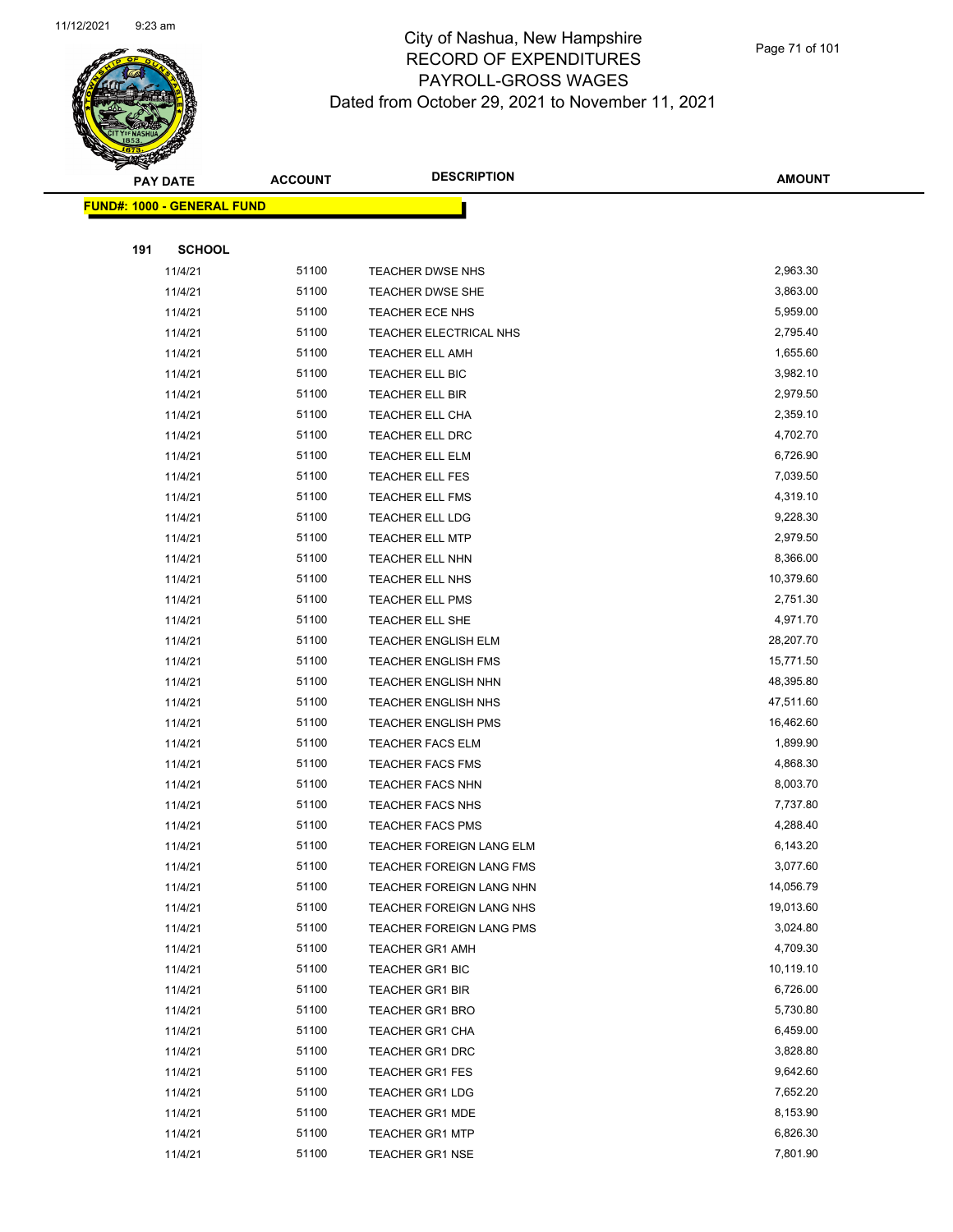# City of Nashua, New Hampshire
## RECORD OF EXPENDITURES
## PAYROLL-GROSS WAGES
## Dated from October 29, 2021 to November 11, 2021

| PAY DATE | ACCOUNT | DESCRIPTION | AMOUNT |
|---|---|---|---|
| **FUND#: 1000 - GENERAL FUND** | | | |
| **191 SCHOOL** | | | |
| 11/4/21 | 51100 | TEACHER DWSE NHS | 2,963.30 |
| 11/4/21 | 51100 | TEACHER DWSE SHE | 3,863.00 |
| 11/4/21 | 51100 | TEACHER ECE NHS | 5,959.00 |
| 11/4/21 | 51100 | TEACHER ELECTRICAL NHS | 2,795.40 |
| 11/4/21 | 51100 | TEACHER ELL AMH | 1,655.60 |
| 11/4/21 | 51100 | TEACHER ELL BIC | 3,982.10 |
| 11/4/21 | 51100 | TEACHER ELL BIR | 2,979.50 |
| 11/4/21 | 51100 | TEACHER ELL CHA | 2,359.10 |
| 11/4/21 | 51100 | TEACHER ELL DRC | 4,702.70 |
| 11/4/21 | 51100 | TEACHER ELL ELM | 6,726.90 |
| 11/4/21 | 51100 | TEACHER ELL FES | 7,039.50 |
| 11/4/21 | 51100 | TEACHER ELL FMS | 4,319.10 |
| 11/4/21 | 51100 | TEACHER ELL LDG | 9,228.30 |
| 11/4/21 | 51100 | TEACHER ELL MTP | 2,979.50 |
| 11/4/21 | 51100 | TEACHER ELL NHN | 8,366.00 |
| 11/4/21 | 51100 | TEACHER ELL NHS | 10,379.60 |
| 11/4/21 | 51100 | TEACHER ELL PMS | 2,751.30 |
| 11/4/21 | 51100 | TEACHER ELL SHE | 4,971.70 |
| 11/4/21 | 51100 | TEACHER ENGLISH ELM | 28,207.70 |
| 11/4/21 | 51100 | TEACHER ENGLISH FMS | 15,771.50 |
| 11/4/21 | 51100 | TEACHER ENGLISH NHN | 48,395.80 |
| 11/4/21 | 51100 | TEACHER ENGLISH NHS | 47,511.60 |
| 11/4/21 | 51100 | TEACHER ENGLISH PMS | 16,462.60 |
| 11/4/21 | 51100 | TEACHER FACS ELM | 1,899.90 |
| 11/4/21 | 51100 | TEACHER FACS FMS | 4,868.30 |
| 11/4/21 | 51100 | TEACHER FACS NHN | 8,003.70 |
| 11/4/21 | 51100 | TEACHER FACS NHS | 7,737.80 |
| 11/4/21 | 51100 | TEACHER FACS PMS | 4,288.40 |
| 11/4/21 | 51100 | TEACHER FOREIGN LANG ELM | 6,143.20 |
| 11/4/21 | 51100 | TEACHER FOREIGN LANG FMS | 3,077.60 |
| 11/4/21 | 51100 | TEACHER FOREIGN LANG NHN | 14,056.79 |
| 11/4/21 | 51100 | TEACHER FOREIGN LANG NHS | 19,013.60 |
| 11/4/21 | 51100 | TEACHER FOREIGN LANG PMS | 3,024.80 |
| 11/4/21 | 51100 | TEACHER GR1 AMH | 4,709.30 |
| 11/4/21 | 51100 | TEACHER GR1 BIC | 10,119.10 |
| 11/4/21 | 51100 | TEACHER GR1 BIR | 6,726.00 |
| 11/4/21 | 51100 | TEACHER GR1 BRO | 5,730.80 |
| 11/4/21 | 51100 | TEACHER GR1 CHA | 6,459.00 |
| 11/4/21 | 51100 | TEACHER GR1 DRC | 3,828.80 |
| 11/4/21 | 51100 | TEACHER GR1 FES | 9,642.60 |
| 11/4/21 | 51100 | TEACHER GR1 LDG | 7,652.20 |
| 11/4/21 | 51100 | TEACHER GR1 MDE | 8,153.90 |
| 11/4/21 | 51100 | TEACHER GR1 MTP | 6,826.30 |
| 11/4/21 | 51100 | TEACHER GR1 NSE | 7,801.90 |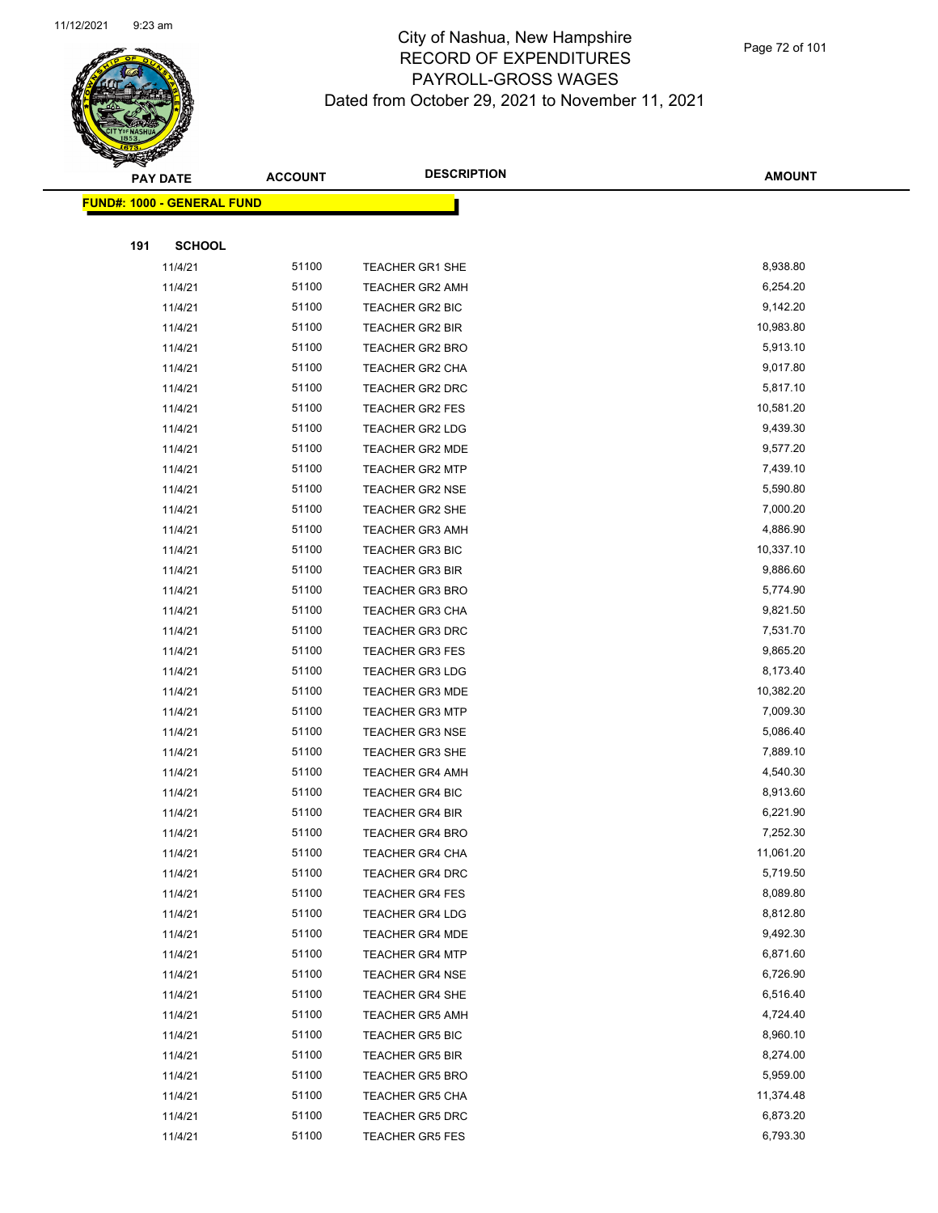# City of Nashua, New Hampshire
## RECORD OF EXPENDITURES
## PAYROLL-GROSS WAGES
### Dated from October 29, 2021 to November 11, 2021

**FUND#: 1000 - GENERAL FUND**

**191 SCHOOL**

| PAY DATE | ACCOUNT | DESCRIPTION | AMOUNT |
|---|---|---|---|
| 11/4/21 | 51100 | TEACHER GR1 SHE | 8,938.80 |
| 11/4/21 | 51100 | TEACHER GR2 AMH | 6,254.20 |
| 11/4/21 | 51100 | TEACHER GR2 BIC | 9,142.20 |
| 11/4/21 | 51100 | TEACHER GR2 BIR | 10,983.80 |
| 11/4/21 | 51100 | TEACHER GR2 BRO | 5,913.10 |
| 11/4/21 | 51100 | TEACHER GR2 CHA | 9,017.80 |
| 11/4/21 | 51100 | TEACHER GR2 DRC | 5,817.10 |
| 11/4/21 | 51100 | TEACHER GR2 FES | 10,581.20 |
| 11/4/21 | 51100 | TEACHER GR2 LDG | 9,439.30 |
| 11/4/21 | 51100 | TEACHER GR2 MDE | 9,577.20 |
| 11/4/21 | 51100 | TEACHER GR2 MTP | 7,439.10 |
| 11/4/21 | 51100 | TEACHER GR2 NSE | 5,590.80 |
| 11/4/21 | 51100 | TEACHER GR2 SHE | 7,000.20 |
| 11/4/21 | 51100 | TEACHER GR3 AMH | 4,886.90 |
| 11/4/21 | 51100 | TEACHER GR3 BIC | 10,337.10 |
| 11/4/21 | 51100 | TEACHER GR3 BIR | 9,886.60 |
| 11/4/21 | 51100 | TEACHER GR3 BRO | 5,774.90 |
| 11/4/21 | 51100 | TEACHER GR3 CHA | 9,821.50 |
| 11/4/21 | 51100 | TEACHER GR3 DRC | 7,531.70 |
| 11/4/21 | 51100 | TEACHER GR3 FES | 9,865.20 |
| 11/4/21 | 51100 | TEACHER GR3 LDG | 8,173.40 |
| 11/4/21 | 51100 | TEACHER GR3 MDE | 10,382.20 |
| 11/4/21 | 51100 | TEACHER GR3 MTP | 7,009.30 |
| 11/4/21 | 51100 | TEACHER GR3 NSE | 5,086.40 |
| 11/4/21 | 51100 | TEACHER GR3 SHE | 7,889.10 |
| 11/4/21 | 51100 | TEACHER GR4 AMH | 4,540.30 |
| 11/4/21 | 51100 | TEACHER GR4 BIC | 8,913.60 |
| 11/4/21 | 51100 | TEACHER GR4 BIR | 6,221.90 |
| 11/4/21 | 51100 | TEACHER GR4 BRO | 7,252.30 |
| 11/4/21 | 51100 | TEACHER GR4 CHA | 11,061.20 |
| 11/4/21 | 51100 | TEACHER GR4 DRC | 5,719.50 |
| 11/4/21 | 51100 | TEACHER GR4 FES | 8,089.80 |
| 11/4/21 | 51100 | TEACHER GR4 LDG | 8,812.80 |
| 11/4/21 | 51100 | TEACHER GR4 MDE | 9,492.30 |
| 11/4/21 | 51100 | TEACHER GR4 MTP | 6,871.60 |
| 11/4/21 | 51100 | TEACHER GR4 NSE | 6,726.90 |
| 11/4/21 | 51100 | TEACHER GR4 SHE | 6,516.40 |
| 11/4/21 | 51100 | TEACHER GR5 AMH | 4,724.40 |
| 11/4/21 | 51100 | TEACHER GR5 BIC | 8,960.10 |
| 11/4/21 | 51100 | TEACHER GR5 BIR | 8,274.00 |
| 11/4/21 | 51100 | TEACHER GR5 BRO | 5,959.00 |
| 11/4/21 | 51100 | TEACHER GR5 CHA | 11,374.48 |
| 11/4/21 | 51100 | TEACHER GR5 DRC | 6,873.20 |
| 11/4/21 | 51100 | TEACHER GR5 FES | 6,793.30 |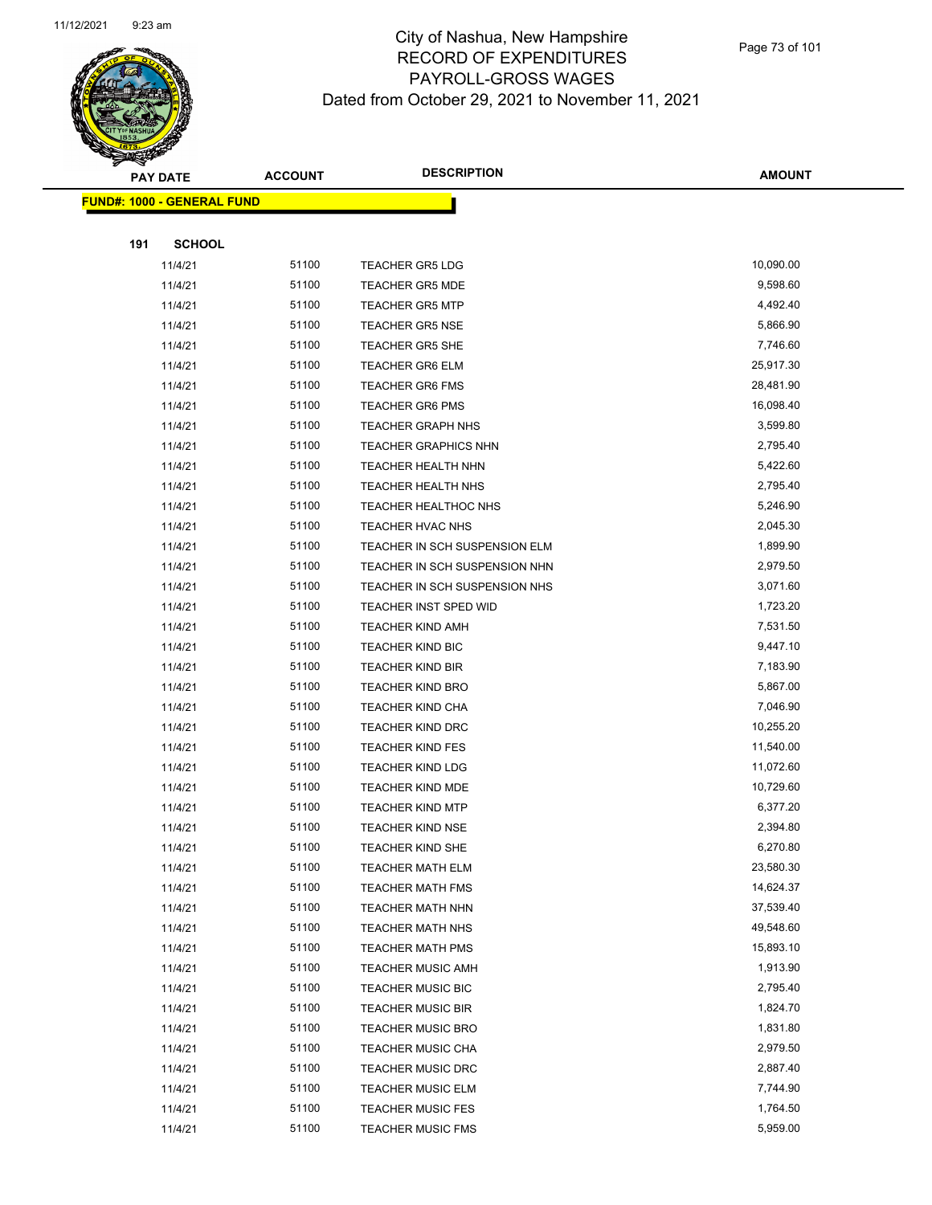# City of Nashua, New Hampshire
## RECORD OF EXPENDITURES
## PAYROLL-GROSS WAGES
## Dated from October 29, 2021 to November 11, 2021

| PAY DATE | ACCOUNT | DESCRIPTION | AMOUNT |
|---|---|---|---|

**FUND#: 1000 - GENERAL FUND**

**191 SCHOOL**

| PAY DATE | ACCOUNT | DESCRIPTION | AMOUNT |
|---|---|---|---|
| 11/4/21 | 51100 | TEACHER GR5 LDG | 10,090.00 |
| 11/4/21 | 51100 | TEACHER GR5 MDE | 9,598.60 |
| 11/4/21 | 51100 | TEACHER GR5 MTP | 4,492.40 |
| 11/4/21 | 51100 | TEACHER GR5 NSE | 5,866.90 |
| 11/4/21 | 51100 | TEACHER GR5 SHE | 7,746.60 |
| 11/4/21 | 51100 | TEACHER GR6 ELM | 25,917.30 |
| 11/4/21 | 51100 | TEACHER GR6 FMS | 28,481.90 |
| 11/4/21 | 51100 | TEACHER GR6 PMS | 16,098.40 |
| 11/4/21 | 51100 | TEACHER GRAPH NHS | 3,599.80 |
| 11/4/21 | 51100 | TEACHER GRAPHICS NHN | 2,795.40 |
| 11/4/21 | 51100 | TEACHER HEALTH NHN | 5,422.60 |
| 11/4/21 | 51100 | TEACHER HEALTH NHS | 2,795.40 |
| 11/4/21 | 51100 | TEACHER HEALTHOC NHS | 5,246.90 |
| 11/4/21 | 51100 | TEACHER HVAC NHS | 2,045.30 |
| 11/4/21 | 51100 | TEACHER IN SCH SUSPENSION ELM | 1,899.90 |
| 11/4/21 | 51100 | TEACHER IN SCH SUSPENSION NHN | 2,979.50 |
| 11/4/21 | 51100 | TEACHER IN SCH SUSPENSION NHS | 3,071.60 |
| 11/4/21 | 51100 | TEACHER INST SPED WID | 1,723.20 |
| 11/4/21 | 51100 | TEACHER KIND AMH | 7,531.50 |
| 11/4/21 | 51100 | TEACHER KIND BIC | 9,447.10 |
| 11/4/21 | 51100 | TEACHER KIND BIR | 7,183.90 |
| 11/4/21 | 51100 | TEACHER KIND BRO | 5,867.00 |
| 11/4/21 | 51100 | TEACHER KIND CHA | 7,046.90 |
| 11/4/21 | 51100 | TEACHER KIND DRC | 10,255.20 |
| 11/4/21 | 51100 | TEACHER KIND FES | 11,540.00 |
| 11/4/21 | 51100 | TEACHER KIND LDG | 11,072.60 |
| 11/4/21 | 51100 | TEACHER KIND MDE | 10,729.60 |
| 11/4/21 | 51100 | TEACHER KIND MTP | 6,377.20 |
| 11/4/21 | 51100 | TEACHER KIND NSE | 2,394.80 |
| 11/4/21 | 51100 | TEACHER KIND SHE | 6,270.80 |
| 11/4/21 | 51100 | TEACHER MATH ELM | 23,580.30 |
| 11/4/21 | 51100 | TEACHER MATH FMS | 14,624.37 |
| 11/4/21 | 51100 | TEACHER MATH NHN | 37,539.40 |
| 11/4/21 | 51100 | TEACHER MATH NHS | 49,548.60 |
| 11/4/21 | 51100 | TEACHER MATH PMS | 15,893.10 |
| 11/4/21 | 51100 | TEACHER MUSIC AMH | 1,913.90 |
| 11/4/21 | 51100 | TEACHER MUSIC BIC | 2,795.40 |
| 11/4/21 | 51100 | TEACHER MUSIC BIR | 1,824.70 |
| 11/4/21 | 51100 | TEACHER MUSIC BRO | 1,831.80 |
| 11/4/21 | 51100 | TEACHER MUSIC CHA | 2,979.50 |
| 11/4/21 | 51100 | TEACHER MUSIC DRC | 2,887.40 |
| 11/4/21 | 51100 | TEACHER MUSIC ELM | 7,744.90 |
| 11/4/21 | 51100 | TEACHER MUSIC FES | 1,764.50 |
| 11/4/21 | 51100 | TEACHER MUSIC FMS | 5,959.00 |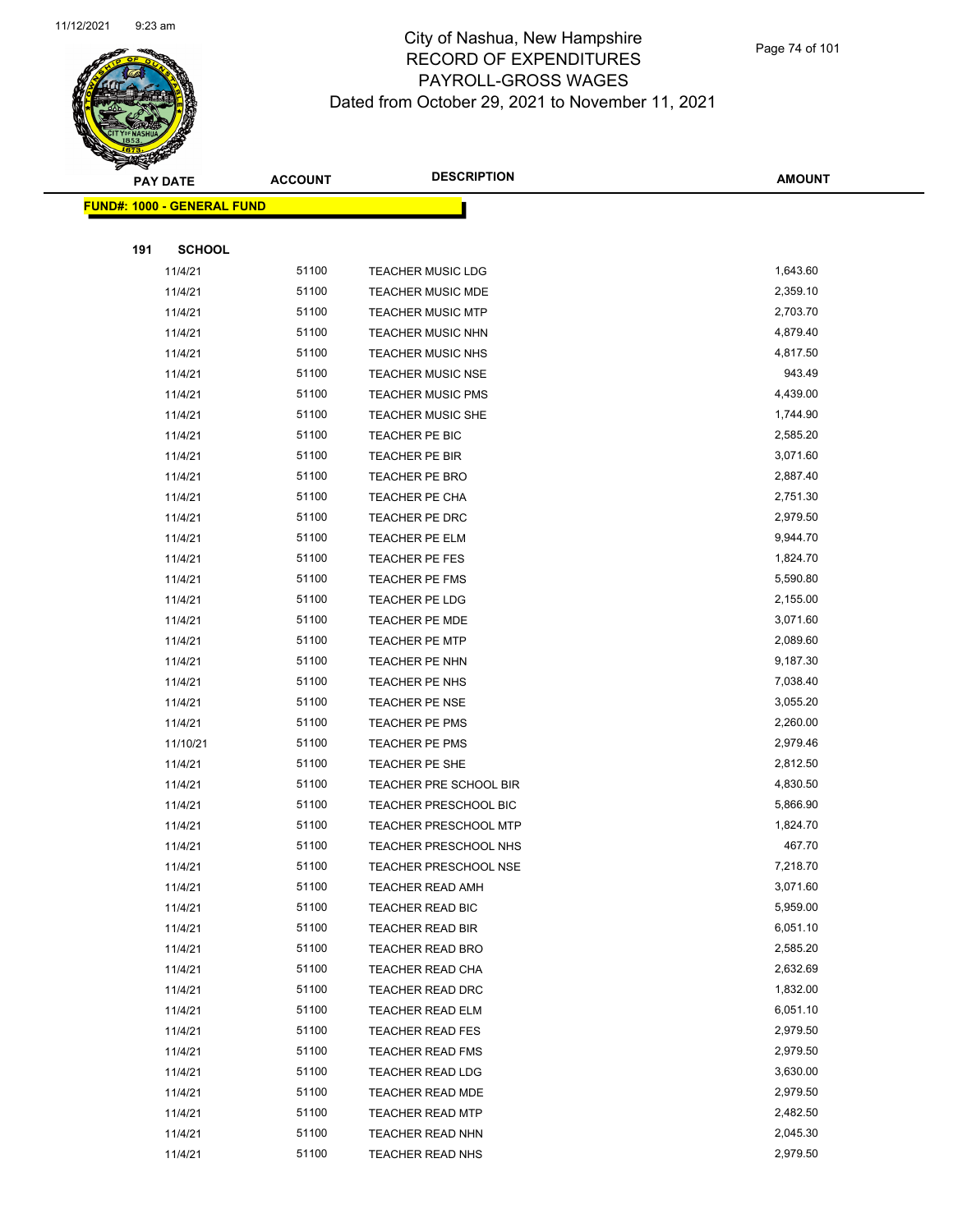# City of Nashua, New Hampshire
## RECORD OF EXPENDITURES
## PAYROLL-GROSS WAGES
## Dated from October 29, 2021 to November 11, 2021

| PAY DATE | ACCOUNT | DESCRIPTION | AMOUNT |
|---|---|---|---|
| **FUND#: 1000 - GENERAL FUND** | | | |
| **191 SCHOOL** | | | |
| 11/4/21 | 51100 | TEACHER MUSIC LDG | 1,643.60 |
| 11/4/21 | 51100 | TEACHER MUSIC MDE | 2,359.10 |
| 11/4/21 | 51100 | TEACHER MUSIC MTP | 2,703.70 |
| 11/4/21 | 51100 | TEACHER MUSIC NHN | 4,879.40 |
| 11/4/21 | 51100 | TEACHER MUSIC NHS | 4,817.50 |
| 11/4/21 | 51100 | TEACHER MUSIC NSE | 943.49 |
| 11/4/21 | 51100 | TEACHER MUSIC PMS | 4,439.00 |
| 11/4/21 | 51100 | TEACHER MUSIC SHE | 1,744.90 |
| 11/4/21 | 51100 | TEACHER PE BIC | 2,585.20 |
| 11/4/21 | 51100 | TEACHER PE BIR | 3,071.60 |
| 11/4/21 | 51100 | TEACHER PE BRO | 2,887.40 |
| 11/4/21 | 51100 | TEACHER PE CHA | 2,751.30 |
| 11/4/21 | 51100 | TEACHER PE DRC | 2,979.50 |
| 11/4/21 | 51100 | TEACHER PE ELM | 9,944.70 |
| 11/4/21 | 51100 | TEACHER PE FES | 1,824.70 |
| 11/4/21 | 51100 | TEACHER PE FMS | 5,590.80 |
| 11/4/21 | 51100 | TEACHER PE LDG | 2,155.00 |
| 11/4/21 | 51100 | TEACHER PE MDE | 3,071.60 |
| 11/4/21 | 51100 | TEACHER PE MTP | 2,089.60 |
| 11/4/21 | 51100 | TEACHER PE NHN | 9,187.30 |
| 11/4/21 | 51100 | TEACHER PE NHS | 7,038.40 |
| 11/4/21 | 51100 | TEACHER PE NSE | 3,055.20 |
| 11/4/21 | 51100 | TEACHER PE PMS | 2,260.00 |
| 11/10/21 | 51100 | TEACHER PE PMS | 2,979.46 |
| 11/4/21 | 51100 | TEACHER PE SHE | 2,812.50 |
| 11/4/21 | 51100 | TEACHER PRE SCHOOL BIR | 4,830.50 |
| 11/4/21 | 51100 | TEACHER PRESCHOOL BIC | 5,866.90 |
| 11/4/21 | 51100 | TEACHER PRESCHOOL MTP | 1,824.70 |
| 11/4/21 | 51100 | TEACHER PRESCHOOL NHS | 467.70 |
| 11/4/21 | 51100 | TEACHER PRESCHOOL NSE | 7,218.70 |
| 11/4/21 | 51100 | TEACHER READ AMH | 3,071.60 |
| 11/4/21 | 51100 | TEACHER READ BIC | 5,959.00 |
| 11/4/21 | 51100 | TEACHER READ BIR | 6,051.10 |
| 11/4/21 | 51100 | TEACHER READ BRO | 2,585.20 |
| 11/4/21 | 51100 | TEACHER READ CHA | 2,632.69 |
| 11/4/21 | 51100 | TEACHER READ DRC | 1,832.00 |
| 11/4/21 | 51100 | TEACHER READ ELM | 6,051.10 |
| 11/4/21 | 51100 | TEACHER READ FES | 2,979.50 |
| 11/4/21 | 51100 | TEACHER READ FMS | 2,979.50 |
| 11/4/21 | 51100 | TEACHER READ LDG | 3,630.00 |
| 11/4/21 | 51100 | TEACHER READ MDE | 2,979.50 |
| 11/4/21 | 51100 | TEACHER READ MTP | 2,482.50 |
| 11/4/21 | 51100 | TEACHER READ NHN | 2,045.30 |
| 11/4/21 | 51100 | TEACHER READ NHS | 2,979.50 |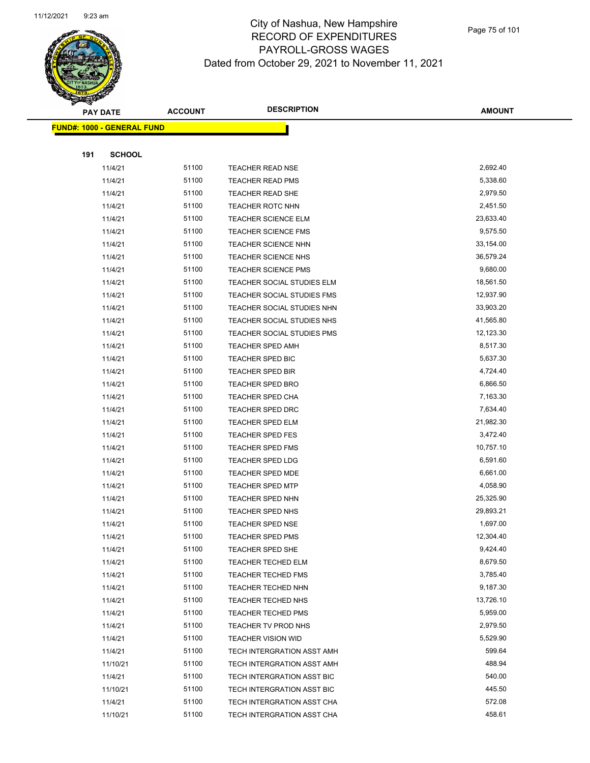# City of Nashua, New Hampshire
## RECORD OF EXPENDITURES
## PAYROLL-GROSS WAGES
## Dated from October 29, 2021 to November 11, 2021

**FUND#: 1000 - GENERAL FUND**

**191 SCHOOL**

| PAY DATE | ACCOUNT | DESCRIPTION | AMOUNT |
|---|---|---|---|
| 11/4/21 | 51100 | TEACHER READ NSE | 2,692.40 |
| 11/4/21 | 51100 | TEACHER READ PMS | 5,338.60 |
| 11/4/21 | 51100 | TEACHER READ SHE | 2,979.50 |
| 11/4/21 | 51100 | TEACHER ROTC NHN | 2,451.50 |
| 11/4/21 | 51100 | TEACHER SCIENCE ELM | 23,633.40 |
| 11/4/21 | 51100 | TEACHER SCIENCE FMS | 9,575.50 |
| 11/4/21 | 51100 | TEACHER SCIENCE NHN | 33,154.00 |
| 11/4/21 | 51100 | TEACHER SCIENCE NHS | 36,579.24 |
| 11/4/21 | 51100 | TEACHER SCIENCE PMS | 9,680.00 |
| 11/4/21 | 51100 | TEACHER SOCIAL STUDIES ELM | 18,561.50 |
| 11/4/21 | 51100 | TEACHER SOCIAL STUDIES FMS | 12,937.90 |
| 11/4/21 | 51100 | TEACHER SOCIAL STUDIES NHN | 33,903.20 |
| 11/4/21 | 51100 | TEACHER SOCIAL STUDIES NHS | 41,565.80 |
| 11/4/21 | 51100 | TEACHER SOCIAL STUDIES PMS | 12,123.30 |
| 11/4/21 | 51100 | TEACHER SPED AMH | 8,517.30 |
| 11/4/21 | 51100 | TEACHER SPED BIC | 5,637.30 |
| 11/4/21 | 51100 | TEACHER SPED BIR | 4,724.40 |
| 11/4/21 | 51100 | TEACHER SPED BRO | 6,866.50 |
| 11/4/21 | 51100 | TEACHER SPED CHA | 7,163.30 |
| 11/4/21 | 51100 | TEACHER SPED DRC | 7,634.40 |
| 11/4/21 | 51100 | TEACHER SPED ELM | 21,982.30 |
| 11/4/21 | 51100 | TEACHER SPED FES | 3,472.40 |
| 11/4/21 | 51100 | TEACHER SPED FMS | 10,757.10 |
| 11/4/21 | 51100 | TEACHER SPED LDG | 6,591.60 |
| 11/4/21 | 51100 | TEACHER SPED MDE | 6,661.00 |
| 11/4/21 | 51100 | TEACHER SPED MTP | 4,058.90 |
| 11/4/21 | 51100 | TEACHER SPED NHN | 25,325.90 |
| 11/4/21 | 51100 | TEACHER SPED NHS | 29,893.21 |
| 11/4/21 | 51100 | TEACHER SPED NSE | 1,697.00 |
| 11/4/21 | 51100 | TEACHER SPED PMS | 12,304.40 |
| 11/4/21 | 51100 | TEACHER SPED SHE | 9,424.40 |
| 11/4/21 | 51100 | TEACHER TECHED ELM | 8,679.50 |
| 11/4/21 | 51100 | TEACHER TECHED FMS | 3,785.40 |
| 11/4/21 | 51100 | TEACHER TECHED NHN | 9,187.30 |
| 11/4/21 | 51100 | TEACHER TECHED NHS | 13,726.10 |
| 11/4/21 | 51100 | TEACHER TECHED PMS | 5,959.00 |
| 11/4/21 | 51100 | TEACHER TV PROD NHS | 2,979.50 |
| 11/4/21 | 51100 | TEACHER VISION WID | 5,529.90 |
| 11/4/21 | 51100 | TECH INTERGRATION ASST AMH | 599.64 |
| 11/10/21 | 51100 | TECH INTERGRATION ASST AMH | 488.94 |
| 11/4/21 | 51100 | TECH INTERGRATION ASST BIC | 540.00 |
| 11/10/21 | 51100 | TECH INTERGRATION ASST BIC | 445.50 |
| 11/4/21 | 51100 | TECH INTERGRATION ASST CHA | 572.08 |
| 11/10/21 | 51100 | TECH INTERGRATION ASST CHA | 458.61 |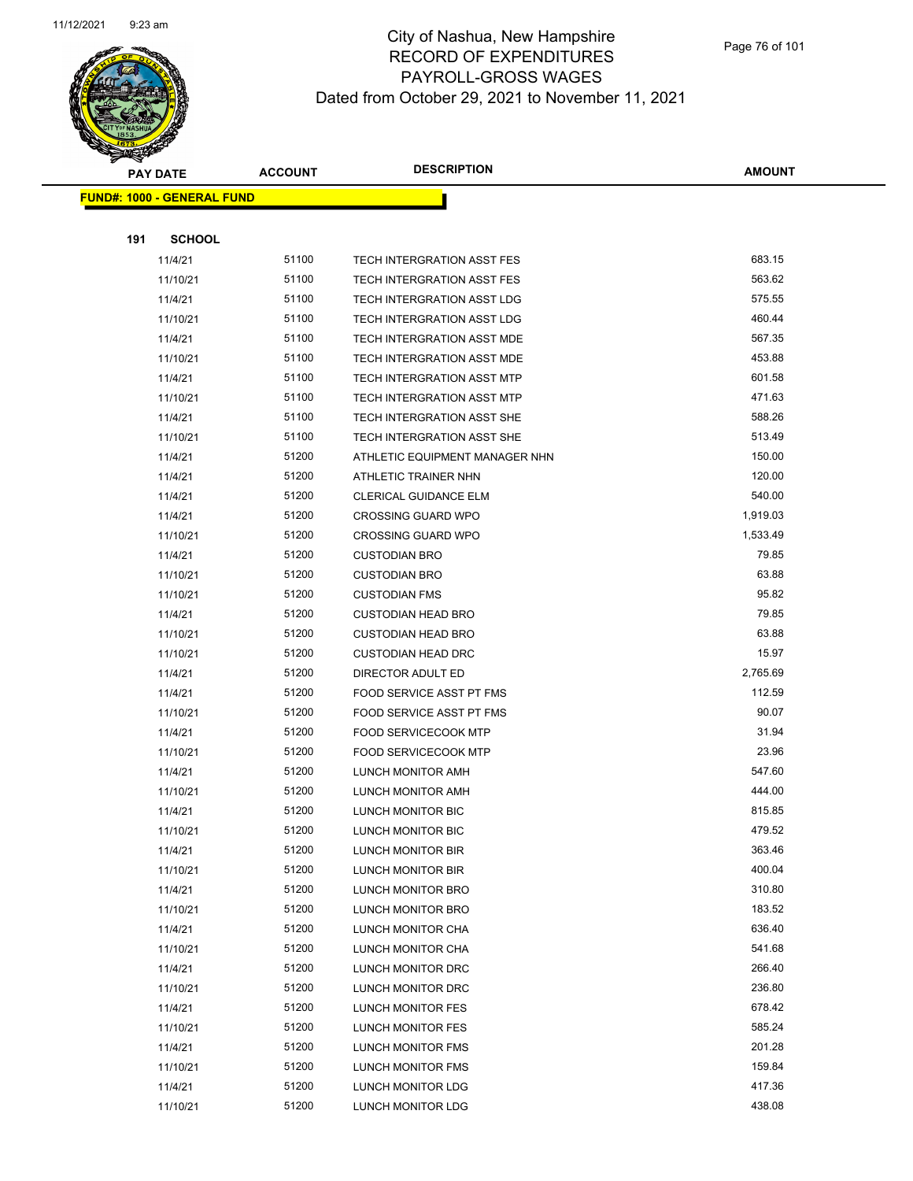# City of Nashua, New Hampshire
## RECORD OF EXPENDITURES
## PAYROLL-GROSS WAGES
## Dated from October 29, 2021 to November 11, 2021

| PAY DATE | ACCOUNT | DESCRIPTION | AMOUNT |
|---|---|---|---|

**FUND#: 1000 - GENERAL FUND**

**191 SCHOOL**

| PAY DATE | ACCOUNT | DESCRIPTION | AMOUNT |
|---|---|---|---|
| 11/4/21 | 51100 | TECH INTERGRATION ASST FES | 683.15 |
| 11/10/21 | 51100 | TECH INTERGRATION ASST FES | 563.62 |
| 11/4/21 | 51100 | TECH INTERGRATION ASST LDG | 575.55 |
| 11/10/21 | 51100 | TECH INTERGRATION ASST LDG | 460.44 |
| 11/4/21 | 51100 | TECH INTERGRATION ASST MDE | 567.35 |
| 11/10/21 | 51100 | TECH INTERGRATION ASST MDE | 453.88 |
| 11/4/21 | 51100 | TECH INTERGRATION ASST MTP | 601.58 |
| 11/10/21 | 51100 | TECH INTERGRATION ASST MTP | 471.63 |
| 11/4/21 | 51100 | TECH INTERGRATION ASST SHE | 588.26 |
| 11/10/21 | 51100 | TECH INTERGRATION ASST SHE | 513.49 |
| 11/4/21 | 51200 | ATHLETIC EQUIPMENT MANAGER NHN | 150.00 |
| 11/4/21 | 51200 | ATHLETIC TRAINER NHN | 120.00 |
| 11/4/21 | 51200 | CLERICAL GUIDANCE ELM | 540.00 |
| 11/4/21 | 51200 | CROSSING GUARD WPO | 1,919.03 |
| 11/10/21 | 51200 | CROSSING GUARD WPO | 1,533.49 |
| 11/4/21 | 51200 | CUSTODIAN BRO | 79.85 |
| 11/10/21 | 51200 | CUSTODIAN BRO | 63.88 |
| 11/10/21 | 51200 | CUSTODIAN FMS | 95.82 |
| 11/4/21 | 51200 | CUSTODIAN HEAD BRO | 79.85 |
| 11/10/21 | 51200 | CUSTODIAN HEAD BRO | 63.88 |
| 11/10/21 | 51200 | CUSTODIAN HEAD DRC | 15.97 |
| 11/4/21 | 51200 | DIRECTOR ADULT ED | 2,765.69 |
| 11/4/21 | 51200 | FOOD SERVICE ASST PT FMS | 112.59 |
| 11/10/21 | 51200 | FOOD SERVICE ASST PT FMS | 90.07 |
| 11/4/21 | 51200 | FOOD SERVICECOOK MTP | 31.94 |
| 11/10/21 | 51200 | FOOD SERVICECOOK MTP | 23.96 |
| 11/4/21 | 51200 | LUNCH MONITOR AMH | 547.60 |
| 11/10/21 | 51200 | LUNCH MONITOR AMH | 444.00 |
| 11/4/21 | 51200 | LUNCH MONITOR BIC | 815.85 |
| 11/10/21 | 51200 | LUNCH MONITOR BIC | 479.52 |
| 11/4/21 | 51200 | LUNCH MONITOR BIR | 363.46 |
| 11/10/21 | 51200 | LUNCH MONITOR BIR | 400.04 |
| 11/4/21 | 51200 | LUNCH MONITOR BRO | 310.80 |
| 11/10/21 | 51200 | LUNCH MONITOR BRO | 183.52 |
| 11/4/21 | 51200 | LUNCH MONITOR CHA | 636.40 |
| 11/10/21 | 51200 | LUNCH MONITOR CHA | 541.68 |
| 11/4/21 | 51200 | LUNCH MONITOR DRC | 266.40 |
| 11/10/21 | 51200 | LUNCH MONITOR DRC | 236.80 |
| 11/4/21 | 51200 | LUNCH MONITOR FES | 678.42 |
| 11/10/21 | 51200 | LUNCH MONITOR FES | 585.24 |
| 11/4/21 | 51200 | LUNCH MONITOR FMS | 201.28 |
| 11/10/21 | 51200 | LUNCH MONITOR FMS | 159.84 |
| 11/4/21 | 51200 | LUNCH MONITOR LDG | 417.36 |
| 11/10/21 | 51200 | LUNCH MONITOR LDG | 438.08 |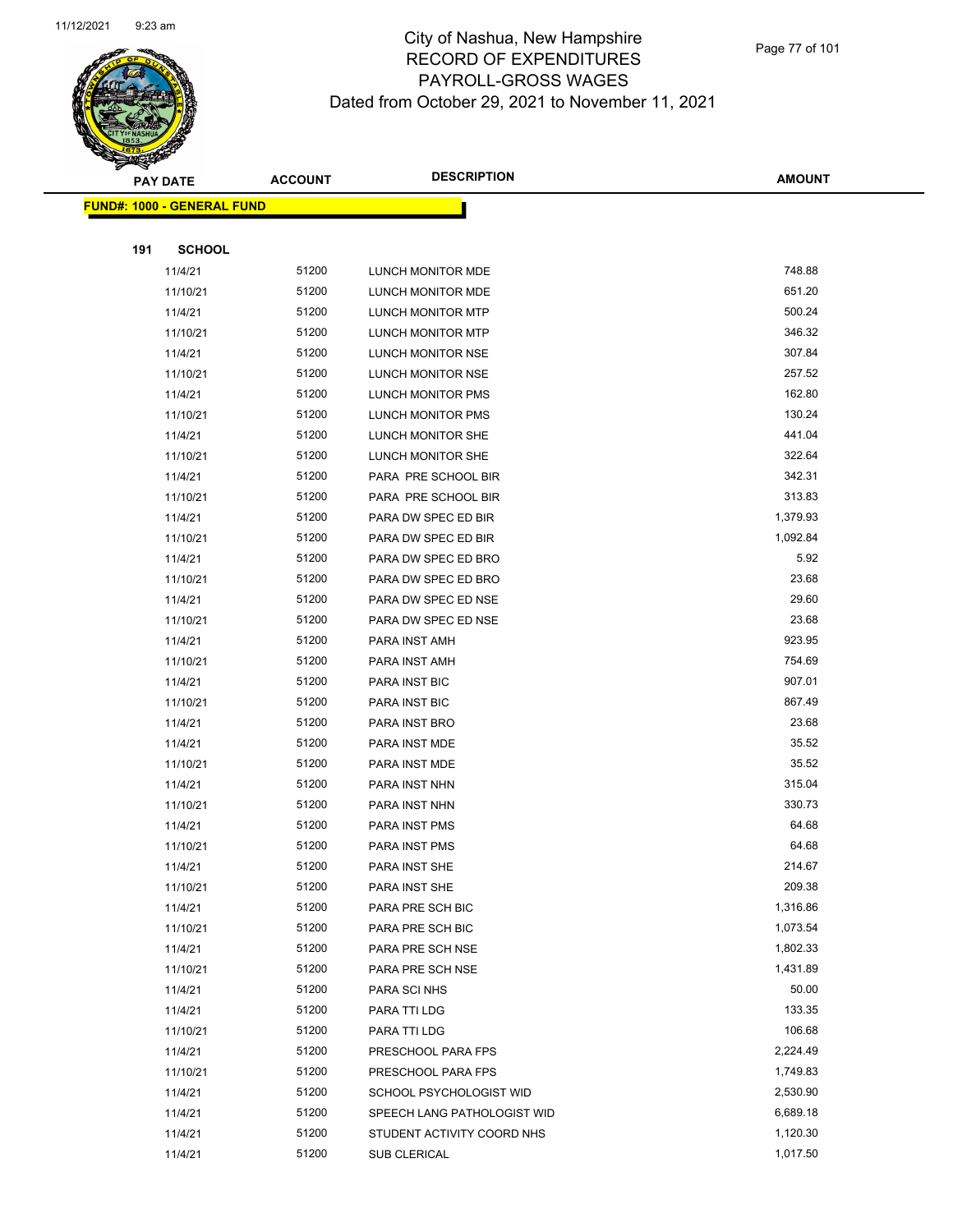# City of Nashua, New Hampshire
## RECORD OF EXPENDITURES
## PAYROLL-GROSS WAGES
## Dated from October 29, 2021 to November 11, 2021

**FUND#: 1000 - GENERAL FUND**

**191 SCHOOL**

| PAY DATE | ACCOUNT | DESCRIPTION | AMOUNT |
|---|---|---|---|
| 11/4/21 | 51200 | LUNCH MONITOR MDE | 748.88 |
| 11/10/21 | 51200 | LUNCH MONITOR MDE | 651.20 |
| 11/4/21 | 51200 | LUNCH MONITOR MTP | 500.24 |
| 11/10/21 | 51200 | LUNCH MONITOR MTP | 346.32 |
| 11/4/21 | 51200 | LUNCH MONITOR NSE | 307.84 |
| 11/10/21 | 51200 | LUNCH MONITOR NSE | 257.52 |
| 11/4/21 | 51200 | LUNCH MONITOR PMS | 162.80 |
| 11/10/21 | 51200 | LUNCH MONITOR PMS | 130.24 |
| 11/4/21 | 51200 | LUNCH MONITOR SHE | 441.04 |
| 11/10/21 | 51200 | LUNCH MONITOR SHE | 322.64 |
| 11/4/21 | 51200 | PARA PRE SCHOOL BIR | 342.31 |
| 11/10/21 | 51200 | PARA PRE SCHOOL BIR | 313.83 |
| 11/4/21 | 51200 | PARA DW SPEC ED BIR | 1,379.93 |
| 11/10/21 | 51200 | PARA DW SPEC ED BIR | 1,092.84 |
| 11/4/21 | 51200 | PARA DW SPEC ED BRO | 5.92 |
| 11/10/21 | 51200 | PARA DW SPEC ED BRO | 23.68 |
| 11/4/21 | 51200 | PARA DW SPEC ED NSE | 29.60 |
| 11/10/21 | 51200 | PARA DW SPEC ED NSE | 23.68 |
| 11/4/21 | 51200 | PARA INST AMH | 923.95 |
| 11/10/21 | 51200 | PARA INST AMH | 754.69 |
| 11/4/21 | 51200 | PARA INST BIC | 907.01 |
| 11/10/21 | 51200 | PARA INST BIC | 867.49 |
| 11/4/21 | 51200 | PARA INST BRO | 23.68 |
| 11/4/21 | 51200 | PARA INST MDE | 35.52 |
| 11/10/21 | 51200 | PARA INST MDE | 35.52 |
| 11/4/21 | 51200 | PARA INST NHN | 315.04 |
| 11/10/21 | 51200 | PARA INST NHN | 330.73 |
| 11/4/21 | 51200 | PARA INST PMS | 64.68 |
| 11/10/21 | 51200 | PARA INST PMS | 64.68 |
| 11/4/21 | 51200 | PARA INST SHE | 214.67 |
| 11/10/21 | 51200 | PARA INST SHE | 209.38 |
| 11/4/21 | 51200 | PARA PRE SCH BIC | 1,316.86 |
| 11/10/21 | 51200 | PARA PRE SCH BIC | 1,073.54 |
| 11/4/21 | 51200 | PARA PRE SCH NSE | 1,802.33 |
| 11/10/21 | 51200 | PARA PRE SCH NSE | 1,431.89 |
| 11/4/21 | 51200 | PARA SCI NHS | 50.00 |
| 11/4/21 | 51200 | PARA TTI LDG | 133.35 |
| 11/10/21 | 51200 | PARA TTI LDG | 106.68 |
| 11/4/21 | 51200 | PRESCHOOL PARA FPS | 2,224.49 |
| 11/10/21 | 51200 | PRESCHOOL PARA FPS | 1,749.83 |
| 11/4/21 | 51200 | SCHOOL PSYCHOLOGIST WID | 2,530.90 |
| 11/4/21 | 51200 | SPEECH LANG PATHOLOGIST WID | 6,689.18 |
| 11/4/21 | 51200 | STUDENT ACTIVITY COORD NHS | 1,120.30 |
| 11/4/21 | 51200 | SUB CLERICAL | 1,017.50 |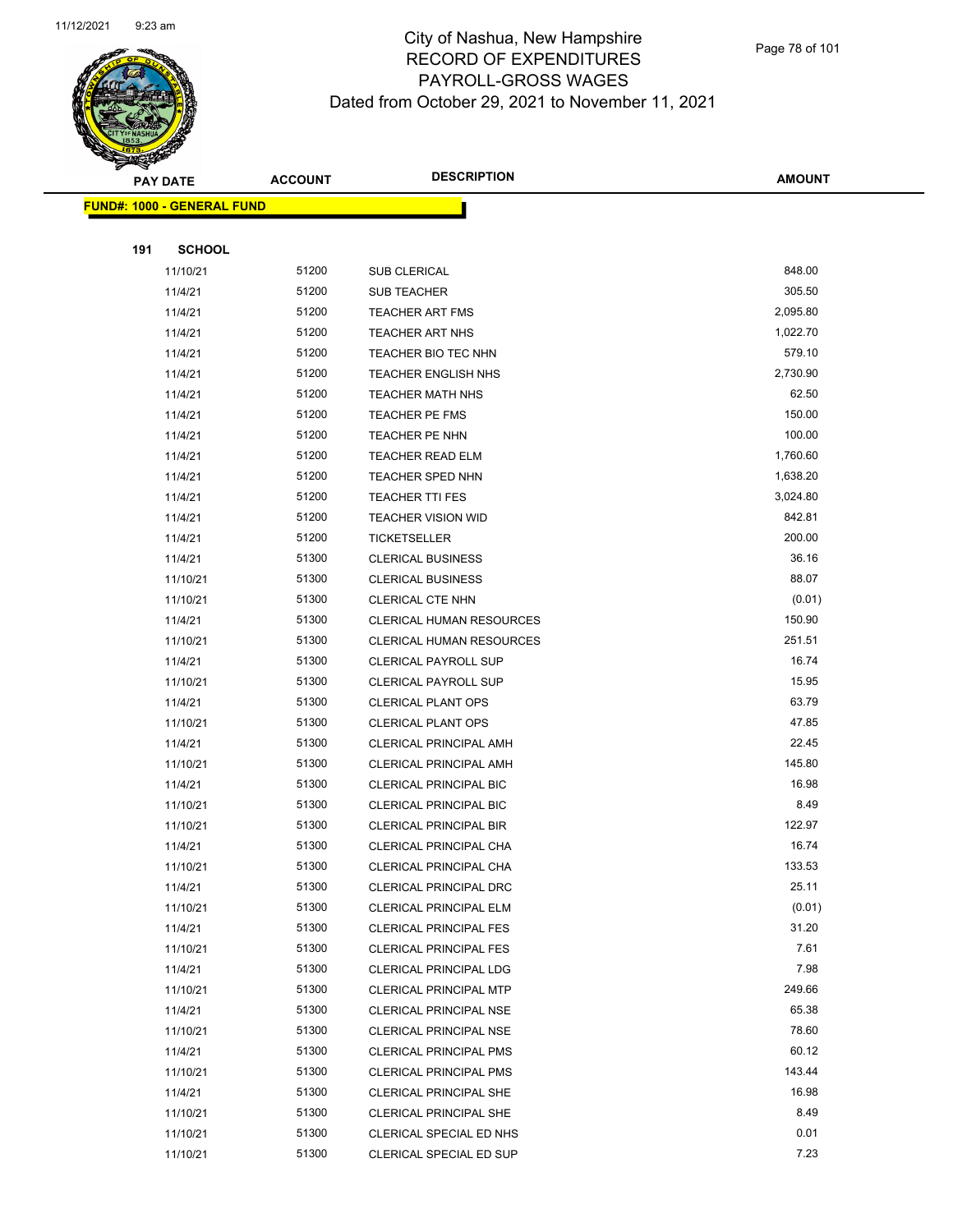City of Nashua, New Hampshire
RECORD OF EXPENDITURES
PAYROLL-GROSS WAGES
Dated from October 29, 2021 to November 11, 2021

| PAY DATE | ACCOUNT | DESCRIPTION | AMOUNT |
|---|---|---|---|
| **FUND#: 1000 - GENERAL FUND** | | | |
| **191 SCHOOL** | | | |
| 11/10/21 | 51200 | SUB CLERICAL | 848.00 |
| 11/4/21 | 51200 | SUB TEACHER | 305.50 |
| 11/4/21 | 51200 | TEACHER ART FMS | 2,095.80 |
| 11/4/21 | 51200 | TEACHER ART NHS | 1,022.70 |
| 11/4/21 | 51200 | TEACHER BIO TEC NHN | 579.10 |
| 11/4/21 | 51200 | TEACHER ENGLISH NHS | 2,730.90 |
| 11/4/21 | 51200 | TEACHER MATH NHS | 62.50 |
| 11/4/21 | 51200 | TEACHER PE FMS | 150.00 |
| 11/4/21 | 51200 | TEACHER PE NHN | 100.00 |
| 11/4/21 | 51200 | TEACHER READ ELM | 1,760.60 |
| 11/4/21 | 51200 | TEACHER SPED NHN | 1,638.20 |
| 11/4/21 | 51200 | TEACHER TTI FES | 3,024.80 |
| 11/4/21 | 51200 | TEACHER VISION WID | 842.81 |
| 11/4/21 | 51200 | TICKETSELLER | 200.00 |
| 11/4/21 | 51300 | CLERICAL BUSINESS | 36.16 |
| 11/10/21 | 51300 | CLERICAL BUSINESS | 88.07 |
| 11/10/21 | 51300 | CLERICAL CTE NHN | (0.01) |
| 11/4/21 | 51300 | CLERICAL HUMAN RESOURCES | 150.90 |
| 11/10/21 | 51300 | CLERICAL HUMAN RESOURCES | 251.51 |
| 11/4/21 | 51300 | CLERICAL PAYROLL SUP | 16.74 |
| 11/10/21 | 51300 | CLERICAL PAYROLL SUP | 15.95 |
| 11/4/21 | 51300 | CLERICAL PLANT OPS | 63.79 |
| 11/10/21 | 51300 | CLERICAL PLANT OPS | 47.85 |
| 11/4/21 | 51300 | CLERICAL PRINCIPAL AMH | 22.45 |
| 11/10/21 | 51300 | CLERICAL PRINCIPAL AMH | 145.80 |
| 11/4/21 | 51300 | CLERICAL PRINCIPAL BIC | 16.98 |
| 11/10/21 | 51300 | CLERICAL PRINCIPAL BIC | 8.49 |
| 11/10/21 | 51300 | CLERICAL PRINCIPAL BIR | 122.97 |
| 11/4/21 | 51300 | CLERICAL PRINCIPAL CHA | 16.74 |
| 11/10/21 | 51300 | CLERICAL PRINCIPAL CHA | 133.53 |
| 11/4/21 | 51300 | CLERICAL PRINCIPAL DRC | 25.11 |
| 11/10/21 | 51300 | CLERICAL PRINCIPAL ELM | (0.01) |
| 11/4/21 | 51300 | CLERICAL PRINCIPAL FES | 31.20 |
| 11/10/21 | 51300 | CLERICAL PRINCIPAL FES | 7.61 |
| 11/4/21 | 51300 | CLERICAL PRINCIPAL LDG | 7.98 |
| 11/10/21 | 51300 | CLERICAL PRINCIPAL MTP | 249.66 |
| 11/4/21 | 51300 | CLERICAL PRINCIPAL NSE | 65.38 |
| 11/10/21 | 51300 | CLERICAL PRINCIPAL NSE | 78.60 |
| 11/4/21 | 51300 | CLERICAL PRINCIPAL PMS | 60.12 |
| 11/10/21 | 51300 | CLERICAL PRINCIPAL PMS | 143.44 |
| 11/4/21 | 51300 | CLERICAL PRINCIPAL SHE | 16.98 |
| 11/10/21 | 51300 | CLERICAL PRINCIPAL SHE | 8.49 |
| 11/10/21 | 51300 | CLERICAL SPECIAL ED NHS | 0.01 |
| 11/10/21 | 51300 | CLERICAL SPECIAL ED SUP | 7.23 |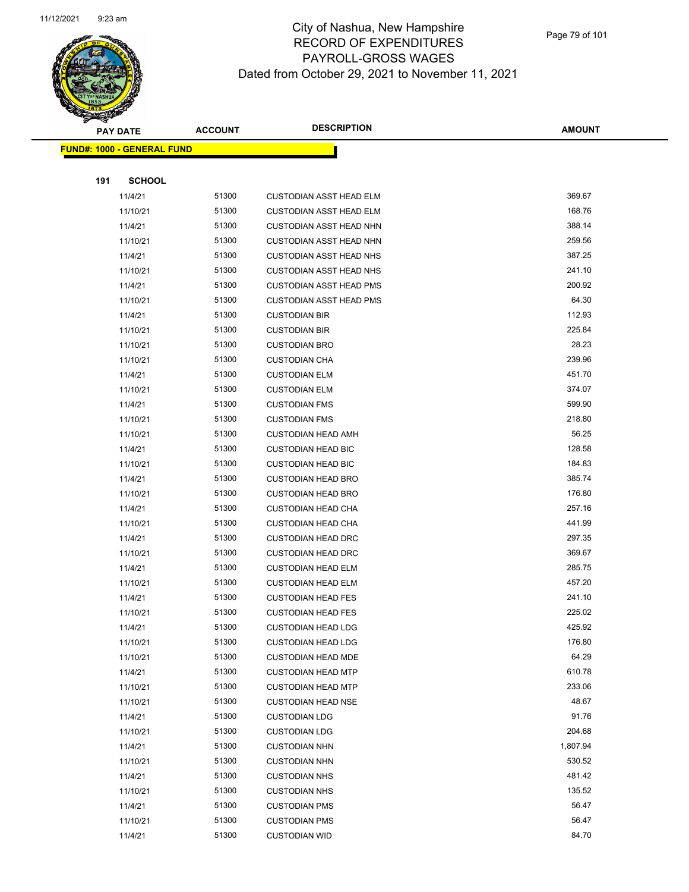# City of Nashua, New Hampshire
## RECORD OF EXPENDITURES
## PAYROLL-GROSS WAGES
## Dated from October 29, 2021 to November 11, 2021

| PAY DATE | ACCOUNT | DESCRIPTION | AMOUNT |
|---|---|---|---|

**FUND#: 1000 - GENERAL FUND**

**191 SCHOOL**

| PAY DATE | ACCOUNT | DESCRIPTION | AMOUNT |
|---|---|---|---|
| 11/4/21 | 51300 | CUSTODIAN ASST HEAD ELM | 369.67 |
| 11/10/21 | 51300 | CUSTODIAN ASST HEAD ELM | 168.76 |
| 11/4/21 | 51300 | CUSTODIAN ASST HEAD NHN | 388.14 |
| 11/10/21 | 51300 | CUSTODIAN ASST HEAD NHN | 259.56 |
| 11/4/21 | 51300 | CUSTODIAN ASST HEAD NHS | 387.25 |
| 11/10/21 | 51300 | CUSTODIAN ASST HEAD NHS | 241.10 |
| 11/4/21 | 51300 | CUSTODIAN ASST HEAD PMS | 200.92 |
| 11/10/21 | 51300 | CUSTODIAN ASST HEAD PMS | 64.30 |
| 11/4/21 | 51300 | CUSTODIAN BIR | 112.93 |
| 11/10/21 | 51300 | CUSTODIAN BIR | 225.84 |
| 11/10/21 | 51300 | CUSTODIAN BRO | 28.23 |
| 11/10/21 | 51300 | CUSTODIAN CHA | 239.96 |
| 11/4/21 | 51300 | CUSTODIAN ELM | 451.70 |
| 11/10/21 | 51300 | CUSTODIAN ELM | 374.07 |
| 11/4/21 | 51300 | CUSTODIAN FMS | 599.90 |
| 11/10/21 | 51300 | CUSTODIAN FMS | 218.80 |
| 11/10/21 | 51300 | CUSTODIAN HEAD AMH | 56.25 |
| 11/4/21 | 51300 | CUSTODIAN HEAD BIC | 128.58 |
| 11/10/21 | 51300 | CUSTODIAN HEAD BIC | 184.83 |
| 11/4/21 | 51300 | CUSTODIAN HEAD BRO | 385.74 |
| 11/10/21 | 51300 | CUSTODIAN HEAD BRO | 176.80 |
| 11/4/21 | 51300 | CUSTODIAN HEAD CHA | 257.16 |
| 11/10/21 | 51300 | CUSTODIAN HEAD CHA | 441.99 |
| 11/4/21 | 51300 | CUSTODIAN HEAD DRC | 297.35 |
| 11/10/21 | 51300 | CUSTODIAN HEAD DRC | 369.67 |
| 11/4/21 | 51300 | CUSTODIAN HEAD ELM | 285.75 |
| 11/10/21 | 51300 | CUSTODIAN HEAD ELM | 457.20 |
| 11/4/21 | 51300 | CUSTODIAN HEAD FES | 241.10 |
| 11/10/21 | 51300 | CUSTODIAN HEAD FES | 225.02 |
| 11/4/21 | 51300 | CUSTODIAN HEAD LDG | 425.92 |
| 11/10/21 | 51300 | CUSTODIAN HEAD LDG | 176.80 |
| 11/10/21 | 51300 | CUSTODIAN HEAD MDE | 64.29 |
| 11/4/21 | 51300 | CUSTODIAN HEAD MTP | 610.78 |
| 11/10/21 | 51300 | CUSTODIAN HEAD MTP | 233.06 |
| 11/10/21 | 51300 | CUSTODIAN HEAD NSE | 48.67 |
| 11/4/21 | 51300 | CUSTODIAN LDG | 91.76 |
| 11/10/21 | 51300 | CUSTODIAN LDG | 204.68 |
| 11/4/21 | 51300 | CUSTODIAN NHN | 1,807.94 |
| 11/10/21 | 51300 | CUSTODIAN NHN | 530.52 |
| 11/4/21 | 51300 | CUSTODIAN NHS | 481.42 |
| 11/10/21 | 51300 | CUSTODIAN NHS | 135.52 |
| 11/4/21 | 51300 | CUSTODIAN PMS | 56.47 |
| 11/10/21 | 51300 | CUSTODIAN PMS | 56.47 |
| 11/4/21 | 51300 | CUSTODIAN WID | 84.70 |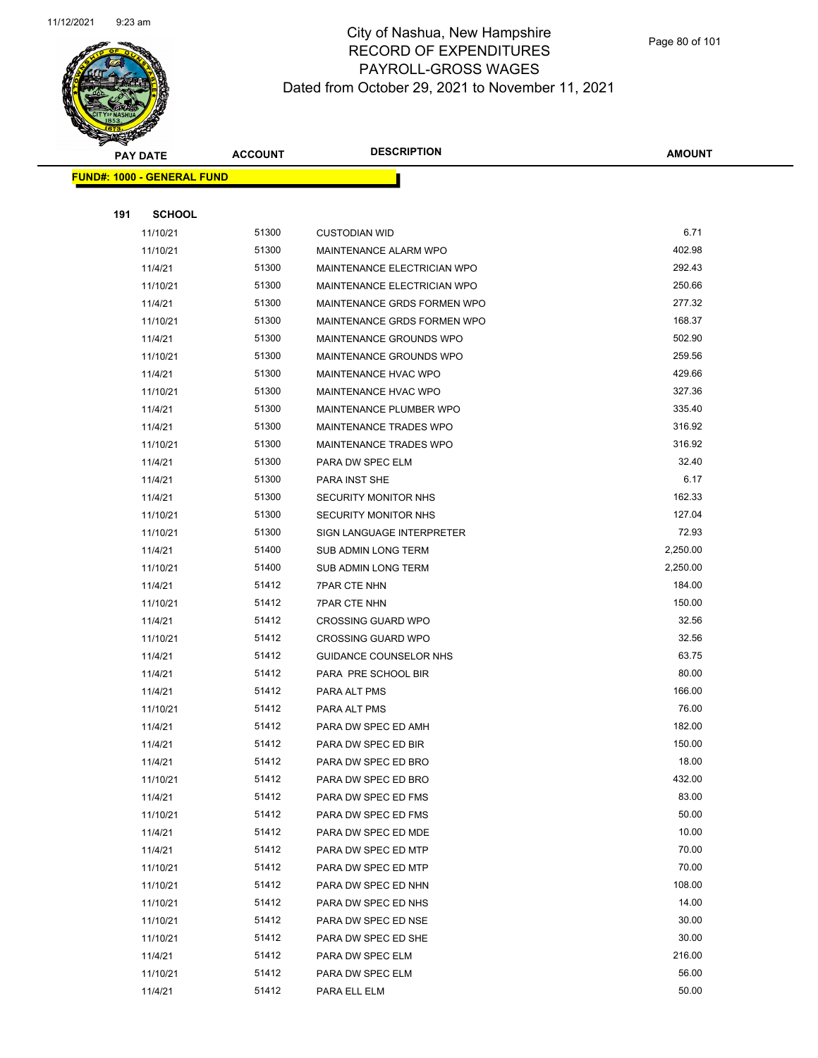# City of Nashua, New Hampshire
## RECORD OF EXPENDITURES
## PAYROLL-GROSS WAGES
### Dated from October 29, 2021 to November 11, 2021

| PAY DATE | ACCOUNT | DESCRIPTION | AMOUNT |
|---|---|---|---|
| **FUND#: 1000 - GENERAL FUND** | | | |
| **191 SCHOOL** | | | |
| 11/10/21 | 51300 | CUSTODIAN WID | 6.71 |
| 11/10/21 | 51300 | MAINTENANCE ALARM WPO | 402.98 |
| 11/4/21 | 51300 | MAINTENANCE ELECTRICIAN WPO | 292.43 |
| 11/10/21 | 51300 | MAINTENANCE ELECTRICIAN WPO | 250.66 |
| 11/4/21 | 51300 | MAINTENANCE GRDS FORMEN WPO | 277.32 |
| 11/10/21 | 51300 | MAINTENANCE GRDS FORMEN WPO | 168.37 |
| 11/4/21 | 51300 | MAINTENANCE GROUNDS WPO | 502.90 |
| 11/10/21 | 51300 | MAINTENANCE GROUNDS WPO | 259.56 |
| 11/4/21 | 51300 | MAINTENANCE HVAC WPO | 429.66 |
| 11/10/21 | 51300 | MAINTENANCE HVAC WPO | 327.36 |
| 11/4/21 | 51300 | MAINTENANCE PLUMBER WPO | 335.40 |
| 11/4/21 | 51300 | MAINTENANCE TRADES WPO | 316.92 |
| 11/10/21 | 51300 | MAINTENANCE TRADES WPO | 316.92 |
| 11/4/21 | 51300 | PARA DW SPEC ELM | 32.40 |
| 11/4/21 | 51300 | PARA INST SHE | 6.17 |
| 11/4/21 | 51300 | SECURITY MONITOR NHS | 162.33 |
| 11/10/21 | 51300 | SECURITY MONITOR NHS | 127.04 |
| 11/10/21 | 51300 | SIGN LANGUAGE INTERPRETER | 72.93 |
| 11/4/21 | 51400 | SUB ADMIN LONG TERM | 2,250.00 |
| 11/10/21 | 51400 | SUB ADMIN LONG TERM | 2,250.00 |
| 11/4/21 | 51412 | 7PAR CTE NHN | 184.00 |
| 11/10/21 | 51412 | 7PAR CTE NHN | 150.00 |
| 11/4/21 | 51412 | CROSSING GUARD WPO | 32.56 |
| 11/10/21 | 51412 | CROSSING GUARD WPO | 32.56 |
| 11/4/21 | 51412 | GUIDANCE COUNSELOR NHS | 63.75 |
| 11/4/21 | 51412 | PARA PRE SCHOOL BIR | 80.00 |
| 11/4/21 | 51412 | PARA ALT PMS | 166.00 |
| 11/10/21 | 51412 | PARA ALT PMS | 76.00 |
| 11/4/21 | 51412 | PARA DW SPEC ED AMH | 182.00 |
| 11/4/21 | 51412 | PARA DW SPEC ED BIR | 150.00 |
| 11/4/21 | 51412 | PARA DW SPEC ED BRO | 18.00 |
| 11/10/21 | 51412 | PARA DW SPEC ED BRO | 432.00 |
| 11/4/21 | 51412 | PARA DW SPEC ED FMS | 83.00 |
| 11/10/21 | 51412 | PARA DW SPEC ED FMS | 50.00 |
| 11/4/21 | 51412 | PARA DW SPEC ED MDE | 10.00 |
| 11/4/21 | 51412 | PARA DW SPEC ED MTP | 70.00 |
| 11/10/21 | 51412 | PARA DW SPEC ED MTP | 70.00 |
| 11/10/21 | 51412 | PARA DW SPEC ED NHN | 108.00 |
| 11/10/21 | 51412 | PARA DW SPEC ED NHS | 14.00 |
| 11/10/21 | 51412 | PARA DW SPEC ED NSE | 30.00 |
| 11/10/21 | 51412 | PARA DW SPEC ED SHE | 30.00 |
| 11/4/21 | 51412 | PARA DW SPEC ELM | 216.00 |
| 11/10/21 | 51412 | PARA DW SPEC ELM | 56.00 |
| 11/4/21 | 51412 | PARA ELL ELM | 50.00 |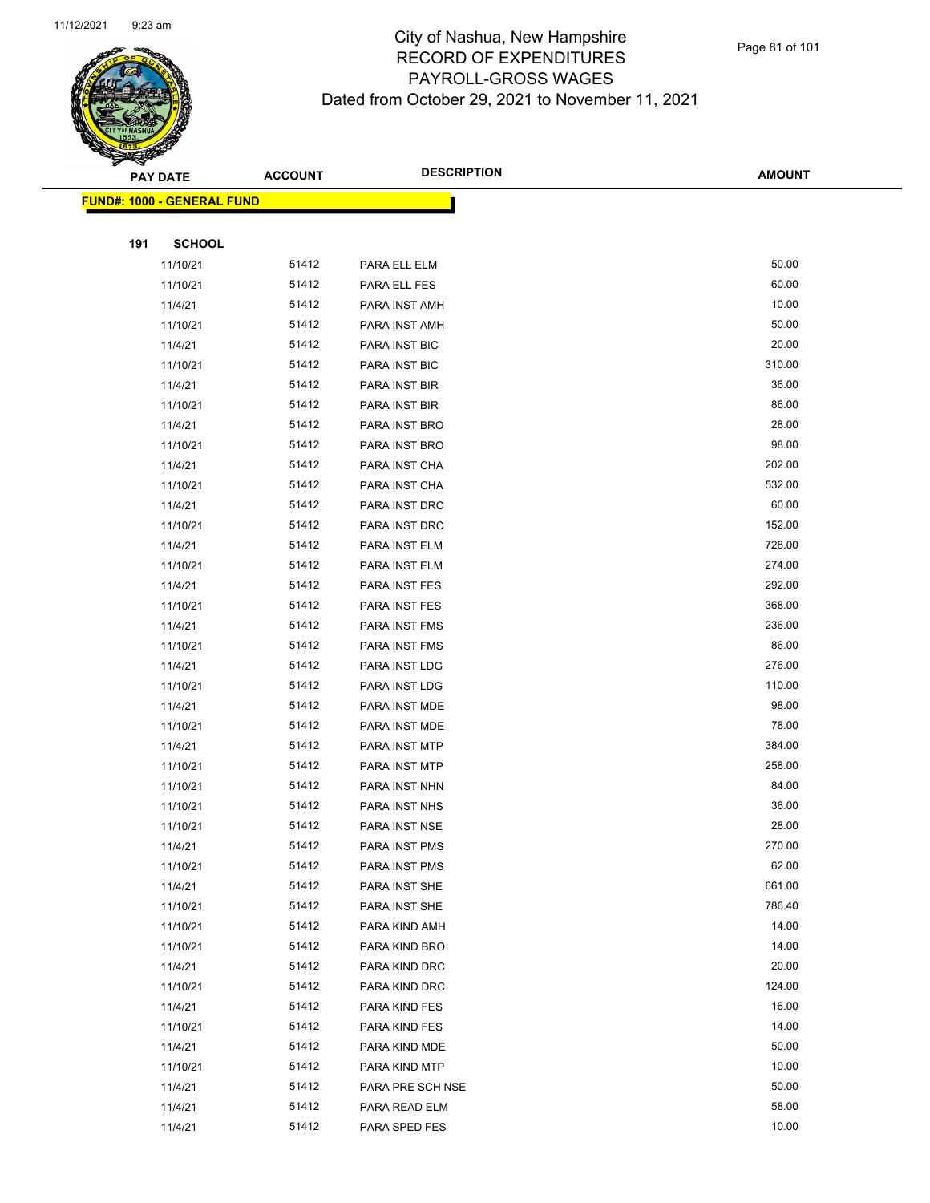# City of Nashua, New Hampshire
# RECORD OF EXPENDITURES
# PAYROLL-GROSS WAGES
# Dated from October 29, 2021 to November 11, 2021

| PAY DATE | ACCOUNT | DESCRIPTION | AMOUNT |
|---|---|---|---|

**FUND#: 1000 - GENERAL FUND**

**191 SCHOOL**

| PAY DATE | ACCOUNT | DESCRIPTION | AMOUNT |
|---|---|---|---|
| 11/10/21 | 51412 | PARA ELL ELM | 50.00 |
| 11/10/21 | 51412 | PARA ELL FES | 60.00 |
| 11/4/21 | 51412 | PARA INST AMH | 10.00 |
| 11/10/21 | 51412 | PARA INST AMH | 50.00 |
| 11/4/21 | 51412 | PARA INST BIC | 20.00 |
| 11/10/21 | 51412 | PARA INST BIC | 310.00 |
| 11/4/21 | 51412 | PARA INST BIR | 36.00 |
| 11/10/21 | 51412 | PARA INST BIR | 86.00 |
| 11/4/21 | 51412 | PARA INST BRO | 28.00 |
| 11/10/21 | 51412 | PARA INST BRO | 98.00 |
| 11/4/21 | 51412 | PARA INST CHA | 202.00 |
| 11/10/21 | 51412 | PARA INST CHA | 532.00 |
| 11/4/21 | 51412 | PARA INST DRC | 60.00 |
| 11/10/21 | 51412 | PARA INST DRC | 152.00 |
| 11/4/21 | 51412 | PARA INST ELM | 728.00 |
| 11/10/21 | 51412 | PARA INST ELM | 274.00 |
| 11/4/21 | 51412 | PARA INST FES | 292.00 |
| 11/10/21 | 51412 | PARA INST FES | 368.00 |
| 11/4/21 | 51412 | PARA INST FMS | 236.00 |
| 11/10/21 | 51412 | PARA INST FMS | 86.00 |
| 11/4/21 | 51412 | PARA INST LDG | 276.00 |
| 11/10/21 | 51412 | PARA INST LDG | 110.00 |
| 11/4/21 | 51412 | PARA INST MDE | 98.00 |
| 11/10/21 | 51412 | PARA INST MDE | 78.00 |
| 11/4/21 | 51412 | PARA INST MTP | 384.00 |
| 11/10/21 | 51412 | PARA INST MTP | 258.00 |
| 11/10/21 | 51412 | PARA INST NHN | 84.00 |
| 11/10/21 | 51412 | PARA INST NHS | 36.00 |
| 11/10/21 | 51412 | PARA INST NSE | 28.00 |
| 11/4/21 | 51412 | PARA INST PMS | 270.00 |
| 11/10/21 | 51412 | PARA INST PMS | 62.00 |
| 11/4/21 | 51412 | PARA INST SHE | 661.00 |
| 11/10/21 | 51412 | PARA INST SHE | 786.40 |
| 11/10/21 | 51412 | PARA KIND AMH | 14.00 |
| 11/10/21 | 51412 | PARA KIND BRO | 14.00 |
| 11/4/21 | 51412 | PARA KIND DRC | 20.00 |
| 11/10/21 | 51412 | PARA KIND DRC | 124.00 |
| 11/4/21 | 51412 | PARA KIND FES | 16.00 |
| 11/10/21 | 51412 | PARA KIND FES | 14.00 |
| 11/4/21 | 51412 | PARA KIND MDE | 50.00 |
| 11/10/21 | 51412 | PARA KIND MTP | 10.00 |
| 11/4/21 | 51412 | PARA PRE SCH NSE | 50.00 |
| 11/4/21 | 51412 | PARA READ ELM | 58.00 |
| 11/4/21 | 51412 | PARA SPED FES | 10.00 |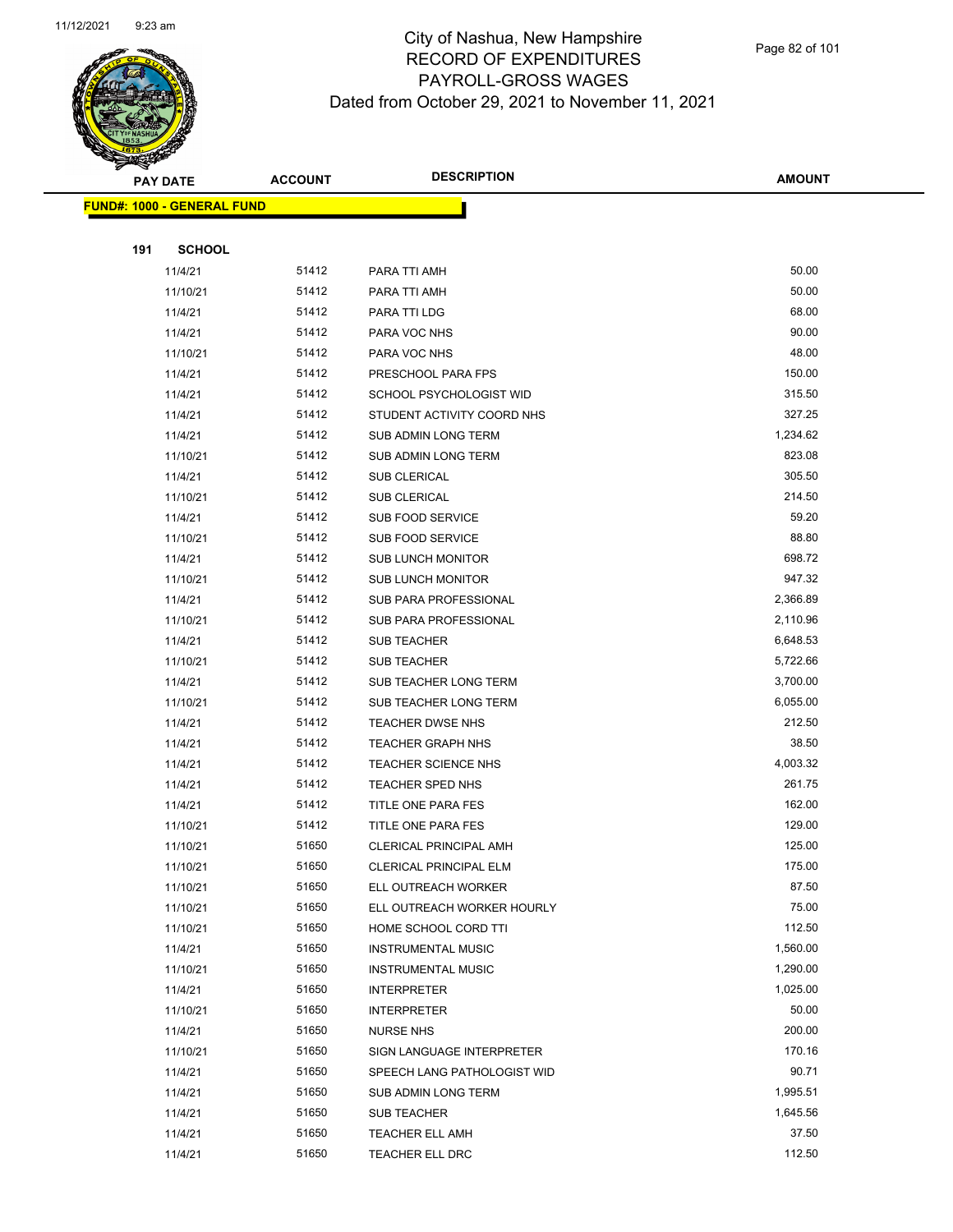# City of Nashua, New Hampshire
## RECORD OF EXPENDITURES
## PAYROLL-GROSS WAGES
## Dated from October 29, 2021 to November 11, 2021

**FUND#: 1000 - GENERAL FUND**

**191 SCHOOL**

| PAY DATE | ACCOUNT | DESCRIPTION | AMOUNT |
|---|---|---|---|
| 11/4/21 | 51412 | PARA TTI AMH | 50.00 |
| 11/10/21 | 51412 | PARA TTI AMH | 50.00 |
| 11/4/21 | 51412 | PARA TTI LDG | 68.00 |
| 11/4/21 | 51412 | PARA VOC NHS | 90.00 |
| 11/10/21 | 51412 | PARA VOC NHS | 48.00 |
| 11/4/21 | 51412 | PRESCHOOL PARA FPS | 150.00 |
| 11/4/21 | 51412 | SCHOOL PSYCHOLOGIST WID | 315.50 |
| 11/4/21 | 51412 | STUDENT ACTIVITY COORD NHS | 327.25 |
| 11/4/21 | 51412 | SUB ADMIN LONG TERM | 1,234.62 |
| 11/10/21 | 51412 | SUB ADMIN LONG TERM | 823.08 |
| 11/4/21 | 51412 | SUB CLERICAL | 305.50 |
| 11/10/21 | 51412 | SUB CLERICAL | 214.50 |
| 11/4/21 | 51412 | SUB FOOD SERVICE | 59.20 |
| 11/10/21 | 51412 | SUB FOOD SERVICE | 88.80 |
| 11/4/21 | 51412 | SUB LUNCH MONITOR | 698.72 |
| 11/10/21 | 51412 | SUB LUNCH MONITOR | 947.32 |
| 11/4/21 | 51412 | SUB PARA PROFESSIONAL | 2,366.89 |
| 11/10/21 | 51412 | SUB PARA PROFESSIONAL | 2,110.96 |
| 11/4/21 | 51412 | SUB TEACHER | 6,648.53 |
| 11/10/21 | 51412 | SUB TEACHER | 5,722.66 |
| 11/4/21 | 51412 | SUB TEACHER LONG TERM | 3,700.00 |
| 11/10/21 | 51412 | SUB TEACHER LONG TERM | 6,055.00 |
| 11/4/21 | 51412 | TEACHER DWSE NHS | 212.50 |
| 11/4/21 | 51412 | TEACHER GRAPH NHS | 38.50 |
| 11/4/21 | 51412 | TEACHER SCIENCE NHS | 4,003.32 |
| 11/4/21 | 51412 | TEACHER SPED NHS | 261.75 |
| 11/4/21 | 51412 | TITLE ONE PARA FES | 162.00 |
| 11/10/21 | 51412 | TITLE ONE PARA FES | 129.00 |
| 11/10/21 | 51650 | CLERICAL PRINCIPAL AMH | 125.00 |
| 11/10/21 | 51650 | CLERICAL PRINCIPAL ELM | 175.00 |
| 11/10/21 | 51650 | ELL OUTREACH WORKER | 87.50 |
| 11/10/21 | 51650 | ELL OUTREACH WORKER HOURLY | 75.00 |
| 11/10/21 | 51650 | HOME SCHOOL CORD TTI | 112.50 |
| 11/4/21 | 51650 | INSTRUMENTAL MUSIC | 1,560.00 |
| 11/10/21 | 51650 | INSTRUMENTAL MUSIC | 1,290.00 |
| 11/4/21 | 51650 | INTERPRETER | 1,025.00 |
| 11/10/21 | 51650 | INTERPRETER | 50.00 |
| 11/4/21 | 51650 | NURSE NHS | 200.00 |
| 11/10/21 | 51650 | SIGN LANGUAGE INTERPRETER | 170.16 |
| 11/4/21 | 51650 | SPEECH LANG PATHOLOGIST WID | 90.71 |
| 11/4/21 | 51650 | SUB ADMIN LONG TERM | 1,995.51 |
| 11/4/21 | 51650 | SUB TEACHER | 1,645.56 |
| 11/4/21 | 51650 | TEACHER ELL AMH | 37.50 |
| 11/4/21 | 51650 | TEACHER ELL DRC | 112.50 |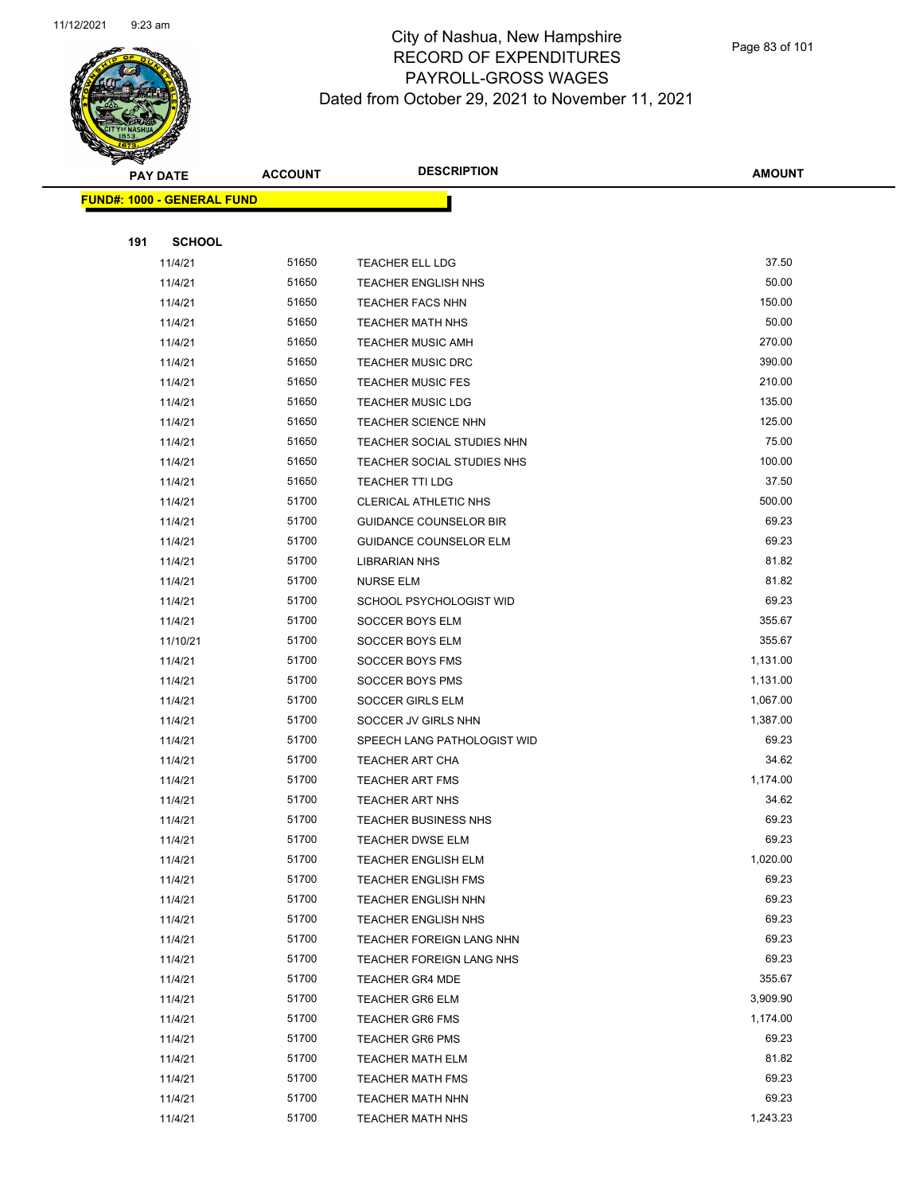# City of Nashua, New Hampshire
## RECORD OF EXPENDITURES
## PAYROLL-GROSS WAGES
## Dated from October 29, 2021 to November 11, 2021

| PAY DATE | ACCOUNT | DESCRIPTION | AMOUNT |
|---|---|---|---|
| **FUND#: 1000 - GENERAL FUND** | | | |
| **191 SCHOOL** | | | |
| 11/4/21 | 51650 | TEACHER ELL LDG | 37.50 |
| 11/4/21 | 51650 | TEACHER ENGLISH NHS | 50.00 |
| 11/4/21 | 51650 | TEACHER FACS NHN | 150.00 |
| 11/4/21 | 51650 | TEACHER MATH NHS | 50.00 |
| 11/4/21 | 51650 | TEACHER MUSIC AMH | 270.00 |
| 11/4/21 | 51650 | TEACHER MUSIC DRC | 390.00 |
| 11/4/21 | 51650 | TEACHER MUSIC FES | 210.00 |
| 11/4/21 | 51650 | TEACHER MUSIC LDG | 135.00 |
| 11/4/21 | 51650 | TEACHER SCIENCE NHN | 125.00 |
| 11/4/21 | 51650 | TEACHER SOCIAL STUDIES NHN | 75.00 |
| 11/4/21 | 51650 | TEACHER SOCIAL STUDIES NHS | 100.00 |
| 11/4/21 | 51650 | TEACHER TTI LDG | 37.50 |
| 11/4/21 | 51700 | CLERICAL ATHLETIC NHS | 500.00 |
| 11/4/21 | 51700 | GUIDANCE COUNSELOR BIR | 69.23 |
| 11/4/21 | 51700 | GUIDANCE COUNSELOR ELM | 69.23 |
| 11/4/21 | 51700 | LIBRARIAN NHS | 81.82 |
| 11/4/21 | 51700 | NURSE ELM | 81.82 |
| 11/4/21 | 51700 | SCHOOL PSYCHOLOGIST WID | 69.23 |
| 11/4/21 | 51700 | SOCCER BOYS ELM | 355.67 |
| 11/10/21 | 51700 | SOCCER BOYS ELM | 355.67 |
| 11/4/21 | 51700 | SOCCER BOYS FMS | 1,131.00 |
| 11/4/21 | 51700 | SOCCER BOYS PMS | 1,131.00 |
| 11/4/21 | 51700 | SOCCER GIRLS ELM | 1,067.00 |
| 11/4/21 | 51700 | SOCCER JV GIRLS NHN | 1,387.00 |
| 11/4/21 | 51700 | SPEECH LANG PATHOLOGIST WID | 69.23 |
| 11/4/21 | 51700 | TEACHER ART CHA | 34.62 |
| 11/4/21 | 51700 | TEACHER ART FMS | 1,174.00 |
| 11/4/21 | 51700 | TEACHER ART NHS | 34.62 |
| 11/4/21 | 51700 | TEACHER BUSINESS NHS | 69.23 |
| 11/4/21 | 51700 | TEACHER DWSE ELM | 69.23 |
| 11/4/21 | 51700 | TEACHER ENGLISH ELM | 1,020.00 |
| 11/4/21 | 51700 | TEACHER ENGLISH FMS | 69.23 |
| 11/4/21 | 51700 | TEACHER ENGLISH NHN | 69.23 |
| 11/4/21 | 51700 | TEACHER ENGLISH NHS | 69.23 |
| 11/4/21 | 51700 | TEACHER FOREIGN LANG NHN | 69.23 |
| 11/4/21 | 51700 | TEACHER FOREIGN LANG NHS | 69.23 |
| 11/4/21 | 51700 | TEACHER GR4 MDE | 355.67 |
| 11/4/21 | 51700 | TEACHER GR6 ELM | 3,909.90 |
| 11/4/21 | 51700 | TEACHER GR6 FMS | 1,174.00 |
| 11/4/21 | 51700 | TEACHER GR6 PMS | 69.23 |
| 11/4/21 | 51700 | TEACHER MATH ELM | 81.82 |
| 11/4/21 | 51700 | TEACHER MATH FMS | 69.23 |
| 11/4/21 | 51700 | TEACHER MATH NHN | 69.23 |
| 11/4/21 | 51700 | TEACHER MATH NHS | 1,243.23 |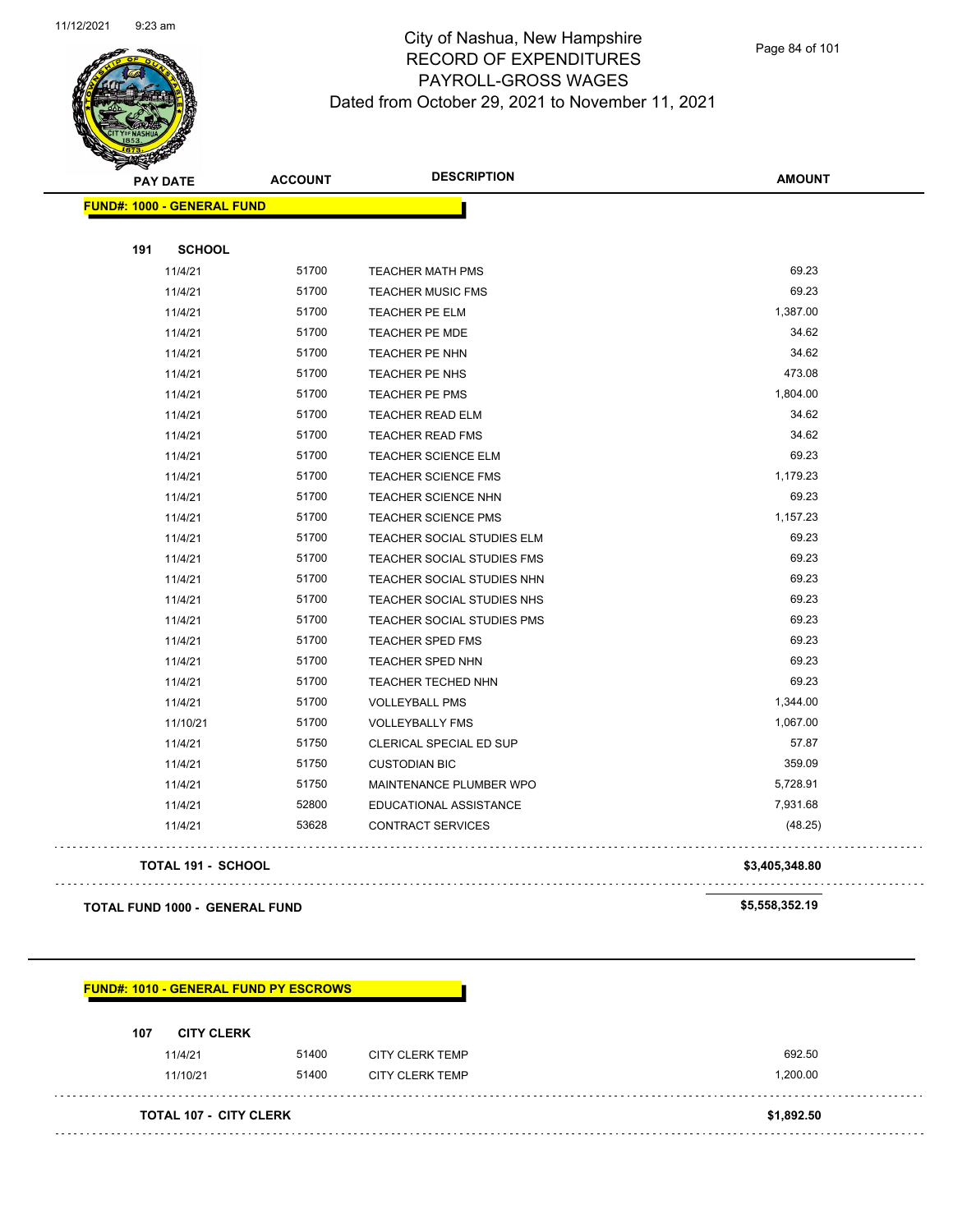# City of Nashua, New Hampshire
## RECORD OF EXPENDITURES
## PAYROLL-GROSS WAGES
### Dated from October 29, 2021 to November 11, 2021

| PAY DATE | ACCOUNT | DESCRIPTION | AMOUNT |
|---|---|---|---|
| **FUND#: 1000 - GENERAL FUND** | | | |
| **191 SCHOOL** | | | |
| 11/4/21 | 51700 | TEACHER MATH PMS | 69.23 |
| 11/4/21 | 51700 | TEACHER MUSIC FMS | 69.23 |
| 11/4/21 | 51700 | TEACHER PE ELM | 1,387.00 |
| 11/4/21 | 51700 | TEACHER PE MDE | 34.62 |
| 11/4/21 | 51700 | TEACHER PE NHN | 34.62 |
| 11/4/21 | 51700 | TEACHER PE NHS | 473.08 |
| 11/4/21 | 51700 | TEACHER PE PMS | 1,804.00 |
| 11/4/21 | 51700 | TEACHER READ ELM | 34.62 |
| 11/4/21 | 51700 | TEACHER READ FMS | 34.62 |
| 11/4/21 | 51700 | TEACHER SCIENCE ELM | 69.23 |
| 11/4/21 | 51700 | TEACHER SCIENCE FMS | 1,179.23 |
| 11/4/21 | 51700 | TEACHER SCIENCE NHN | 69.23 |
| 11/4/21 | 51700 | TEACHER SCIENCE PMS | 1,157.23 |
| 11/4/21 | 51700 | TEACHER SOCIAL STUDIES ELM | 69.23 |
| 11/4/21 | 51700 | TEACHER SOCIAL STUDIES FMS | 69.23 |
| 11/4/21 | 51700 | TEACHER SOCIAL STUDIES NHN | 69.23 |
| 11/4/21 | 51700 | TEACHER SOCIAL STUDIES NHS | 69.23 |
| 11/4/21 | 51700 | TEACHER SOCIAL STUDIES PMS | 69.23 |
| 11/4/21 | 51700 | TEACHER SPED FMS | 69.23 |
| 11/4/21 | 51700 | TEACHER SPED NHN | 69.23 |
| 11/4/21 | 51700 | TEACHER TECHED NHN | 69.23 |
| 11/4/21 | 51700 | VOLLEYBALL PMS | 1,344.00 |
| 11/10/21 | 51700 | VOLLEYBALLY FMS | 1,067.00 |
| 11/4/21 | 51750 | CLERICAL SPECIAL ED SUP | 57.87 |
| 11/4/21 | 51750 | CUSTODIAN BIC | 359.09 |
| 11/4/21 | 51750 | MAINTENANCE PLUMBER WPO | 5,728.91 |
| 11/4/21 | 52800 | EDUCATIONAL ASSISTANCE | 7,931.68 |
| 11/4/21 | 53628 | CONTRACT SERVICES | (48.25) |
| **TOTAL 191 - SCHOOL** | | | **$3,405,348.80** |
| **TOTAL FUND 1000 - GENERAL FUND** | | | **$5,558,352.19** |

| PAY DATE | ACCOUNT | DESCRIPTION | AMOUNT |
|---|---|---|---|
| **FUND#: 1010 - GENERAL FUND PY ESCROWS** | | | |
| **107 CITY CLERK** | | | |
| 11/4/21 | 51400 | CITY CLERK TEMP | 692.50 |
| 11/10/21 | 51400 | CITY CLERK TEMP | 1,200.00 |
| **TOTAL 107 - CITY CLERK** | | | **$1,892.50** |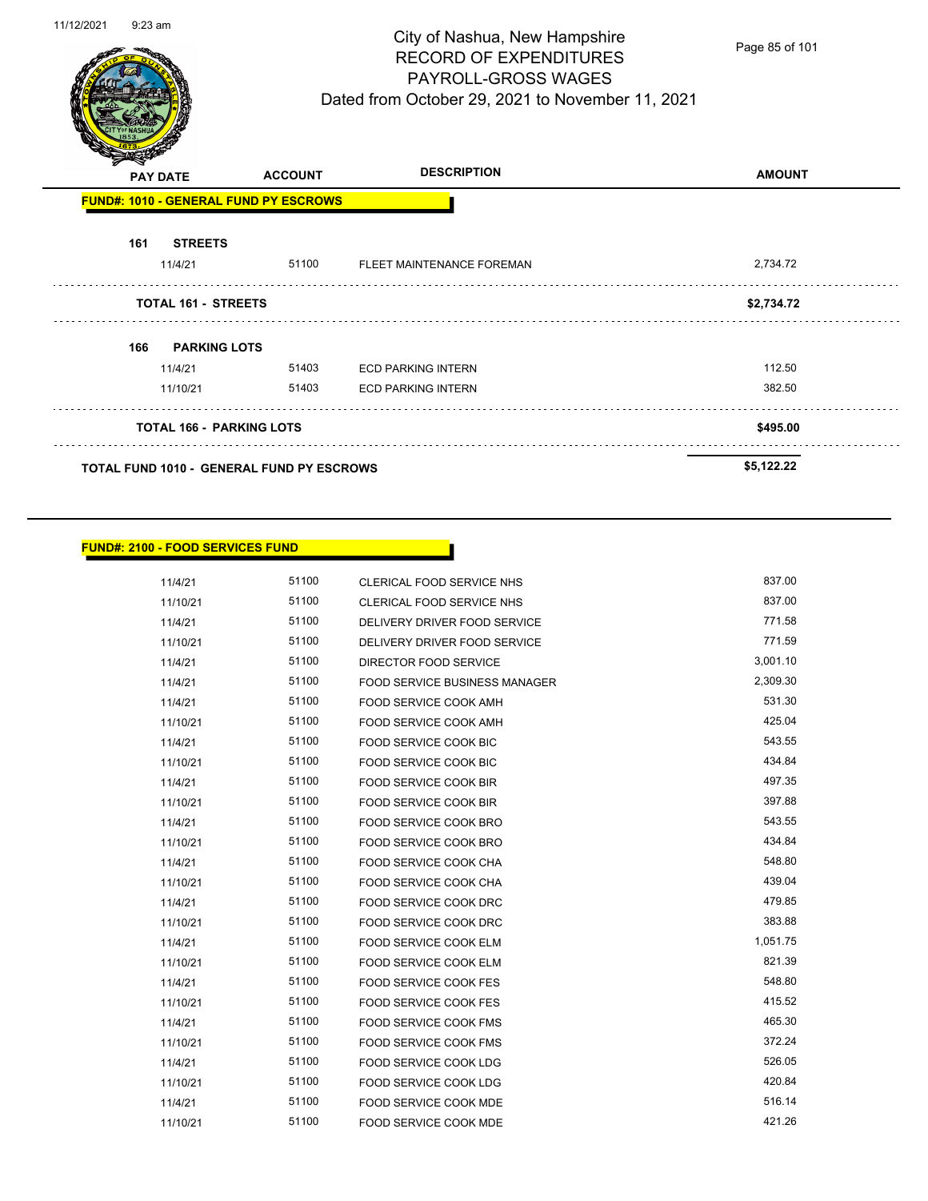# City of Nashua, New Hampshire
## RECORD OF EXPENDITURES
## PAYROLL-GROSS WAGES
## Dated from October 29, 2021 to November 11, 2021

| PAY DATE | ACCOUNT | DESCRIPTION | AMOUNT |
|---|---|---|---|
| **FUND#: 1010 - GENERAL FUND PY ESCROWS** | | | |
| **161 STREETS** | | | |
| 11/4/21 | 51100 | FLEET MAINTENANCE FOREMAN | 2,734.72 |
| **TOTAL 161 - STREETS** | | | **$2,734.72** |
| **166 PARKING LOTS** | | | |
| 11/4/21 | 51403 | ECD PARKING INTERN | 112.50 |
| 11/10/21 | 51403 | ECD PARKING INTERN | 382.50 |
| **TOTAL 166 - PARKING LOTS** | | | **$495.00** |
| **TOTAL FUND 1010 - GENERAL FUND PY ESCROWS** | | | **$5,122.22** |

**FUND#: 2100 - FOOD SERVICES FUND**

| PAY DATE | ACCOUNT | DESCRIPTION | AMOUNT |
|---|---|---|---|
| 11/4/21 | 51100 | CLERICAL FOOD SERVICE NHS | 837.00 |
| 11/10/21 | 51100 | CLERICAL FOOD SERVICE NHS | 837.00 |
| 11/4/21 | 51100 | DELIVERY DRIVER FOOD SERVICE | 771.58 |
| 11/10/21 | 51100 | DELIVERY DRIVER FOOD SERVICE | 771.59 |
| 11/4/21 | 51100 | DIRECTOR FOOD SERVICE | 3,001.10 |
| 11/4/21 | 51100 | FOOD SERVICE BUSINESS MANAGER | 2,309.30 |
| 11/4/21 | 51100 | FOOD SERVICE COOK AMH | 531.30 |
| 11/10/21 | 51100 | FOOD SERVICE COOK AMH | 425.04 |
| 11/4/21 | 51100 | FOOD SERVICE COOK BIC | 543.55 |
| 11/10/21 | 51100 | FOOD SERVICE COOK BIC | 434.84 |
| 11/4/21 | 51100 | FOOD SERVICE COOK BIR | 497.35 |
| 11/10/21 | 51100 | FOOD SERVICE COOK BIR | 397.88 |
| 11/4/21 | 51100 | FOOD SERVICE COOK BRO | 543.55 |
| 11/10/21 | 51100 | FOOD SERVICE COOK BRO | 434.84 |
| 11/4/21 | 51100 | FOOD SERVICE COOK CHA | 548.80 |
| 11/10/21 | 51100 | FOOD SERVICE COOK CHA | 439.04 |
| 11/4/21 | 51100 | FOOD SERVICE COOK DRC | 479.85 |
| 11/10/21 | 51100 | FOOD SERVICE COOK DRC | 383.88 |
| 11/4/21 | 51100 | FOOD SERVICE COOK ELM | 1,051.75 |
| 11/10/21 | 51100 | FOOD SERVICE COOK ELM | 821.39 |
| 11/4/21 | 51100 | FOOD SERVICE COOK FES | 548.80 |
| 11/10/21 | 51100 | FOOD SERVICE COOK FES | 415.52 |
| 11/4/21 | 51100 | FOOD SERVICE COOK FMS | 465.30 |
| 11/10/21 | 51100 | FOOD SERVICE COOK FMS | 372.24 |
| 11/4/21 | 51100 | FOOD SERVICE COOK LDG | 526.05 |
| 11/10/21 | 51100 | FOOD SERVICE COOK LDG | 420.84 |
| 11/4/21 | 51100 | FOOD SERVICE COOK MDE | 516.14 |
| 11/10/21 | 51100 | FOOD SERVICE COOK MDE | 421.26 |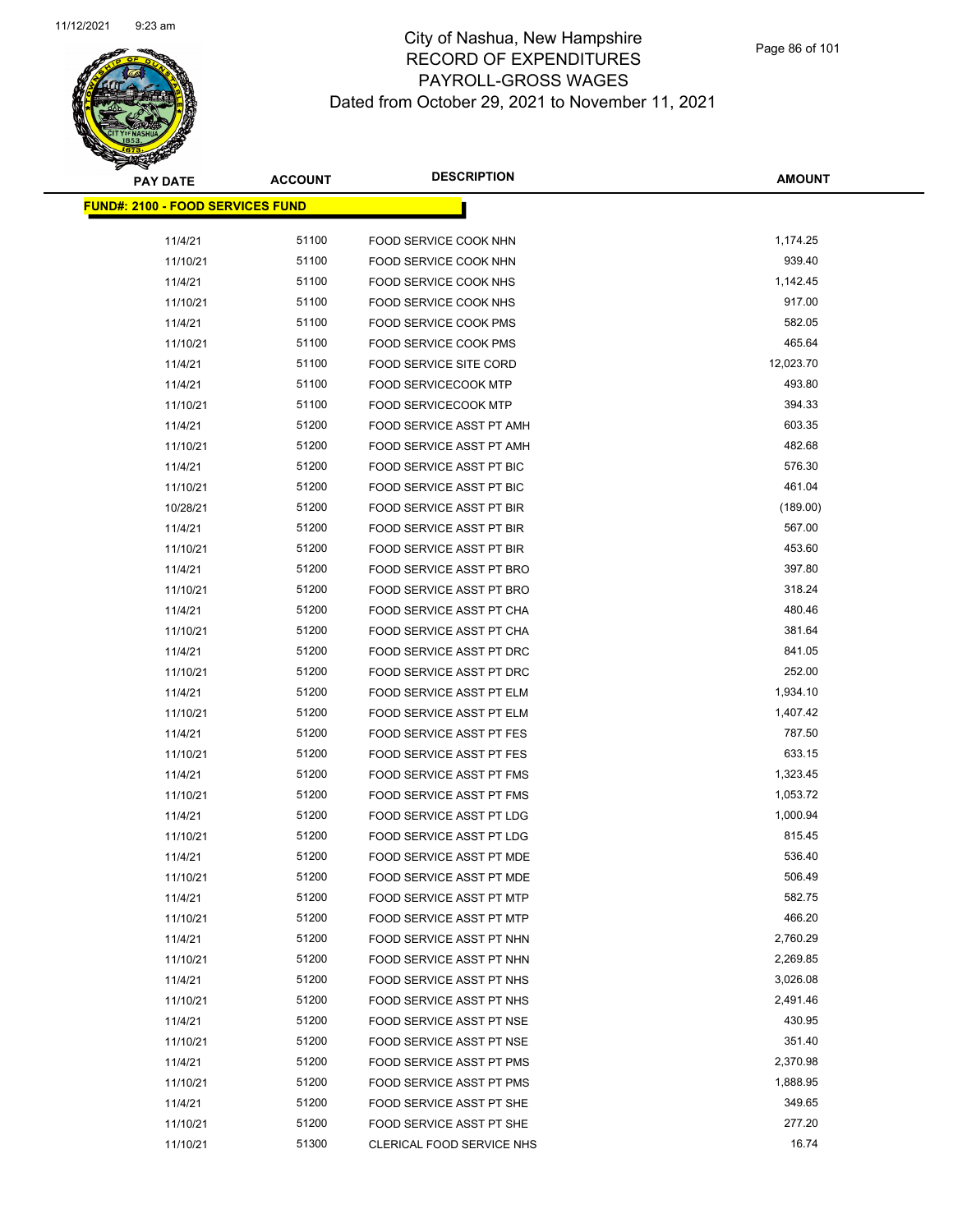# City of Nashua, New Hampshire
# RECORD OF EXPENDITURES
# PAYROLL-GROSS WAGES
## Dated from October 29, 2021 to November 11, 2021

| PAY DATE | ACCOUNT | DESCRIPTION | AMOUNT |
|---|---|---|---|
| **FUND#: 2100 - FOOD SERVICES FUND** | | | |
| 11/4/21 | 51100 | FOOD SERVICE COOK NHN | 1,174.25 |
| 11/10/21 | 51100 | FOOD SERVICE COOK NHN | 939.40 |
| 11/4/21 | 51100 | FOOD SERVICE COOK NHS | 1,142.45 |
| 11/10/21 | 51100 | FOOD SERVICE COOK NHS | 917.00 |
| 11/4/21 | 51100 | FOOD SERVICE COOK PMS | 582.05 |
| 11/10/21 | 51100 | FOOD SERVICE COOK PMS | 465.64 |
| 11/4/21 | 51100 | FOOD SERVICE SITE CORD | 12,023.70 |
| 11/4/21 | 51100 | FOOD SERVICECOOK MTP | 493.80 |
| 11/10/21 | 51100 | FOOD SERVICECOOK MTP | 394.33 |
| 11/4/21 | 51200 | FOOD SERVICE ASST PT AMH | 603.35 |
| 11/10/21 | 51200 | FOOD SERVICE ASST PT AMH | 482.68 |
| 11/4/21 | 51200 | FOOD SERVICE ASST PT BIC | 576.30 |
| 11/10/21 | 51200 | FOOD SERVICE ASST PT BIC | 461.04 |
| 10/28/21 | 51200 | FOOD SERVICE ASST PT BIR | (189.00) |
| 11/4/21 | 51200 | FOOD SERVICE ASST PT BIR | 567.00 |
| 11/10/21 | 51200 | FOOD SERVICE ASST PT BIR | 453.60 |
| 11/4/21 | 51200 | FOOD SERVICE ASST PT BRO | 397.80 |
| 11/10/21 | 51200 | FOOD SERVICE ASST PT BRO | 318.24 |
| 11/4/21 | 51200 | FOOD SERVICE ASST PT CHA | 480.46 |
| 11/10/21 | 51200 | FOOD SERVICE ASST PT CHA | 381.64 |
| 11/4/21 | 51200 | FOOD SERVICE ASST PT DRC | 841.05 |
| 11/10/21 | 51200 | FOOD SERVICE ASST PT DRC | 252.00 |
| 11/4/21 | 51200 | FOOD SERVICE ASST PT ELM | 1,934.10 |
| 11/10/21 | 51200 | FOOD SERVICE ASST PT ELM | 1,407.42 |
| 11/4/21 | 51200 | FOOD SERVICE ASST PT FES | 787.50 |
| 11/10/21 | 51200 | FOOD SERVICE ASST PT FES | 633.15 |
| 11/4/21 | 51200 | FOOD SERVICE ASST PT FMS | 1,323.45 |
| 11/10/21 | 51200 | FOOD SERVICE ASST PT FMS | 1,053.72 |
| 11/4/21 | 51200 | FOOD SERVICE ASST PT LDG | 1,000.94 |
| 11/10/21 | 51200 | FOOD SERVICE ASST PT LDG | 815.45 |
| 11/4/21 | 51200 | FOOD SERVICE ASST PT MDE | 536.40 |
| 11/10/21 | 51200 | FOOD SERVICE ASST PT MDE | 506.49 |
| 11/4/21 | 51200 | FOOD SERVICE ASST PT MTP | 582.75 |
| 11/10/21 | 51200 | FOOD SERVICE ASST PT MTP | 466.20 |
| 11/4/21 | 51200 | FOOD SERVICE ASST PT NHN | 2,760.29 |
| 11/10/21 | 51200 | FOOD SERVICE ASST PT NHN | 2,269.85 |
| 11/4/21 | 51200 | FOOD SERVICE ASST PT NHS | 3,026.08 |
| 11/10/21 | 51200 | FOOD SERVICE ASST PT NHS | 2,491.46 |
| 11/4/21 | 51200 | FOOD SERVICE ASST PT NSE | 430.95 |
| 11/10/21 | 51200 | FOOD SERVICE ASST PT NSE | 351.40 |
| 11/4/21 | 51200 | FOOD SERVICE ASST PT PMS | 2,370.98 |
| 11/10/21 | 51200 | FOOD SERVICE ASST PT PMS | 1,888.95 |
| 11/4/21 | 51200 | FOOD SERVICE ASST PT SHE | 349.65 |
| 11/10/21 | 51200 | FOOD SERVICE ASST PT SHE | 277.20 |
| 11/10/21 | 51300 | CLERICAL FOOD SERVICE NHS | 16.74 |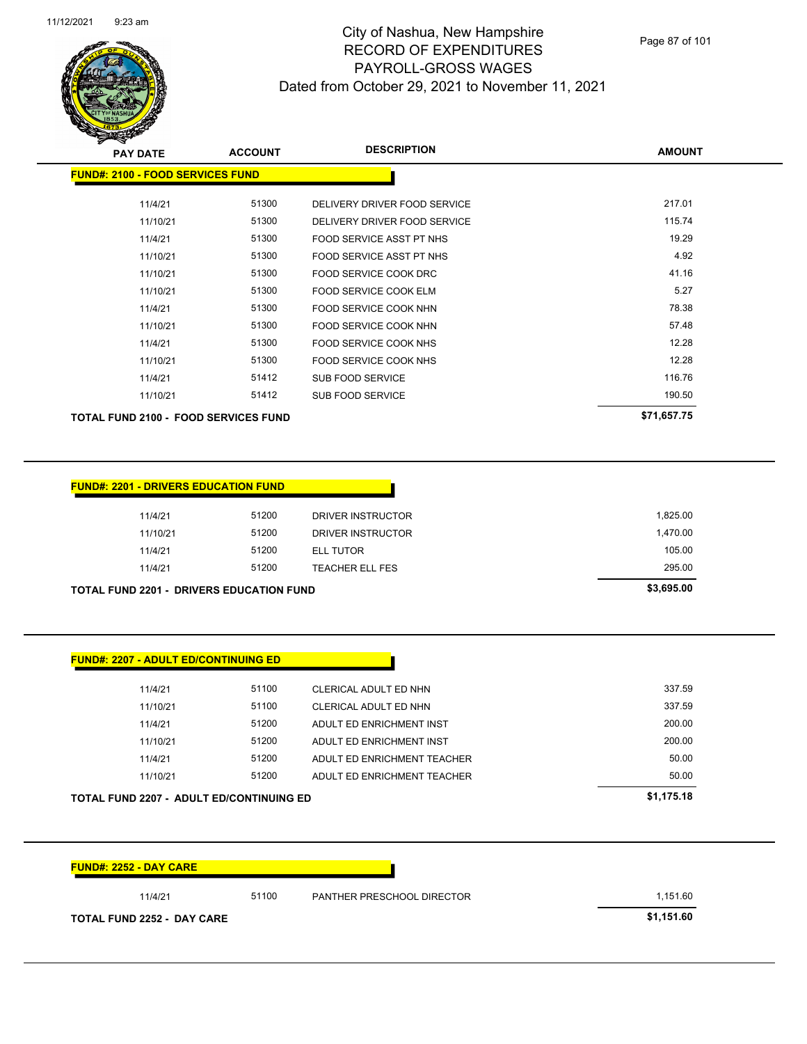# City of Nashua, New Hampshire
## RECORD OF EXPENDITURES
## PAYROLL-GROSS WAGES
## Dated from October 29, 2021 to November 11, 2021

| PAY DATE | ACCOUNT | DESCRIPTION | AMOUNT |
|---|---|---|---|
| **FUND#: 2100 - FOOD SERVICES FUND** | | | |
| 11/4/21 | 51300 | DELIVERY DRIVER FOOD SERVICE | 217.01 |
| 11/10/21 | 51300 | DELIVERY DRIVER FOOD SERVICE | 115.74 |
| 11/4/21 | 51300 | FOOD SERVICE ASST PT NHS | 19.29 |
| 11/10/21 | 51300 | FOOD SERVICE ASST PT NHS | 4.92 |
| 11/10/21 | 51300 | FOOD SERVICE COOK DRC | 41.16 |
| 11/10/21 | 51300 | FOOD SERVICE COOK ELM | 5.27 |
| 11/4/21 | 51300 | FOOD SERVICE COOK NHN | 78.38 |
| 11/10/21 | 51300 | FOOD SERVICE COOK NHN | 57.48 |
| 11/4/21 | 51300 | FOOD SERVICE COOK NHS | 12.28 |
| 11/10/21 | 51300 | FOOD SERVICE COOK NHS | 12.28 |
| 11/4/21 | 51412 | SUB FOOD SERVICE | 116.76 |
| 11/10/21 | 51412 | SUB FOOD SERVICE | 190.50 |
| **TOTAL FUND 2100 - FOOD SERVICES FUND** | | | **$71,657.75** |

| PAY DATE | ACCOUNT | DESCRIPTION | AMOUNT |
|---|---|---|---|
| **FUND#: 2201 - DRIVERS EDUCATION FUND** | | | |
| 11/4/21 | 51200 | DRIVER INSTRUCTOR | 1,825.00 |
| 11/10/21 | 51200 | DRIVER INSTRUCTOR | 1,470.00 |
| 11/4/21 | 51200 | ELL TUTOR | 105.00 |
| 11/4/21 | 51200 | TEACHER ELL FES | 295.00 |
| **TOTAL FUND 2201 - DRIVERS EDUCATION FUND** | | | **$3,695.00** |

| PAY DATE | ACCOUNT | DESCRIPTION | AMOUNT |
|---|---|---|---|
| **FUND#: 2207 - ADULT ED/CONTINUING ED** | | | |
| 11/4/21 | 51100 | CLERICAL ADULT ED NHN | 337.59 |
| 11/10/21 | 51100 | CLERICAL ADULT ED NHN | 337.59 |
| 11/4/21 | 51200 | ADULT ED ENRICHMENT INST | 200.00 |
| 11/10/21 | 51200 | ADULT ED ENRICHMENT INST | 200.00 |
| 11/4/21 | 51200 | ADULT ED ENRICHMENT TEACHER | 50.00 |
| 11/10/21 | 51200 | ADULT ED ENRICHMENT TEACHER | 50.00 |
| **TOTAL FUND 2207 - ADULT ED/CONTINUING ED** | | | **$1,175.18** |

| PAY DATE | ACCOUNT | DESCRIPTION | AMOUNT |
|---|---|---|---|
| **FUND#: 2252 - DAY CARE** | | | |
| 11/4/21 | 51100 | PANTHER PRESCHOOL DIRECTOR | 1,151.60 |
| **TOTAL FUND 2252 - DAY CARE** | | | **$1,151.60** |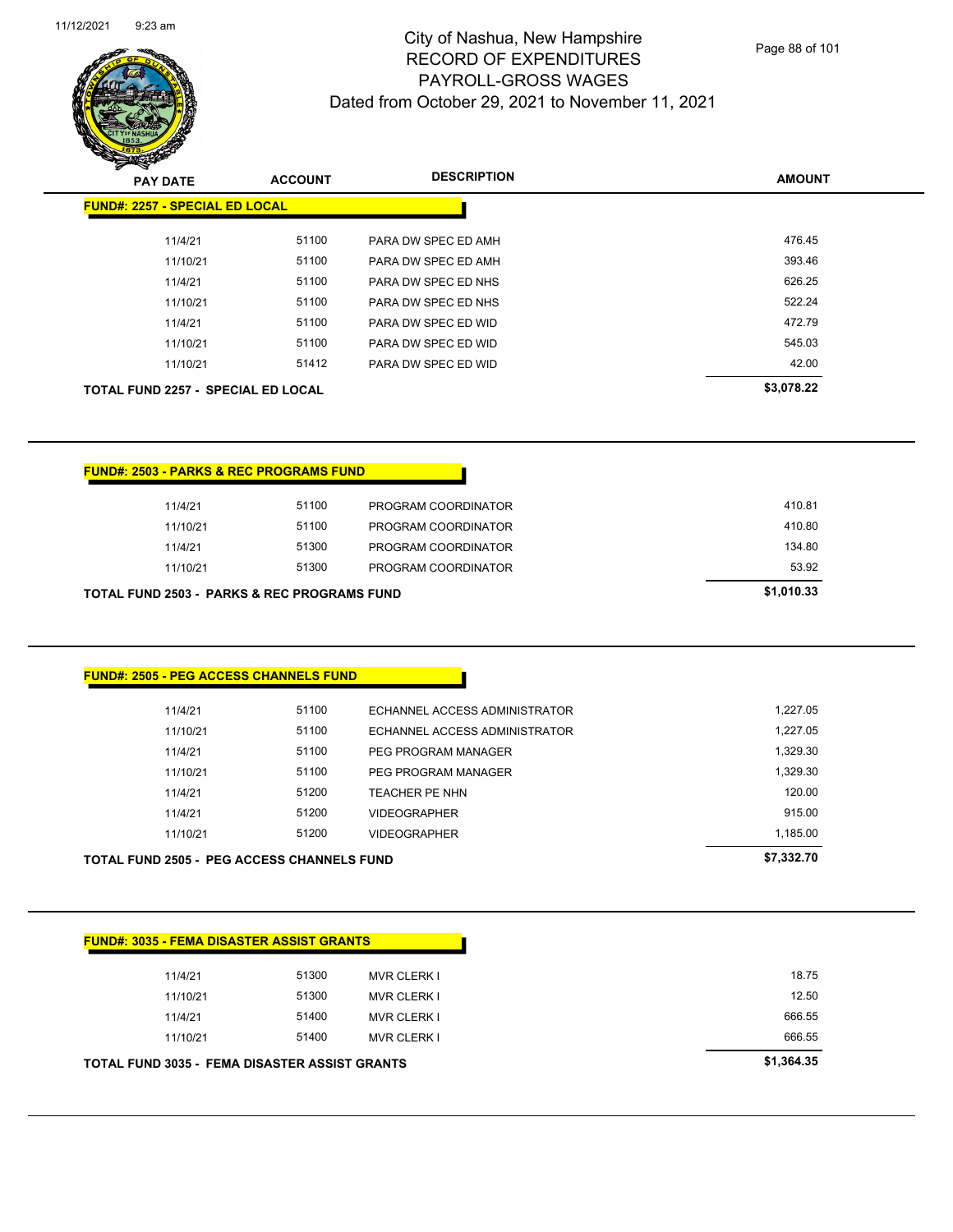# City of Nashua, New Hampshire
## RECORD OF EXPENDITURES
## PAYROLL-GROSS WAGES
### Dated from October 29, 2021 to November 11, 2021

| PAY DATE | ACCOUNT | DESCRIPTION | AMOUNT |
|---|---|---|---|
| **FUND#: 2257 - SPECIAL ED LOCAL** | | | |
| 11/4/21 | 51100 | PARA DW SPEC ED AMH | 476.45 |
| 11/10/21 | 51100 | PARA DW SPEC ED AMH | 393.46 |
| 11/4/21 | 51100 | PARA DW SPEC ED NHS | 626.25 |
| 11/10/21 | 51100 | PARA DW SPEC ED NHS | 522.24 |
| 11/4/21 | 51100 | PARA DW SPEC ED WID | 472.79 |
| 11/10/21 | 51100 | PARA DW SPEC ED WID | 545.03 |
| 11/10/21 | 51412 | PARA DW SPEC ED WID | 42.00 |
| **TOTAL FUND 2257 - SPECIAL ED LOCAL** | | | **$3,078.22** |

| PAY DATE | ACCOUNT | DESCRIPTION | AMOUNT |
|---|---|---|---|
| **FUND#: 2503 - PARKS & REC PROGRAMS FUND** | | | |
| 11/4/21 | 51100 | PROGRAM COORDINATOR | 410.81 |
| 11/10/21 | 51100 | PROGRAM COORDINATOR | 410.80 |
| 11/4/21 | 51300 | PROGRAM COORDINATOR | 134.80 |
| 11/10/21 | 51300 | PROGRAM COORDINATOR | 53.92 |
| **TOTAL FUND 2503 - PARKS & REC PROGRAMS FUND** | | | **$1,010.33** |

| PAY DATE | ACCOUNT | DESCRIPTION | AMOUNT |
|---|---|---|---|
| **FUND#: 2505 - PEG ACCESS CHANNELS FUND** | | | |
| 11/4/21 | 51100 | ECHANNEL ACCESS ADMINISTRATOR | 1,227.05 |
| 11/10/21 | 51100 | ECHANNEL ACCESS ADMINISTRATOR | 1,227.05 |
| 11/4/21 | 51100 | PEG PROGRAM MANAGER | 1,329.30 |
| 11/10/21 | 51100 | PEG PROGRAM MANAGER | 1,329.30 |
| 11/4/21 | 51200 | TEACHER PE NHN | 120.00 |
| 11/4/21 | 51200 | VIDEOGRAPHER | 915.00 |
| 11/10/21 | 51200 | VIDEOGRAPHER | 1,185.00 |
| **TOTAL FUND 2505 - PEG ACCESS CHANNELS FUND** | | | **$7,332.70** |

| PAY DATE | ACCOUNT | DESCRIPTION | AMOUNT |
|---|---|---|---|
| **FUND#: 3035 - FEMA DISASTER ASSIST GRANTS** | | | |
| 11/4/21 | 51300 | MVR CLERK I | 18.75 |
| 11/10/21 | 51300 | MVR CLERK I | 12.50 |
| 11/4/21 | 51400 | MVR CLERK I | 666.55 |
| 11/10/21 | 51400 | MVR CLERK I | 666.55 |
| **TOTAL FUND 3035 - FEMA DISASTER ASSIST GRANTS** | | | **$1,364.35** |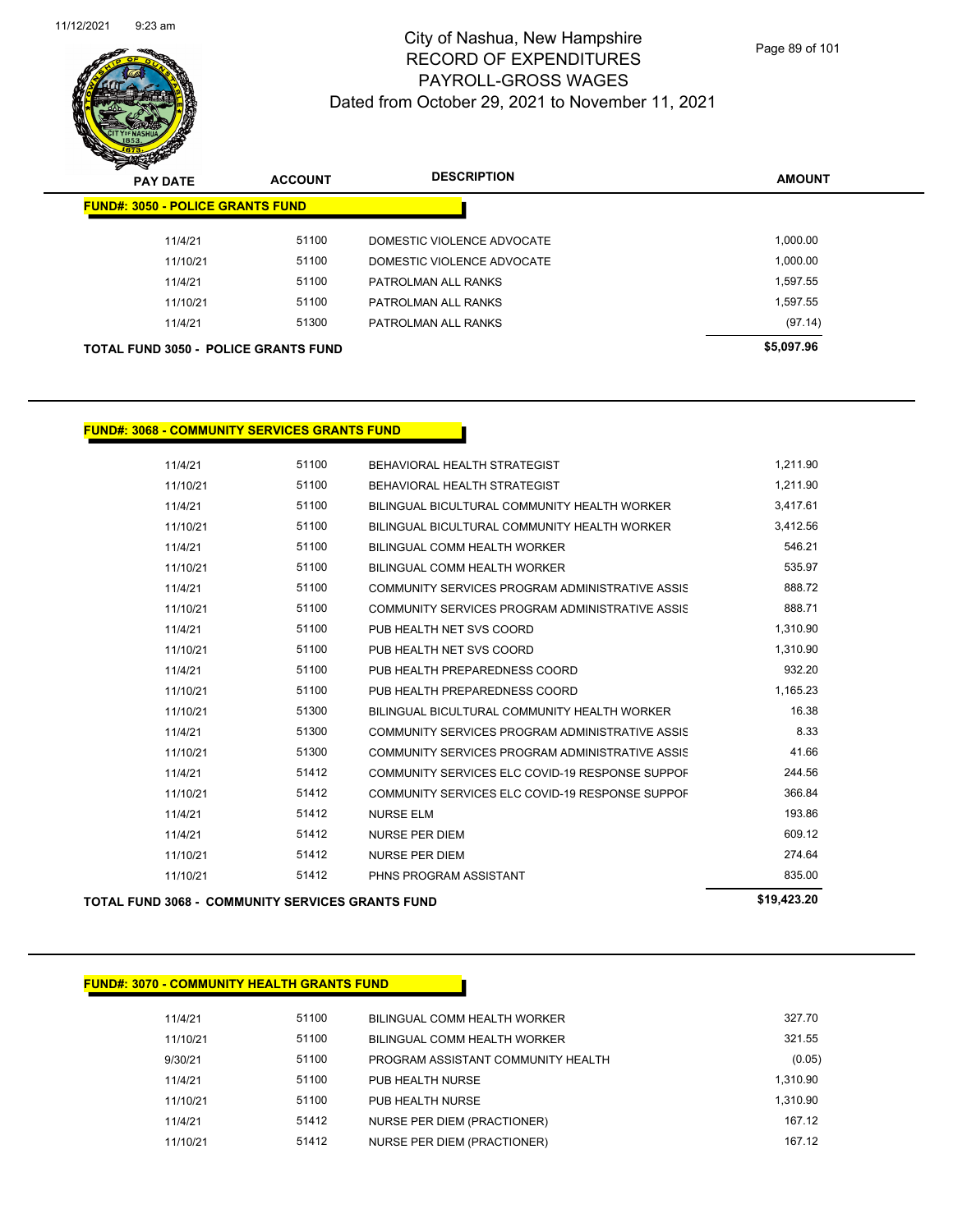# City of Nashua, New Hampshire
# RECORD OF EXPENDITURES
# PAYROLL-GROSS WAGES
## Dated from October 29, 2021 to November 11, 2021

| PAY DATE | ACCOUNT | DESCRIPTION | AMOUNT |
|---|---|---|---|
| **FUND#: 3050 - POLICE GRANTS FUND** | | | |
| 11/4/21 | 51100 | DOMESTIC VIOLENCE ADVOCATE | 1,000.00 |
| 11/10/21 | 51100 | DOMESTIC VIOLENCE ADVOCATE | 1,000.00 |
| 11/4/21 | 51100 | PATROLMAN ALL RANKS | 1,597.55 |
| 11/10/21 | 51100 | PATROLMAN ALL RANKS | 1,597.55 |
| 11/4/21 | 51300 | PATROLMAN ALL RANKS | (97.14) |
| **TOTAL FUND 3050 - POLICE GRANTS FUND** | | | **$5,097.96** |

| PAY DATE | ACCOUNT | DESCRIPTION | AMOUNT |
|---|---|---|---|
| **FUND#: 3068 - COMMUNITY SERVICES GRANTS FUND** | | | |
| 11/4/21 | 51100 | BEHAVIORAL HEALTH STRATEGIST | 1,211.90 |
| 11/10/21 | 51100 | BEHAVIORAL HEALTH STRATEGIST | 1,211.90 |
| 11/4/21 | 51100 | BILINGUAL BICULTURAL COMMUNITY HEALTH WORKER | 3,417.61 |
| 11/10/21 | 51100 | BILINGUAL BICULTURAL COMMUNITY HEALTH WORKER | 3,412.56 |
| 11/4/21 | 51100 | BILINGUAL COMM HEALTH WORKER | 546.21 |
| 11/10/21 | 51100 | BILINGUAL COMM HEALTH WORKER | 535.97 |
| 11/4/21 | 51100 | COMMUNITY SERVICES PROGRAM ADMINISTRATIVE ASSIS | 888.72 |
| 11/10/21 | 51100 | COMMUNITY SERVICES PROGRAM ADMINISTRATIVE ASSIS | 888.71 |
| 11/4/21 | 51100 | PUB HEALTH NET SVS COORD | 1,310.90 |
| 11/10/21 | 51100 | PUB HEALTH NET SVS COORD | 1,310.90 |
| 11/4/21 | 51100 | PUB HEALTH PREPAREDNESS COORD | 932.20 |
| 11/10/21 | 51100 | PUB HEALTH PREPAREDNESS COORD | 1,165.23 |
| 11/10/21 | 51300 | BILINGUAL BICULTURAL COMMUNITY HEALTH WORKER | 16.38 |
| 11/4/21 | 51300 | COMMUNITY SERVICES PROGRAM ADMINISTRATIVE ASSIS | 8.33 |
| 11/10/21 | 51300 | COMMUNITY SERVICES PROGRAM ADMINISTRATIVE ASSIS | 41.66 |
| 11/4/21 | 51412 | COMMUNITY SERVICES ELC COVID-19 RESPONSE SUPPOF | 244.56 |
| 11/10/21 | 51412 | COMMUNITY SERVICES ELC COVID-19 RESPONSE SUPPOF | 366.84 |
| 11/4/21 | 51412 | NURSE ELM | 193.86 |
| 11/4/21 | 51412 | NURSE PER DIEM | 609.12 |
| 11/10/21 | 51412 | NURSE PER DIEM | 274.64 |
| 11/10/21 | 51412 | PHNS PROGRAM ASSISTANT | 835.00 |
| **TOTAL FUND 3068 - COMMUNITY SERVICES GRANTS FUND** | | | **$19,423.20** |

| PAY DATE | ACCOUNT | DESCRIPTION | AMOUNT |
|---|---|---|---|
| **FUND#: 3070 - COMMUNITY HEALTH GRANTS FUND** | | | |
| 11/4/21 | 51100 | BILINGUAL COMM HEALTH WORKER | 327.70 |
| 11/10/21 | 51100 | BILINGUAL COMM HEALTH WORKER | 321.55 |
| 9/30/21 | 51100 | PROGRAM ASSISTANT COMMUNITY HEALTH | (0.05) |
| 11/4/21 | 51100 | PUB HEALTH NURSE | 1,310.90 |
| 11/10/21 | 51100 | PUB HEALTH NURSE | 1,310.90 |
| 11/4/21 | 51412 | NURSE PER DIEM (PRACTIONER) | 167.12 |
| 11/10/21 | 51412 | NURSE PER DIEM (PRACTIONER) | 167.12 |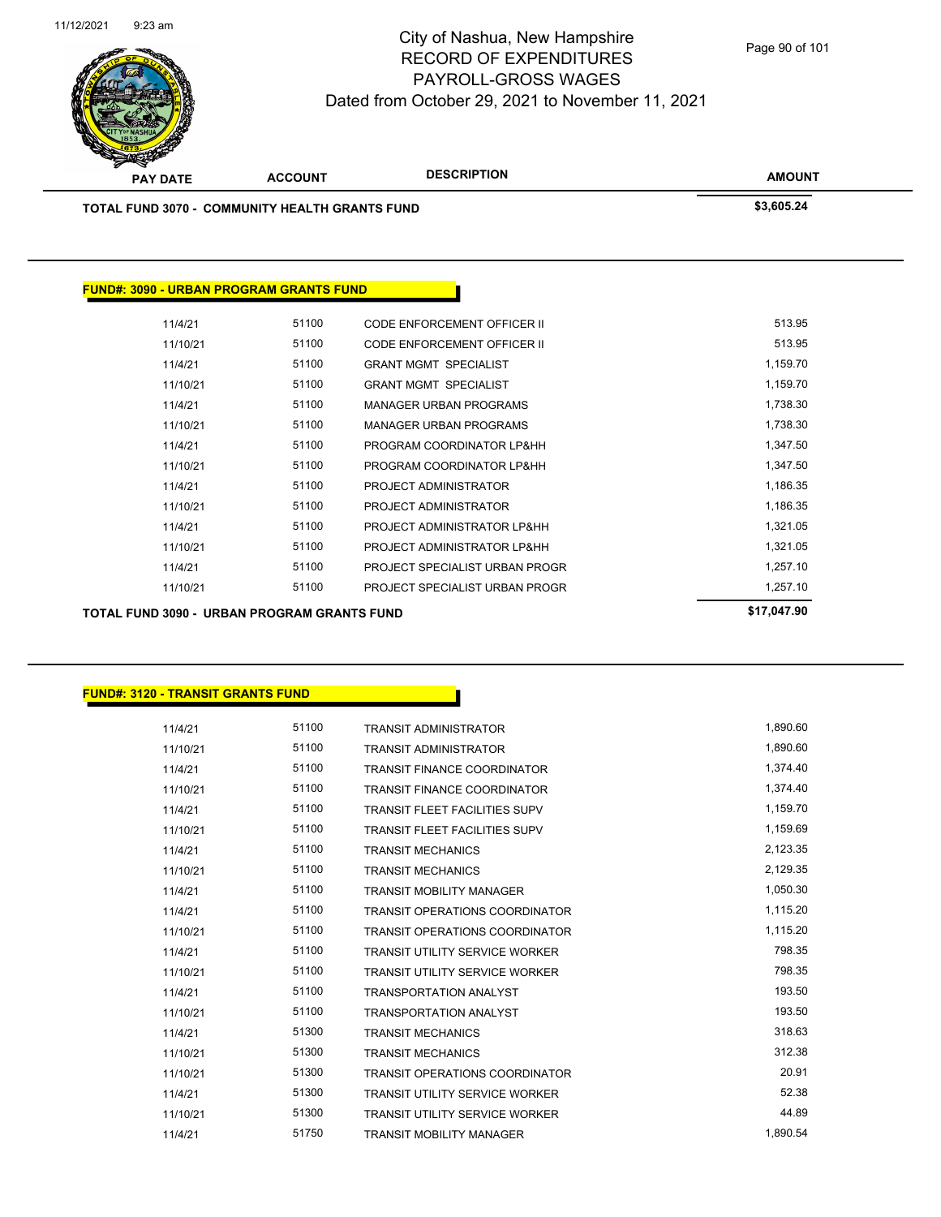| PAY DATE | ACCOUNT | DESCRIPTION | AMOUNT |
|---|---|---|---|
| **TOTAL FUND 3070 - COMMUNITY HEALTH GRANTS FUND** | | | **$3,605.24** |

**FUND#: 3090 - URBAN PROGRAM GRANTS FUND**

| PAY DATE | ACCOUNT | DESCRIPTION | AMOUNT |
|---|---|---|---|
| 11/4/21 | 51100 | CODE ENFORCEMENT OFFICER II | 513.95 |
| 11/10/21 | 51100 | CODE ENFORCEMENT OFFICER II | 513.95 |
| 11/4/21 | 51100 | GRANT MGMT SPECIALIST | 1,159.70 |
| 11/10/21 | 51100 | GRANT MGMT SPECIALIST | 1,159.70 |
| 11/4/21 | 51100 | MANAGER URBAN PROGRAMS | 1,738.30 |
| 11/10/21 | 51100 | MANAGER URBAN PROGRAMS | 1,738.30 |
| 11/4/21 | 51100 | PROGRAM COORDINATOR LP&HH | 1,347.50 |
| 11/10/21 | 51100 | PROGRAM COORDINATOR LP&HH | 1,347.50 |
| 11/4/21 | 51100 | PROJECT ADMINISTRATOR | 1,186.35 |
| 11/10/21 | 51100 | PROJECT ADMINISTRATOR | 1,186.35 |
| 11/4/21 | 51100 | PROJECT ADMINISTRATOR LP&HH | 1,321.05 |
| 11/10/21 | 51100 | PROJECT ADMINISTRATOR LP&HH | 1,321.05 |
| 11/4/21 | 51100 | PROJECT SPECIALIST URBAN PROGR | 1,257.10 |
| 11/10/21 | 51100 | PROJECT SPECIALIST URBAN PROGR | 1,257.10 |
| **TOTAL FUND 3090 - URBAN PROGRAM GRANTS FUND** | | | **$17,047.90** |

**FUND#: 3120 - TRANSIT GRANTS FUND**

| PAY DATE | ACCOUNT | DESCRIPTION | AMOUNT |
|---|---|---|---|
| 11/4/21 | 51100 | TRANSIT ADMINISTRATOR | 1,890.60 |
| 11/10/21 | 51100 | TRANSIT ADMINISTRATOR | 1,890.60 |
| 11/4/21 | 51100 | TRANSIT FINANCE COORDINATOR | 1,374.40 |
| 11/10/21 | 51100 | TRANSIT FINANCE COORDINATOR | 1,374.40 |
| 11/4/21 | 51100 | TRANSIT FLEET FACILITIES SUPV | 1,159.70 |
| 11/10/21 | 51100 | TRANSIT FLEET FACILITIES SUPV | 1,159.69 |
| 11/4/21 | 51100 | TRANSIT MECHANICS | 2,123.35 |
| 11/10/21 | 51100 | TRANSIT MECHANICS | 2,129.35 |
| 11/4/21 | 51100 | TRANSIT MOBILITY MANAGER | 1,050.30 |
| 11/4/21 | 51100 | TRANSIT OPERATIONS COORDINATOR | 1,115.20 |
| 11/10/21 | 51100 | TRANSIT OPERATIONS COORDINATOR | 1,115.20 |
| 11/4/21 | 51100 | TRANSIT UTILITY SERVICE WORKER | 798.35 |
| 11/10/21 | 51100 | TRANSIT UTILITY SERVICE WORKER | 798.35 |
| 11/4/21 | 51100 | TRANSPORTATION ANALYST | 193.50 |
| 11/10/21 | 51100 | TRANSPORTATION ANALYST | 193.50 |
| 11/4/21 | 51300 | TRANSIT MECHANICS | 318.63 |
| 11/10/21 | 51300 | TRANSIT MECHANICS | 312.38 |
| 11/10/21 | 51300 | TRANSIT OPERATIONS COORDINATOR | 20.91 |
| 11/4/21 | 51300 | TRANSIT UTILITY SERVICE WORKER | 52.38 |
| 11/10/21 | 51300 | TRANSIT UTILITY SERVICE WORKER | 44.89 |
| 11/4/21 | 51750 | TRANSIT MOBILITY MANAGER | 1,890.54 |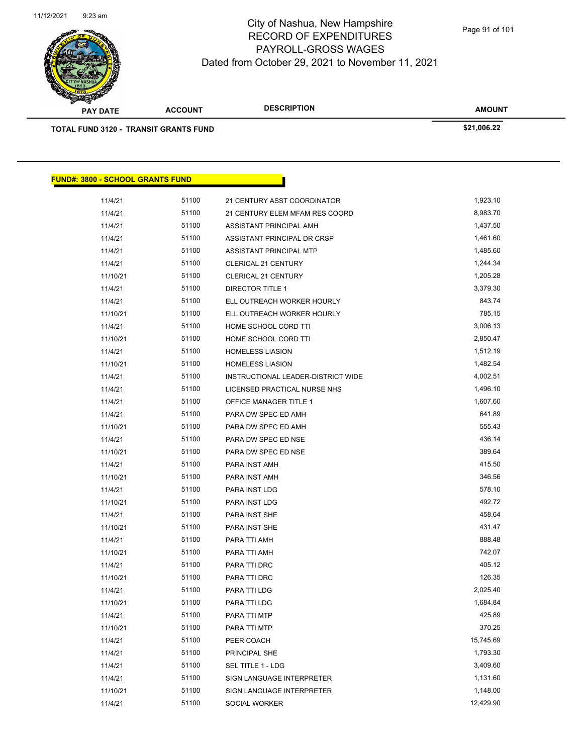| PAY DATE | ACCOUNT | DESCRIPTION | AMOUNT |
|---|---|---|---|
| **TOTAL FUND 3120 - TRANSIT GRANTS FUND** | | | **$21,006.22** |

## FUND#: 3800 - SCHOOL GRANTS FUND

| PAY DATE | ACCOUNT | DESCRIPTION | AMOUNT |
|---|---|---|---|
| 11/4/21 | 51100 | 21 CENTURY ASST COORDINATOR | 1,923.10 |
| 11/4/21 | 51100 | 21 CENTURY ELEM MFAM RES COORD | 8,983.70 |
| 11/4/21 | 51100 | ASSISTANT PRINCIPAL AMH | 1,437.50 |
| 11/4/21 | 51100 | ASSISTANT PRINCIPAL DR CRSP | 1,461.60 |
| 11/4/21 | 51100 | ASSISTANT PRINCIPAL MTP | 1,485.60 |
| 11/4/21 | 51100 | CLERICAL 21 CENTURY | 1,244.34 |
| 11/10/21 | 51100 | CLERICAL 21 CENTURY | 1,205.28 |
| 11/4/21 | 51100 | DIRECTOR TITLE 1 | 3,379.30 |
| 11/4/21 | 51100 | ELL OUTREACH WORKER HOURLY | 843.74 |
| 11/10/21 | 51100 | ELL OUTREACH WORKER HOURLY | 785.15 |
| 11/4/21 | 51100 | HOME SCHOOL CORD TTI | 3,006.13 |
| 11/10/21 | 51100 | HOME SCHOOL CORD TTI | 2,850.47 |
| 11/4/21 | 51100 | HOMELESS LIASION | 1,512.19 |
| 11/10/21 | 51100 | HOMELESS LIASION | 1,482.54 |
| 11/4/21 | 51100 | INSTRUCTIONAL LEADER-DISTRICT WIDE | 4,002.51 |
| 11/4/21 | 51100 | LICENSED PRACTICAL NURSE NHS | 1,496.10 |
| 11/4/21 | 51100 | OFFICE MANAGER TITLE 1 | 1,607.60 |
| 11/4/21 | 51100 | PARA DW SPEC ED AMH | 641.89 |
| 11/10/21 | 51100 | PARA DW SPEC ED AMH | 555.43 |
| 11/4/21 | 51100 | PARA DW SPEC ED NSE | 436.14 |
| 11/10/21 | 51100 | PARA DW SPEC ED NSE | 389.64 |
| 11/4/21 | 51100 | PARA INST AMH | 415.50 |
| 11/10/21 | 51100 | PARA INST AMH | 346.56 |
| 11/4/21 | 51100 | PARA INST LDG | 578.10 |
| 11/10/21 | 51100 | PARA INST LDG | 492.72 |
| 11/4/21 | 51100 | PARA INST SHE | 458.64 |
| 11/10/21 | 51100 | PARA INST SHE | 431.47 |
| 11/4/21 | 51100 | PARA TTI AMH | 888.48 |
| 11/10/21 | 51100 | PARA TTI AMH | 742.07 |
| 11/4/21 | 51100 | PARA TTI DRC | 405.12 |
| 11/10/21 | 51100 | PARA TTI DRC | 126.35 |
| 11/4/21 | 51100 | PARA TTI LDG | 2,025.40 |
| 11/10/21 | 51100 | PARA TTI LDG | 1,684.84 |
| 11/4/21 | 51100 | PARA TTI MTP | 425.89 |
| 11/10/21 | 51100 | PARA TTI MTP | 370.25 |
| 11/4/21 | 51100 | PEER COACH | 15,745.69 |
| 11/4/21 | 51100 | PRINCIPAL SHE | 1,793.30 |
| 11/4/21 | 51100 | SEL TITLE 1 - LDG | 3,409.60 |
| 11/4/21 | 51100 | SIGN LANGUAGE INTERPRETER | 1,131.60 |
| 11/10/21 | 51100 | SIGN LANGUAGE INTERPRETER | 1,148.00 |
| 11/4/21 | 51100 | SOCIAL WORKER | 12,429.90 |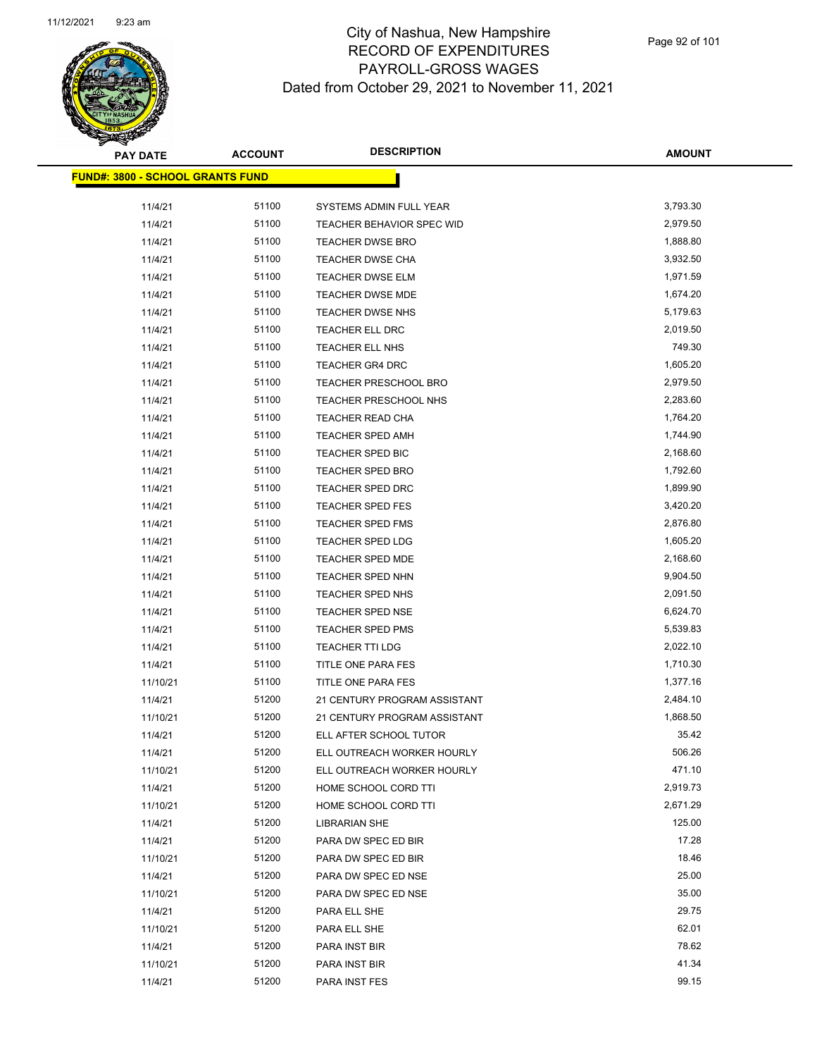# City of Nashua, New Hampshire
## RECORD OF EXPENDITURES
## PAYROLL-GROSS WAGES
## Dated from October 29, 2021 to November 11, 2021

| PAY DATE | ACCOUNT | DESCRIPTION | AMOUNT |
|---|---|---|---|
| **FUND#: 3800 - SCHOOL GRANTS FUND** | | | |
| 11/4/21 | 51100 | SYSTEMS ADMIN FULL YEAR | 3,793.30 |
| 11/4/21 | 51100 | TEACHER BEHAVIOR SPEC WID | 2,979.50 |
| 11/4/21 | 51100 | TEACHER DWSE BRO | 1,888.80 |
| 11/4/21 | 51100 | TEACHER DWSE CHA | 3,932.50 |
| 11/4/21 | 51100 | TEACHER DWSE ELM | 1,971.59 |
| 11/4/21 | 51100 | TEACHER DWSE MDE | 1,674.20 |
| 11/4/21 | 51100 | TEACHER DWSE NHS | 5,179.63 |
| 11/4/21 | 51100 | TEACHER ELL DRC | 2,019.50 |
| 11/4/21 | 51100 | TEACHER ELL NHS | 749.30 |
| 11/4/21 | 51100 | TEACHER GR4 DRC | 1,605.20 |
| 11/4/21 | 51100 | TEACHER PRESCHOOL BRO | 2,979.50 |
| 11/4/21 | 51100 | TEACHER PRESCHOOL NHS | 2,283.60 |
| 11/4/21 | 51100 | TEACHER READ CHA | 1,764.20 |
| 11/4/21 | 51100 | TEACHER SPED AMH | 1,744.90 |
| 11/4/21 | 51100 | TEACHER SPED BIC | 2,168.60 |
| 11/4/21 | 51100 | TEACHER SPED BRO | 1,792.60 |
| 11/4/21 | 51100 | TEACHER SPED DRC | 1,899.90 |
| 11/4/21 | 51100 | TEACHER SPED FES | 3,420.20 |
| 11/4/21 | 51100 | TEACHER SPED FMS | 2,876.80 |
| 11/4/21 | 51100 | TEACHER SPED LDG | 1,605.20 |
| 11/4/21 | 51100 | TEACHER SPED MDE | 2,168.60 |
| 11/4/21 | 51100 | TEACHER SPED NHN | 9,904.50 |
| 11/4/21 | 51100 | TEACHER SPED NHS | 2,091.50 |
| 11/4/21 | 51100 | TEACHER SPED NSE | 6,624.70 |
| 11/4/21 | 51100 | TEACHER SPED PMS | 5,539.83 |
| 11/4/21 | 51100 | TEACHER TTI LDG | 2,022.10 |
| 11/4/21 | 51100 | TITLE ONE PARA FES | 1,710.30 |
| 11/10/21 | 51100 | TITLE ONE PARA FES | 1,377.16 |
| 11/4/21 | 51200 | 21 CENTURY PROGRAM ASSISTANT | 2,484.10 |
| 11/10/21 | 51200 | 21 CENTURY PROGRAM ASSISTANT | 1,868.50 |
| 11/4/21 | 51200 | ELL AFTER SCHOOL TUTOR | 35.42 |
| 11/4/21 | 51200 | ELL OUTREACH WORKER HOURLY | 506.26 |
| 11/10/21 | 51200 | ELL OUTREACH WORKER HOURLY | 471.10 |
| 11/4/21 | 51200 | HOME SCHOOL CORD TTI | 2,919.73 |
| 11/10/21 | 51200 | HOME SCHOOL CORD TTI | 2,671.29 |
| 11/4/21 | 51200 | LIBRARIAN SHE | 125.00 |
| 11/4/21 | 51200 | PARA DW SPEC ED BIR | 17.28 |
| 11/10/21 | 51200 | PARA DW SPEC ED BIR | 18.46 |
| 11/4/21 | 51200 | PARA DW SPEC ED NSE | 25.00 |
| 11/10/21 | 51200 | PARA DW SPEC ED NSE | 35.00 |
| 11/4/21 | 51200 | PARA ELL SHE | 29.75 |
| 11/10/21 | 51200 | PARA ELL SHE | 62.01 |
| 11/4/21 | 51200 | PARA INST BIR | 78.62 |
| 11/10/21 | 51200 | PARA INST BIR | 41.34 |
| 11/4/21 | 51200 | PARA INST FES | 99.15 |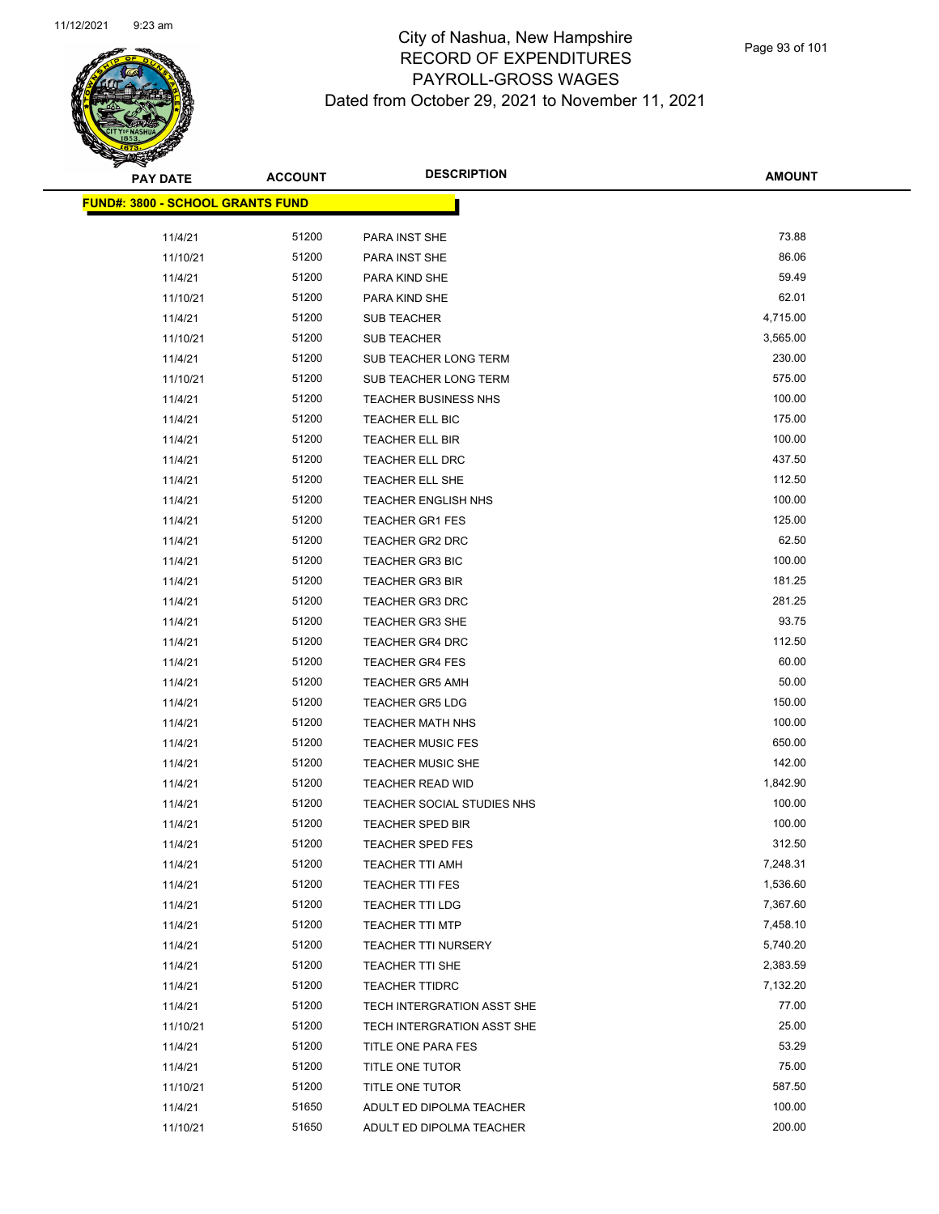# City of Nashua, New Hampshire
## RECORD OF EXPENDITURES
## PAYROLL-GROSS WAGES
## Dated from October 29, 2021 to November 11, 2021

| PAY DATE | ACCOUNT | DESCRIPTION | AMOUNT |
|---|---|---|---|
| **FUND#: 3800 - SCHOOL GRANTS FUND** | | | |
| 11/4/21 | 51200 | PARA INST SHE | 73.88 |
| 11/10/21 | 51200 | PARA INST SHE | 86.06 |
| 11/4/21 | 51200 | PARA KIND SHE | 59.49 |
| 11/10/21 | 51200 | PARA KIND SHE | 62.01 |
| 11/4/21 | 51200 | SUB TEACHER | 4,715.00 |
| 11/10/21 | 51200 | SUB TEACHER | 3,565.00 |
| 11/4/21 | 51200 | SUB TEACHER LONG TERM | 230.00 |
| 11/10/21 | 51200 | SUB TEACHER LONG TERM | 575.00 |
| 11/4/21 | 51200 | TEACHER BUSINESS NHS | 100.00 |
| 11/4/21 | 51200 | TEACHER ELL BIC | 175.00 |
| 11/4/21 | 51200 | TEACHER ELL BIR | 100.00 |
| 11/4/21 | 51200 | TEACHER ELL DRC | 437.50 |
| 11/4/21 | 51200 | TEACHER ELL SHE | 112.50 |
| 11/4/21 | 51200 | TEACHER ENGLISH NHS | 100.00 |
| 11/4/21 | 51200 | TEACHER GR1 FES | 125.00 |
| 11/4/21 | 51200 | TEACHER GR2 DRC | 62.50 |
| 11/4/21 | 51200 | TEACHER GR3 BIC | 100.00 |
| 11/4/21 | 51200 | TEACHER GR3 BIR | 181.25 |
| 11/4/21 | 51200 | TEACHER GR3 DRC | 281.25 |
| 11/4/21 | 51200 | TEACHER GR3 SHE | 93.75 |
| 11/4/21 | 51200 | TEACHER GR4 DRC | 112.50 |
| 11/4/21 | 51200 | TEACHER GR4 FES | 60.00 |
| 11/4/21 | 51200 | TEACHER GR5 AMH | 50.00 |
| 11/4/21 | 51200 | TEACHER GR5 LDG | 150.00 |
| 11/4/21 | 51200 | TEACHER MATH NHS | 100.00 |
| 11/4/21 | 51200 | TEACHER MUSIC FES | 650.00 |
| 11/4/21 | 51200 | TEACHER MUSIC SHE | 142.00 |
| 11/4/21 | 51200 | TEACHER READ WID | 1,842.90 |
| 11/4/21 | 51200 | TEACHER SOCIAL STUDIES NHS | 100.00 |
| 11/4/21 | 51200 | TEACHER SPED BIR | 100.00 |
| 11/4/21 | 51200 | TEACHER SPED FES | 312.50 |
| 11/4/21 | 51200 | TEACHER TTI AMH | 7,248.31 |
| 11/4/21 | 51200 | TEACHER TTI FES | 1,536.60 |
| 11/4/21 | 51200 | TEACHER TTI LDG | 7,367.60 |
| 11/4/21 | 51200 | TEACHER TTI MTP | 7,458.10 |
| 11/4/21 | 51200 | TEACHER TTI NURSERY | 5,740.20 |
| 11/4/21 | 51200 | TEACHER TTI SHE | 2,383.59 |
| 11/4/21 | 51200 | TEACHER TTIDRC | 7,132.20 |
| 11/4/21 | 51200 | TECH INTERGRATION ASST SHE | 77.00 |
| 11/10/21 | 51200 | TECH INTERGRATION ASST SHE | 25.00 |
| 11/4/21 | 51200 | TITLE ONE PARA FES | 53.29 |
| 11/4/21 | 51200 | TITLE ONE TUTOR | 75.00 |
| 11/10/21 | 51200 | TITLE ONE TUTOR | 587.50 |
| 11/4/21 | 51650 | ADULT ED DIPOLMA TEACHER | 100.00 |
| 11/10/21 | 51650 | ADULT ED DIPOLMA TEACHER | 200.00 |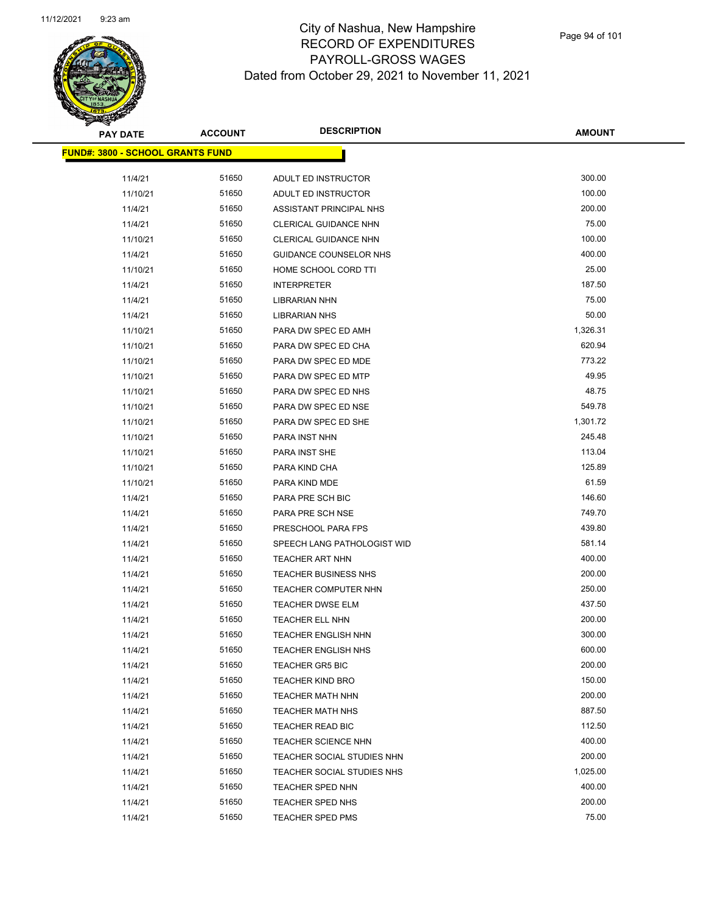# City of Nashua, New Hampshire
## RECORD OF EXPENDITURES
## PAYROLL-GROSS WAGES
### Dated from October 29, 2021 to November 11, 2021

**FUND#: 3800 - SCHOOL GRANTS FUND**

| PAY DATE | ACCOUNT | DESCRIPTION | AMOUNT |
|---|---|---|---|
| 11/4/21 | 51650 | ADULT ED INSTRUCTOR | 300.00 |
| 11/10/21 | 51650 | ADULT ED INSTRUCTOR | 100.00 |
| 11/4/21 | 51650 | ASSISTANT PRINCIPAL NHS | 200.00 |
| 11/4/21 | 51650 | CLERICAL GUIDANCE NHN | 75.00 |
| 11/10/21 | 51650 | CLERICAL GUIDANCE NHN | 100.00 |
| 11/4/21 | 51650 | GUIDANCE COUNSELOR NHS | 400.00 |
| 11/10/21 | 51650 | HOME SCHOOL CORD TTI | 25.00 |
| 11/4/21 | 51650 | INTERPRETER | 187.50 |
| 11/4/21 | 51650 | LIBRARIAN NHN | 75.00 |
| 11/4/21 | 51650 | LIBRARIAN NHS | 50.00 |
| 11/10/21 | 51650 | PARA DW SPEC ED AMH | 1,326.31 |
| 11/10/21 | 51650 | PARA DW SPEC ED CHA | 620.94 |
| 11/10/21 | 51650 | PARA DW SPEC ED MDE | 773.22 |
| 11/10/21 | 51650 | PARA DW SPEC ED MTP | 49.95 |
| 11/10/21 | 51650 | PARA DW SPEC ED NHS | 48.75 |
| 11/10/21 | 51650 | PARA DW SPEC ED NSE | 549.78 |
| 11/10/21 | 51650 | PARA DW SPEC ED SHE | 1,301.72 |
| 11/10/21 | 51650 | PARA INST NHN | 245.48 |
| 11/10/21 | 51650 | PARA INST SHE | 113.04 |
| 11/10/21 | 51650 | PARA KIND CHA | 125.89 |
| 11/10/21 | 51650 | PARA KIND MDE | 61.59 |
| 11/4/21 | 51650 | PARA PRE SCH BIC | 146.60 |
| 11/4/21 | 51650 | PARA PRE SCH NSE | 749.70 |
| 11/4/21 | 51650 | PRESCHOOL PARA FPS | 439.80 |
| 11/4/21 | 51650 | SPEECH LANG PATHOLOGIST WID | 581.14 |
| 11/4/21 | 51650 | TEACHER ART NHN | 400.00 |
| 11/4/21 | 51650 | TEACHER BUSINESS NHS | 200.00 |
| 11/4/21 | 51650 | TEACHER COMPUTER NHN | 250.00 |
| 11/4/21 | 51650 | TEACHER DWSE ELM | 437.50 |
| 11/4/21 | 51650 | TEACHER ELL NHN | 200.00 |
| 11/4/21 | 51650 | TEACHER ENGLISH NHN | 300.00 |
| 11/4/21 | 51650 | TEACHER ENGLISH NHS | 600.00 |
| 11/4/21 | 51650 | TEACHER GR5 BIC | 200.00 |
| 11/4/21 | 51650 | TEACHER KIND BRO | 150.00 |
| 11/4/21 | 51650 | TEACHER MATH NHN | 200.00 |
| 11/4/21 | 51650 | TEACHER MATH NHS | 887.50 |
| 11/4/21 | 51650 | TEACHER READ BIC | 112.50 |
| 11/4/21 | 51650 | TEACHER SCIENCE NHN | 400.00 |
| 11/4/21 | 51650 | TEACHER SOCIAL STUDIES NHN | 200.00 |
| 11/4/21 | 51650 | TEACHER SOCIAL STUDIES NHS | 1,025.00 |
| 11/4/21 | 51650 | TEACHER SPED NHN | 400.00 |
| 11/4/21 | 51650 | TEACHER SPED NHS | 200.00 |
| 11/4/21 | 51650 | TEACHER SPED PMS | 75.00 |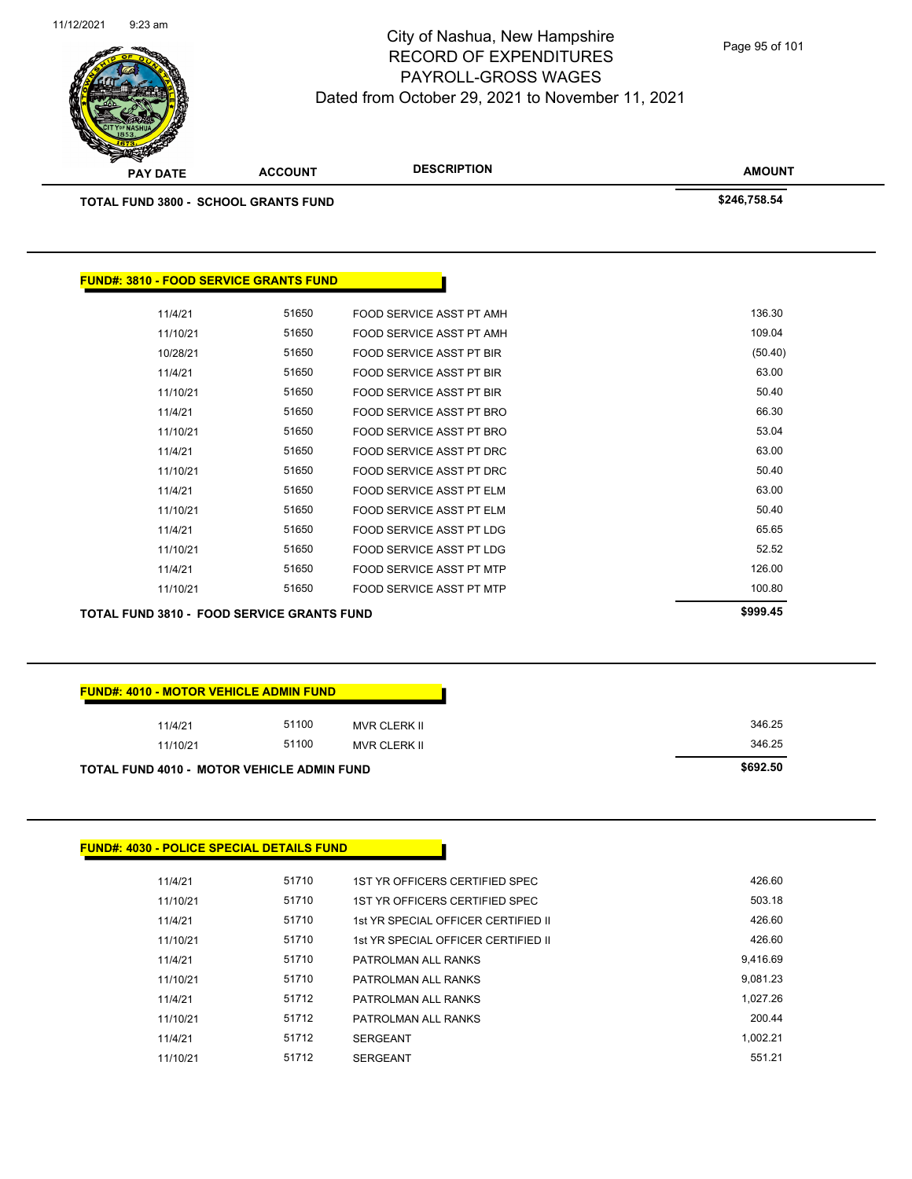| PAY DATE | ACCOUNT | DESCRIPTION | AMOUNT |
|---|---|---|---|
| **TOTAL FUND 3800 - SCHOOL GRANTS FUND** | | | **$246,758.54** |

**FUND#: 3810 - FOOD SERVICE GRANTS FUND**

| PAY DATE | ACCOUNT | DESCRIPTION | AMOUNT |
|---|---|---|---|
| 11/4/21 | 51650 | FOOD SERVICE ASST PT AMH | 136.30 |
| 11/10/21 | 51650 | FOOD SERVICE ASST PT AMH | 109.04 |
| 10/28/21 | 51650 | FOOD SERVICE ASST PT BIR | (50.40) |
| 11/4/21 | 51650 | FOOD SERVICE ASST PT BIR | 63.00 |
| 11/10/21 | 51650 | FOOD SERVICE ASST PT BIR | 50.40 |
| 11/4/21 | 51650 | FOOD SERVICE ASST PT BRO | 66.30 |
| 11/10/21 | 51650 | FOOD SERVICE ASST PT BRO | 53.04 |
| 11/4/21 | 51650 | FOOD SERVICE ASST PT DRC | 63.00 |
| 11/10/21 | 51650 | FOOD SERVICE ASST PT DRC | 50.40 |
| 11/4/21 | 51650 | FOOD SERVICE ASST PT ELM | 63.00 |
| 11/10/21 | 51650 | FOOD SERVICE ASST PT ELM | 50.40 |
| 11/4/21 | 51650 | FOOD SERVICE ASST PT LDG | 65.65 |
| 11/10/21 | 51650 | FOOD SERVICE ASST PT LDG | 52.52 |
| 11/4/21 | 51650 | FOOD SERVICE ASST PT MTP | 126.00 |
| 11/10/21 | 51650 | FOOD SERVICE ASST PT MTP | 100.80 |
| **TOTAL FUND 3810 - FOOD SERVICE GRANTS FUND** | | | **$999.45** |

**FUND#: 4010 - MOTOR VEHICLE ADMIN FUND**

| PAY DATE | ACCOUNT | DESCRIPTION | AMOUNT |
|---|---|---|---|
| 11/4/21 | 51100 | MVR CLERK II | 346.25 |
| 11/10/21 | 51100 | MVR CLERK II | 346.25 |
| **TOTAL FUND 4010 - MOTOR VEHICLE ADMIN FUND** | | | **$692.50** |

**FUND#: 4030 - POLICE SPECIAL DETAILS FUND**

| PAY DATE | ACCOUNT | DESCRIPTION | AMOUNT |
|---|---|---|---|
| 11/4/21 | 51710 | 1ST YR OFFICERS CERTIFIED SPEC | 426.60 |
| 11/10/21 | 51710 | 1ST YR OFFICERS CERTIFIED SPEC | 503.18 |
| 11/4/21 | 51710 | 1st YR SPECIAL OFFICER CERTIFIED II | 426.60 |
| 11/10/21 | 51710 | 1st YR SPECIAL OFFICER CERTIFIED II | 426.60 |
| 11/4/21 | 51710 | PATROLMAN ALL RANKS | 9,416.69 |
| 11/10/21 | 51710 | PATROLMAN ALL RANKS | 9,081.23 |
| 11/4/21 | 51712 | PATROLMAN ALL RANKS | 1,027.26 |
| 11/10/21 | 51712 | PATROLMAN ALL RANKS | 200.44 |
| 11/4/21 | 51712 | SERGEANT | 1,002.21 |
| 11/10/21 | 51712 | SERGEANT | 551.21 |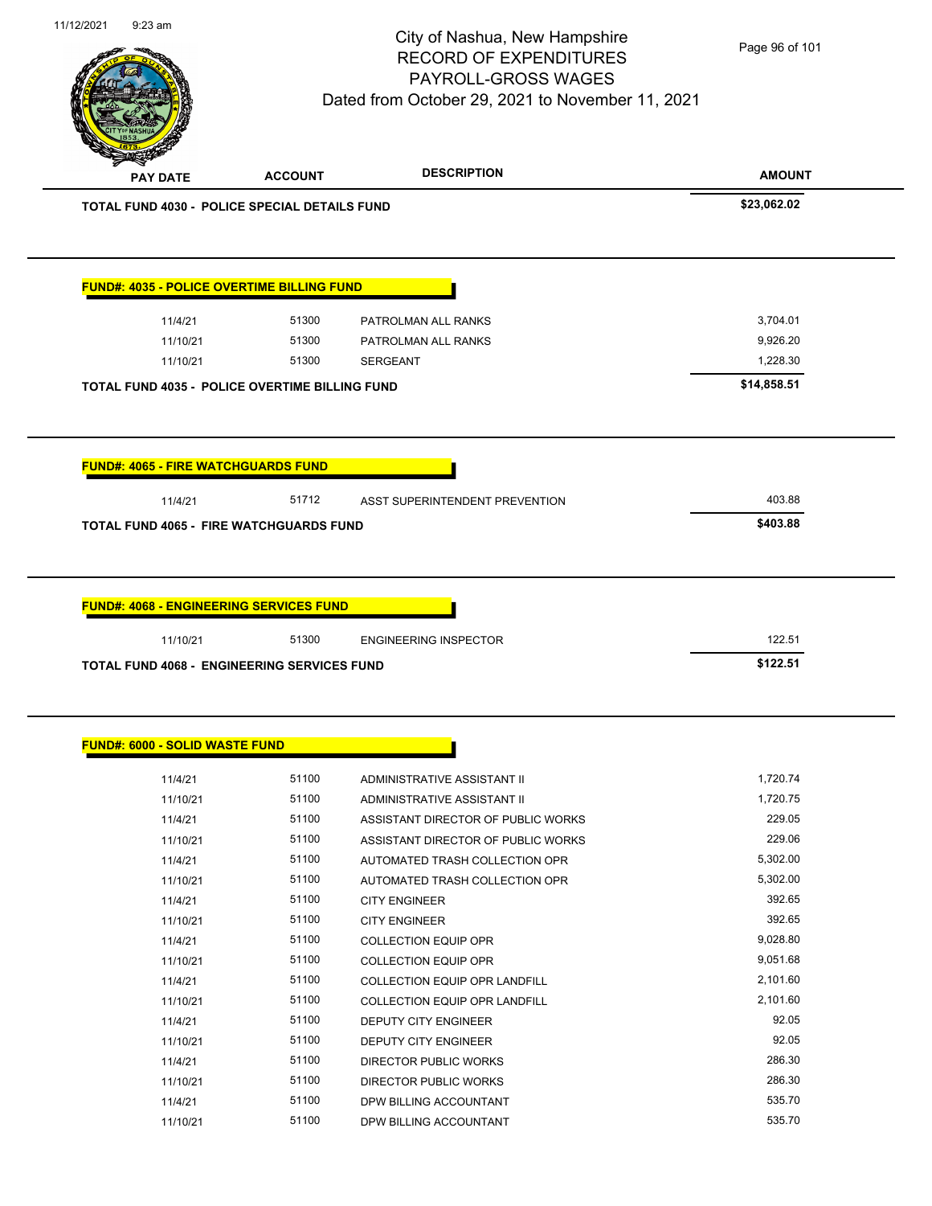| PAY DATE | ACCOUNT | DESCRIPTION | AMOUNT |
|---|---|---|---|
| **TOTAL FUND 4030 - POLICE SPECIAL DETAILS FUND** | | | **$23,062.02** |

**FUND#: 4035 - POLICE OVERTIME BILLING FUND**

| PAY DATE | ACCOUNT | DESCRIPTION | AMOUNT |
|---|---|---|---|
| 11/4/21 | 51300 | PATROLMAN ALL RANKS | 3,704.01 |
| 11/10/21 | 51300 | PATROLMAN ALL RANKS | 9,926.20 |
| 11/10/21 | 51300 | SERGEANT | 1,228.30 |
| **TOTAL FUND 4035 - POLICE OVERTIME BILLING FUND** | | | **$14,858.51** |

**FUND#: 4065 - FIRE WATCHGUARDS FUND**

| PAY DATE | ACCOUNT | DESCRIPTION | AMOUNT |
|---|---|---|---|
| 11/4/21 | 51712 | ASST SUPERINTENDENT PREVENTION | 403.88 |
| **TOTAL FUND 4065 - FIRE WATCHGUARDS FUND** | | | **$403.88** |

**FUND#: 4068 - ENGINEERING SERVICES FUND**

| PAY DATE | ACCOUNT | DESCRIPTION | AMOUNT |
|---|---|---|---|
| 11/10/21 | 51300 | ENGINEERING INSPECTOR | 122.51 |
| **TOTAL FUND 4068 - ENGINEERING SERVICES FUND** | | | **$122.51** |

**FUND#: 6000 - SOLID WASTE FUND**

| PAY DATE | ACCOUNT | DESCRIPTION | AMOUNT |
|---|---|---|---|
| 11/4/21 | 51100 | ADMINISTRATIVE ASSISTANT II | 1,720.74 |
| 11/10/21 | 51100 | ADMINISTRATIVE ASSISTANT II | 1,720.75 |
| 11/4/21 | 51100 | ASSISTANT DIRECTOR OF PUBLIC WORKS | 229.05 |
| 11/10/21 | 51100 | ASSISTANT DIRECTOR OF PUBLIC WORKS | 229.06 |
| 11/4/21 | 51100 | AUTOMATED TRASH COLLECTION OPR | 5,302.00 |
| 11/10/21 | 51100 | AUTOMATED TRASH COLLECTION OPR | 5,302.00 |
| 11/4/21 | 51100 | CITY ENGINEER | 392.65 |
| 11/10/21 | 51100 | CITY ENGINEER | 392.65 |
| 11/4/21 | 51100 | COLLECTION EQUIP OPR | 9,028.80 |
| 11/10/21 | 51100 | COLLECTION EQUIP OPR | 9,051.68 |
| 11/4/21 | 51100 | COLLECTION EQUIP OPR LANDFILL | 2,101.60 |
| 11/10/21 | 51100 | COLLECTION EQUIP OPR LANDFILL | 2,101.60 |
| 11/4/21 | 51100 | DEPUTY CITY ENGINEER | 92.05 |
| 11/10/21 | 51100 | DEPUTY CITY ENGINEER | 92.05 |
| 11/4/21 | 51100 | DIRECTOR PUBLIC WORKS | 286.30 |
| 11/10/21 | 51100 | DIRECTOR PUBLIC WORKS | 286.30 |
| 11/4/21 | 51100 | DPW BILLING ACCOUNTANT | 535.70 |
| 11/10/21 | 51100 | DPW BILLING ACCOUNTANT | 535.70 |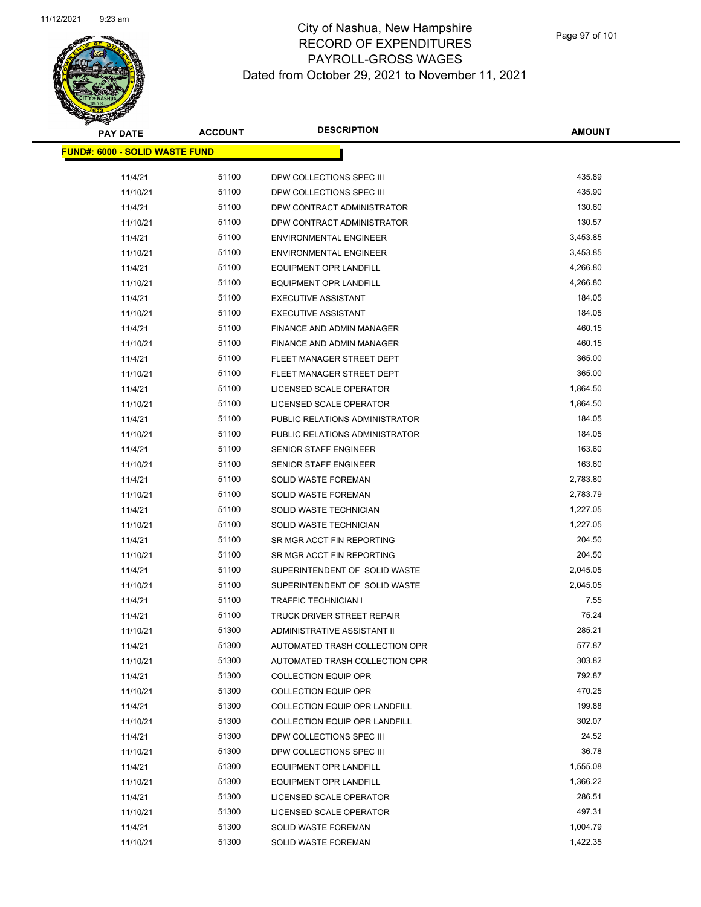# City of Nashua, New Hampshire
## RECORD OF EXPENDITURES
## PAYROLL-GROSS WAGES
## Dated from October 29, 2021 to November 11, 2021

**FUND#: 6000 - SOLID WASTE FUND**

| PAY DATE | ACCOUNT | DESCRIPTION | AMOUNT |
|---|---|---|---|
| 11/4/21 | 51100 | DPW COLLECTIONS SPEC III | 435.89 |
| 11/10/21 | 51100 | DPW COLLECTIONS SPEC III | 435.90 |
| 11/4/21 | 51100 | DPW CONTRACT ADMINISTRATOR | 130.60 |
| 11/10/21 | 51100 | DPW CONTRACT ADMINISTRATOR | 130.57 |
| 11/4/21 | 51100 | ENVIRONMENTAL ENGINEER | 3,453.85 |
| 11/10/21 | 51100 | ENVIRONMENTAL ENGINEER | 3,453.85 |
| 11/4/21 | 51100 | EQUIPMENT OPR LANDFILL | 4,266.80 |
| 11/10/21 | 51100 | EQUIPMENT OPR LANDFILL | 4,266.80 |
| 11/4/21 | 51100 | EXECUTIVE ASSISTANT | 184.05 |
| 11/10/21 | 51100 | EXECUTIVE ASSISTANT | 184.05 |
| 11/4/21 | 51100 | FINANCE AND ADMIN MANAGER | 460.15 |
| 11/10/21 | 51100 | FINANCE AND ADMIN MANAGER | 460.15 |
| 11/4/21 | 51100 | FLEET MANAGER STREET DEPT | 365.00 |
| 11/10/21 | 51100 | FLEET MANAGER STREET DEPT | 365.00 |
| 11/4/21 | 51100 | LICENSED SCALE OPERATOR | 1,864.50 |
| 11/10/21 | 51100 | LICENSED SCALE OPERATOR | 1,864.50 |
| 11/4/21 | 51100 | PUBLIC RELATIONS ADMINISTRATOR | 184.05 |
| 11/10/21 | 51100 | PUBLIC RELATIONS ADMINISTRATOR | 184.05 |
| 11/4/21 | 51100 | SENIOR STAFF ENGINEER | 163.60 |
| 11/10/21 | 51100 | SENIOR STAFF ENGINEER | 163.60 |
| 11/4/21 | 51100 | SOLID WASTE FOREMAN | 2,783.80 |
| 11/10/21 | 51100 | SOLID WASTE FOREMAN | 2,783.79 |
| 11/4/21 | 51100 | SOLID WASTE TECHNICIAN | 1,227.05 |
| 11/10/21 | 51100 | SOLID WASTE TECHNICIAN | 1,227.05 |
| 11/4/21 | 51100 | SR MGR ACCT FIN REPORTING | 204.50 |
| 11/10/21 | 51100 | SR MGR ACCT FIN REPORTING | 204.50 |
| 11/4/21 | 51100 | SUPERINTENDENT OF SOLID WASTE | 2,045.05 |
| 11/10/21 | 51100 | SUPERINTENDENT OF SOLID WASTE | 2,045.05 |
| 11/4/21 | 51100 | TRAFFIC TECHNICIAN I | 7.55 |
| 11/4/21 | 51100 | TRUCK DRIVER STREET REPAIR | 75.24 |
| 11/10/21 | 51300 | ADMINISTRATIVE ASSISTANT II | 285.21 |
| 11/4/21 | 51300 | AUTOMATED TRASH COLLECTION OPR | 577.87 |
| 11/10/21 | 51300 | AUTOMATED TRASH COLLECTION OPR | 303.82 |
| 11/4/21 | 51300 | COLLECTION EQUIP OPR | 792.87 |
| 11/10/21 | 51300 | COLLECTION EQUIP OPR | 470.25 |
| 11/4/21 | 51300 | COLLECTION EQUIP OPR LANDFILL | 199.88 |
| 11/10/21 | 51300 | COLLECTION EQUIP OPR LANDFILL | 302.07 |
| 11/4/21 | 51300 | DPW COLLECTIONS SPEC III | 24.52 |
| 11/10/21 | 51300 | DPW COLLECTIONS SPEC III | 36.78 |
| 11/4/21 | 51300 | EQUIPMENT OPR LANDFILL | 1,555.08 |
| 11/10/21 | 51300 | EQUIPMENT OPR LANDFILL | 1,366.22 |
| 11/4/21 | 51300 | LICENSED SCALE OPERATOR | 286.51 |
| 11/10/21 | 51300 | LICENSED SCALE OPERATOR | 497.31 |
| 11/4/21 | 51300 | SOLID WASTE FOREMAN | 1,004.79 |
| 11/10/21 | 51300 | SOLID WASTE FOREMAN | 1,422.35 |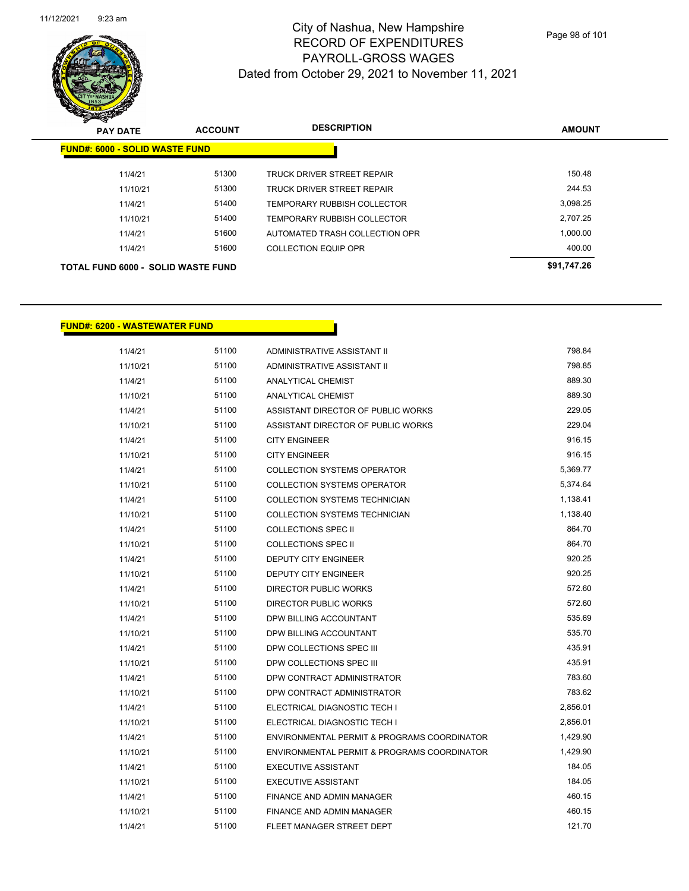# City of Nashua, New Hampshire
## RECORD OF EXPENDITURES
## PAYROLL-GROSS WAGES
### Dated from October 29, 2021 to November 11, 2021

| PAY DATE | ACCOUNT | DESCRIPTION | AMOUNT |
|---|---|---|---|
| **FUND#: 6000 - SOLID WASTE FUND** | | | |
| 11/4/21 | 51300 | TRUCK DRIVER STREET REPAIR | 150.48 |
| 11/10/21 | 51300 | TRUCK DRIVER STREET REPAIR | 244.53 |
| 11/4/21 | 51400 | TEMPORARY RUBBISH COLLECTOR | 3,098.25 |
| 11/10/21 | 51400 | TEMPORARY RUBBISH COLLECTOR | 2,707.25 |
| 11/4/21 | 51600 | AUTOMATED TRASH COLLECTION OPR | 1,000.00 |
| 11/4/21 | 51600 | COLLECTION EQUIP OPR | 400.00 |
| **TOTAL FUND 6000 - SOLID WASTE FUND** | | | **$91,747.26** |

| PAY DATE | ACCOUNT | DESCRIPTION | AMOUNT |
|---|---|---|---|
| **FUND#: 6200 - WASTEWATER FUND** | | | |
| 11/4/21 | 51100 | ADMINISTRATIVE ASSISTANT II | 798.84 |
| 11/10/21 | 51100 | ADMINISTRATIVE ASSISTANT II | 798.85 |
| 11/4/21 | 51100 | ANALYTICAL CHEMIST | 889.30 |
| 11/10/21 | 51100 | ANALYTICAL CHEMIST | 889.30 |
| 11/4/21 | 51100 | ASSISTANT DIRECTOR OF PUBLIC WORKS | 229.05 |
| 11/10/21 | 51100 | ASSISTANT DIRECTOR OF PUBLIC WORKS | 229.04 |
| 11/4/21 | 51100 | CITY ENGINEER | 916.15 |
| 11/10/21 | 51100 | CITY ENGINEER | 916.15 |
| 11/4/21 | 51100 | COLLECTION SYSTEMS OPERATOR | 5,369.77 |
| 11/10/21 | 51100 | COLLECTION SYSTEMS OPERATOR | 5,374.64 |
| 11/4/21 | 51100 | COLLECTION SYSTEMS TECHNICIAN | 1,138.41 |
| 11/10/21 | 51100 | COLLECTION SYSTEMS TECHNICIAN | 1,138.40 |
| 11/4/21 | 51100 | COLLECTIONS SPEC II | 864.70 |
| 11/10/21 | 51100 | COLLECTIONS SPEC II | 864.70 |
| 11/4/21 | 51100 | DEPUTY CITY ENGINEER | 920.25 |
| 11/10/21 | 51100 | DEPUTY CITY ENGINEER | 920.25 |
| 11/4/21 | 51100 | DIRECTOR PUBLIC WORKS | 572.60 |
| 11/10/21 | 51100 | DIRECTOR PUBLIC WORKS | 572.60 |
| 11/4/21 | 51100 | DPW BILLING ACCOUNTANT | 535.69 |
| 11/10/21 | 51100 | DPW BILLING ACCOUNTANT | 535.70 |
| 11/4/21 | 51100 | DPW COLLECTIONS SPEC III | 435.91 |
| 11/10/21 | 51100 | DPW COLLECTIONS SPEC III | 435.91 |
| 11/4/21 | 51100 | DPW CONTRACT ADMINISTRATOR | 783.60 |
| 11/10/21 | 51100 | DPW CONTRACT ADMINISTRATOR | 783.62 |
| 11/4/21 | 51100 | ELECTRICAL DIAGNOSTIC TECH I | 2,856.01 |
| 11/10/21 | 51100 | ELECTRICAL DIAGNOSTIC TECH I | 2,856.01 |
| 11/4/21 | 51100 | ENVIRONMENTAL PERMIT & PROGRAMS COORDINATOR | 1,429.90 |
| 11/10/21 | 51100 | ENVIRONMENTAL PERMIT & PROGRAMS COORDINATOR | 1,429.90 |
| 11/4/21 | 51100 | EXECUTIVE ASSISTANT | 184.05 |
| 11/10/21 | 51100 | EXECUTIVE ASSISTANT | 184.05 |
| 11/4/21 | 51100 | FINANCE AND ADMIN MANAGER | 460.15 |
| 11/10/21 | 51100 | FINANCE AND ADMIN MANAGER | 460.15 |
| 11/4/21 | 51100 | FLEET MANAGER STREET DEPT | 121.70 |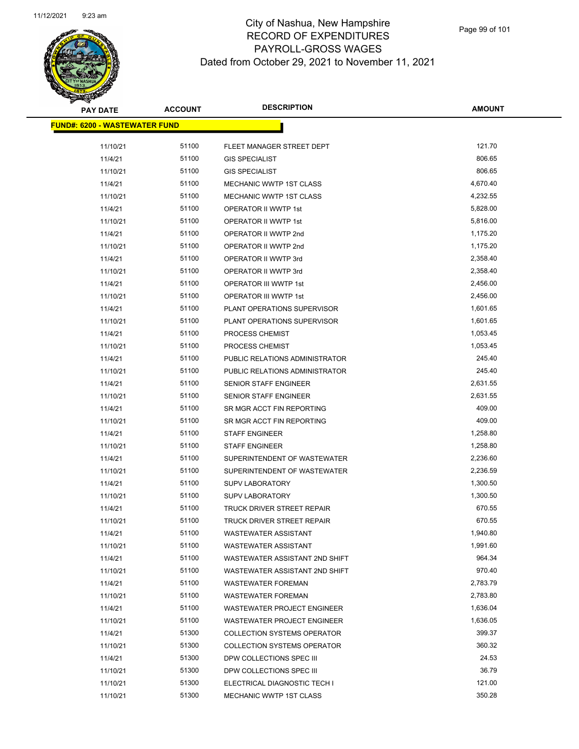# City of Nashua, New Hampshire
## RECORD OF EXPENDITURES
## PAYROLL-GROSS WAGES
### Dated from October 29, 2021 to November 11, 2021

| PAY DATE | ACCOUNT | DESCRIPTION | AMOUNT |
|---|---|---|---|
| **FUND#: 6200 - WASTEWATER FUND** | | | |
| 11/10/21 | 51100 | FLEET MANAGER STREET DEPT | 121.70 |
| 11/4/21 | 51100 | GIS SPECIALIST | 806.65 |
| 11/10/21 | 51100 | GIS SPECIALIST | 806.65 |
| 11/4/21 | 51100 | MECHANIC WWTP 1ST CLASS | 4,670.40 |
| 11/10/21 | 51100 | MECHANIC WWTP 1ST CLASS | 4,232.55 |
| 11/4/21 | 51100 | OPERATOR II WWTP 1st | 5,828.00 |
| 11/10/21 | 51100 | OPERATOR II WWTP 1st | 5,816.00 |
| 11/4/21 | 51100 | OPERATOR II WWTP 2nd | 1,175.20 |
| 11/10/21 | 51100 | OPERATOR II WWTP 2nd | 1,175.20 |
| 11/4/21 | 51100 | OPERATOR II WWTP 3rd | 2,358.40 |
| 11/10/21 | 51100 | OPERATOR II WWTP 3rd | 2,358.40 |
| 11/4/21 | 51100 | OPERATOR III WWTP 1st | 2,456.00 |
| 11/10/21 | 51100 | OPERATOR III WWTP 1st | 2,456.00 |
| 11/4/21 | 51100 | PLANT OPERATIONS SUPERVISOR | 1,601.65 |
| 11/10/21 | 51100 | PLANT OPERATIONS SUPERVISOR | 1,601.65 |
| 11/4/21 | 51100 | PROCESS CHEMIST | 1,053.45 |
| 11/10/21 | 51100 | PROCESS CHEMIST | 1,053.45 |
| 11/4/21 | 51100 | PUBLIC RELATIONS ADMINISTRATOR | 245.40 |
| 11/10/21 | 51100 | PUBLIC RELATIONS ADMINISTRATOR | 245.40 |
| 11/4/21 | 51100 | SENIOR STAFF ENGINEER | 2,631.55 |
| 11/10/21 | 51100 | SENIOR STAFF ENGINEER | 2,631.55 |
| 11/4/21 | 51100 | SR MGR ACCT FIN REPORTING | 409.00 |
| 11/10/21 | 51100 | SR MGR ACCT FIN REPORTING | 409.00 |
| 11/4/21 | 51100 | STAFF ENGINEER | 1,258.80 |
| 11/10/21 | 51100 | STAFF ENGINEER | 1,258.80 |
| 11/4/21 | 51100 | SUPERINTENDENT OF WASTEWATER | 2,236.60 |
| 11/10/21 | 51100 | SUPERINTENDENT OF WASTEWATER | 2,236.59 |
| 11/4/21 | 51100 | SUPV LABORATORY | 1,300.50 |
| 11/10/21 | 51100 | SUPV LABORATORY | 1,300.50 |
| 11/4/21 | 51100 | TRUCK DRIVER STREET REPAIR | 670.55 |
| 11/10/21 | 51100 | TRUCK DRIVER STREET REPAIR | 670.55 |
| 11/4/21 | 51100 | WASTEWATER ASSISTANT | 1,940.80 |
| 11/10/21 | 51100 | WASTEWATER ASSISTANT | 1,991.60 |
| 11/4/21 | 51100 | WASTEWATER ASSISTANT 2ND SHIFT | 964.34 |
| 11/10/21 | 51100 | WASTEWATER ASSISTANT 2ND SHIFT | 970.40 |
| 11/4/21 | 51100 | WASTEWATER FOREMAN | 2,783.79 |
| 11/10/21 | 51100 | WASTEWATER FOREMAN | 2,783.80 |
| 11/4/21 | 51100 | WASTEWATER PROJECT ENGINEER | 1,636.04 |
| 11/10/21 | 51100 | WASTEWATER PROJECT ENGINEER | 1,636.05 |
| 11/4/21 | 51300 | COLLECTION SYSTEMS OPERATOR | 399.37 |
| 11/10/21 | 51300 | COLLECTION SYSTEMS OPERATOR | 360.32 |
| 11/4/21 | 51300 | DPW COLLECTIONS SPEC III | 24.53 |
| 11/10/21 | 51300 | DPW COLLECTIONS SPEC III | 36.79 |
| 11/10/21 | 51300 | ELECTRICAL DIAGNOSTIC TECH I | 121.00 |
| 11/10/21 | 51300 | MECHANIC WWTP 1ST CLASS | 350.28 |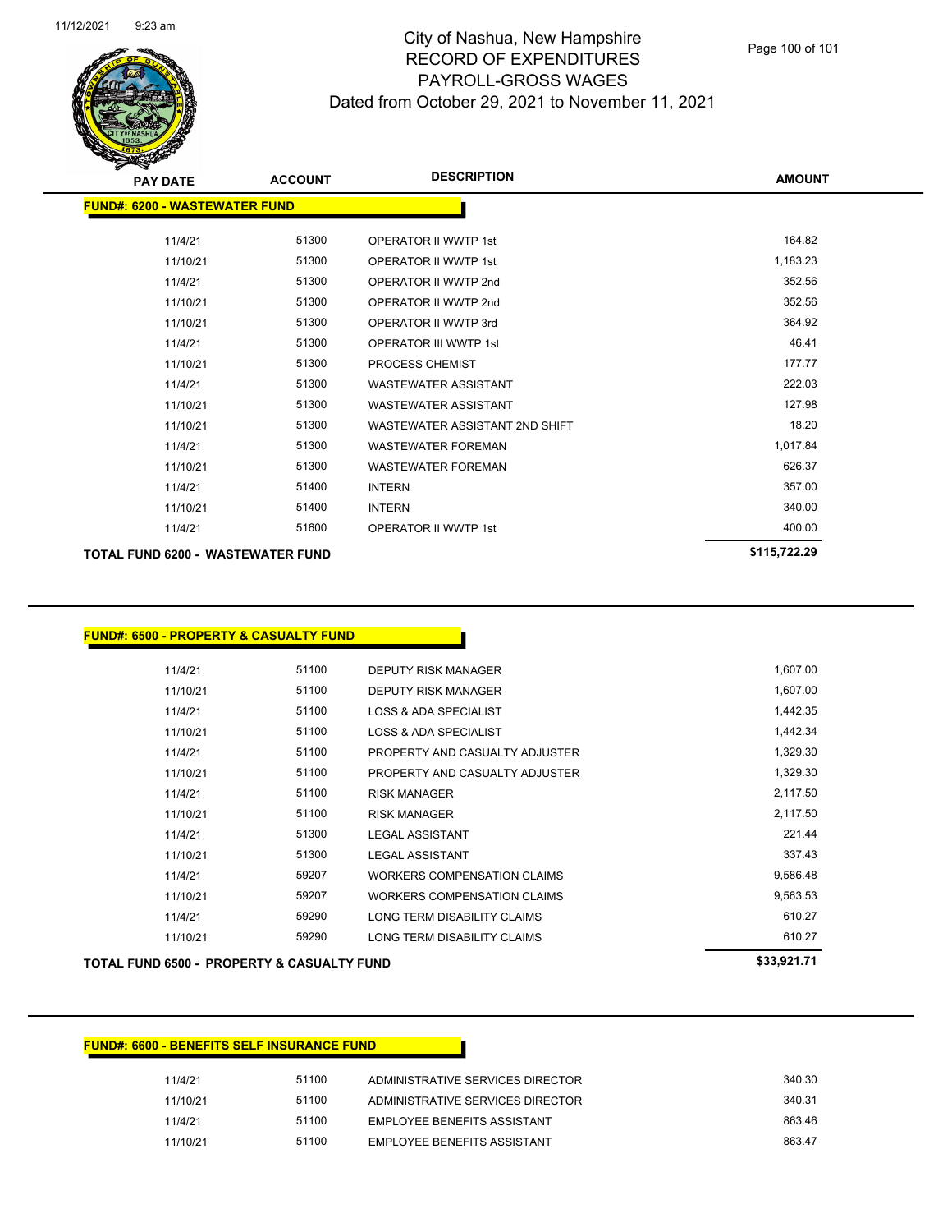# City of Nashua, New Hampshire
## RECORD OF EXPENDITURES
## PAYROLL-GROSS WAGES
### Dated from October 29, 2021 to November 11, 2021

| PAY DATE | ACCOUNT | DESCRIPTION | AMOUNT |
|---|---|---|---|
| **FUND#: 6200 - WASTEWATER FUND** | | | |
| 11/4/21 | 51300 | OPERATOR II WWTP 1st | 164.82 |
| 11/10/21 | 51300 | OPERATOR II WWTP 1st | 1,183.23 |
| 11/4/21 | 51300 | OPERATOR II WWTP 2nd | 352.56 |
| 11/10/21 | 51300 | OPERATOR II WWTP 2nd | 352.56 |
| 11/10/21 | 51300 | OPERATOR II WWTP 3rd | 364.92 |
| 11/4/21 | 51300 | OPERATOR III WWTP 1st | 46.41 |
| 11/10/21 | 51300 | PROCESS CHEMIST | 177.77 |
| 11/4/21 | 51300 | WASTEWATER ASSISTANT | 222.03 |
| 11/10/21 | 51300 | WASTEWATER ASSISTANT | 127.98 |
| 11/10/21 | 51300 | WASTEWATER ASSISTANT 2ND SHIFT | 18.20 |
| 11/4/21 | 51300 | WASTEWATER FOREMAN | 1,017.84 |
| 11/10/21 | 51300 | WASTEWATER FOREMAN | 626.37 |
| 11/4/21 | 51400 | INTERN | 357.00 |
| 11/10/21 | 51400 | INTERN | 340.00 |
| 11/4/21 | 51600 | OPERATOR II WWTP 1st | 400.00 |
| **TOTAL FUND 6200 - WASTEWATER FUND** | | | **$115,722.29** |

| PAY DATE | ACCOUNT | DESCRIPTION | AMOUNT |
|---|---|---|---|
| **FUND#: 6500 - PROPERTY & CASUALTY FUND** | | | |
| 11/4/21 | 51100 | DEPUTY RISK MANAGER | 1,607.00 |
| 11/10/21 | 51100 | DEPUTY RISK MANAGER | 1,607.00 |
| 11/4/21 | 51100 | LOSS & ADA SPECIALIST | 1,442.35 |
| 11/10/21 | 51100 | LOSS & ADA SPECIALIST | 1,442.34 |
| 11/4/21 | 51100 | PROPERTY AND CASUALTY ADJUSTER | 1,329.30 |
| 11/10/21 | 51100 | PROPERTY AND CASUALTY ADJUSTER | 1,329.30 |
| 11/4/21 | 51100 | RISK MANAGER | 2,117.50 |
| 11/10/21 | 51100 | RISK MANAGER | 2,117.50 |
| 11/4/21 | 51300 | LEGAL ASSISTANT | 221.44 |
| 11/10/21 | 51300 | LEGAL ASSISTANT | 337.43 |
| 11/4/21 | 59207 | WORKERS COMPENSATION CLAIMS | 9,586.48 |
| 11/10/21 | 59207 | WORKERS COMPENSATION CLAIMS | 9,563.53 |
| 11/4/21 | 59290 | LONG TERM DISABILITY CLAIMS | 610.27 |
| 11/10/21 | 59290 | LONG TERM DISABILITY CLAIMS | 610.27 |
| **TOTAL FUND 6500 - PROPERTY & CASUALTY FUND** | | | **$33,921.71** |

| PAY DATE | ACCOUNT | DESCRIPTION | AMOUNT |
|---|---|---|---|
| **FUND#: 6600 - BENEFITS SELF INSURANCE FUND** | | | |
| 11/4/21 | 51100 | ADMINISTRATIVE SERVICES DIRECTOR | 340.30 |
| 11/10/21 | 51100 | ADMINISTRATIVE SERVICES DIRECTOR | 340.31 |
| 11/4/21 | 51100 | EMPLOYEE BENEFITS ASSISTANT | 863.46 |
| 11/10/21 | 51100 | EMPLOYEE BENEFITS ASSISTANT | 863.47 |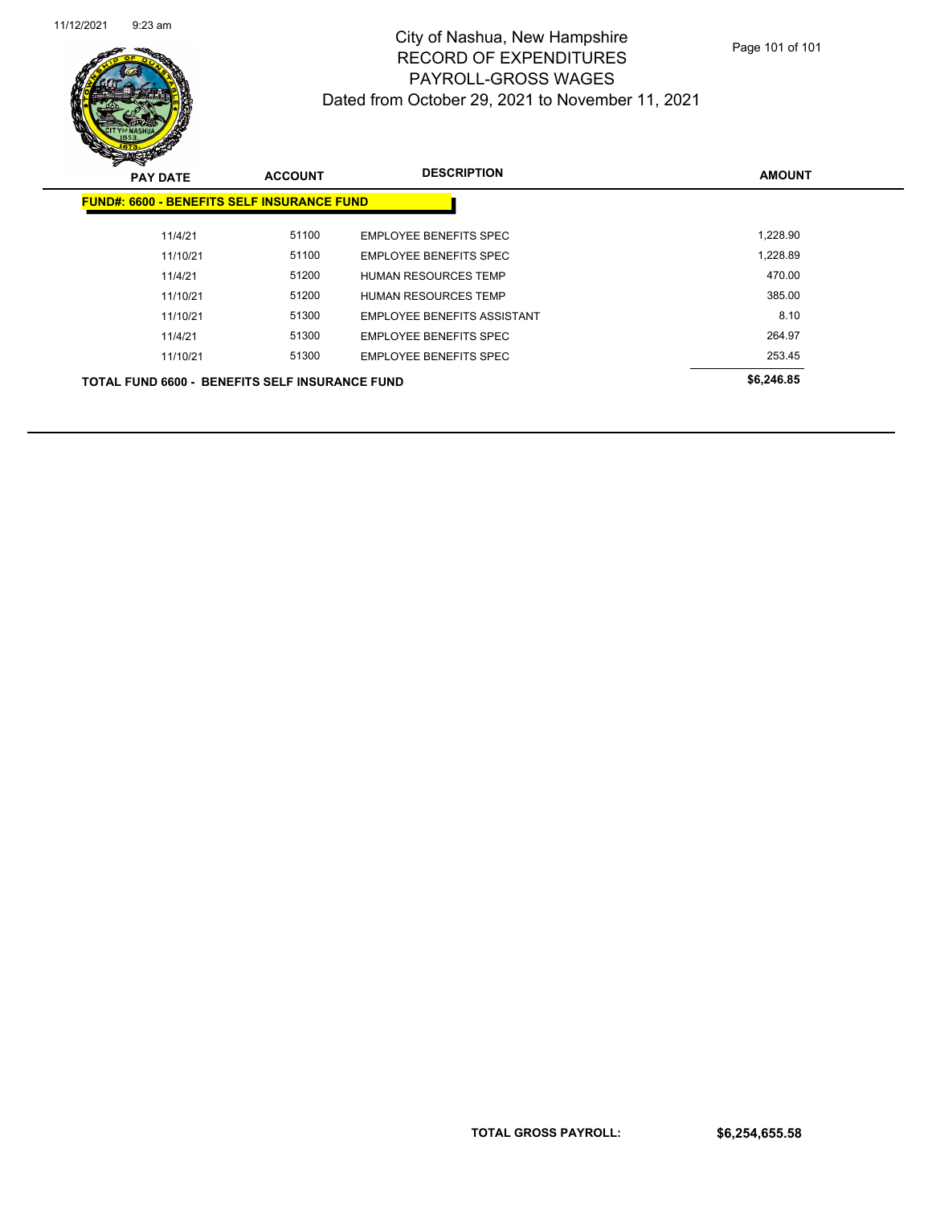# City of Nashua, New Hampshire
## RECORD OF EXPENDITURES
## PAYROLL-GROSS WAGES
### Dated from October 29, 2021 to November 11, 2021

| PAY DATE | ACCOUNT | DESCRIPTION | AMOUNT |
|---|---|---|---|
| **FUND#: 6600 - BENEFITS SELF INSURANCE FUND** | | | |
| 11/4/21 | 51100 | EMPLOYEE BENEFITS SPEC | 1,228.90 |
| 11/10/21 | 51100 | EMPLOYEE BENEFITS SPEC | 1,228.89 |
| 11/4/21 | 51200 | HUMAN RESOURCES TEMP | 470.00 |
| 11/10/21 | 51200 | HUMAN RESOURCES TEMP | 385.00 |
| 11/10/21 | 51300 | EMPLOYEE BENEFITS ASSISTANT | 8.10 |
| 11/4/21 | 51300 | EMPLOYEE BENEFITS SPEC | 264.97 |
| 11/10/21 | 51300 | EMPLOYEE BENEFITS SPEC | 253.45 |
| **TOTAL FUND 6600 - BENEFITS SELF INSURANCE FUND** | | | **$6,246.85** |

**TOTAL GROSS PAYROLL: $6,254,655.58**